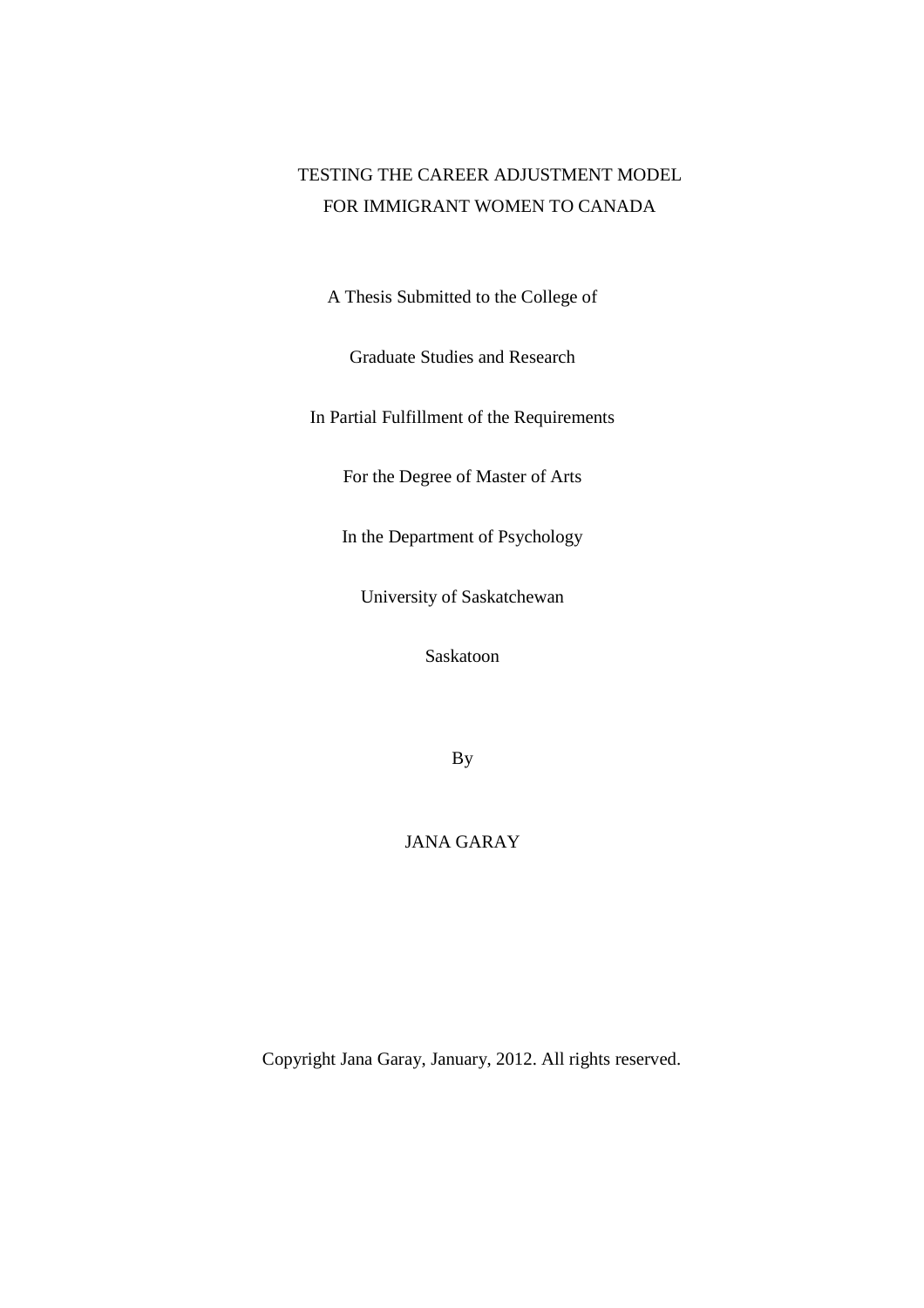# TESTING THE CAREER ADJUSTMENT MODEL FOR IMMIGRANT WOMEN TO CANADA

A Thesis Submitted to the College of

Graduate Studies and Research

In Partial Fulfillment of the Requirements

For the Degree of Master of Arts

In the Department of Psychology

University of Saskatchewan

Saskatoon

By

JANA GARAY

Copyright Jana Garay, January, 2012. All rights reserved.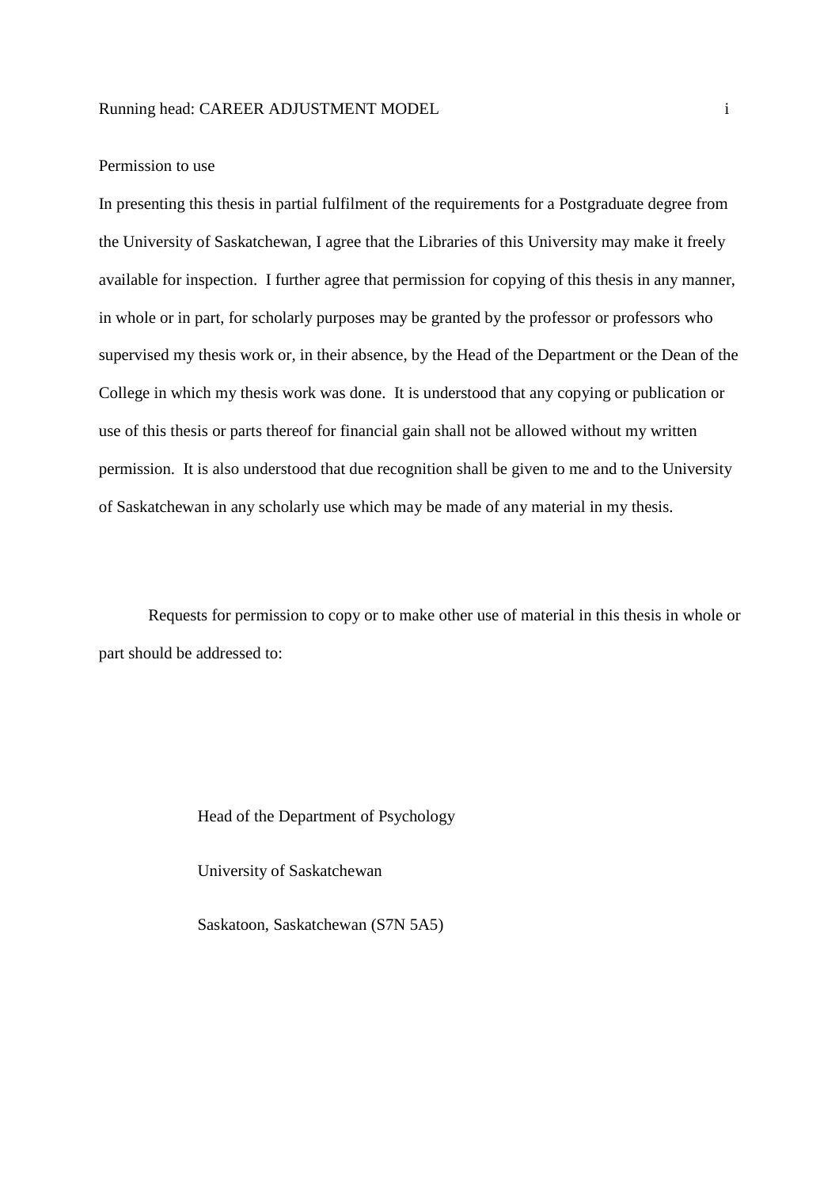## Permission to use

In presenting this thesis in partial fulfilment of the requirements for a Postgraduate degree from the University of Saskatchewan, I agree that the Libraries of this University may make it freely available for inspection. I further agree that permission for copying of this thesis in any manner, in whole or in part, for scholarly purposes may be granted by the professor or professors who supervised my thesis work or, in their absence, by the Head of the Department or the Dean of the College in which my thesis work was done. It is understood that any copying or publication or use of this thesis or parts thereof for financial gain shall not be allowed without my written permission. It is also understood that due recognition shall be given to me and to the University of Saskatchewan in any scholarly use which may be made of any material in my thesis.

Requests for permission to copy or to make other use of material in this thesis in whole or part should be addressed to:

Head of the Department of Psychology

University of Saskatchewan

Saskatoon, Saskatchewan (S7N 5A5)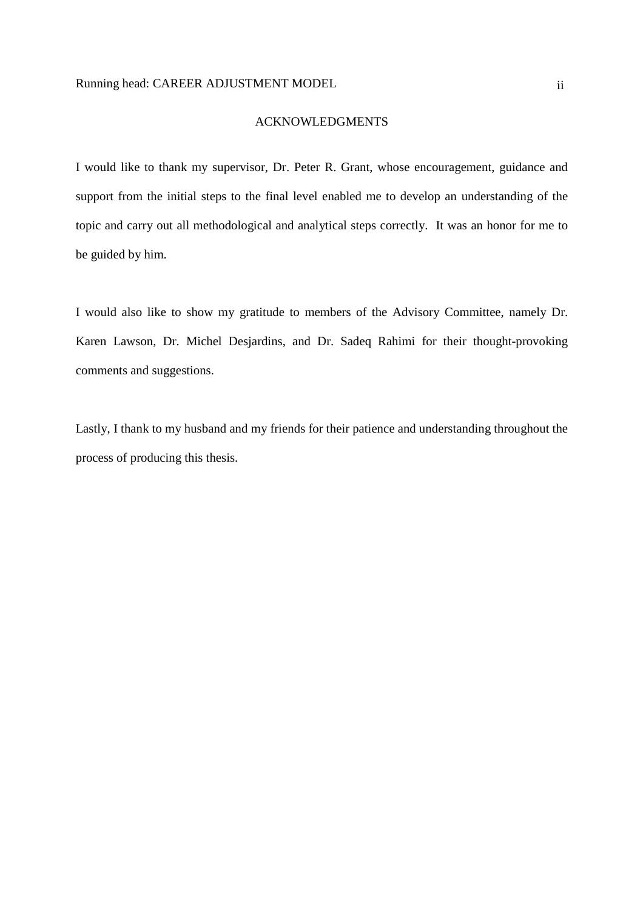# ACKNOWLEDGMENTS

I would like to thank my supervisor, Dr. Peter R. Grant, whose encouragement, guidance and support from the initial steps to the final level enabled me to develop an understanding of the topic and carry out all methodological and analytical steps correctly. It was an honor for me to be guided by him.

I would also like to show my gratitude to members of the Advisory Committee, namely Dr. Karen Lawson, Dr. Michel Desjardins, and Dr. Sadeq Rahimi for their thought-provoking comments and suggestions.

Lastly, I thank to my husband and my friends for their patience and understanding throughout the process of producing this thesis.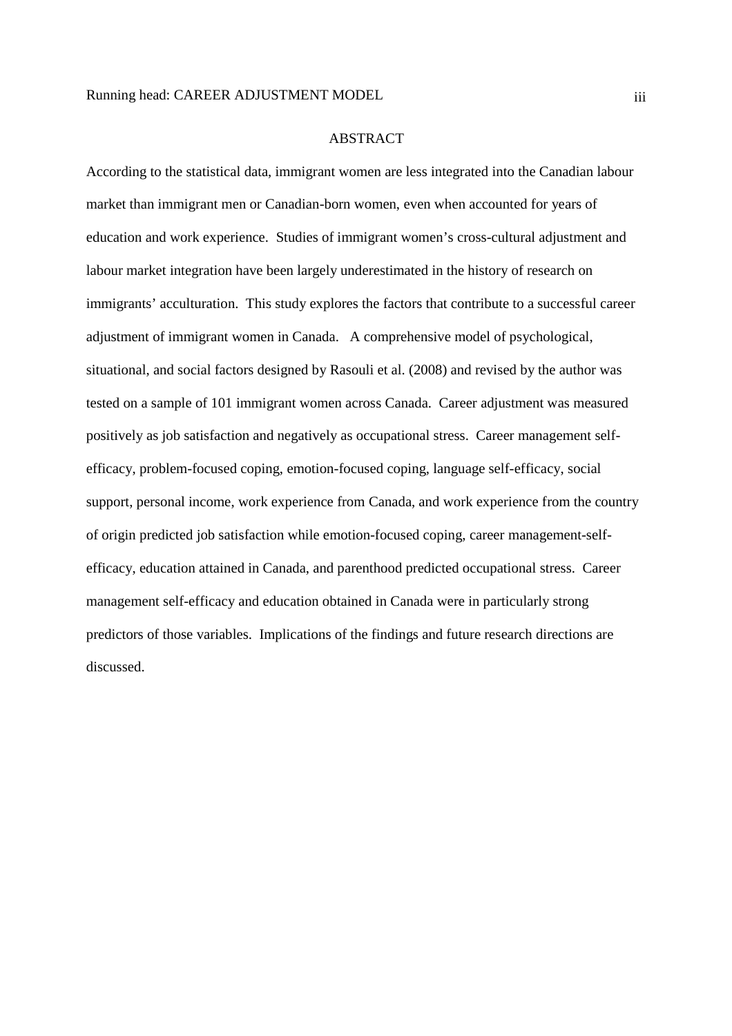# ABSTRACT

According to the statistical data, immigrant women are less integrated into the Canadian labour market than immigrant men or Canadian-born women, even when accounted for years of education and work experience. Studies of immigrant women's cross-cultural adjustment and labour market integration have been largely underestimated in the history of research on immigrants' acculturation. This study explores the factors that contribute to a successful career adjustment of immigrant women in Canada. A comprehensive model of psychological, situational, and social factors designed by Rasouli et al. (2008) and revised by the author was tested on a sample of 101 immigrant women across Canada. Career adjustment was measured positively as job satisfaction and negatively as occupational stress. Career management self-efficacy, problem-focused coping, emotion-focused coping, language self-efficacy, social support, personal income, work experience from Canada, and work experience from the country of origin predicted job satisfaction while emotion-focused coping, career management-self-efficacy, education attained in Canada, and parenthood predicted occupational stress. Career management self-efficacy and education obtained in Canada were in particularly strong predictors of those variables. Implications of the findings and future research directions are discussed.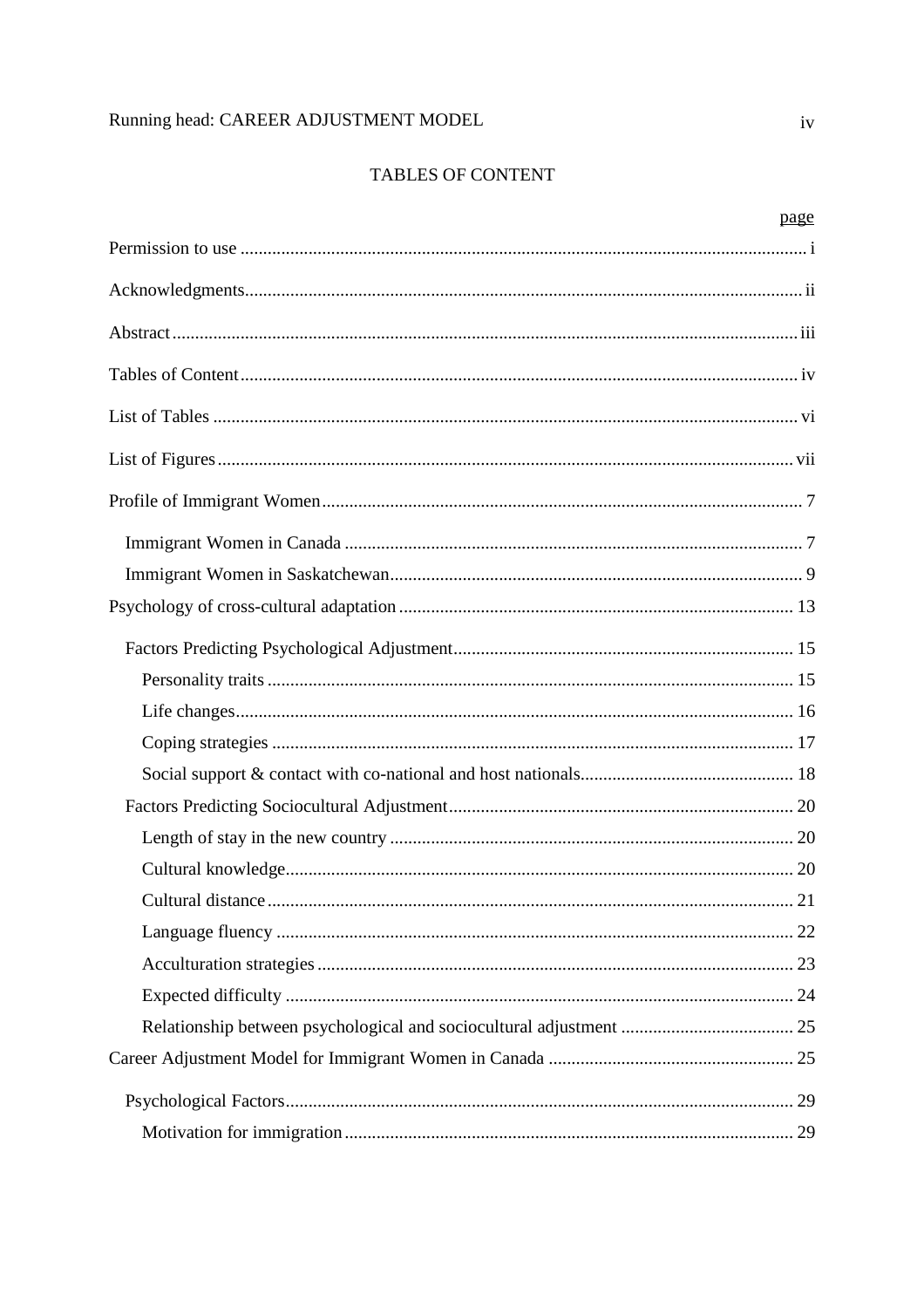TABLES OF CONTENT

page

Permission to use ..... i

Acknowledgments..... ii

Abstract..... iii

Tables of Content..... iv

List of Tables ..... vi

List of Figures..... vii

Profile of Immigrant Women..... 7

- Immigrant Women in Canada ..... 7
- Immigrant Women in Saskatchewan..... 9

Psychology of cross-cultural adaptation ..... 13

- Factors Predicting Psychological Adjustment..... 15
  - Personality traits ..... 15
  - Life changes..... 16
  - Coping strategies ..... 17
  - Social support & contact with co-national and host nationals..... 18
- Factors Predicting Sociocultural Adjustment..... 20
  - Length of stay in the new country ..... 20
  - Cultural knowledge..... 20
  - Cultural distance..... 21
  - Language fluency ..... 22
  - Acculturation strategies..... 23
  - Expected difficulty ..... 24
  - Relationship between psychological and sociocultural adjustment ..... 25

Career Adjustment Model for Immigrant Women in Canada ..... 25

- Psychological Factors..... 29
  - Motivation for immigration..... 29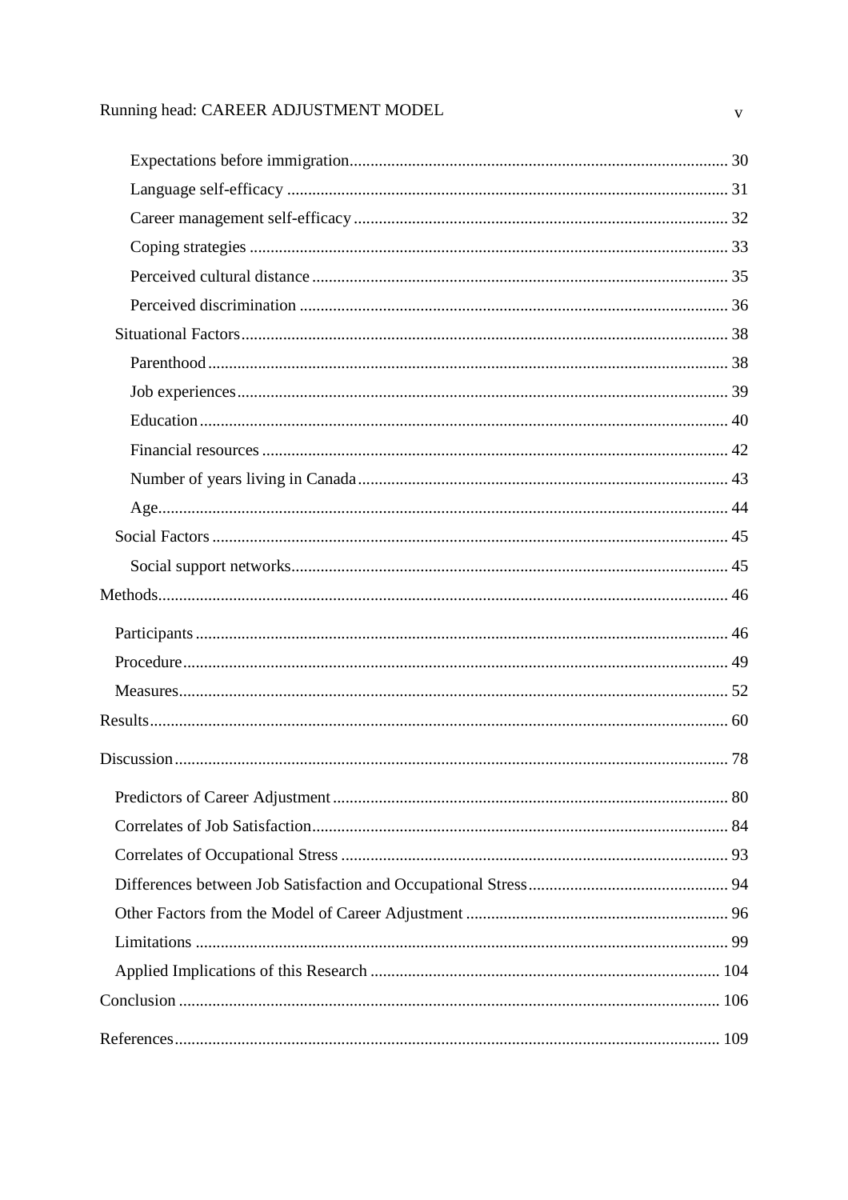Expectations before immigration .......... 30
Language self-efficacy .......... 31
Career management self-efficacy .......... 32
Coping strategies .......... 33
Perceived cultural distance .......... 35
Perceived discrimination .......... 36
Situational Factors .......... 38
Parenthood .......... 38
Job experiences .......... 39
Education .......... 40
Financial resources .......... 42
Number of years living in Canada .......... 43
Age .......... 44
Social Factors .......... 45
Social support networks .......... 45
Methods .......... 46
Participants .......... 46
Procedure .......... 49
Measures .......... 52
Results .......... 60
Discussion .......... 78
Predictors of Career Adjustment .......... 80
Correlates of Job Satisfaction .......... 84
Correlates of Occupational Stress .......... 93
Differences between Job Satisfaction and Occupational Stress .......... 94
Other Factors from the Model of Career Adjustment .......... 96
Limitations .......... 99
Applied Implications of this Research .......... 104
Conclusion .......... 106
References .......... 109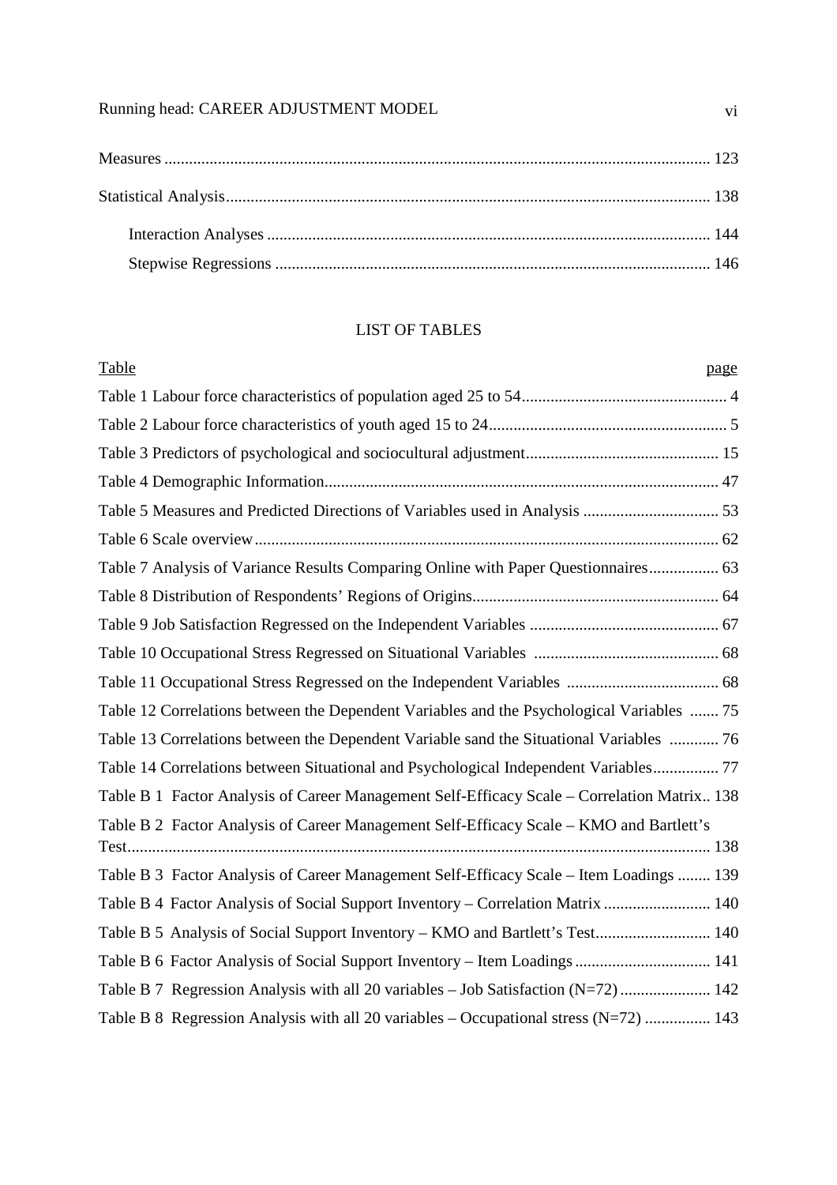Measures ........................................................................................................................ 123

Statistical Analysis........................................................................................................ 138

Interaction Analyses ............................................................................................... 144

Stepwise Regressions .............................................................................................. 146

## LIST OF TABLES

| Table | page |
|---|---|
| Table 1 Labour force characteristics of population aged 25 to 54 | 4 |
| Table 2 Labour force characteristics of youth aged 15 to 24 | 5 |
| Table 3 Predictors of psychological and sociocultural adjustment | 15 |
| Table 4 Demographic Information | 47 |
| Table 5 Measures and Predicted Directions of Variables used in Analysis | 53 |
| Table 6 Scale overview | 62 |
| Table 7 Analysis of Variance Results Comparing Online with Paper Questionnaires | 63 |
| Table 8 Distribution of Respondents' Regions of Origins | 64 |
| Table 9 Job Satisfaction Regressed on the Independent Variables | 67 |
| Table 10 Occupational Stress Regressed on Situational Variables | 68 |
| Table 11 Occupational Stress Regressed on the Independent Variables | 68 |
| Table 12 Correlations between the Dependent Variables and the Psychological Variables | 75 |
| Table 13 Correlations between the Dependent Variable sand the Situational Variables | 76 |
| Table 14 Correlations between Situational and Psychological Independent Variables | 77 |
| Table B 1 Factor Analysis of Career Management Self-Efficacy Scale – Correlation Matrix | 138 |
| Table B 2 Factor Analysis of Career Management Self-Efficacy Scale – KMO and Bartlett's Test | 138 |
| Table B 3 Factor Analysis of Career Management Self-Efficacy Scale – Item Loadings | 139 |
| Table B 4 Factor Analysis of Social Support Inventory – Correlation Matrix | 140 |
| Table B 5 Analysis of Social Support Inventory – KMO and Bartlett's Test | 140 |
| Table B 6 Factor Analysis of Social Support Inventory – Item Loadings | 141 |
| Table B 7 Regression Analysis with all 20 variables – Job Satisfaction (N=72) | 142 |
| Table B 8 Regression Analysis with all 20 variables – Occupational stress (N=72) | 143 |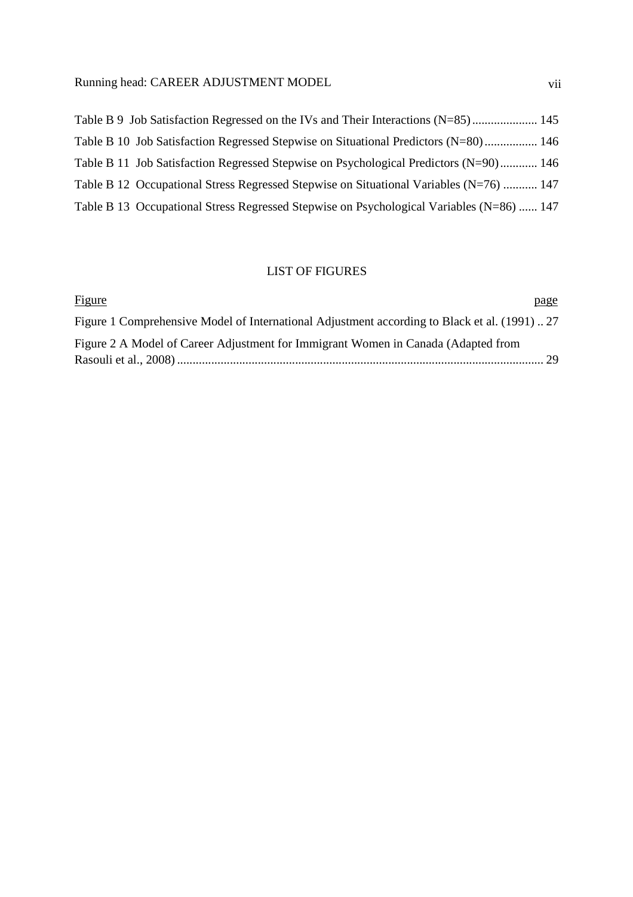Table B 9 Job Satisfaction Regressed on the IVs and Their Interactions (N=85) ..................... 145

Table B 10 Job Satisfaction Regressed Stepwise on Situational Predictors (N=80) ................. 146

Table B 11 Job Satisfaction Regressed Stepwise on Psychological Predictors (N=90) ............ 146

Table B 12 Occupational Stress Regressed Stepwise on Situational Variables (N=76) ........... 147

Table B 13 Occupational Stress Regressed Stepwise on Psychological Variables (N=86) ...... 147

## LIST OF FIGURES

Figure page

Figure 1 Comprehensive Model of International Adjustment according to Black et al. (1991) .. 27

Figure 2 A Model of Career Adjustment for Immigrant Women in Canada (Adapted from Rasouli et al., 2008) ..................................................................................................................... 29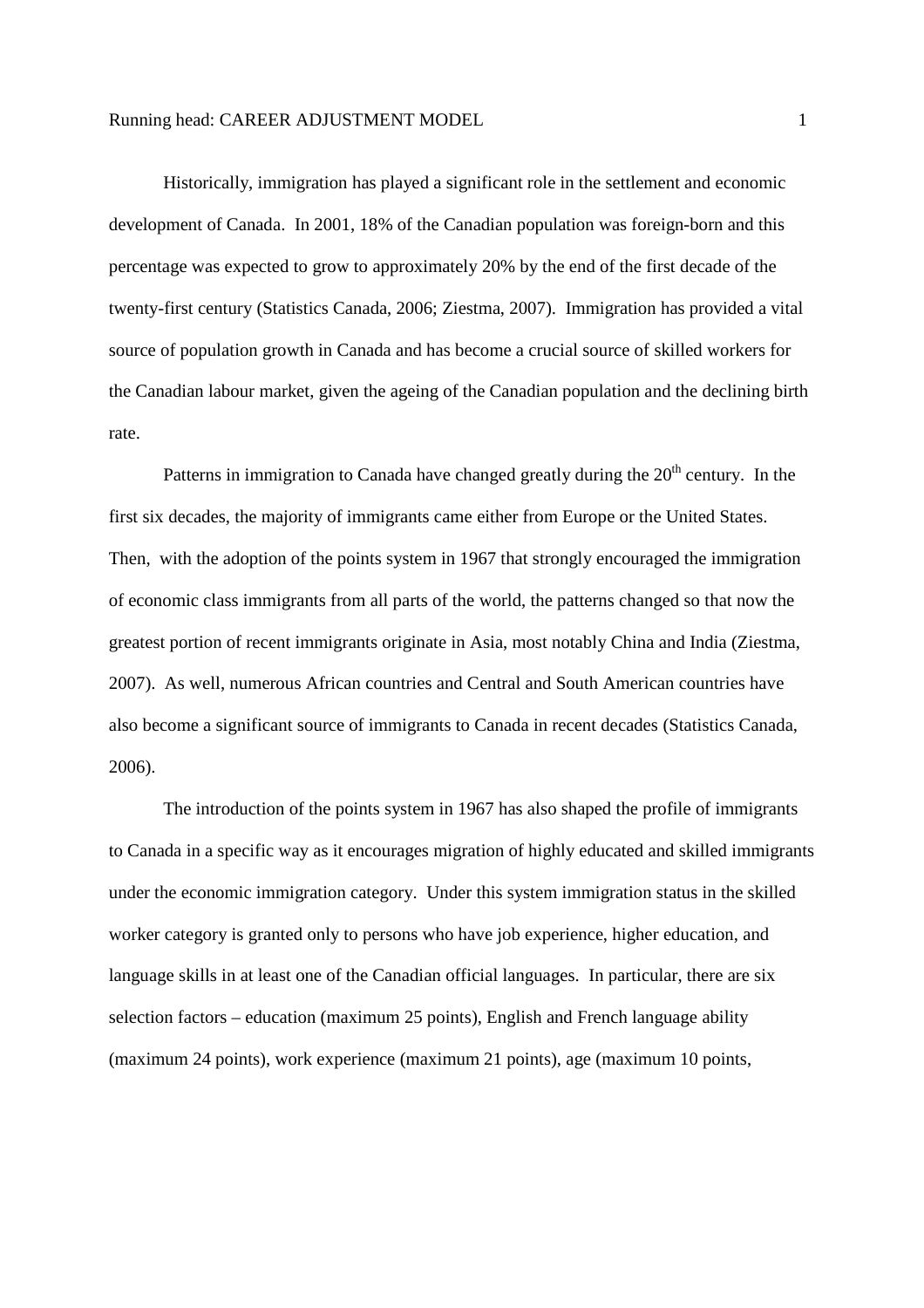Historically, immigration has played a significant role in the settlement and economic development of Canada. In 2001, 18% of the Canadian population was foreign-born and this percentage was expected to grow to approximately 20% by the end of the first decade of the twenty-first century (Statistics Canada, 2006; Ziestma, 2007). Immigration has provided a vital source of population growth in Canada and has become a crucial source of skilled workers for the Canadian labour market, given the ageing of the Canadian population and the declining birth rate.

Patterns in immigration to Canada have changed greatly during the 20th century. In the first six decades, the majority of immigrants came either from Europe or the United States. Then, with the adoption of the points system in 1967 that strongly encouraged the immigration of economic class immigrants from all parts of the world, the patterns changed so that now the greatest portion of recent immigrants originate in Asia, most notably China and India (Ziestma, 2007). As well, numerous African countries and Central and South American countries have also become a significant source of immigrants to Canada in recent decades (Statistics Canada, 2006).

The introduction of the points system in 1967 has also shaped the profile of immigrants to Canada in a specific way as it encourages migration of highly educated and skilled immigrants under the economic immigration category. Under this system immigration status in the skilled worker category is granted only to persons who have job experience, higher education, and language skills in at least one of the Canadian official languages. In particular, there are six selection factors – education (maximum 25 points), English and French language ability (maximum 24 points), work experience (maximum 21 points), age (maximum 10 points,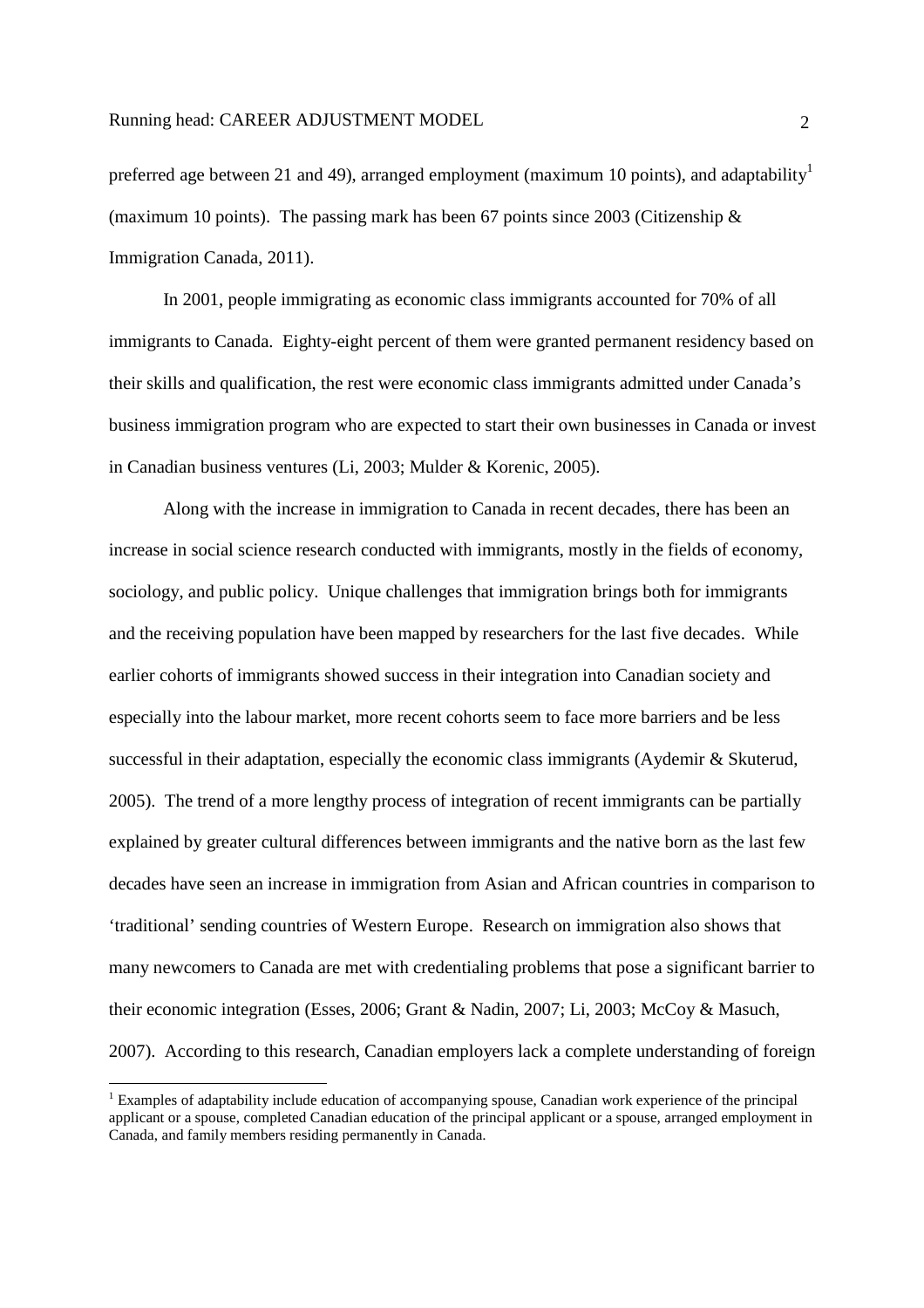preferred age between 21 and 49), arranged employment (maximum 10 points), and adaptability[1] (maximum 10 points). The passing mark has been 67 points since 2003 (Citizenship & Immigration Canada, 2011).

In 2001, people immigrating as economic class immigrants accounted for 70% of all immigrants to Canada. Eighty-eight percent of them were granted permanent residency based on their skills and qualification, the rest were economic class immigrants admitted under Canada's business immigration program who are expected to start their own businesses in Canada or invest in Canadian business ventures (Li, 2003; Mulder & Korenic, 2005).

Along with the increase in immigration to Canada in recent decades, there has been an increase in social science research conducted with immigrants, mostly in the fields of economy, sociology, and public policy. Unique challenges that immigration brings both for immigrants and the receiving population have been mapped by researchers for the last five decades. While earlier cohorts of immigrants showed success in their integration into Canadian society and especially into the labour market, more recent cohorts seem to face more barriers and be less successful in their adaptation, especially the economic class immigrants (Aydemir & Skuterud, 2005). The trend of a more lengthy process of integration of recent immigrants can be partially explained by greater cultural differences between immigrants and the native born as the last few decades have seen an increase in immigration from Asian and African countries in comparison to 'traditional' sending countries of Western Europe. Research on immigration also shows that many newcomers to Canada are met with credentialing problems that pose a significant barrier to their economic integration (Esses, 2006; Grant & Nadin, 2007; Li, 2003; McCoy & Masuch, 2007). According to this research, Canadian employers lack a complete understanding of foreign

[1] Examples of adaptability include education of accompanying spouse, Canadian work experience of the principal applicant or a spouse, completed Canadian education of the principal applicant or a spouse, arranged employment in Canada, and family members residing permanently in Canada.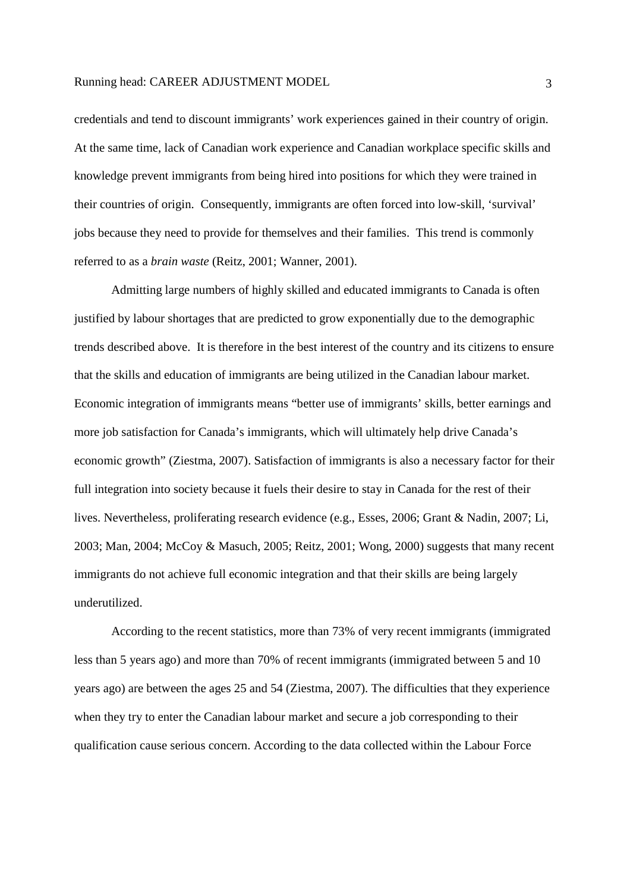credentials and tend to discount immigrants' work experiences gained in their country of origin. At the same time, lack of Canadian work experience and Canadian workplace specific skills and knowledge prevent immigrants from being hired into positions for which they were trained in their countries of origin. Consequently, immigrants are often forced into low-skill, 'survival' jobs because they need to provide for themselves and their families. This trend is commonly referred to as a *brain waste* (Reitz, 2001; Wanner, 2001).

Admitting large numbers of highly skilled and educated immigrants to Canada is often justified by labour shortages that are predicted to grow exponentially due to the demographic trends described above. It is therefore in the best interest of the country and its citizens to ensure that the skills and education of immigrants are being utilized in the Canadian labour market. Economic integration of immigrants means "better use of immigrants' skills, better earnings and more job satisfaction for Canada's immigrants, which will ultimately help drive Canada's economic growth" (Ziestma, 2007). Satisfaction of immigrants is also a necessary factor for their full integration into society because it fuels their desire to stay in Canada for the rest of their lives. Nevertheless, proliferating research evidence (e.g., Esses, 2006; Grant & Nadin, 2007; Li, 2003; Man, 2004; McCoy & Masuch, 2005; Reitz, 2001; Wong, 2000) suggests that many recent immigrants do not achieve full economic integration and that their skills are being largely underutilized.

According to the recent statistics, more than 73% of very recent immigrants (immigrated less than 5 years ago) and more than 70% of recent immigrants (immigrated between 5 and 10 years ago) are between the ages 25 and 54 (Ziestma, 2007). The difficulties that they experience when they try to enter the Canadian labour market and secure a job corresponding to their qualification cause serious concern. According to the data collected within the Labour Force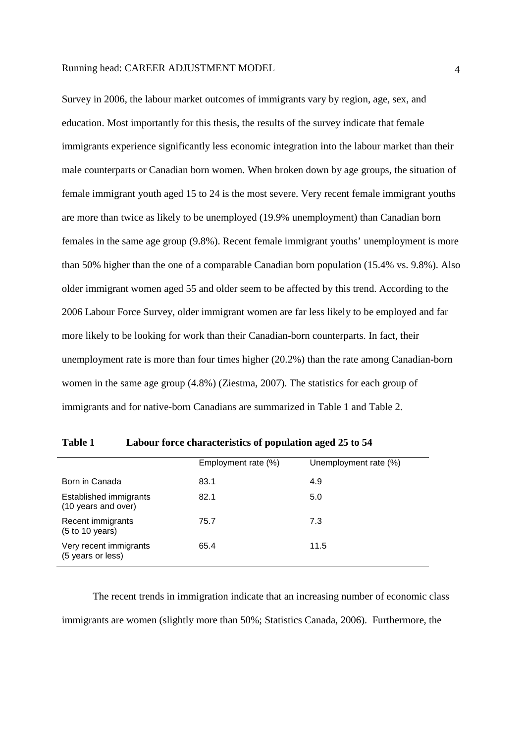Survey in 2006, the labour market outcomes of immigrants vary by region, age, sex, and education. Most importantly for this thesis, the results of the survey indicate that female immigrants experience significantly less economic integration into the labour market than their male counterparts or Canadian born women. When broken down by age groups, the situation of female immigrant youth aged 15 to 24 is the most severe. Very recent female immigrant youths are more than twice as likely to be unemployed (19.9% unemployment) than Canadian born females in the same age group (9.8%). Recent female immigrant youths' unemployment is more than 50% higher than the one of a comparable Canadian born population (15.4% vs. 9.8%). Also older immigrant women aged 55 and older seem to be affected by this trend. According to the 2006 Labour Force Survey, older immigrant women are far less likely to be employed and far more likely to be looking for work than their Canadian-born counterparts. In fact, their unemployment rate is more than four times higher (20.2%) than the rate among Canadian-born women in the same age group (4.8%) (Ziestma, 2007). The statistics for each group of immigrants and for native-born Canadians are summarized in Table 1 and Table 2.

**Table 1 Labour force characteristics of population aged 25 to 54**

| | Employment rate (%) | Unemployment rate (%) |
|---|---|---|
| Born in Canada | 83.1 | 4.9 |
| Established immigrants (10 years and over) | 82.1 | 5.0 |
| Recent immigrants (5 to 10 years) | 75.7 | 7.3 |
| Very recent immigrants (5 years or less) | 65.4 | 11.5 |

The recent trends in immigration indicate that an increasing number of economic class immigrants are women (slightly more than 50%; Statistics Canada, 2006). Furthermore, the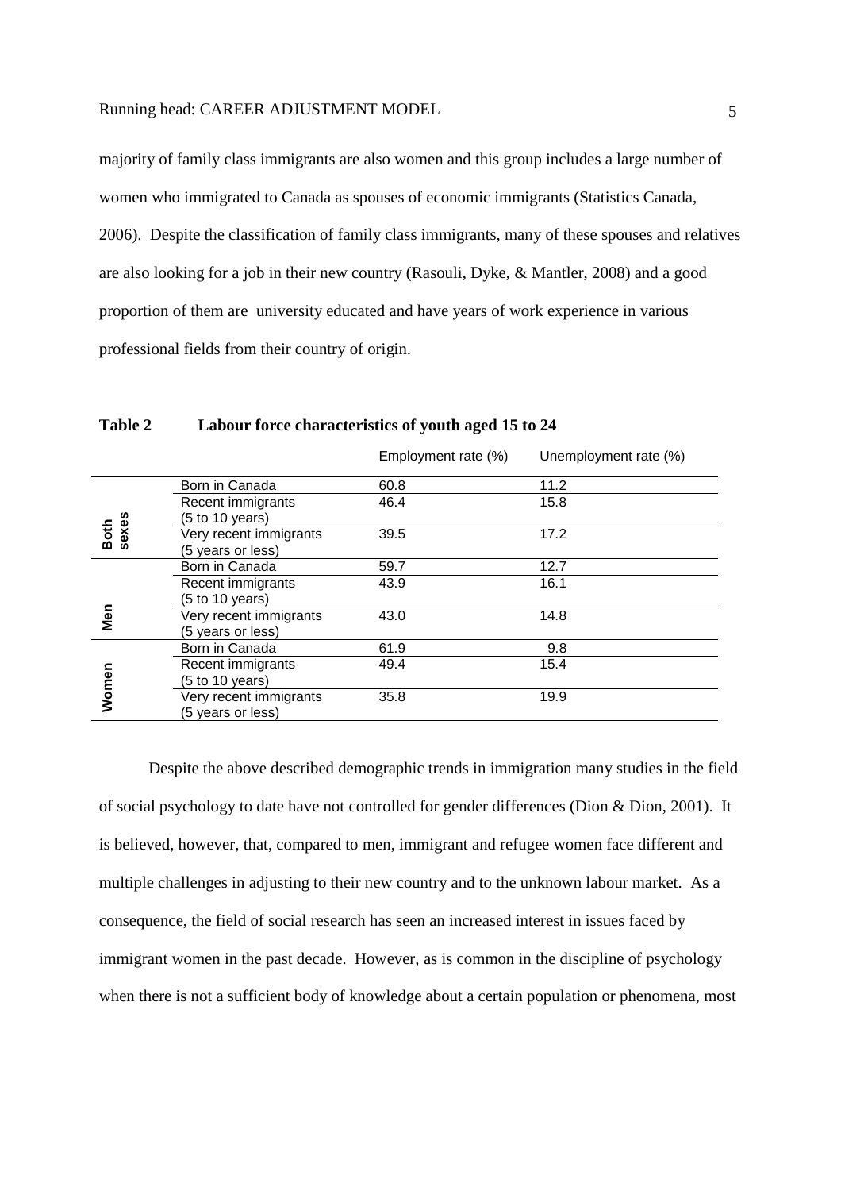majority of family class immigrants are also women and this group includes a large number of women who immigrated to Canada as spouses of economic immigrants (Statistics Canada, 2006). Despite the classification of family class immigrants, many of these spouses and relatives are also looking for a job in their new country (Rasouli, Dyke, & Mantler, 2008) and a good proportion of them are university educated and have years of work experience in various professional fields from their country of origin.

**Table 2 Labour force characteristics of youth aged 15 to 24**

| | | Employment rate (%) | Unemployment rate (%) |
|---|---|---|---|
| **Both sexes** | Born in Canada | 60.8 | 11.2 |
| | Recent immigrants (5 to 10 years) | 46.4 | 15.8 |
| | Very recent immigrants (5 years or less) | 39.5 | 17.2 |
| **Men** | Born in Canada | 59.7 | 12.7 |
| | Recent immigrants (5 to 10 years) | 43.9 | 16.1 |
| | Very recent immigrants (5 years or less) | 43.0 | 14.8 |
| **Women** | Born in Canada | 61.9 | 9.8 |
| | Recent immigrants (5 to 10 years) | 49.4 | 15.4 |
| | Very recent immigrants (5 years or less) | 35.8 | 19.9 |

Despite the above described demographic trends in immigration many studies in the field of social psychology to date have not controlled for gender differences (Dion & Dion, 2001). It is believed, however, that, compared to men, immigrant and refugee women face different and multiple challenges in adjusting to their new country and to the unknown labour market. As a consequence, the field of social research has seen an increased interest in issues faced by immigrant women in the past decade. However, as is common in the discipline of psychology when there is not a sufficient body of knowledge about a certain population or phenomena, most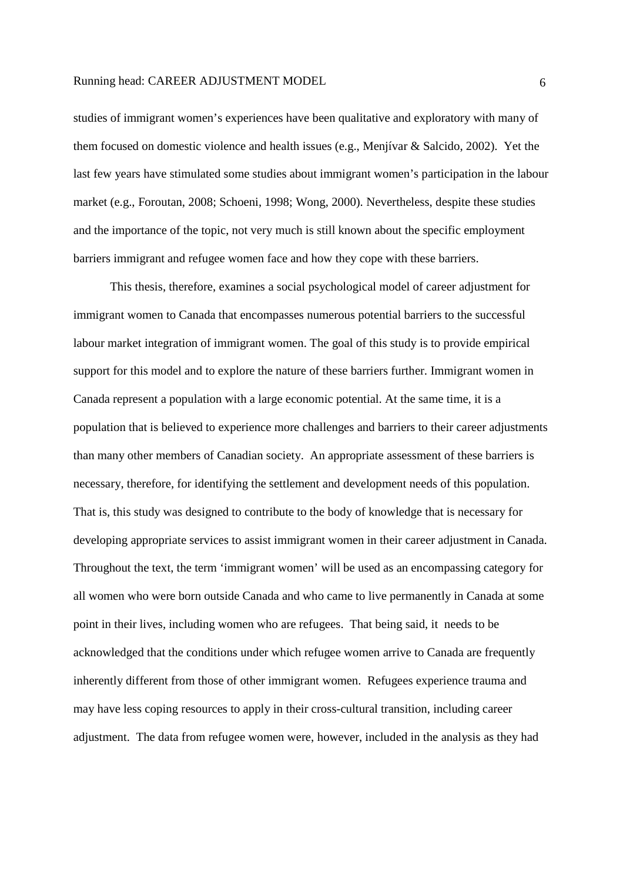studies of immigrant women's experiences have been qualitative and exploratory with many of them focused on domestic violence and health issues (e.g., Menjívar & Salcido, 2002). Yet the last few years have stimulated some studies about immigrant women's participation in the labour market (e.g., Foroutan, 2008; Schoeni, 1998; Wong, 2000). Nevertheless, despite these studies and the importance of the topic, not very much is still known about the specific employment barriers immigrant and refugee women face and how they cope with these barriers.

This thesis, therefore, examines a social psychological model of career adjustment for immigrant women to Canada that encompasses numerous potential barriers to the successful labour market integration of immigrant women. The goal of this study is to provide empirical support for this model and to explore the nature of these barriers further. Immigrant women in Canada represent a population with a large economic potential. At the same time, it is a population that is believed to experience more challenges and barriers to their career adjustments than many other members of Canadian society. An appropriate assessment of these barriers is necessary, therefore, for identifying the settlement and development needs of this population. That is, this study was designed to contribute to the body of knowledge that is necessary for developing appropriate services to assist immigrant women in their career adjustment in Canada. Throughout the text, the term 'immigrant women' will be used as an encompassing category for all women who were born outside Canada and who came to live permanently in Canada at some point in their lives, including women who are refugees. That being said, it needs to be acknowledged that the conditions under which refugee women arrive to Canada are frequently inherently different from those of other immigrant women. Refugees experience trauma and may have less coping resources to apply in their cross-cultural transition, including career adjustment. The data from refugee women were, however, included in the analysis as they had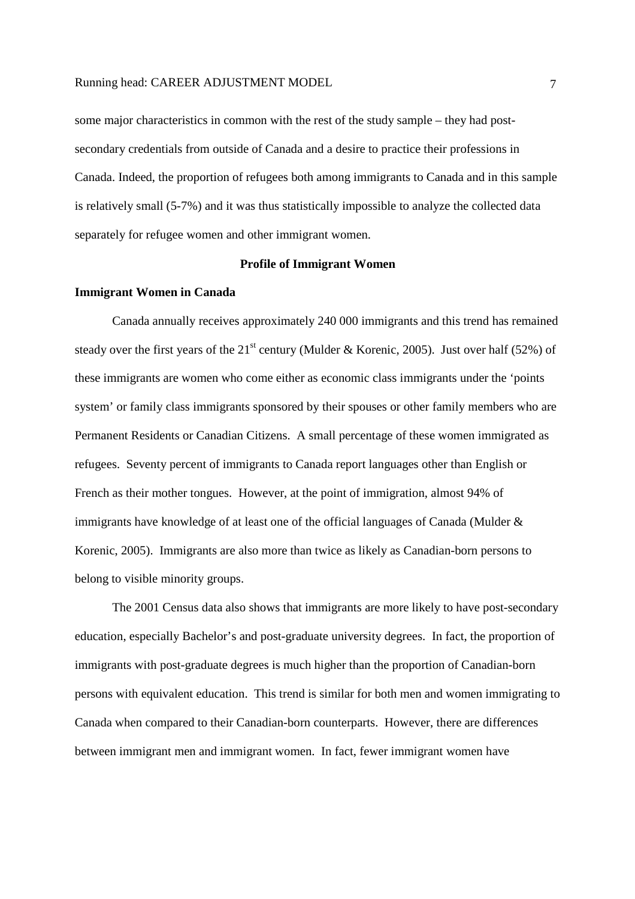some major characteristics in common with the rest of the study sample – they had post-secondary credentials from outside of Canada and a desire to practice their professions in Canada. Indeed, the proportion of refugees both among immigrants to Canada and in this sample is relatively small (5-7%) and it was thus statistically impossible to analyze the collected data separately for refugee women and other immigrant women.

## Profile of Immigrant Women

### Immigrant Women in Canada

Canada annually receives approximately 240 000 immigrants and this trend has remained steady over the first years of the 21st century (Mulder & Korenic, 2005). Just over half (52%) of these immigrants are women who come either as economic class immigrants under the 'points system' or family class immigrants sponsored by their spouses or other family members who are Permanent Residents or Canadian Citizens. A small percentage of these women immigrated as refugees. Seventy percent of immigrants to Canada report languages other than English or French as their mother tongues. However, at the point of immigration, almost 94% of immigrants have knowledge of at least one of the official languages of Canada (Mulder & Korenic, 2005). Immigrants are also more than twice as likely as Canadian-born persons to belong to visible minority groups.

The 2001 Census data also shows that immigrants are more likely to have post-secondary education, especially Bachelor's and post-graduate university degrees. In fact, the proportion of immigrants with post-graduate degrees is much higher than the proportion of Canadian-born persons with equivalent education. This trend is similar for both men and women immigrating to Canada when compared to their Canadian-born counterparts. However, there are differences between immigrant men and immigrant women. In fact, fewer immigrant women have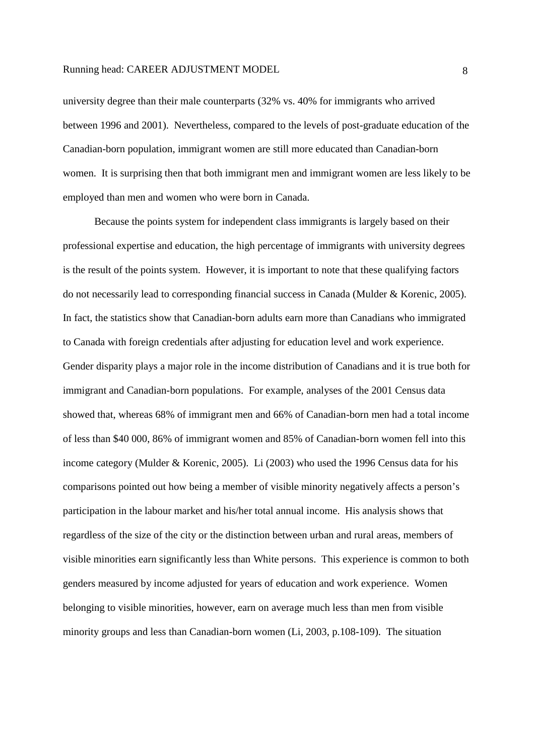university degree than their male counterparts (32% vs. 40% for immigrants who arrived between 1996 and 2001). Nevertheless, compared to the levels of post-graduate education of the Canadian-born population, immigrant women are still more educated than Canadian-born women. It is surprising then that both immigrant men and immigrant women are less likely to be employed than men and women who were born in Canada.

Because the points system for independent class immigrants is largely based on their professional expertise and education, the high percentage of immigrants with university degrees is the result of the points system. However, it is important to note that these qualifying factors do not necessarily lead to corresponding financial success in Canada (Mulder & Korenic, 2005). In fact, the statistics show that Canadian-born adults earn more than Canadians who immigrated to Canada with foreign credentials after adjusting for education level and work experience. Gender disparity plays a major role in the income distribution of Canadians and it is true both for immigrant and Canadian-born populations. For example, analyses of the 2001 Census data showed that, whereas 68% of immigrant men and 66% of Canadian-born men had a total income of less than $40 000, 86% of immigrant women and 85% of Canadian-born women fell into this income category (Mulder & Korenic, 2005). Li (2003) who used the 1996 Census data for his comparisons pointed out how being a member of visible minority negatively affects a person's participation in the labour market and his/her total annual income. His analysis shows that regardless of the size of the city or the distinction between urban and rural areas, members of visible minorities earn significantly less than White persons. This experience is common to both genders measured by income adjusted for years of education and work experience. Women belonging to visible minorities, however, earn on average much less than men from visible minority groups and less than Canadian-born women (Li, 2003, p.108-109). The situation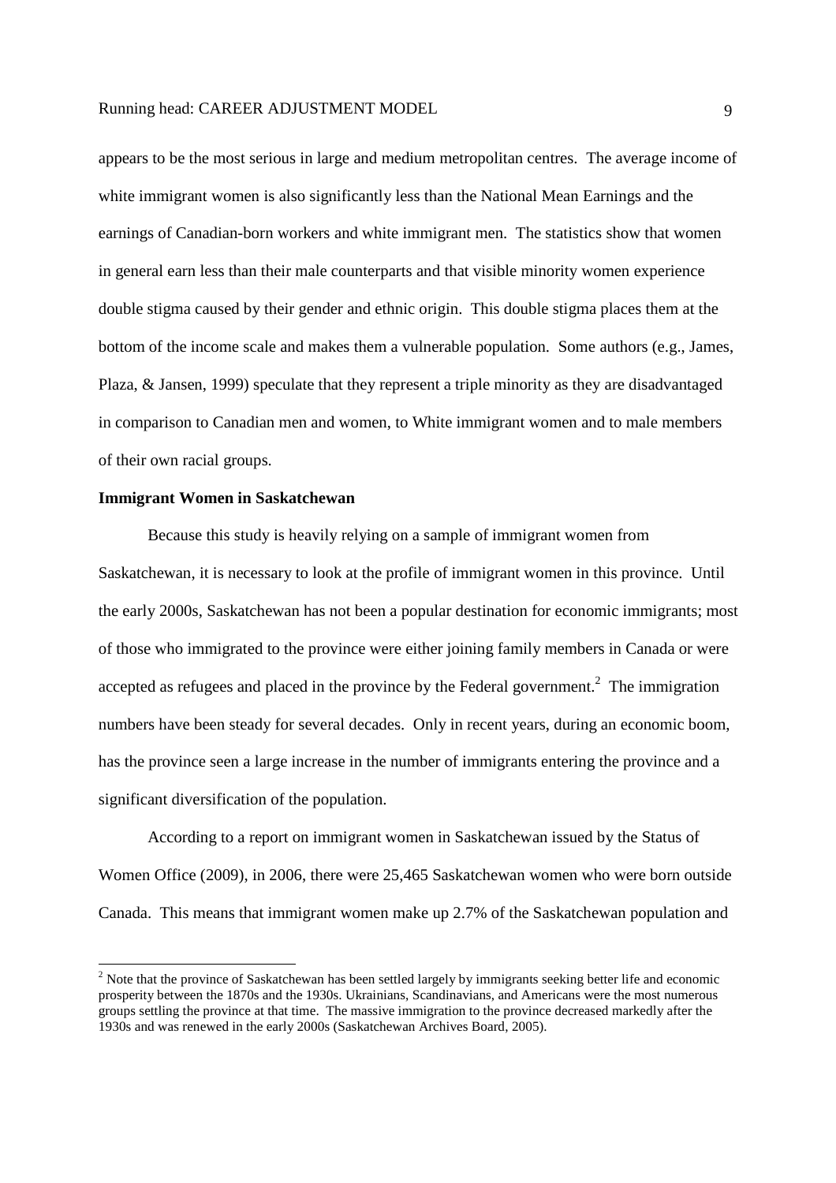appears to be the most serious in large and medium metropolitan centres. The average income of white immigrant women is also significantly less than the National Mean Earnings and the earnings of Canadian-born workers and white immigrant men. The statistics show that women in general earn less than their male counterparts and that visible minority women experience double stigma caused by their gender and ethnic origin. This double stigma places them at the bottom of the income scale and makes them a vulnerable population. Some authors (e.g., James, Plaza, & Jansen, 1999) speculate that they represent a triple minority as they are disadvantaged in comparison to Canadian men and women, to White immigrant women and to male members of their own racial groups.

**Immigrant Women in Saskatchewan**

Because this study is heavily relying on a sample of immigrant women from Saskatchewan, it is necessary to look at the profile of immigrant women in this province. Until the early 2000s, Saskatchewan has not been a popular destination for economic immigrants; most of those who immigrated to the province were either joining family members in Canada or were accepted as refugees and placed in the province by the Federal government.[2] The immigration numbers have been steady for several decades. Only in recent years, during an economic boom, has the province seen a large increase in the number of immigrants entering the province and a significant diversification of the population.

According to a report on immigrant women in Saskatchewan issued by the Status of Women Office (2009), in 2006, there were 25,465 Saskatchewan women who were born outside Canada. This means that immigrant women make up 2.7% of the Saskatchewan population and

[2] Note that the province of Saskatchewan has been settled largely by immigrants seeking better life and economic prosperity between the 1870s and the 1930s. Ukrainians, Scandinavians, and Americans were the most numerous groups settling the province at that time. The massive immigration to the province decreased markedly after the 1930s and was renewed in the early 2000s (Saskatchewan Archives Board, 2005).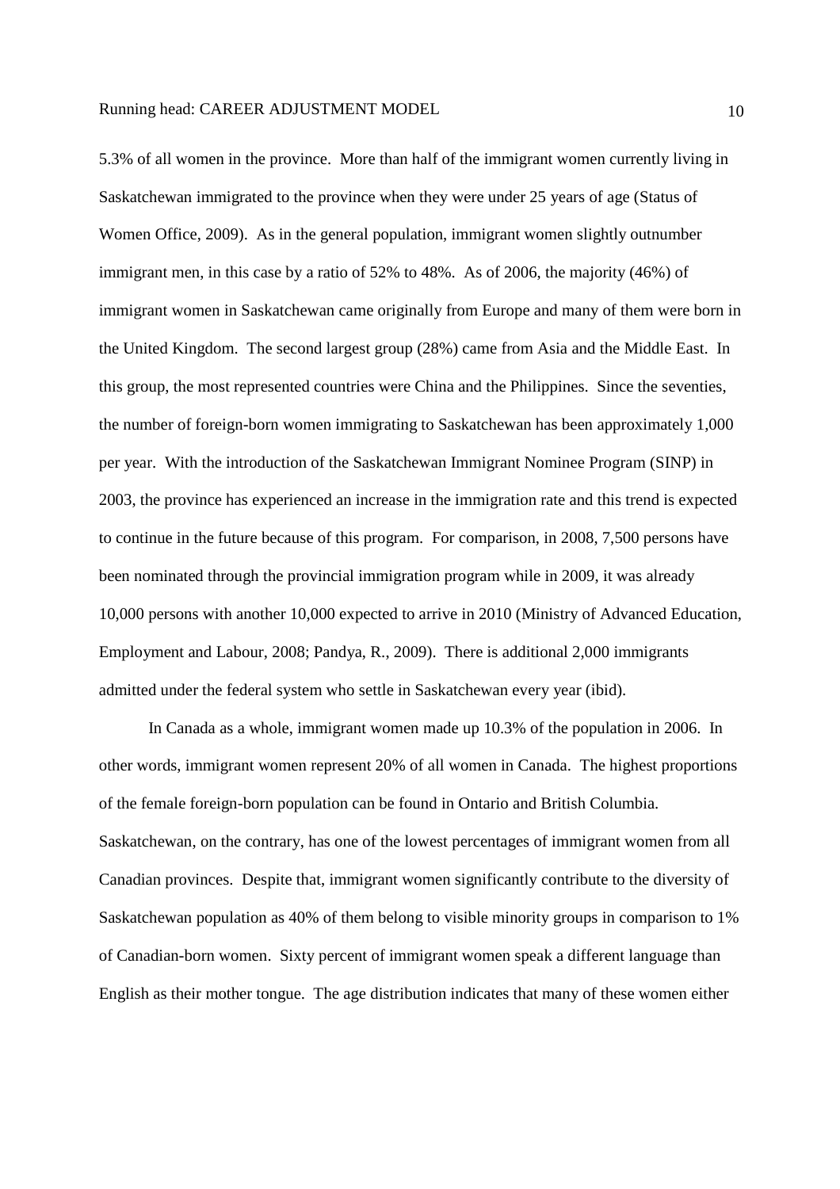5.3% of all women in the province. More than half of the immigrant women currently living in Saskatchewan immigrated to the province when they were under 25 years of age (Status of Women Office, 2009). As in the general population, immigrant women slightly outnumber immigrant men, in this case by a ratio of 52% to 48%. As of 2006, the majority (46%) of immigrant women in Saskatchewan came originally from Europe and many of them were born in the United Kingdom. The second largest group (28%) came from Asia and the Middle East. In this group, the most represented countries were China and the Philippines. Since the seventies, the number of foreign-born women immigrating to Saskatchewan has been approximately 1,000 per year. With the introduction of the Saskatchewan Immigrant Nominee Program (SINP) in 2003, the province has experienced an increase in the immigration rate and this trend is expected to continue in the future because of this program. For comparison, in 2008, 7,500 persons have been nominated through the provincial immigration program while in 2009, it was already 10,000 persons with another 10,000 expected to arrive in 2010 (Ministry of Advanced Education, Employment and Labour, 2008; Pandya, R., 2009). There is additional 2,000 immigrants admitted under the federal system who settle in Saskatchewan every year (ibid).

In Canada as a whole, immigrant women made up 10.3% of the population in 2006. In other words, immigrant women represent 20% of all women in Canada. The highest proportions of the female foreign-born population can be found in Ontario and British Columbia. Saskatchewan, on the contrary, has one of the lowest percentages of immigrant women from all Canadian provinces. Despite that, immigrant women significantly contribute to the diversity of Saskatchewan population as 40% of them belong to visible minority groups in comparison to 1% of Canadian-born women. Sixty percent of immigrant women speak a different language than English as their mother tongue. The age distribution indicates that many of these women either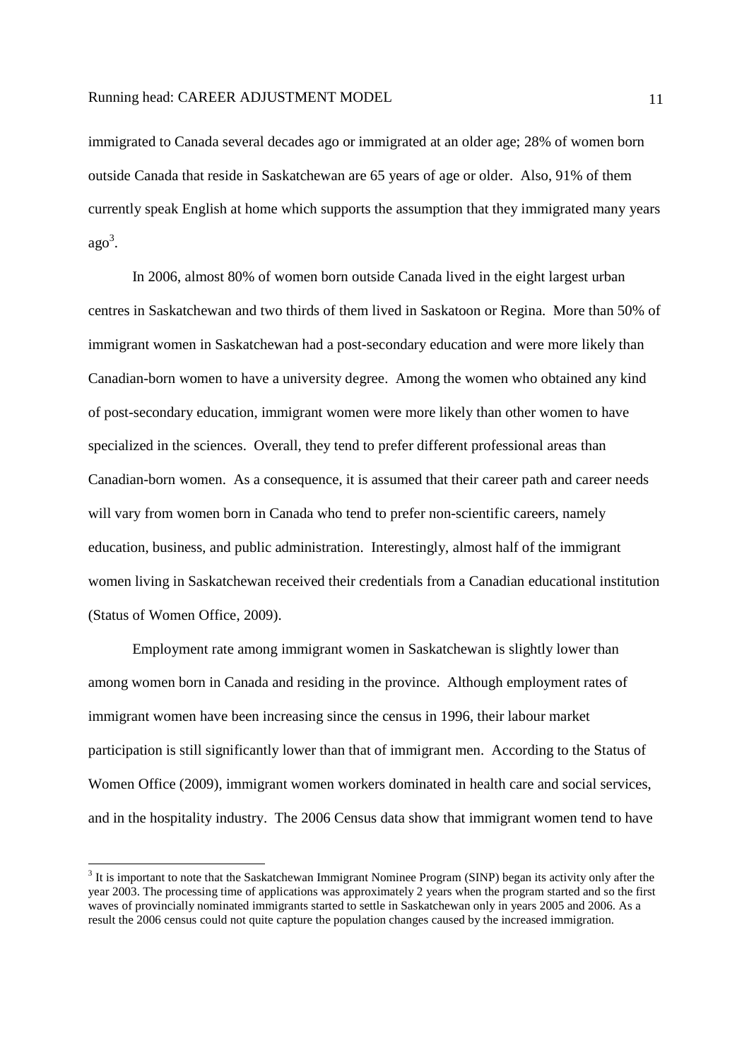immigrated to Canada several decades ago or immigrated at an older age; 28% of women born outside Canada that reside in Saskatchewan are 65 years of age or older. Also, 91% of them currently speak English at home which supports the assumption that they immigrated many years ago[3].

In 2006, almost 80% of women born outside Canada lived in the eight largest urban centres in Saskatchewan and two thirds of them lived in Saskatoon or Regina. More than 50% of immigrant women in Saskatchewan had a post-secondary education and were more likely than Canadian-born women to have a university degree. Among the women who obtained any kind of post-secondary education, immigrant women were more likely than other women to have specialized in the sciences. Overall, they tend to prefer different professional areas than Canadian-born women. As a consequence, it is assumed that their career path and career needs will vary from women born in Canada who tend to prefer non-scientific careers, namely education, business, and public administration. Interestingly, almost half of the immigrant women living in Saskatchewan received their credentials from a Canadian educational institution (Status of Women Office, 2009).

Employment rate among immigrant women in Saskatchewan is slightly lower than among women born in Canada and residing in the province. Although employment rates of immigrant women have been increasing since the census in 1996, their labour market participation is still significantly lower than that of immigrant men. According to the Status of Women Office (2009), immigrant women workers dominated in health care and social services, and in the hospitality industry. The 2006 Census data show that immigrant women tend to have

[3] It is important to note that the Saskatchewan Immigrant Nominee Program (SINP) began its activity only after the year 2003. The processing time of applications was approximately 2 years when the program started and so the first waves of provincially nominated immigrants started to settle in Saskatchewan only in years 2005 and 2006. As a result the 2006 census could not quite capture the population changes caused by the increased immigration.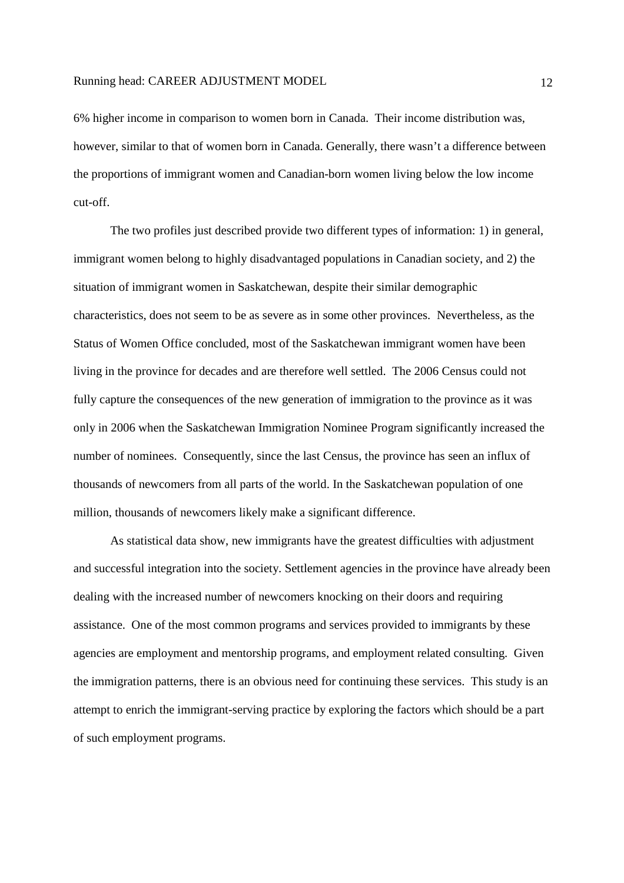6% higher income in comparison to women born in Canada. Their income distribution was, however, similar to that of women born in Canada. Generally, there wasn't a difference between the proportions of immigrant women and Canadian-born women living below the low income cut-off.

The two profiles just described provide two different types of information: 1) in general, immigrant women belong to highly disadvantaged populations in Canadian society, and 2) the situation of immigrant women in Saskatchewan, despite their similar demographic characteristics, does not seem to be as severe as in some other provinces. Nevertheless, as the Status of Women Office concluded, most of the Saskatchewan immigrant women have been living in the province for decades and are therefore well settled. The 2006 Census could not fully capture the consequences of the new generation of immigration to the province as it was only in 2006 when the Saskatchewan Immigration Nominee Program significantly increased the number of nominees. Consequently, since the last Census, the province has seen an influx of thousands of newcomers from all parts of the world. In the Saskatchewan population of one million, thousands of newcomers likely make a significant difference.

As statistical data show, new immigrants have the greatest difficulties with adjustment and successful integration into the society. Settlement agencies in the province have already been dealing with the increased number of newcomers knocking on their doors and requiring assistance. One of the most common programs and services provided to immigrants by these agencies are employment and mentorship programs, and employment related consulting. Given the immigration patterns, there is an obvious need for continuing these services. This study is an attempt to enrich the immigrant-serving practice by exploring the factors which should be a part of such employment programs.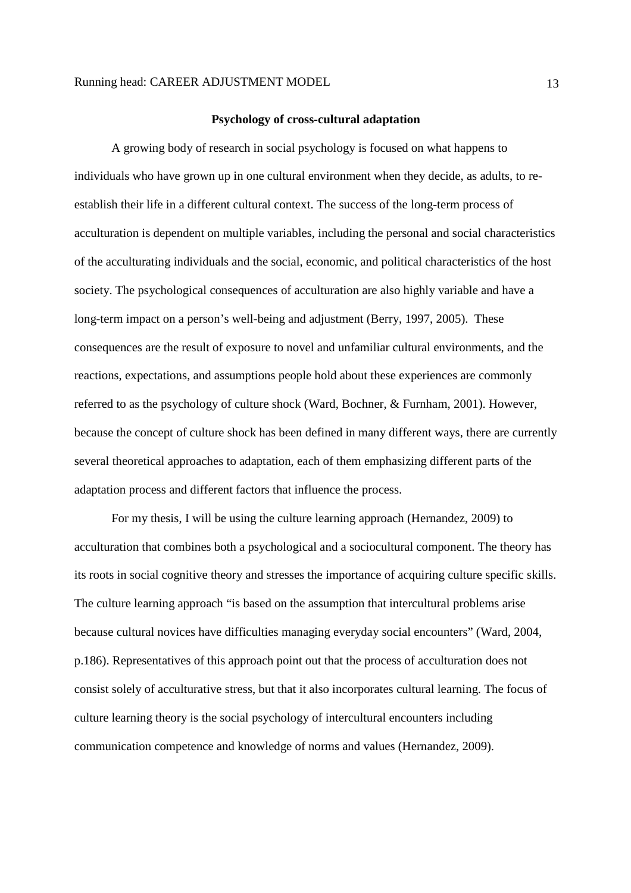**Psychology of cross-cultural adaptation**

A growing body of research in social psychology is focused on what happens to individuals who have grown up in one cultural environment when they decide, as adults, to re-establish their life in a different cultural context. The success of the long-term process of acculturation is dependent on multiple variables, including the personal and social characteristics of the acculturating individuals and the social, economic, and political characteristics of the host society. The psychological consequences of acculturation are also highly variable and have a long-term impact on a person's well-being and adjustment (Berry, 1997, 2005). These consequences are the result of exposure to novel and unfamiliar cultural environments, and the reactions, expectations, and assumptions people hold about these experiences are commonly referred to as the psychology of culture shock (Ward, Bochner, & Furnham, 2001). However, because the concept of culture shock has been defined in many different ways, there are currently several theoretical approaches to adaptation, each of them emphasizing different parts of the adaptation process and different factors that influence the process.

For my thesis, I will be using the culture learning approach (Hernandez, 2009) to acculturation that combines both a psychological and a sociocultural component. The theory has its roots in social cognitive theory and stresses the importance of acquiring culture specific skills. The culture learning approach "is based on the assumption that intercultural problems arise because cultural novices have difficulties managing everyday social encounters" (Ward, 2004, p.186). Representatives of this approach point out that the process of acculturation does not consist solely of acculturative stress, but that it also incorporates cultural learning. The focus of culture learning theory is the social psychology of intercultural encounters including communication competence and knowledge of norms and values (Hernandez, 2009).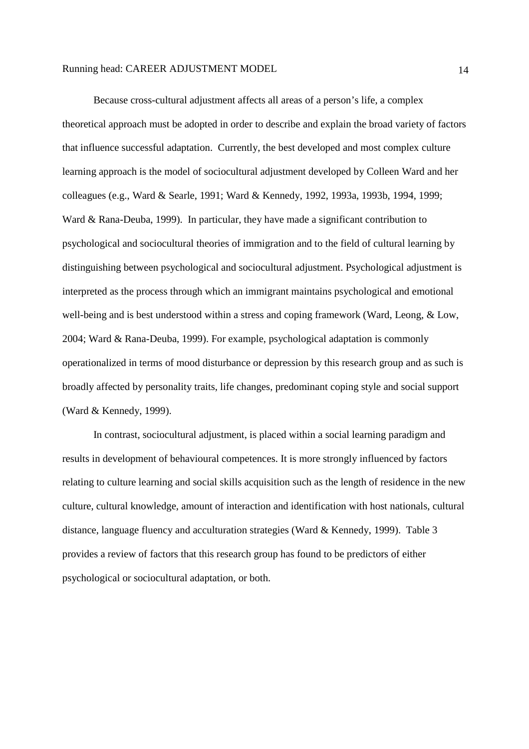Because cross-cultural adjustment affects all areas of a person’s life, a complex theoretical approach must be adopted in order to describe and explain the broad variety of factors that influence successful adaptation. Currently, the best developed and most complex culture learning approach is the model of sociocultural adjustment developed by Colleen Ward and her colleagues (e.g., Ward & Searle, 1991; Ward & Kennedy, 1992, 1993a, 1993b, 1994, 1999; Ward & Rana-Deuba, 1999). In particular, they have made a significant contribution to psychological and sociocultural theories of immigration and to the field of cultural learning by distinguishing between psychological and sociocultural adjustment. Psychological adjustment is interpreted as the process through which an immigrant maintains psychological and emotional well-being and is best understood within a stress and coping framework (Ward, Leong, & Low, 2004; Ward & Rana-Deuba, 1999). For example, psychological adaptation is commonly operationalized in terms of mood disturbance or depression by this research group and as such is broadly affected by personality traits, life changes, predominant coping style and social support (Ward & Kennedy, 1999).

In contrast, sociocultural adjustment, is placed within a social learning paradigm and results in development of behavioural competences. It is more strongly influenced by factors relating to culture learning and social skills acquisition such as the length of residence in the new culture, cultural knowledge, amount of interaction and identification with host nationals, cultural distance, language fluency and acculturation strategies (Ward & Kennedy, 1999). Table 3 provides a review of factors that this research group has found to be predictors of either psychological or sociocultural adaptation, or both.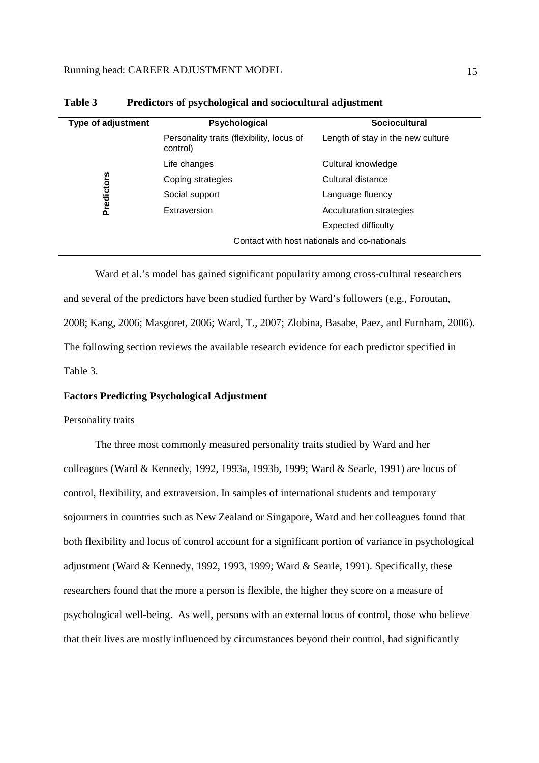**Table 3 Predictors of psychological and sociocultural adjustment**

| Type of adjustment | Psychological | Sociocultural |
|---|---|---|
| Predictors | Personality traits (flexibility, locus of control) | Length of stay in the new culture |
| | Life changes | Cultural knowledge |
| | Coping strategies | Cultural distance |
| | Social support | Language fluency |
| | Extraversion | Acculturation strategies |
| | | Expected difficulty |
| | Contact with host nationals and co-nationals | |

Ward et al.'s model has gained significant popularity among cross-cultural researchers and several of the predictors have been studied further by Ward's followers (e.g., Foroutan, 2008; Kang, 2006; Masgoret, 2006; Ward, T., 2007; Zlobina, Basabe, Paez, and Furnham, 2006). The following section reviews the available research evidence for each predictor specified in Table 3.

**Factors Predicting Psychological Adjustment**

Personality traits

The three most commonly measured personality traits studied by Ward and her colleagues (Ward & Kennedy, 1992, 1993a, 1993b, 1999; Ward & Searle, 1991) are locus of control, flexibility, and extraversion. In samples of international students and temporary sojourners in countries such as New Zealand or Singapore, Ward and her colleagues found that both flexibility and locus of control account for a significant portion of variance in psychological adjustment (Ward & Kennedy, 1992, 1993, 1999; Ward & Searle, 1991). Specifically, these researchers found that the more a person is flexible, the higher they score on a measure of psychological well-being. As well, persons with an external locus of control, those who believe that their lives are mostly influenced by circumstances beyond their control, had significantly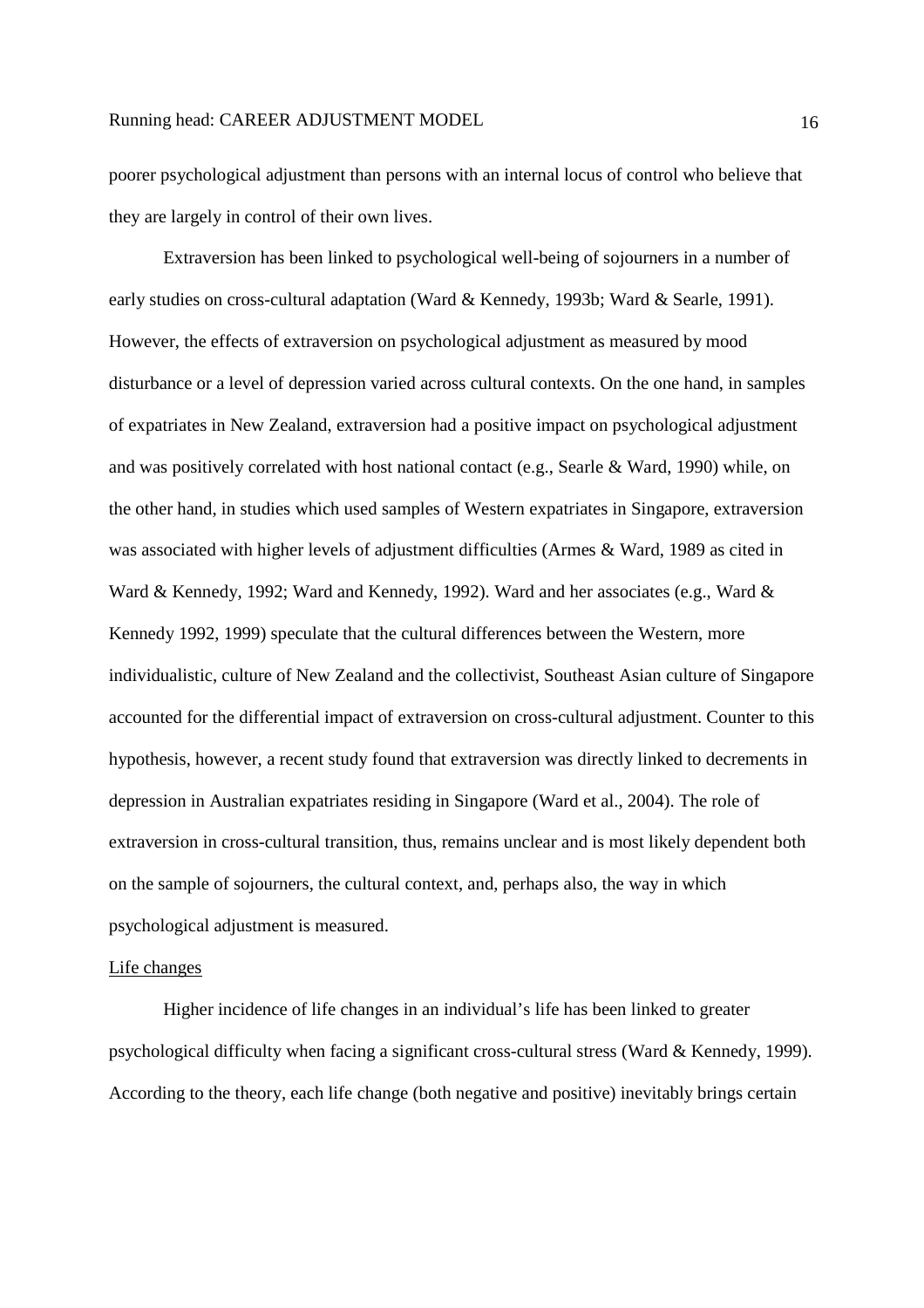poorer psychological adjustment than persons with an internal locus of control who believe that they are largely in control of their own lives.

Extraversion has been linked to psychological well-being of sojourners in a number of early studies on cross-cultural adaptation (Ward & Kennedy, 1993b; Ward & Searle, 1991). However, the effects of extraversion on psychological adjustment as measured by mood disturbance or a level of depression varied across cultural contexts. On the one hand, in samples of expatriates in New Zealand, extraversion had a positive impact on psychological adjustment and was positively correlated with host national contact (e.g., Searle & Ward, 1990) while, on the other hand, in studies which used samples of Western expatriates in Singapore, extraversion was associated with higher levels of adjustment difficulties (Armes & Ward, 1989 as cited in Ward & Kennedy, 1992; Ward and Kennedy, 1992). Ward and her associates (e.g., Ward & Kennedy 1992, 1999) speculate that the cultural differences between the Western, more individualistic, culture of New Zealand and the collectivist, Southeast Asian culture of Singapore accounted for the differential impact of extraversion on cross-cultural adjustment. Counter to this hypothesis, however, a recent study found that extraversion was directly linked to decrements in depression in Australian expatriates residing in Singapore (Ward et al., 2004). The role of extraversion in cross-cultural transition, thus, remains unclear and is most likely dependent both on the sample of sojourners, the cultural context, and, perhaps also, the way in which psychological adjustment is measured.

Life changes

Higher incidence of life changes in an individual's life has been linked to greater psychological difficulty when facing a significant cross-cultural stress (Ward & Kennedy, 1999). According to the theory, each life change (both negative and positive) inevitably brings certain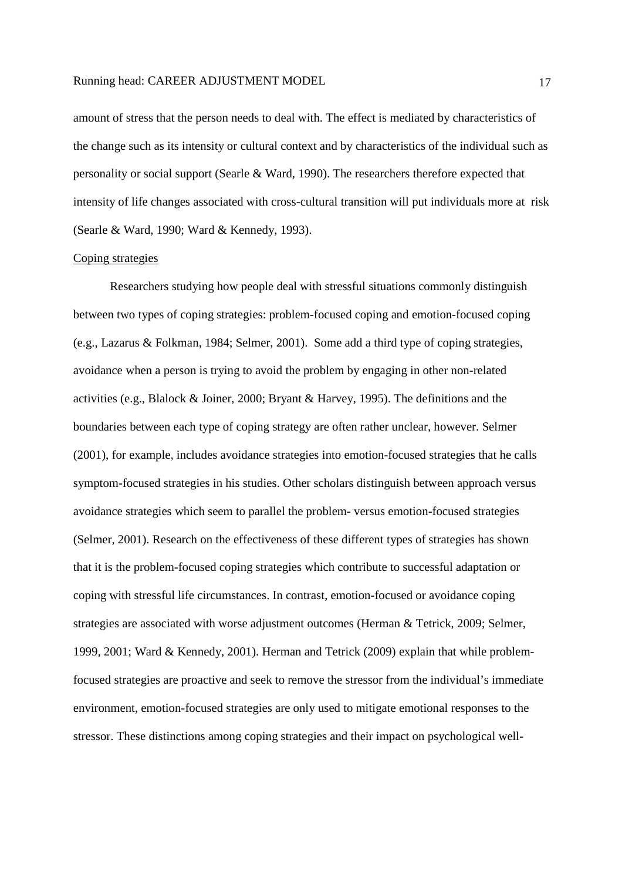amount of stress that the person needs to deal with. The effect is mediated by characteristics of the change such as its intensity or cultural context and by characteristics of the individual such as personality or social support (Searle & Ward, 1990). The researchers therefore expected that intensity of life changes associated with cross-cultural transition will put individuals more at risk (Searle & Ward, 1990; Ward & Kennedy, 1993).

<u>Coping strategies</u>

Researchers studying how people deal with stressful situations commonly distinguish between two types of coping strategies: problem-focused coping and emotion-focused coping (e.g., Lazarus & Folkman, 1984; Selmer, 2001). Some add a third type of coping strategies, avoidance when a person is trying to avoid the problem by engaging in other non-related activities (e.g., Blalock & Joiner, 2000; Bryant & Harvey, 1995). The definitions and the boundaries between each type of coping strategy are often rather unclear, however. Selmer (2001), for example, includes avoidance strategies into emotion-focused strategies that he calls symptom-focused strategies in his studies. Other scholars distinguish between approach versus avoidance strategies which seem to parallel the problem- versus emotion-focused strategies (Selmer, 2001). Research on the effectiveness of these different types of strategies has shown that it is the problem-focused coping strategies which contribute to successful adaptation or coping with stressful life circumstances. In contrast, emotion-focused or avoidance coping strategies are associated with worse adjustment outcomes (Herman & Tetrick, 2009; Selmer, 1999, 2001; Ward & Kennedy, 2001). Herman and Tetrick (2009) explain that while problem-focused strategies are proactive and seek to remove the stressor from the individual's immediate environment, emotion-focused strategies are only used to mitigate emotional responses to the stressor. These distinctions among coping strategies and their impact on psychological well-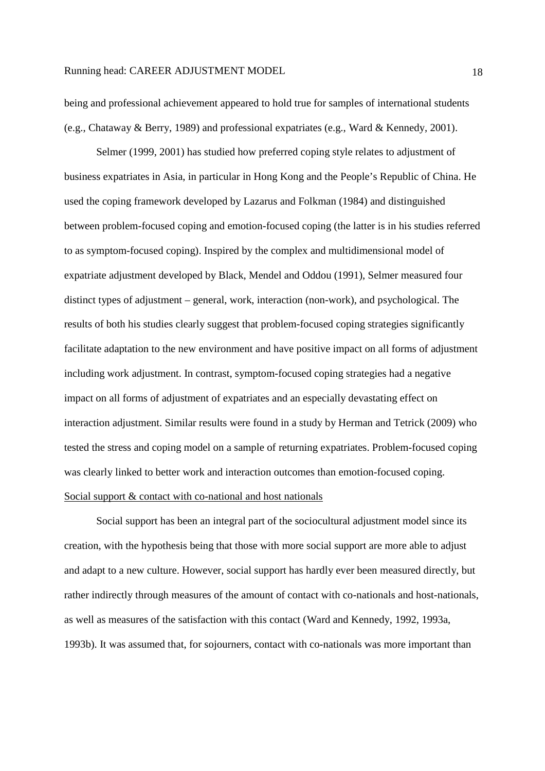being and professional achievement appeared to hold true for samples of international students (e.g., Chataway & Berry, 1989) and professional expatriates (e.g., Ward & Kennedy, 2001).

Selmer (1999, 2001) has studied how preferred coping style relates to adjustment of business expatriates in Asia, in particular in Hong Kong and the People's Republic of China. He used the coping framework developed by Lazarus and Folkman (1984) and distinguished between problem-focused coping and emotion-focused coping (the latter is in his studies referred to as symptom-focused coping). Inspired by the complex and multidimensional model of expatriate adjustment developed by Black, Mendel and Oddou (1991), Selmer measured four distinct types of adjustment – general, work, interaction (non-work), and psychological. The results of both his studies clearly suggest that problem-focused coping strategies significantly facilitate adaptation to the new environment and have positive impact on all forms of adjustment including work adjustment. In contrast, symptom-focused coping strategies had a negative impact on all forms of adjustment of expatriates and an especially devastating effect on interaction adjustment. Similar results were found in a study by Herman and Tetrick (2009) who tested the stress and coping model on a sample of returning expatriates. Problem-focused coping was clearly linked to better work and interaction outcomes than emotion-focused coping.

<u>Social support & contact with co-national and host nationals</u>

Social support has been an integral part of the sociocultural adjustment model since its creation, with the hypothesis being that those with more social support are more able to adjust and adapt to a new culture. However, social support has hardly ever been measured directly, but rather indirectly through measures of the amount of contact with co-nationals and host-nationals, as well as measures of the satisfaction with this contact (Ward and Kennedy, 1992, 1993a, 1993b). It was assumed that, for sojourners, contact with co-nationals was more important than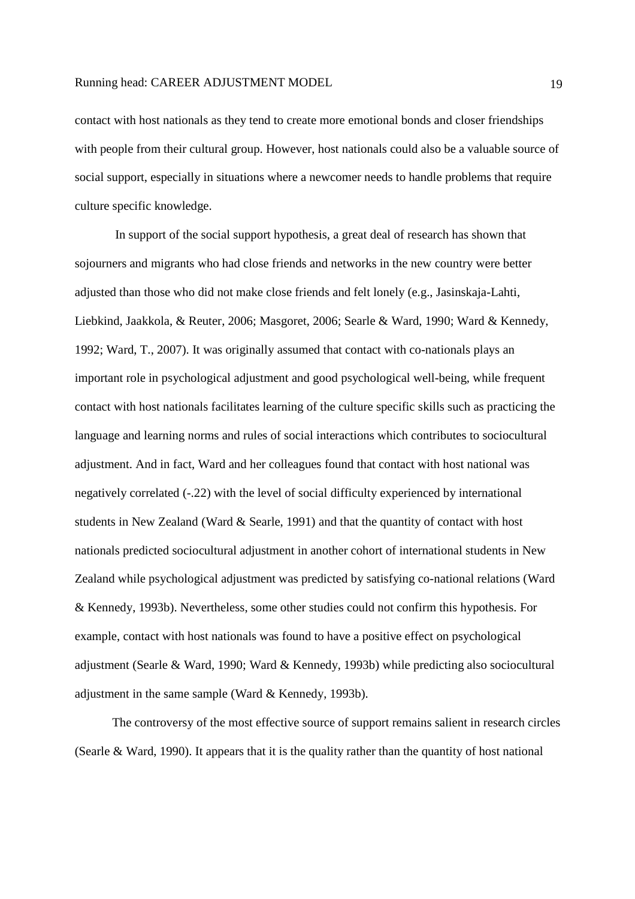contact with host nationals as they tend to create more emotional bonds and closer friendships with people from their cultural group. However, host nationals could also be a valuable source of social support, especially in situations where a newcomer needs to handle problems that require culture specific knowledge.

In support of the social support hypothesis, a great deal of research has shown that sojourners and migrants who had close friends and networks in the new country were better adjusted than those who did not make close friends and felt lonely (e.g., Jasinskaja-Lahti, Liebkind, Jaakkola, & Reuter, 2006; Masgoret, 2006; Searle & Ward, 1990; Ward & Kennedy, 1992; Ward, T., 2007). It was originally assumed that contact with co-nationals plays an important role in psychological adjustment and good psychological well-being, while frequent contact with host nationals facilitates learning of the culture specific skills such as practicing the language and learning norms and rules of social interactions which contributes to sociocultural adjustment. And in fact, Ward and her colleagues found that contact with host national was negatively correlated (-.22) with the level of social difficulty experienced by international students in New Zealand (Ward & Searle, 1991) and that the quantity of contact with host nationals predicted sociocultural adjustment in another cohort of international students in New Zealand while psychological adjustment was predicted by satisfying co-national relations (Ward & Kennedy, 1993b). Nevertheless, some other studies could not confirm this hypothesis. For example, contact with host nationals was found to have a positive effect on psychological adjustment (Searle & Ward, 1990; Ward & Kennedy, 1993b) while predicting also sociocultural adjustment in the same sample (Ward & Kennedy, 1993b).

The controversy of the most effective source of support remains salient in research circles (Searle & Ward, 1990). It appears that it is the quality rather than the quantity of host national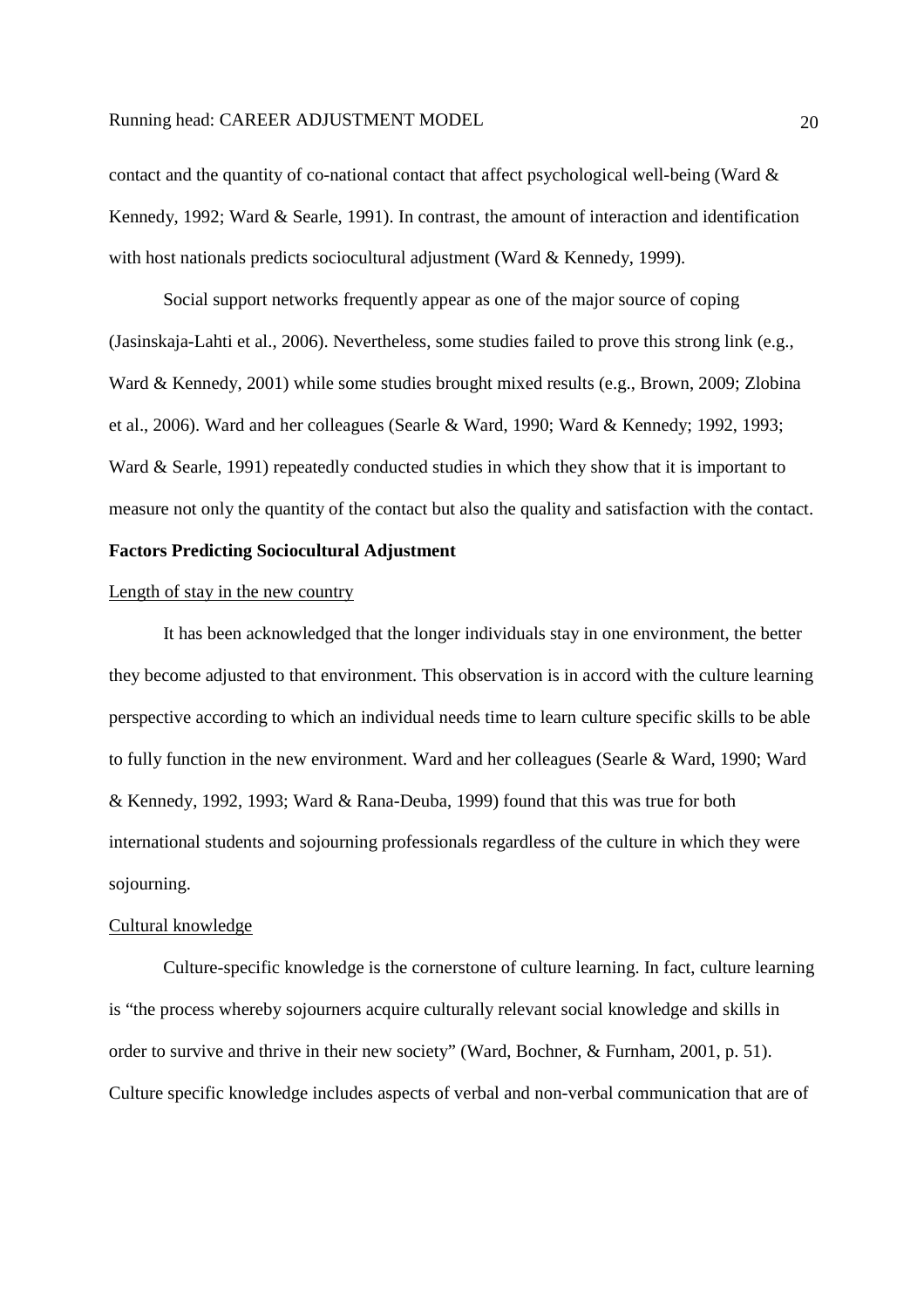contact and the quantity of co-national contact that affect psychological well-being (Ward & Kennedy, 1992; Ward & Searle, 1991). In contrast, the amount of interaction and identification with host nationals predicts sociocultural adjustment (Ward & Kennedy, 1999).

Social support networks frequently appear as one of the major source of coping (Jasinskaja-Lahti et al., 2006). Nevertheless, some studies failed to prove this strong link (e.g., Ward & Kennedy, 2001) while some studies brought mixed results (e.g., Brown, 2009; Zlobina et al., 2006). Ward and her colleagues (Searle & Ward, 1990; Ward & Kennedy; 1992, 1993; Ward & Searle, 1991) repeatedly conducted studies in which they show that it is important to measure not only the quantity of the contact but also the quality and satisfaction with the contact.

**Factors Predicting Sociocultural Adjustment**

<u>Length of stay in the new country</u>

It has been acknowledged that the longer individuals stay in one environment, the better they become adjusted to that environment. This observation is in accord with the culture learning perspective according to which an individual needs time to learn culture specific skills to be able to fully function in the new environment. Ward and her colleagues (Searle & Ward, 1990; Ward & Kennedy, 1992, 1993; Ward & Rana-Deuba, 1999) found that this was true for both international students and sojourning professionals regardless of the culture in which they were sojourning.

<u>Cultural knowledge</u>

Culture-specific knowledge is the cornerstone of culture learning. In fact, culture learning is "the process whereby sojourners acquire culturally relevant social knowledge and skills in order to survive and thrive in their new society" (Ward, Bochner, & Furnham, 2001, p. 51). Culture specific knowledge includes aspects of verbal and non-verbal communication that are of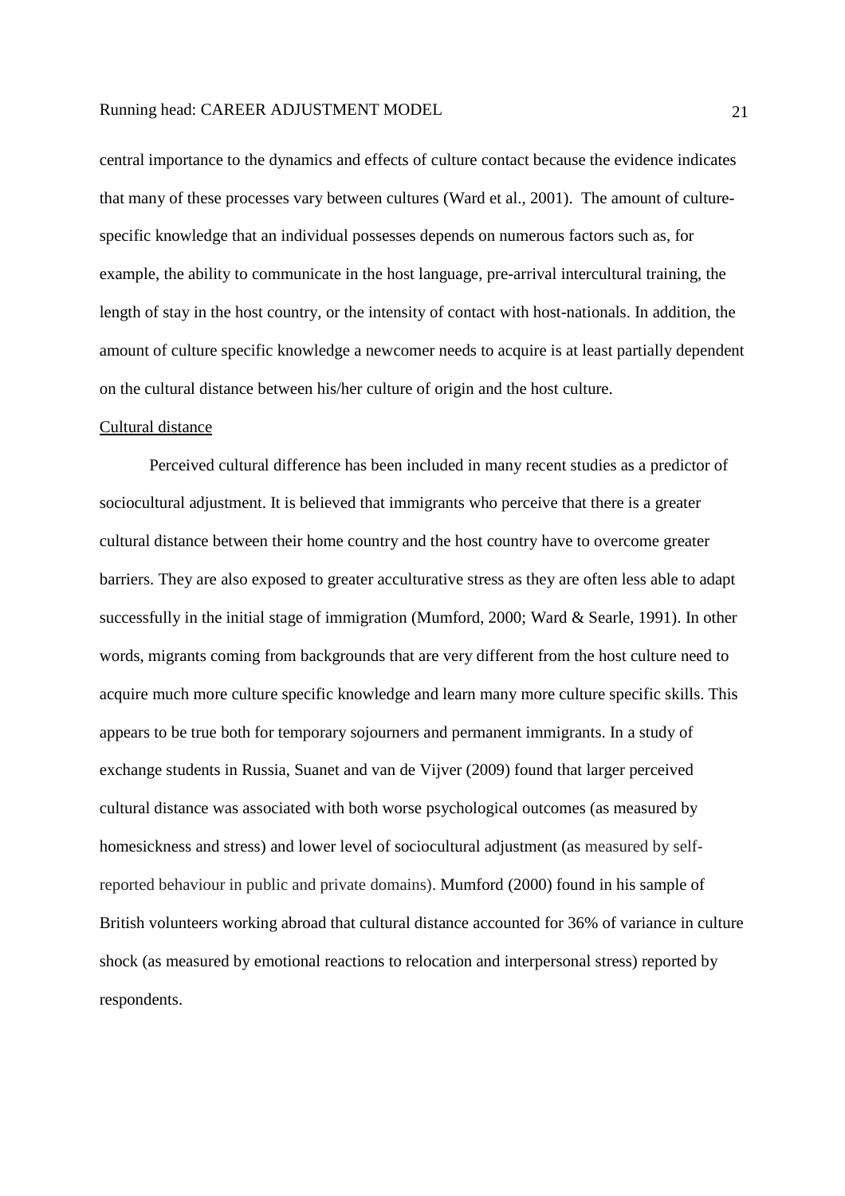central importance to the dynamics and effects of culture contact because the evidence indicates that many of these processes vary between cultures (Ward et al., 2001). The amount of culture-specific knowledge that an individual possesses depends on numerous factors such as, for example, the ability to communicate in the host language, pre-arrival intercultural training, the length of stay in the host country, or the intensity of contact with host-nationals. In addition, the amount of culture specific knowledge a newcomer needs to acquire is at least partially dependent on the cultural distance between his/her culture of origin and the host culture.

Cultural distance

Perceived cultural difference has been included in many recent studies as a predictor of sociocultural adjustment. It is believed that immigrants who perceive that there is a greater cultural distance between their home country and the host country have to overcome greater barriers. They are also exposed to greater acculturative stress as they are often less able to adapt successfully in the initial stage of immigration (Mumford, 2000; Ward & Searle, 1991). In other words, migrants coming from backgrounds that are very different from the host culture need to acquire much more culture specific knowledge and learn many more culture specific skills. This appears to be true both for temporary sojourners and permanent immigrants. In a study of exchange students in Russia, Suanet and van de Vijver (2009) found that larger perceived cultural distance was associated with both worse psychological outcomes (as measured by homesickness and stress) and lower level of sociocultural adjustment (as measured by self-reported behaviour in public and private domains). Mumford (2000) found in his sample of British volunteers working abroad that cultural distance accounted for 36% of variance in culture shock (as measured by emotional reactions to relocation and interpersonal stress) reported by respondents.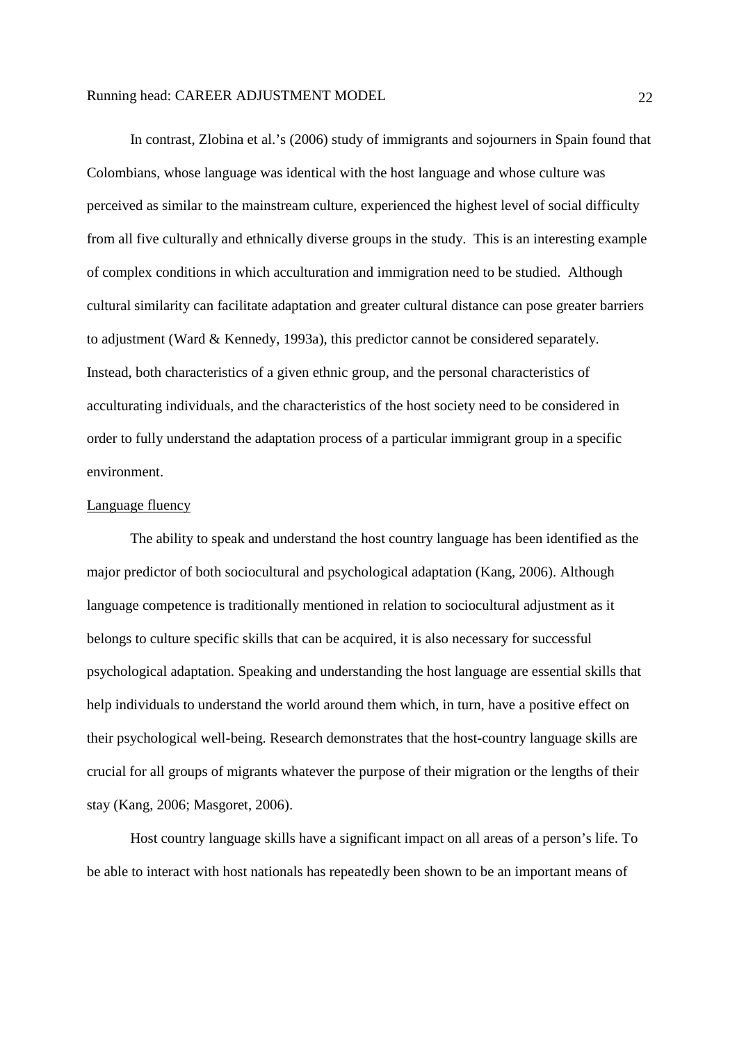In contrast, Zlobina et al.'s (2006) study of immigrants and sojourners in Spain found that Colombians, whose language was identical with the host language and whose culture was perceived as similar to the mainstream culture, experienced the highest level of social difficulty from all five culturally and ethnically diverse groups in the study. This is an interesting example of complex conditions in which acculturation and immigration need to be studied. Although cultural similarity can facilitate adaptation and greater cultural distance can pose greater barriers to adjustment (Ward & Kennedy, 1993a), this predictor cannot be considered separately. Instead, both characteristics of a given ethnic group, and the personal characteristics of acculturating individuals, and the characteristics of the host society need to be considered in order to fully understand the adaptation process of a particular immigrant group in a specific environment.

Language fluency

The ability to speak and understand the host country language has been identified as the major predictor of both sociocultural and psychological adaptation (Kang, 2006). Although language competence is traditionally mentioned in relation to sociocultural adjustment as it belongs to culture specific skills that can be acquired, it is also necessary for successful psychological adaptation. Speaking and understanding the host language are essential skills that help individuals to understand the world around them which, in turn, have a positive effect on their psychological well-being. Research demonstrates that the host-country language skills are crucial for all groups of migrants whatever the purpose of their migration or the lengths of their stay (Kang, 2006; Masgoret, 2006).

Host country language skills have a significant impact on all areas of a person's life. To be able to interact with host nationals has repeatedly been shown to be an important means of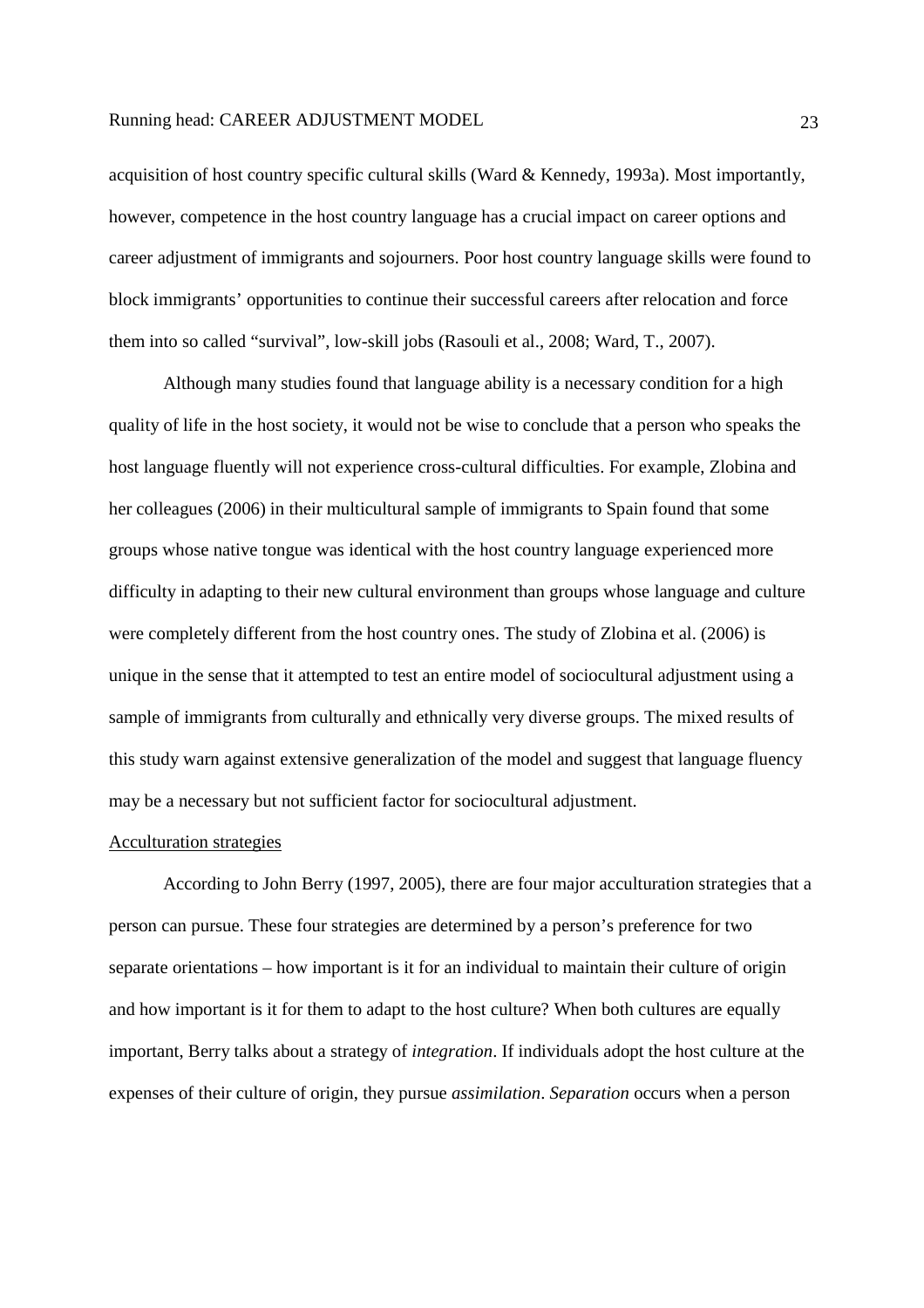acquisition of host country specific cultural skills (Ward & Kennedy, 1993a). Most importantly, however, competence in the host country language has a crucial impact on career options and career adjustment of immigrants and sojourners. Poor host country language skills were found to block immigrants' opportunities to continue their successful careers after relocation and force them into so called "survival", low-skill jobs (Rasouli et al., 2008; Ward, T., 2007).

Although many studies found that language ability is a necessary condition for a high quality of life in the host society, it would not be wise to conclude that a person who speaks the host language fluently will not experience cross-cultural difficulties. For example, Zlobina and her colleagues (2006) in their multicultural sample of immigrants to Spain found that some groups whose native tongue was identical with the host country language experienced more difficulty in adapting to their new cultural environment than groups whose language and culture were completely different from the host country ones. The study of Zlobina et al. (2006) is unique in the sense that it attempted to test an entire model of sociocultural adjustment using a sample of immigrants from culturally and ethnically very diverse groups. The mixed results of this study warn against extensive generalization of the model and suggest that language fluency may be a necessary but not sufficient factor for sociocultural adjustment.

Acculturation strategies

According to John Berry (1997, 2005), there are four major acculturation strategies that a person can pursue. These four strategies are determined by a person's preference for two separate orientations – how important is it for an individual to maintain their culture of origin and how important is it for them to adapt to the host culture? When both cultures are equally important, Berry talks about a strategy of *integration*. If individuals adopt the host culture at the expenses of their culture of origin, they pursue *assimilation*. *Separation* occurs when a person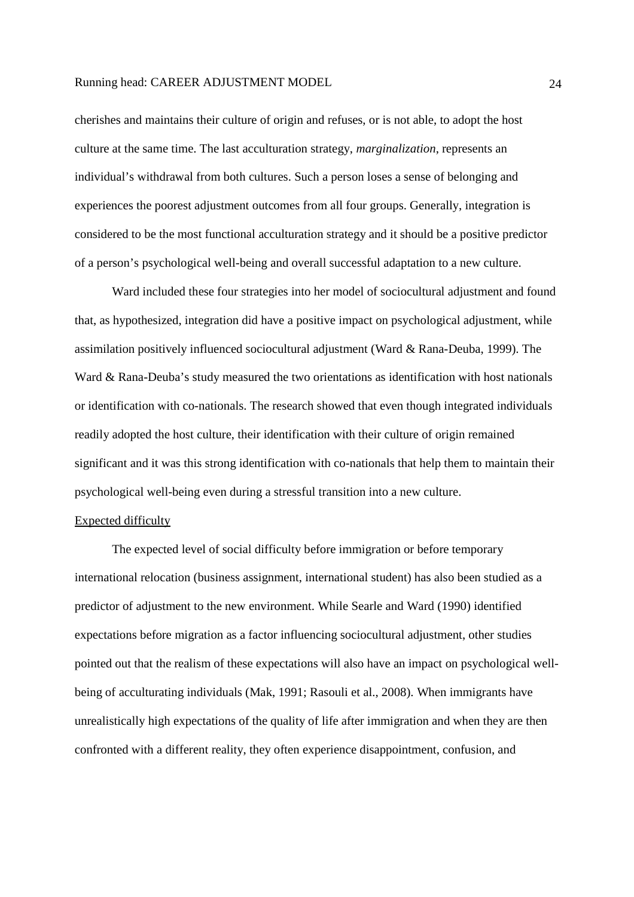cherishes and maintains their culture of origin and refuses, or is not able, to adopt the host culture at the same time. The last acculturation strategy, *marginalization*, represents an individual's withdrawal from both cultures. Such a person loses a sense of belonging and experiences the poorest adjustment outcomes from all four groups. Generally, integration is considered to be the most functional acculturation strategy and it should be a positive predictor of a person's psychological well-being and overall successful adaptation to a new culture.

Ward included these four strategies into her model of sociocultural adjustment and found that, as hypothesized, integration did have a positive impact on psychological adjustment, while assimilation positively influenced sociocultural adjustment (Ward & Rana-Deuba, 1999). The Ward & Rana-Deuba's study measured the two orientations as identification with host nationals or identification with co-nationals. The research showed that even though integrated individuals readily adopted the host culture, their identification with their culture of origin remained significant and it was this strong identification with co-nationals that help them to maintain their psychological well-being even during a stressful transition into a new culture.

Expected difficulty

The expected level of social difficulty before immigration or before temporary international relocation (business assignment, international student) has also been studied as a predictor of adjustment to the new environment. While Searle and Ward (1990) identified expectations before migration as a factor influencing sociocultural adjustment, other studies pointed out that the realism of these expectations will also have an impact on psychological well-being of acculturating individuals (Mak, 1991; Rasouli et al., 2008). When immigrants have unrealistically high expectations of the quality of life after immigration and when they are then confronted with a different reality, they often experience disappointment, confusion, and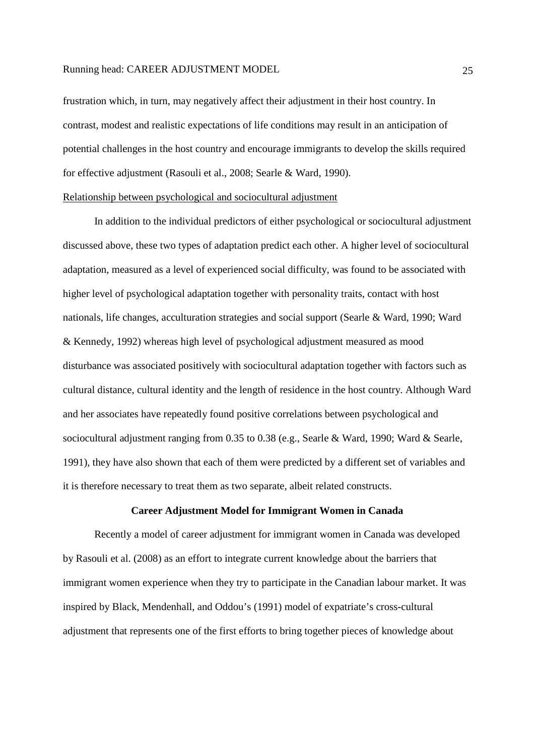frustration which, in turn, may negatively affect their adjustment in their host country. In contrast, modest and realistic expectations of life conditions may result in an anticipation of potential challenges in the host country and encourage immigrants to develop the skills required for effective adjustment (Rasouli et al., 2008; Searle & Ward, 1990).

Relationship between psychological and sociocultural adjustment

In addition to the individual predictors of either psychological or sociocultural adjustment discussed above, these two types of adaptation predict each other. A higher level of sociocultural adaptation, measured as a level of experienced social difficulty, was found to be associated with higher level of psychological adaptation together with personality traits, contact with host nationals, life changes, acculturation strategies and social support (Searle & Ward, 1990; Ward & Kennedy, 1992) whereas high level of psychological adjustment measured as mood disturbance was associated positively with sociocultural adaptation together with factors such as cultural distance, cultural identity and the length of residence in the host country. Although Ward and her associates have repeatedly found positive correlations between psychological and sociocultural adjustment ranging from 0.35 to 0.38 (e.g., Searle & Ward, 1990; Ward & Searle, 1991), they have also shown that each of them were predicted by a different set of variables and it is therefore necessary to treat them as two separate, albeit related constructs.

## Career Adjustment Model for Immigrant Women in Canada

Recently a model of career adjustment for immigrant women in Canada was developed by Rasouli et al. (2008) as an effort to integrate current knowledge about the barriers that immigrant women experience when they try to participate in the Canadian labour market. It was inspired by Black, Mendenhall, and Oddou's (1991) model of expatriate's cross-cultural adjustment that represents one of the first efforts to bring together pieces of knowledge about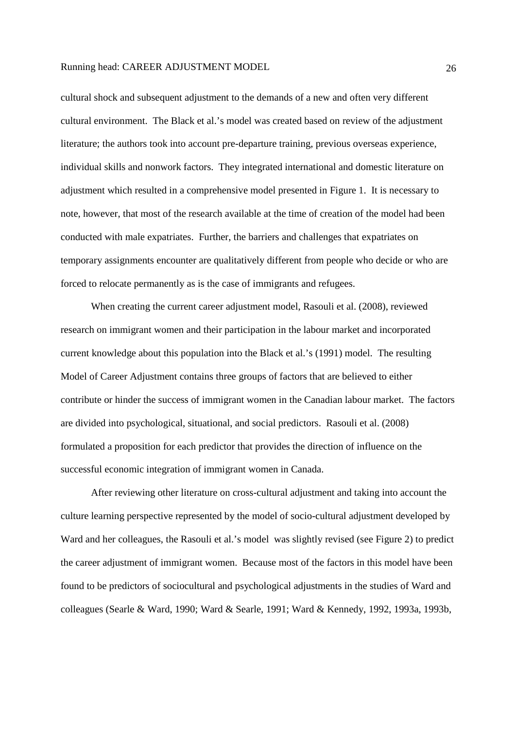cultural shock and subsequent adjustment to the demands of a new and often very different cultural environment. The Black et al.'s model was created based on review of the adjustment literature; the authors took into account pre-departure training, previous overseas experience, individual skills and nonwork factors. They integrated international and domestic literature on adjustment which resulted in a comprehensive model presented in Figure 1. It is necessary to note, however, that most of the research available at the time of creation of the model had been conducted with male expatriates. Further, the barriers and challenges that expatriates on temporary assignments encounter are qualitatively different from people who decide or who are forced to relocate permanently as is the case of immigrants and refugees.

When creating the current career adjustment model, Rasouli et al. (2008), reviewed research on immigrant women and their participation in the labour market and incorporated current knowledge about this population into the Black et al.'s (1991) model. The resulting Model of Career Adjustment contains three groups of factors that are believed to either contribute or hinder the success of immigrant women in the Canadian labour market. The factors are divided into psychological, situational, and social predictors. Rasouli et al. (2008) formulated a proposition for each predictor that provides the direction of influence on the successful economic integration of immigrant women in Canada.

After reviewing other literature on cross-cultural adjustment and taking into account the culture learning perspective represented by the model of socio-cultural adjustment developed by Ward and her colleagues, the Rasouli et al.'s model was slightly revised (see Figure 2) to predict the career adjustment of immigrant women. Because most of the factors in this model have been found to be predictors of sociocultural and psychological adjustments in the studies of Ward and colleagues (Searle & Ward, 1990; Ward & Searle, 1991; Ward & Kennedy, 1992, 1993a, 1993b,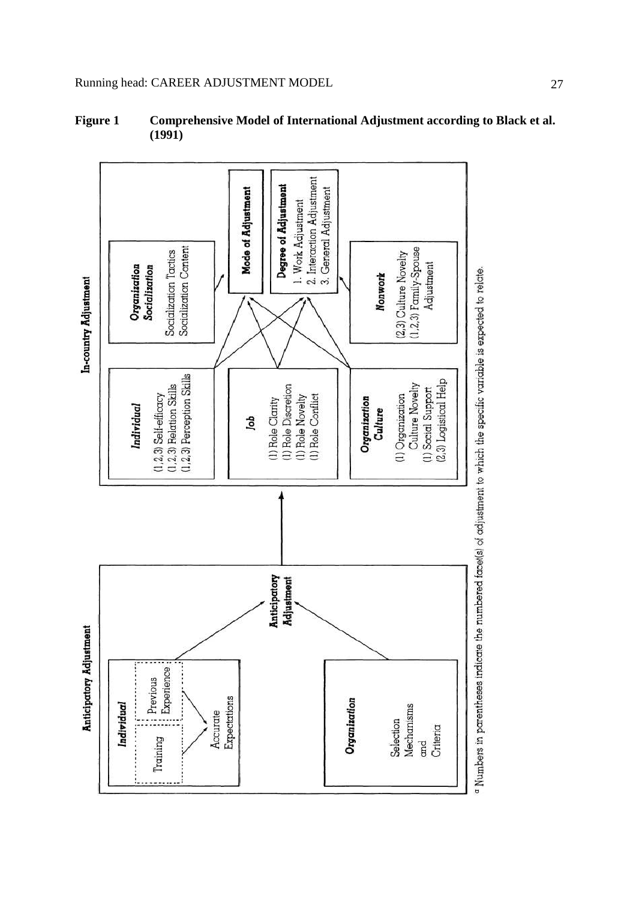**Figure 1 Comprehensive Model of International Adjustment according to Black et al. (1991)**

**Anticipatory Adjustment**

***Individual***

Training

Previous Experience

Accurate Expectations

***Organization***

Selection Mechanisms and Criteria

**Anticipatory Adjustment**

**In-country Adjustment**

***Individual***

(1,2,3) Self-efficacy
(1,2,3) Relation Skills
(1,2,3) Perception Skills

***Job***

(1) Role Clarity
(1) Role Discretion
(1) Role Novelty
(1) Role Conflict

***Organization Culture***

(1) Organization Culture Novelty
(1) Social Support
(2,3) Logistical Help

***Organization Socialization***

Socialization Tactics
Socialization Content

**Mode of Adjustment**

**Degree of Adjustment**

1. Work Adjustment
2. Interaction Adjustment
3. General Adjustment

***Nonwork***

(2,3) Culture Novelty
(1,2,3) Family-Spouse Adjustment

[a] Numbers in parentheses indicate the numbered facet(s) of adjustment to which the specific variable is expected to relate.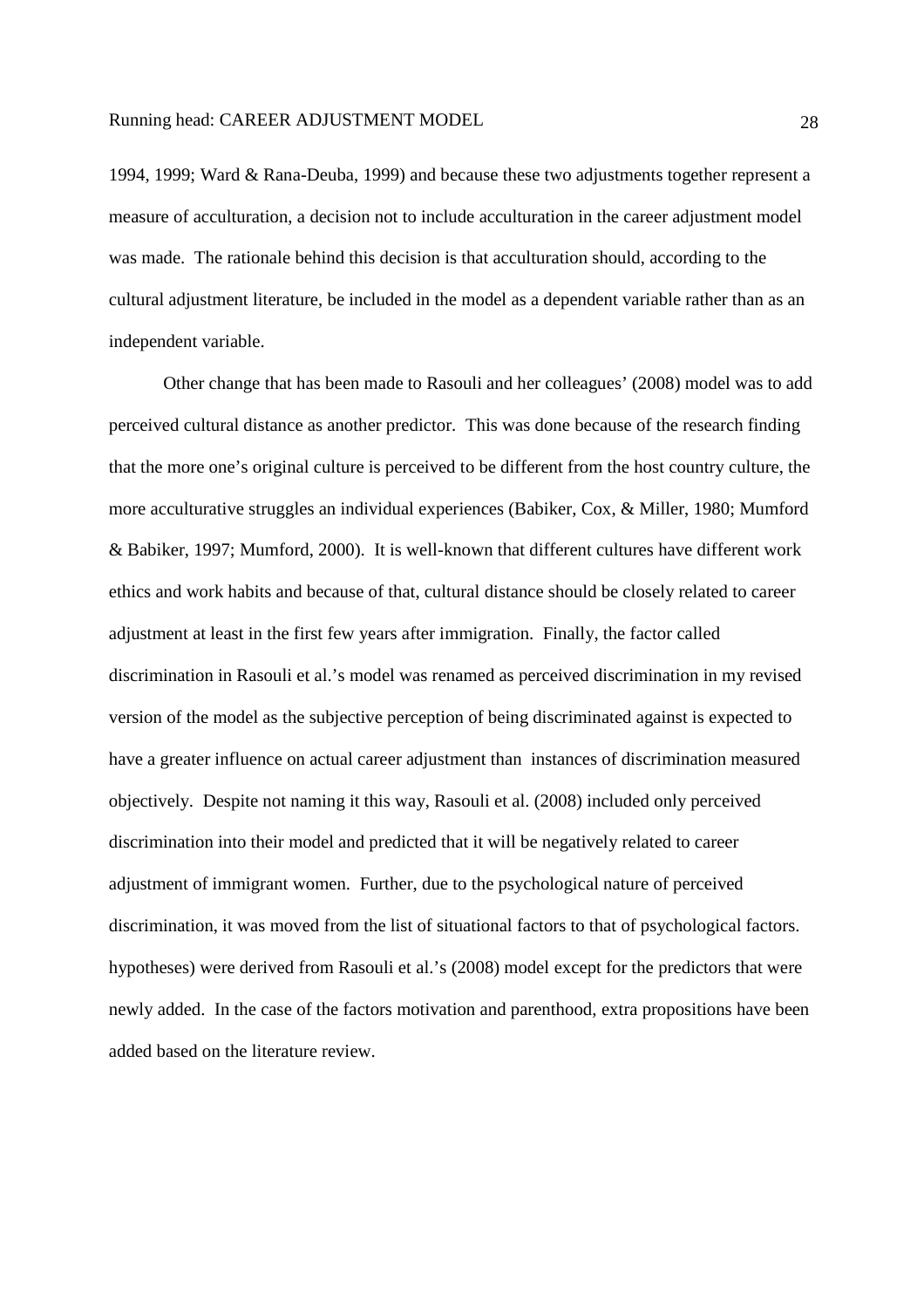1994, 1999; Ward & Rana-Deuba, 1999) and because these two adjustments together represent a measure of acculturation, a decision not to include acculturation in the career adjustment model was made. The rationale behind this decision is that acculturation should, according to the cultural adjustment literature, be included in the model as a dependent variable rather than as an independent variable.

Other change that has been made to Rasouli and her colleagues' (2008) model was to add perceived cultural distance as another predictor. This was done because of the research finding that the more one's original culture is perceived to be different from the host country culture, the more acculturative struggles an individual experiences (Babiker, Cox, & Miller, 1980; Mumford & Babiker, 1997; Mumford, 2000). It is well-known that different cultures have different work ethics and work habits and because of that, cultural distance should be closely related to career adjustment at least in the first few years after immigration. Finally, the factor called discrimination in Rasouli et al.'s model was renamed as perceived discrimination in my revised version of the model as the subjective perception of being discriminated against is expected to have a greater influence on actual career adjustment than instances of discrimination measured objectively. Despite not naming it this way, Rasouli et al. (2008) included only perceived discrimination into their model and predicted that it will be negatively related to career adjustment of immigrant women. Further, due to the psychological nature of perceived discrimination, it was moved from the list of situational factors to that of psychological factors. hypotheses) were derived from Rasouli et al.'s (2008) model except for the predictors that were newly added. In the case of the factors motivation and parenthood, extra propositions have been added based on the literature review.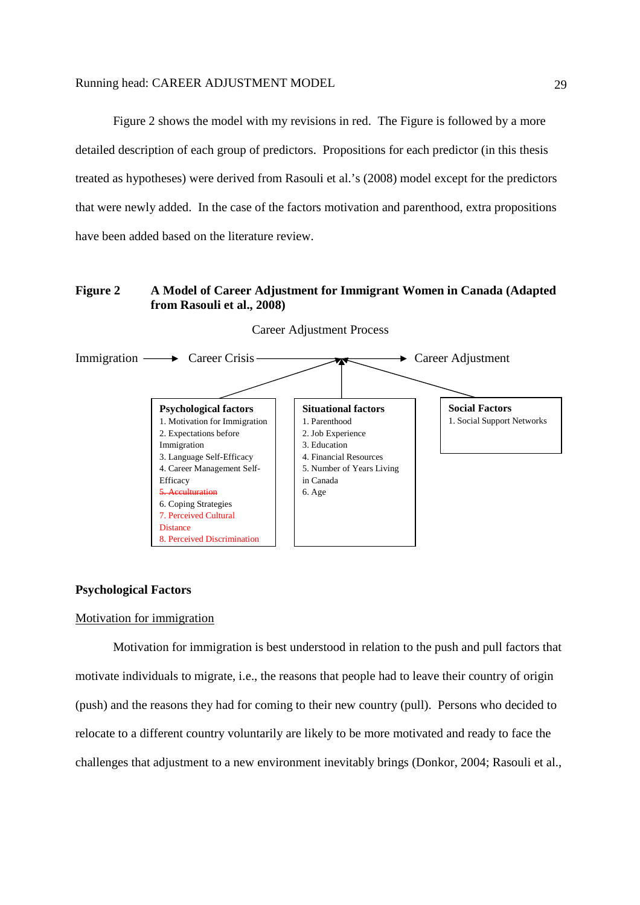Figure 2 shows the model with my revisions in red. The Figure is followed by a more detailed description of each group of predictors. Propositions for each predictor (in this thesis treated as hypotheses) were derived from Rasouli et al.'s (2008) model except for the predictors that were newly added. In the case of the factors motivation and parenthood, extra propositions have been added based on the literature review.

**Figure 2** **A Model of Career Adjustment for Immigrant Women in Canada (Adapted from Rasouli et al., 2008)**

Career Adjustment Process

Immigration → Career Crisis → Career Adjustment

**Psychological factors**
1. Motivation for Immigration
2. Expectations before Immigration
3. Language Self-Efficacy
4. Career Management Self-Efficacy
5. ~~Acculturation~~
6. Coping Strategies
7. Perceived Cultural Distance
8. Perceived Discrimination

**Situational factors**
1. Parenthood
2. Job Experience
3. Education
4. Financial Resources
5. Number of Years Living in Canada
6. Age

**Social Factors**
1. Social Support Networks

## Psychological Factors

Motivation for immigration

Motivation for immigration is best understood in relation to the push and pull factors that motivate individuals to migrate, i.e., the reasons that people had to leave their country of origin (push) and the reasons they had for coming to their new country (pull). Persons who decided to relocate to a different country voluntarily are likely to be more motivated and ready to face the challenges that adjustment to a new environment inevitably brings (Donkor, 2004; Rasouli et al.,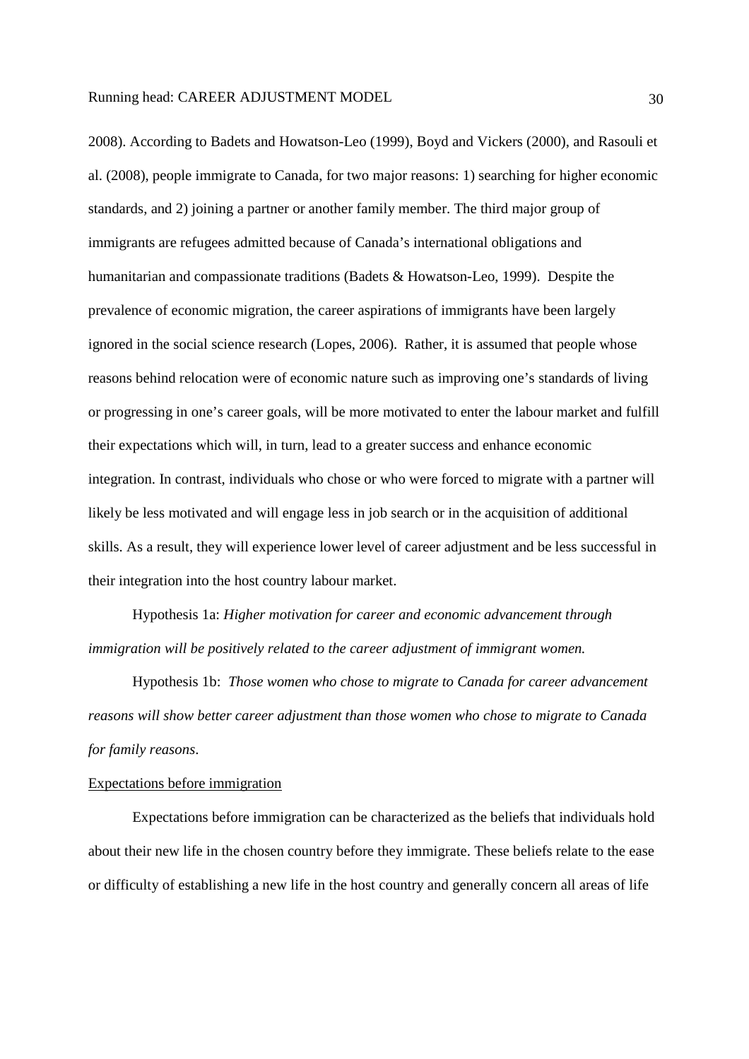2008). According to Badets and Howatson-Leo (1999), Boyd and Vickers (2000), and Rasouli et al. (2008), people immigrate to Canada, for two major reasons: 1) searching for higher economic standards, and 2) joining a partner or another family member. The third major group of immigrants are refugees admitted because of Canada's international obligations and humanitarian and compassionate traditions (Badets & Howatson-Leo, 1999). Despite the prevalence of economic migration, the career aspirations of immigrants have been largely ignored in the social science research (Lopes, 2006). Rather, it is assumed that people whose reasons behind relocation were of economic nature such as improving one's standards of living or progressing in one's career goals, will be more motivated to enter the labour market and fulfill their expectations which will, in turn, lead to a greater success and enhance economic integration. In contrast, individuals who chose or who were forced to migrate with a partner will likely be less motivated and will engage less in job search or in the acquisition of additional skills. As a result, they will experience lower level of career adjustment and be less successful in their integration into the host country labour market.

Hypothesis 1a: *Higher motivation for career and economic advancement through immigration will be positively related to the career adjustment of immigrant women.*

Hypothesis 1b: *Those women who chose to migrate to Canada for career advancement reasons will show better career adjustment than those women who chose to migrate to Canada for family reasons*.

<u>Expectations before immigration</u>

Expectations before immigration can be characterized as the beliefs that individuals hold about their new life in the chosen country before they immigrate. These beliefs relate to the ease or difficulty of establishing a new life in the host country and generally concern all areas of life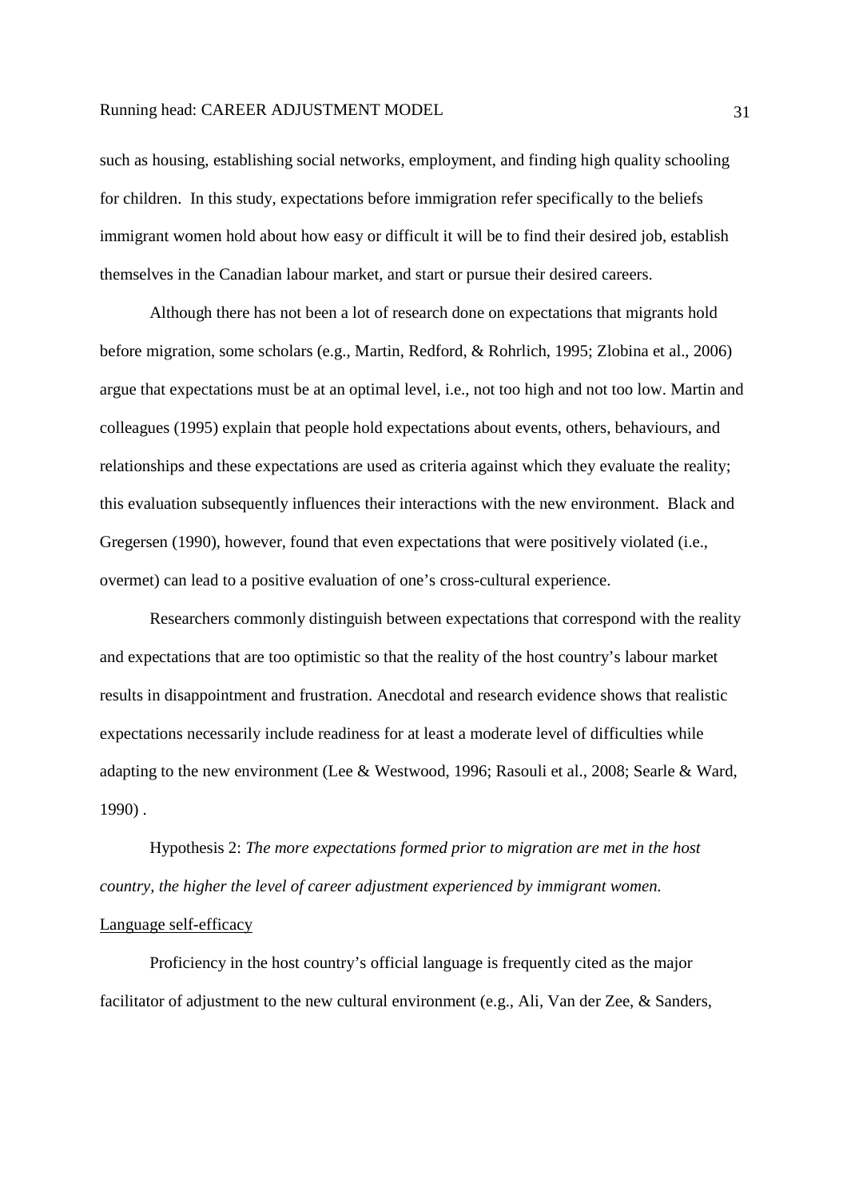such as housing, establishing social networks, employment, and finding high quality schooling for children. In this study, expectations before immigration refer specifically to the beliefs immigrant women hold about how easy or difficult it will be to find their desired job, establish themselves in the Canadian labour market, and start or pursue their desired careers.

Although there has not been a lot of research done on expectations that migrants hold before migration, some scholars (e.g., Martin, Redford, & Rohrlich, 1995; Zlobina et al., 2006) argue that expectations must be at an optimal level, i.e., not too high and not too low. Martin and colleagues (1995) explain that people hold expectations about events, others, behaviours, and relationships and these expectations are used as criteria against which they evaluate the reality; this evaluation subsequently influences their interactions with the new environment. Black and Gregersen (1990), however, found that even expectations that were positively violated (i.e., overmet) can lead to a positive evaluation of one's cross-cultural experience.

Researchers commonly distinguish between expectations that correspond with the reality and expectations that are too optimistic so that the reality of the host country's labour market results in disappointment and frustration. Anecdotal and research evidence shows that realistic expectations necessarily include readiness for at least a moderate level of difficulties while adapting to the new environment (Lee & Westwood, 1996; Rasouli et al., 2008; Searle & Ward, 1990) .

Hypothesis 2: *The more expectations formed prior to migration are met in the host country, the higher the level of career adjustment experienced by immigrant women.*

<u>Language self-efficacy</u>

Proficiency in the host country's official language is frequently cited as the major facilitator of adjustment to the new cultural environment (e.g., Ali, Van der Zee, & Sanders,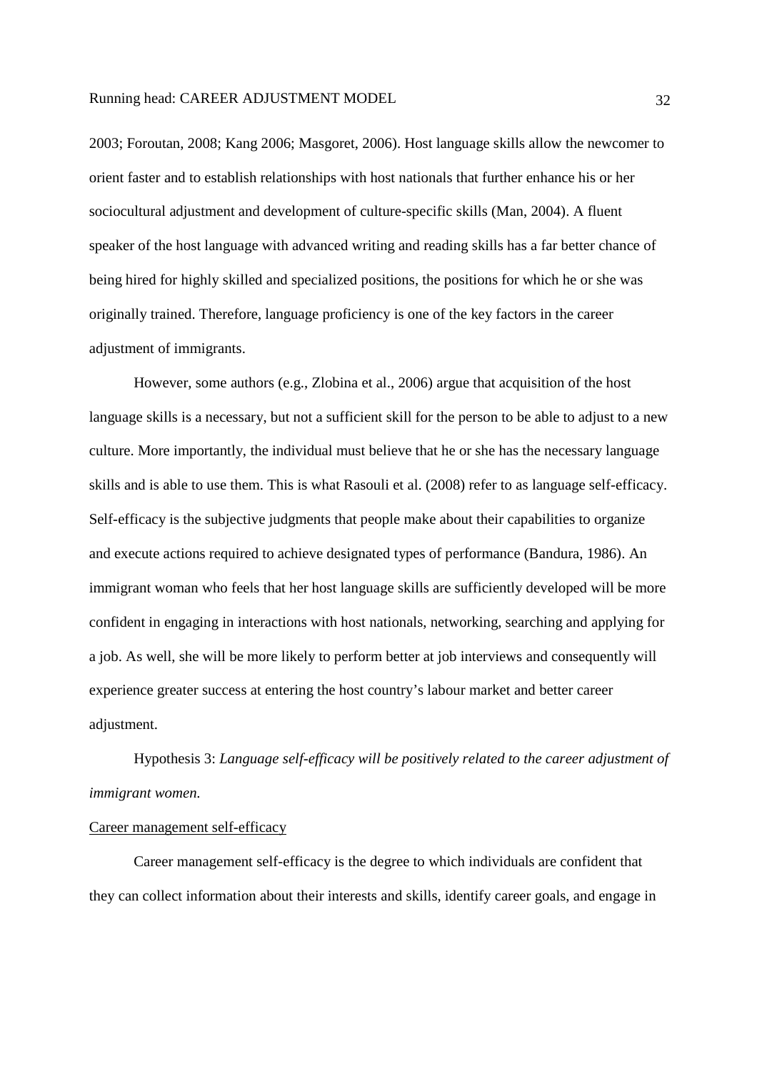2003; Foroutan, 2008; Kang 2006; Masgoret, 2006). Host language skills allow the newcomer to orient faster and to establish relationships with host nationals that further enhance his or her sociocultural adjustment and development of culture-specific skills (Man, 2004). A fluent speaker of the host language with advanced writing and reading skills has a far better chance of being hired for highly skilled and specialized positions, the positions for which he or she was originally trained. Therefore, language proficiency is one of the key factors in the career adjustment of immigrants.

However, some authors (e.g., Zlobina et al., 2006) argue that acquisition of the host language skills is a necessary, but not a sufficient skill for the person to be able to adjust to a new culture. More importantly, the individual must believe that he or she has the necessary language skills and is able to use them. This is what Rasouli et al. (2008) refer to as language self-efficacy. Self-efficacy is the subjective judgments that people make about their capabilities to organize and execute actions required to achieve designated types of performance (Bandura, 1986). An immigrant woman who feels that her host language skills are sufficiently developed will be more confident in engaging in interactions with host nationals, networking, searching and applying for a job. As well, she will be more likely to perform better at job interviews and consequently will experience greater success at entering the host country's labour market and better career adjustment.

Hypothesis 3: *Language self-efficacy will be positively related to the career adjustment of immigrant women.*

<u>Career management self-efficacy</u>

Career management self-efficacy is the degree to which individuals are confident that they can collect information about their interests and skills, identify career goals, and engage in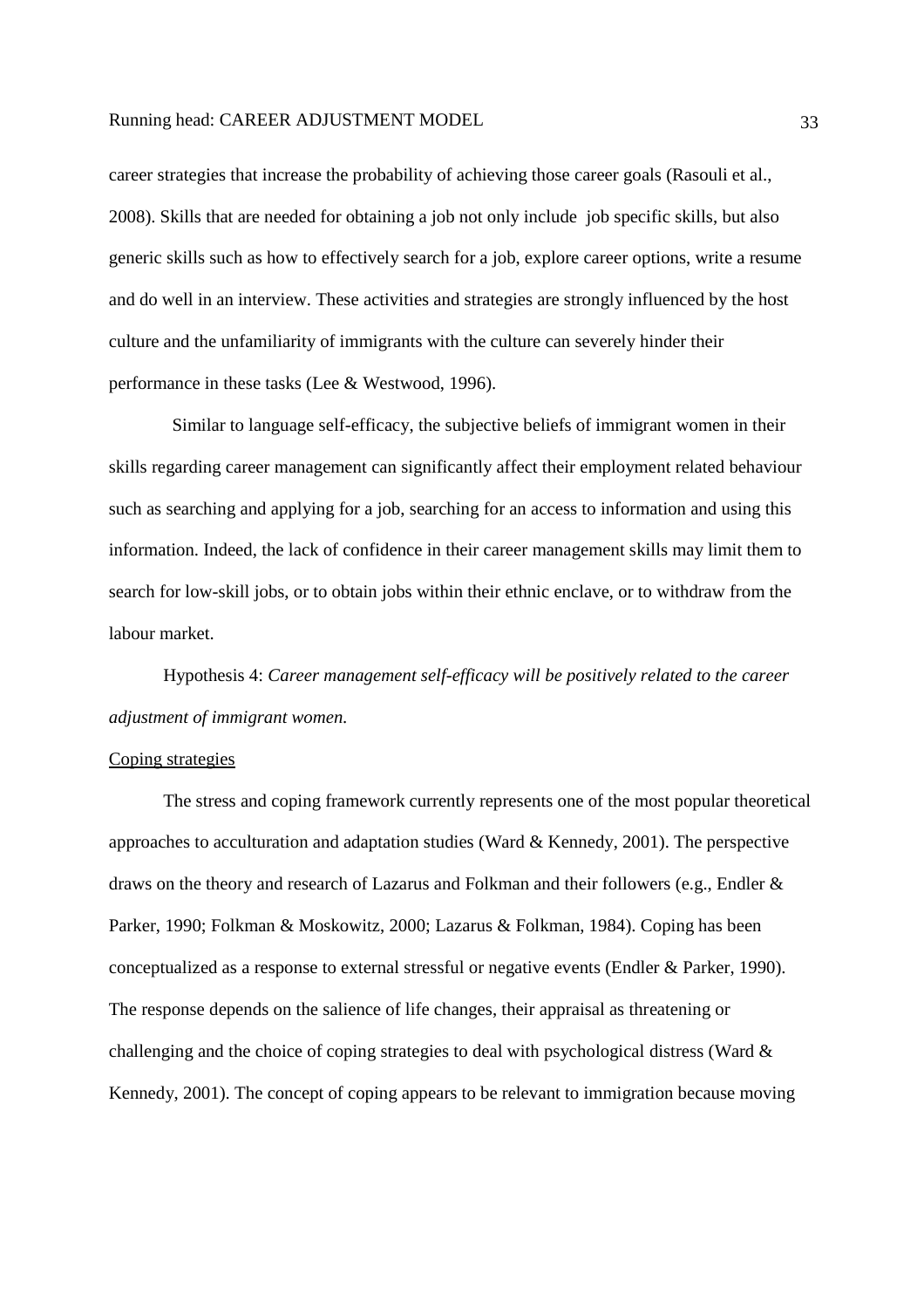career strategies that increase the probability of achieving those career goals (Rasouli et al., 2008). Skills that are needed for obtaining a job not only include job specific skills, but also generic skills such as how to effectively search for a job, explore career options, write a resume and do well in an interview. These activities and strategies are strongly influenced by the host culture and the unfamiliarity of immigrants with the culture can severely hinder their performance in these tasks (Lee & Westwood, 1996).

Similar to language self-efficacy, the subjective beliefs of immigrant women in their skills regarding career management can significantly affect their employment related behaviour such as searching and applying for a job, searching for an access to information and using this information. Indeed, the lack of confidence in their career management skills may limit them to search for low-skill jobs, or to obtain jobs within their ethnic enclave, or to withdraw from the labour market.

Hypothesis 4: *Career management self-efficacy will be positively related to the career adjustment of immigrant women.*

Coping strategies

The stress and coping framework currently represents one of the most popular theoretical approaches to acculturation and adaptation studies (Ward & Kennedy, 2001). The perspective draws on the theory and research of Lazarus and Folkman and their followers (e.g., Endler & Parker, 1990; Folkman & Moskowitz, 2000; Lazarus & Folkman, 1984). Coping has been conceptualized as a response to external stressful or negative events (Endler & Parker, 1990). The response depends on the salience of life changes, their appraisal as threatening or challenging and the choice of coping strategies to deal with psychological distress (Ward & Kennedy, 2001). The concept of coping appears to be relevant to immigration because moving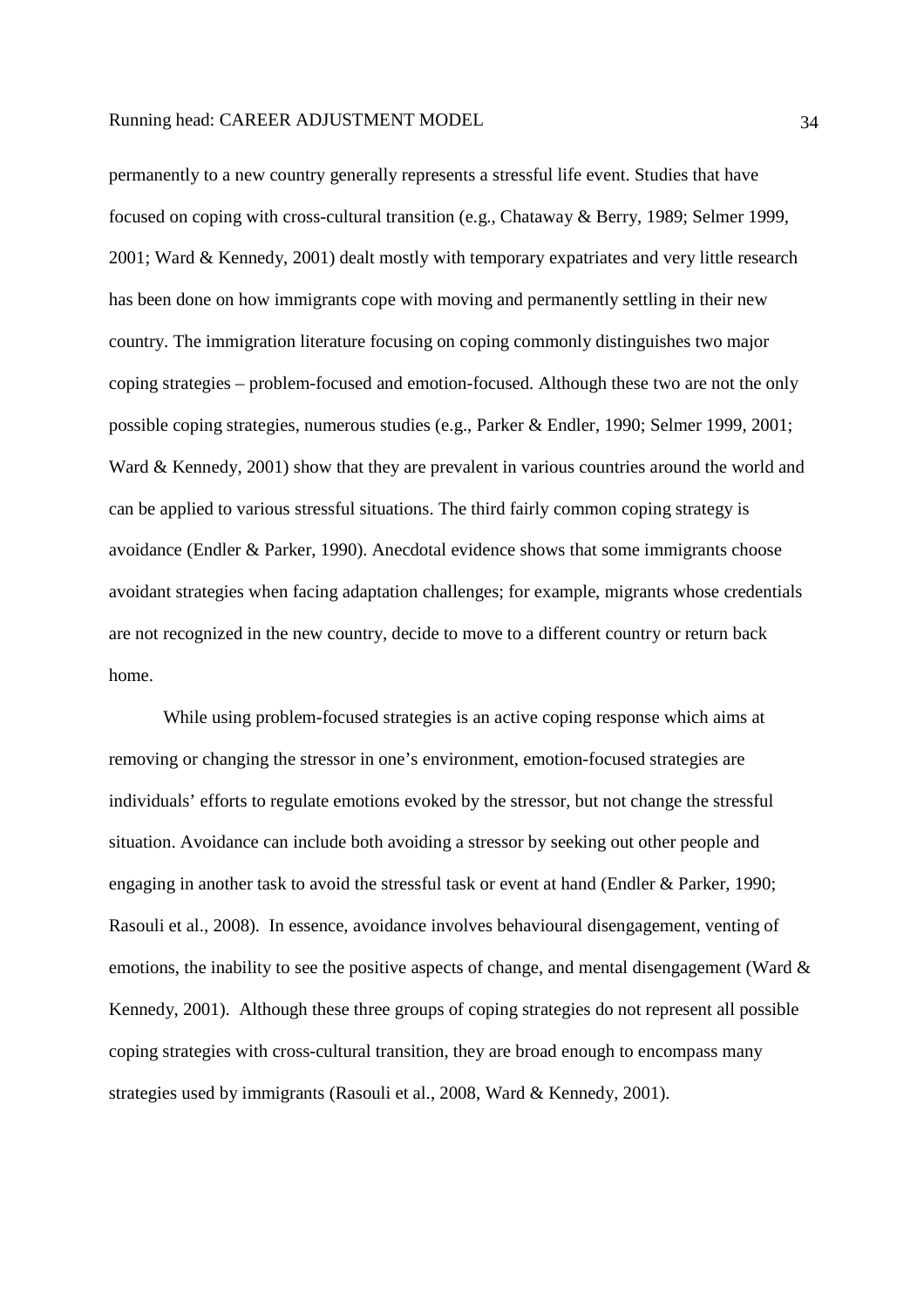permanently to a new country generally represents a stressful life event. Studies that have focused on coping with cross-cultural transition (e.g., Chataway & Berry, 1989; Selmer 1999, 2001; Ward & Kennedy, 2001) dealt mostly with temporary expatriates and very little research has been done on how immigrants cope with moving and permanently settling in their new country. The immigration literature focusing on coping commonly distinguishes two major coping strategies – problem-focused and emotion-focused. Although these two are not the only possible coping strategies, numerous studies (e.g., Parker & Endler, 1990; Selmer 1999, 2001; Ward & Kennedy, 2001) show that they are prevalent in various countries around the world and can be applied to various stressful situations. The third fairly common coping strategy is avoidance (Endler & Parker, 1990). Anecdotal evidence shows that some immigrants choose avoidant strategies when facing adaptation challenges; for example, migrants whose credentials are not recognized in the new country, decide to move to a different country or return back home.

While using problem-focused strategies is an active coping response which aims at removing or changing the stressor in one's environment, emotion-focused strategies are individuals' efforts to regulate emotions evoked by the stressor, but not change the stressful situation. Avoidance can include both avoiding a stressor by seeking out other people and engaging in another task to avoid the stressful task or event at hand (Endler & Parker, 1990; Rasouli et al., 2008). In essence, avoidance involves behavioural disengagement, venting of emotions, the inability to see the positive aspects of change, and mental disengagement (Ward & Kennedy, 2001). Although these three groups of coping strategies do not represent all possible coping strategies with cross-cultural transition, they are broad enough to encompass many strategies used by immigrants (Rasouli et al., 2008, Ward & Kennedy, 2001).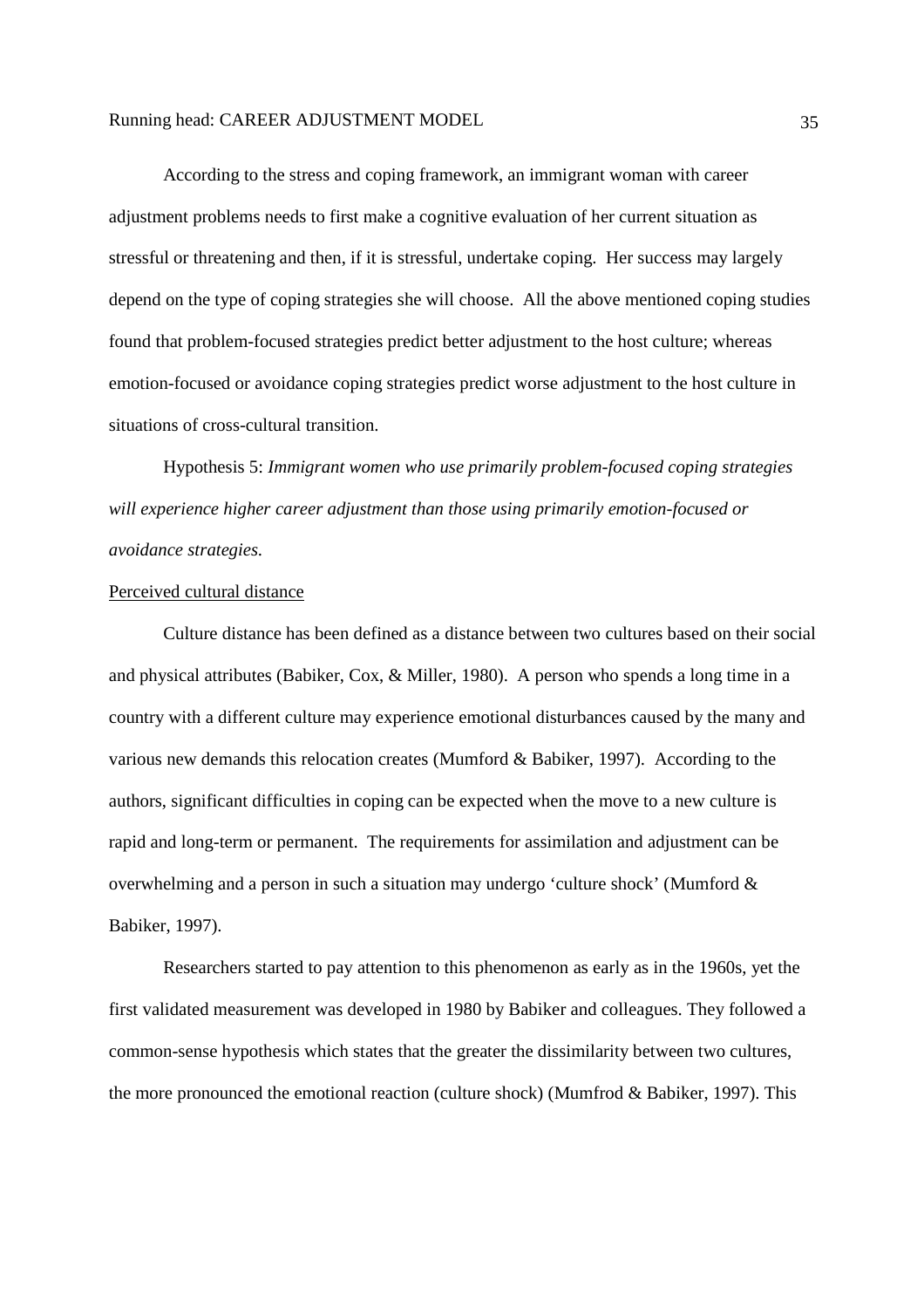According to the stress and coping framework, an immigrant woman with career adjustment problems needs to first make a cognitive evaluation of her current situation as stressful or threatening and then, if it is stressful, undertake coping. Her success may largely depend on the type of coping strategies she will choose. All the above mentioned coping studies found that problem-focused strategies predict better adjustment to the host culture; whereas emotion-focused or avoidance coping strategies predict worse adjustment to the host culture in situations of cross-cultural transition.

Hypothesis 5: *Immigrant women who use primarily problem-focused coping strategies will experience higher career adjustment than those using primarily emotion-focused or avoidance strategies.*

<u>Perceived cultural distance</u>

Culture distance has been defined as a distance between two cultures based on their social and physical attributes (Babiker, Cox, & Miller, 1980). A person who spends a long time in a country with a different culture may experience emotional disturbances caused by the many and various new demands this relocation creates (Mumford & Babiker, 1997). According to the authors, significant difficulties in coping can be expected when the move to a new culture is rapid and long-term or permanent. The requirements for assimilation and adjustment can be overwhelming and a person in such a situation may undergo 'culture shock' (Mumford & Babiker, 1997).

Researchers started to pay attention to this phenomenon as early as in the 1960s, yet the first validated measurement was developed in 1980 by Babiker and colleagues. They followed a common-sense hypothesis which states that the greater the dissimilarity between two cultures, the more pronounced the emotional reaction (culture shock) (Mumfrod & Babiker, 1997). This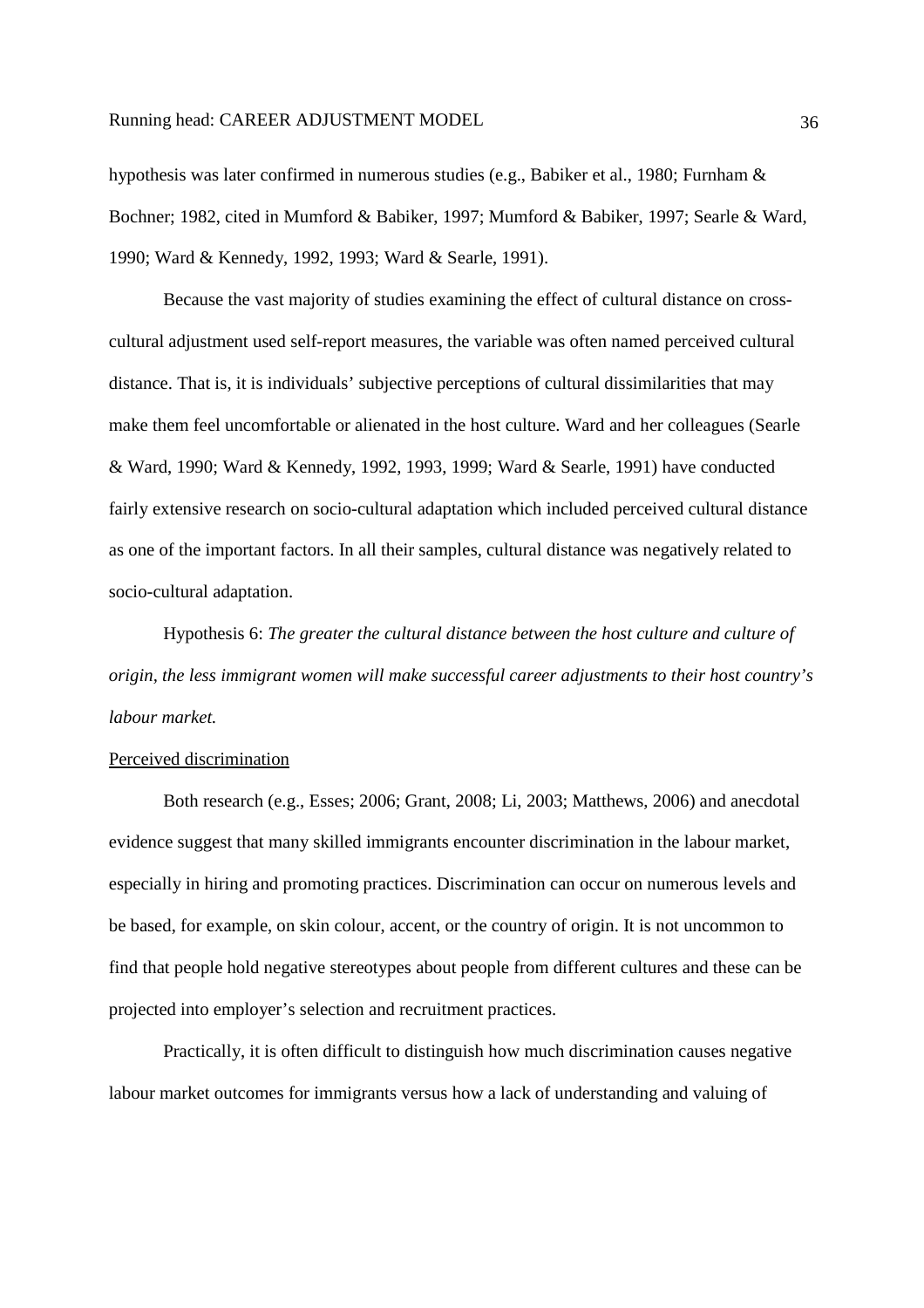hypothesis was later confirmed in numerous studies (e.g., Babiker et al., 1980; Furnham & Bochner; 1982, cited in Mumford & Babiker, 1997; Mumford & Babiker, 1997; Searle & Ward, 1990; Ward & Kennedy, 1992, 1993; Ward & Searle, 1991).

Because the vast majority of studies examining the effect of cultural distance on cross-cultural adjustment used self-report measures, the variable was often named perceived cultural distance. That is, it is individuals' subjective perceptions of cultural dissimilarities that may make them feel uncomfortable or alienated in the host culture. Ward and her colleagues (Searle & Ward, 1990; Ward & Kennedy, 1992, 1993, 1999; Ward & Searle, 1991) have conducted fairly extensive research on socio-cultural adaptation which included perceived cultural distance as one of the important factors. In all their samples, cultural distance was negatively related to socio-cultural adaptation.

Hypothesis 6: *The greater the cultural distance between the host culture and culture of origin, the less immigrant women will make successful career adjustments to their host country's labour market.*

Perceived discrimination

Both research (e.g., Esses; 2006; Grant, 2008; Li, 2003; Matthews, 2006) and anecdotal evidence suggest that many skilled immigrants encounter discrimination in the labour market, especially in hiring and promoting practices. Discrimination can occur on numerous levels and be based, for example, on skin colour, accent, or the country of origin. It is not uncommon to find that people hold negative stereotypes about people from different cultures and these can be projected into employer's selection and recruitment practices.

Practically, it is often difficult to distinguish how much discrimination causes negative labour market outcomes for immigrants versus how a lack of understanding and valuing of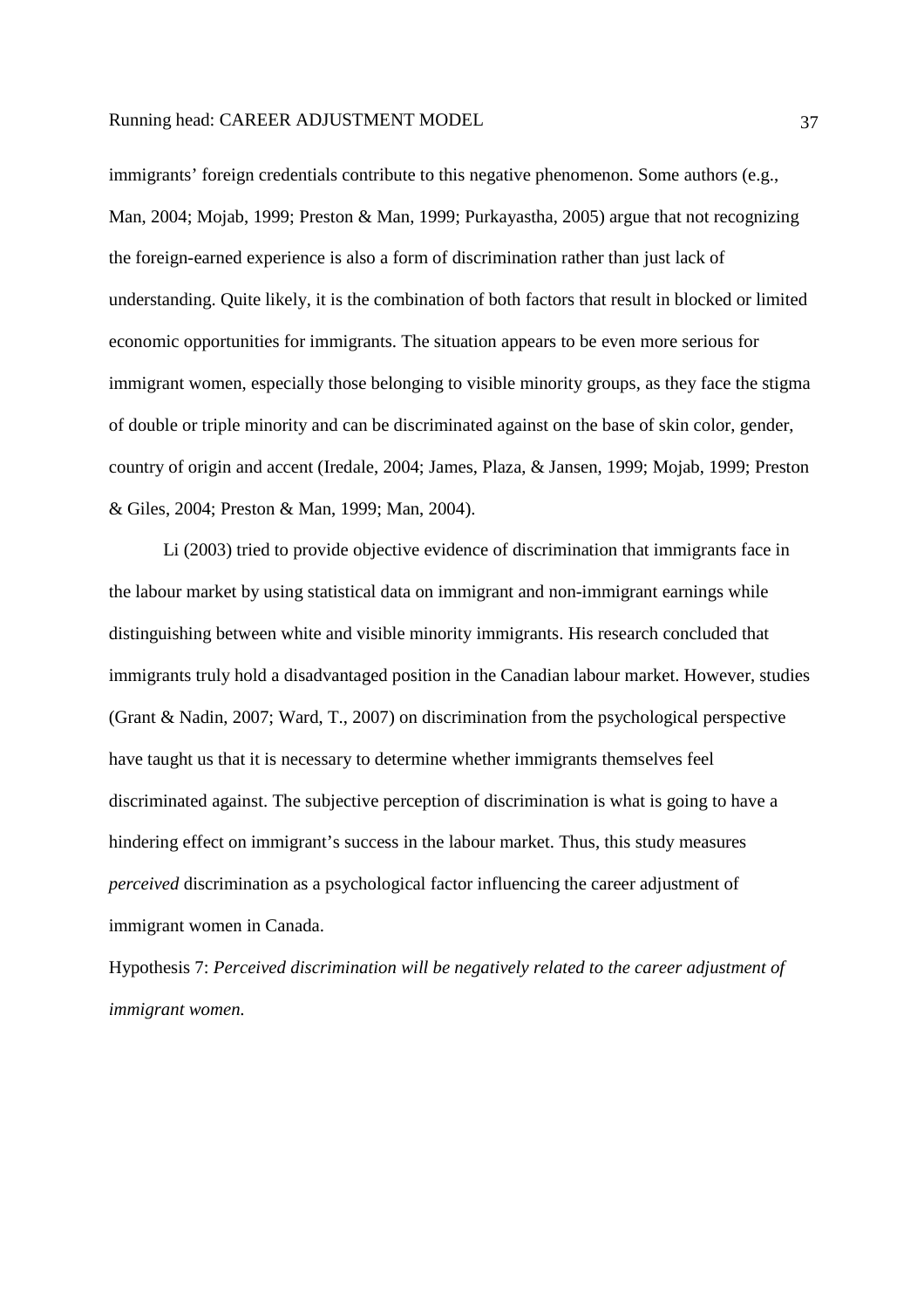immigrants' foreign credentials contribute to this negative phenomenon. Some authors (e.g., Man, 2004; Mojab, 1999; Preston & Man, 1999; Purkayastha, 2005) argue that not recognizing the foreign-earned experience is also a form of discrimination rather than just lack of understanding. Quite likely, it is the combination of both factors that result in blocked or limited economic opportunities for immigrants. The situation appears to be even more serious for immigrant women, especially those belonging to visible minority groups, as they face the stigma of double or triple minority and can be discriminated against on the base of skin color, gender, country of origin and accent (Iredale, 2004; James, Plaza, & Jansen, 1999; Mojab, 1999; Preston & Giles, 2004; Preston & Man, 1999; Man, 2004).

Li (2003) tried to provide objective evidence of discrimination that immigrants face in the labour market by using statistical data on immigrant and non-immigrant earnings while distinguishing between white and visible minority immigrants. His research concluded that immigrants truly hold a disadvantaged position in the Canadian labour market. However, studies (Grant & Nadin, 2007; Ward, T., 2007) on discrimination from the psychological perspective have taught us that it is necessary to determine whether immigrants themselves feel discriminated against. The subjective perception of discrimination is what is going to have a hindering effect on immigrant's success in the labour market. Thus, this study measures *perceived* discrimination as a psychological factor influencing the career adjustment of immigrant women in Canada.

Hypothesis 7: *Perceived discrimination will be negatively related to the career adjustment of immigrant women.*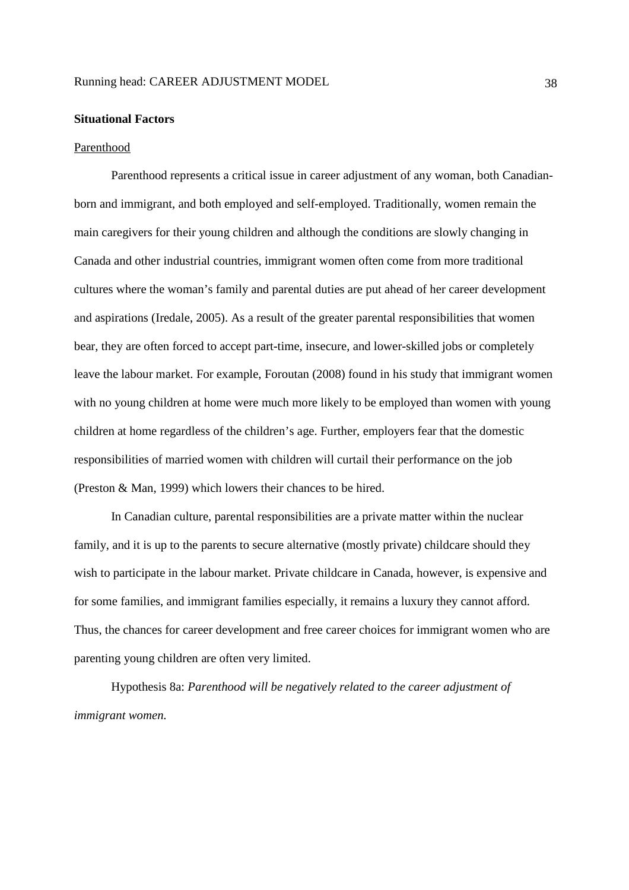**Situational Factors**

Parenthood

Parenthood represents a critical issue in career adjustment of any woman, both Canadian-born and immigrant, and both employed and self-employed. Traditionally, women remain the main caregivers for their young children and although the conditions are slowly changing in Canada and other industrial countries, immigrant women often come from more traditional cultures where the woman's family and parental duties are put ahead of her career development and aspirations (Iredale, 2005). As a result of the greater parental responsibilities that women bear, they are often forced to accept part-time, insecure, and lower-skilled jobs or completely leave the labour market. For example, Foroutan (2008) found in his study that immigrant women with no young children at home were much more likely to be employed than women with young children at home regardless of the children's age. Further, employers fear that the domestic responsibilities of married women with children will curtail their performance on the job (Preston & Man, 1999) which lowers their chances to be hired.

In Canadian culture, parental responsibilities are a private matter within the nuclear family, and it is up to the parents to secure alternative (mostly private) childcare should they wish to participate in the labour market. Private childcare in Canada, however, is expensive and for some families, and immigrant families especially, it remains a luxury they cannot afford. Thus, the chances for career development and free career choices for immigrant women who are parenting young children are often very limited.

Hypothesis 8a: *Parenthood will be negatively related to the career adjustment of immigrant women.*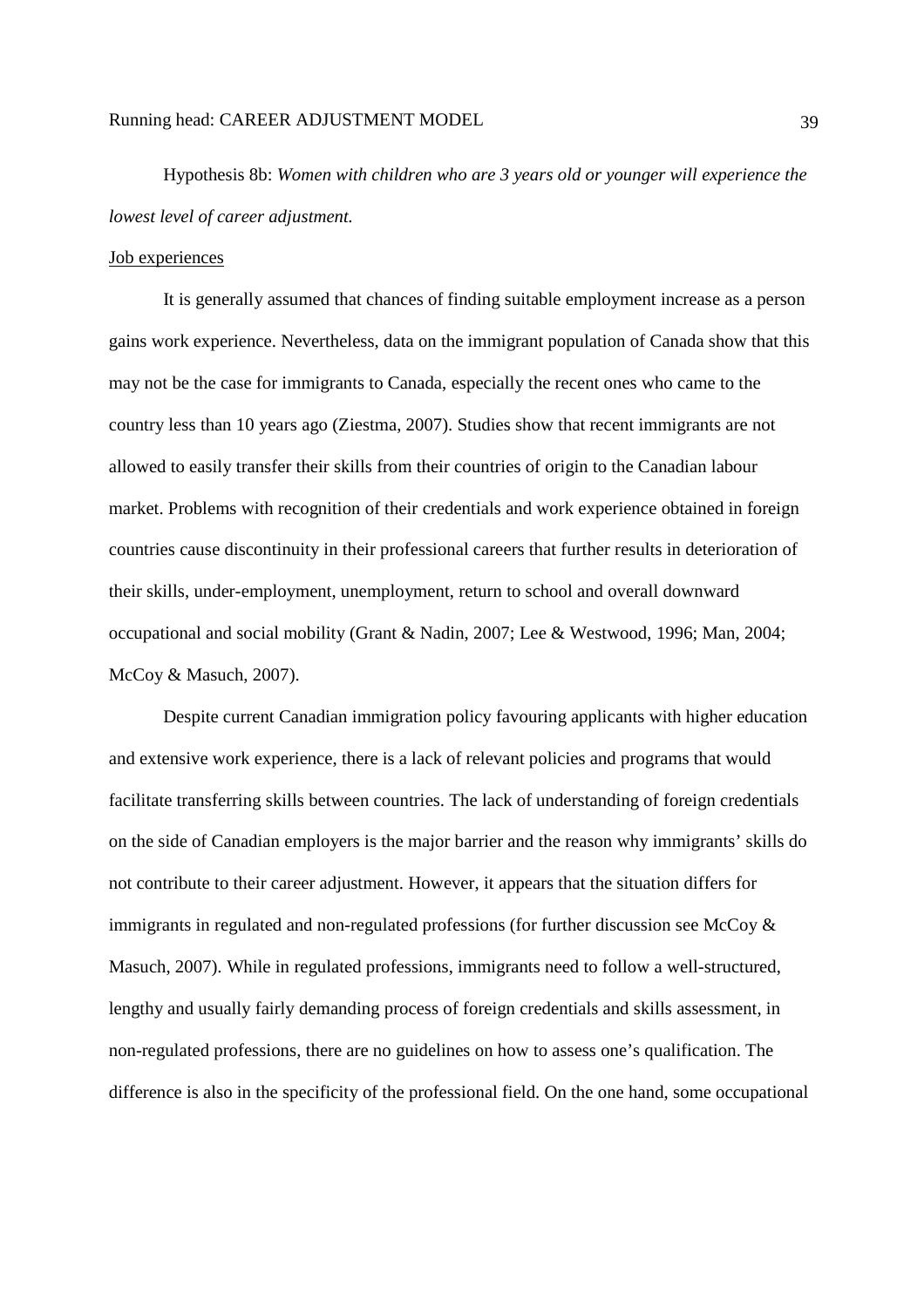Hypothesis 8b: *Women with children who are 3 years old or younger will experience the lowest level of career adjustment.*

Job experiences

It is generally assumed that chances of finding suitable employment increase as a person gains work experience. Nevertheless, data on the immigrant population of Canada show that this may not be the case for immigrants to Canada, especially the recent ones who came to the country less than 10 years ago (Ziestma, 2007). Studies show that recent immigrants are not allowed to easily transfer their skills from their countries of origin to the Canadian labour market. Problems with recognition of their credentials and work experience obtained in foreign countries cause discontinuity in their professional careers that further results in deterioration of their skills, under-employment, unemployment, return to school and overall downward occupational and social mobility (Grant & Nadin, 2007; Lee & Westwood, 1996; Man, 2004; McCoy & Masuch, 2007).

Despite current Canadian immigration policy favouring applicants with higher education and extensive work experience, there is a lack of relevant policies and programs that would facilitate transferring skills between countries. The lack of understanding of foreign credentials on the side of Canadian employers is the major barrier and the reason why immigrants' skills do not contribute to their career adjustment. However, it appears that the situation differs for immigrants in regulated and non-regulated professions (for further discussion see McCoy & Masuch, 2007). While in regulated professions, immigrants need to follow a well-structured, lengthy and usually fairly demanding process of foreign credentials and skills assessment, in non-regulated professions, there are no guidelines on how to assess one's qualification. The difference is also in the specificity of the professional field. On the one hand, some occupational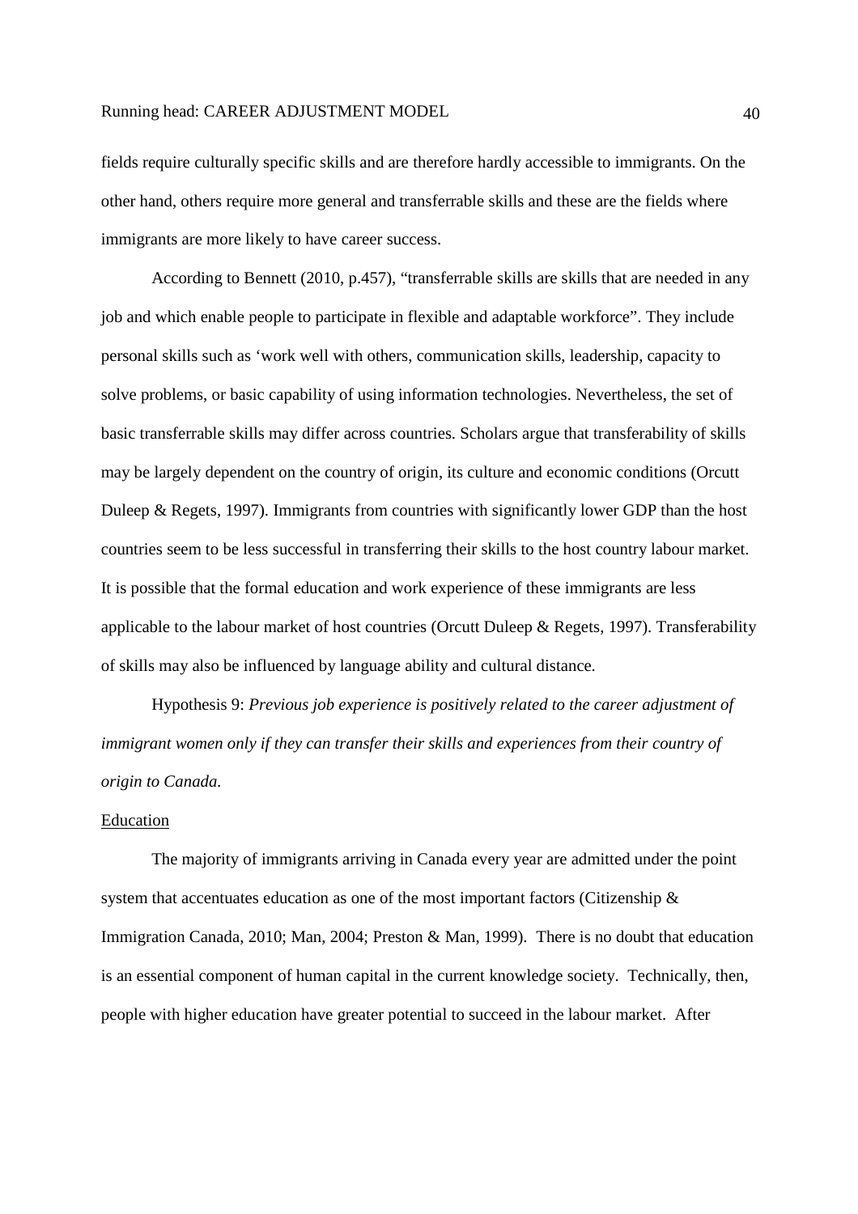fields require culturally specific skills and are therefore hardly accessible to immigrants. On the other hand, others require more general and transferrable skills and these are the fields where immigrants are more likely to have career success.

According to Bennett (2010, p.457), "transferrable skills are skills that are needed in any job and which enable people to participate in flexible and adaptable workforce". They include personal skills such as 'work well with others, communication skills, leadership, capacity to solve problems, or basic capability of using information technologies. Nevertheless, the set of basic transferrable skills may differ across countries. Scholars argue that transferability of skills may be largely dependent on the country of origin, its culture and economic conditions (Orcutt Duleep & Regets, 1997). Immigrants from countries with significantly lower GDP than the host countries seem to be less successful in transferring their skills to the host country labour market. It is possible that the formal education and work experience of these immigrants are less applicable to the labour market of host countries (Orcutt Duleep & Regets, 1997). Transferability of skills may also be influenced by language ability and cultural distance.

Hypothesis 9: *Previous job experience is positively related to the career adjustment of immigrant women only if they can transfer their skills and experiences from their country of origin to Canada.*

<u>Education</u>

The majority of immigrants arriving in Canada every year are admitted under the point system that accentuates education as one of the most important factors (Citizenship & Immigration Canada, 2010; Man, 2004; Preston & Man, 1999). There is no doubt that education is an essential component of human capital in the current knowledge society. Technically, then, people with higher education have greater potential to succeed in the labour market. After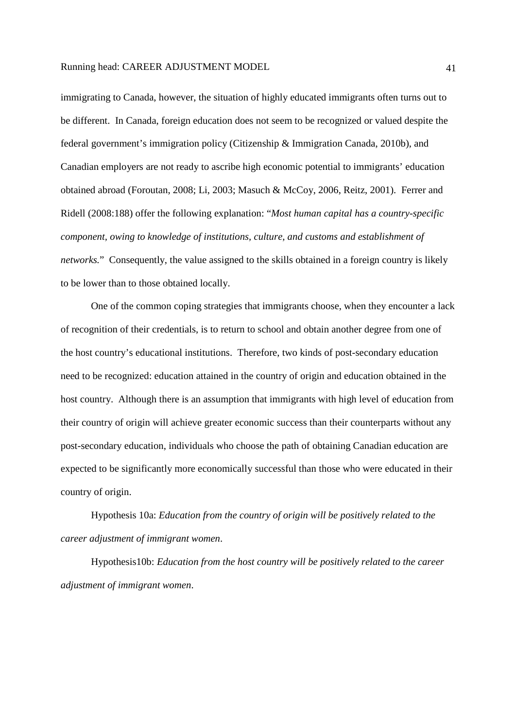immigrating to Canada, however, the situation of highly educated immigrants often turns out to be different. In Canada, foreign education does not seem to be recognized or valued despite the federal government's immigration policy (Citizenship & Immigration Canada, 2010b), and Canadian employers are not ready to ascribe high economic potential to immigrants' education obtained abroad (Foroutan, 2008; Li, 2003; Masuch & McCoy, 2006, Reitz, 2001). Ferrer and Ridell (2008:188) offer the following explanation: "*Most human capital has a country-specific component, owing to knowledge of institutions, culture, and customs and establishment of networks.*" Consequently, the value assigned to the skills obtained in a foreign country is likely to be lower than to those obtained locally.

One of the common coping strategies that immigrants choose, when they encounter a lack of recognition of their credentials, is to return to school and obtain another degree from one of the host country's educational institutions. Therefore, two kinds of post-secondary education need to be recognized: education attained in the country of origin and education obtained in the host country. Although there is an assumption that immigrants with high level of education from their country of origin will achieve greater economic success than their counterparts without any post-secondary education, individuals who choose the path of obtaining Canadian education are expected to be significantly more economically successful than those who were educated in their country of origin.

Hypothesis 10a: *Education from the country of origin will be positively related to the career adjustment of immigrant women*.

Hypothesis10b: *Education from the host country will be positively related to the career adjustment of immigrant women*.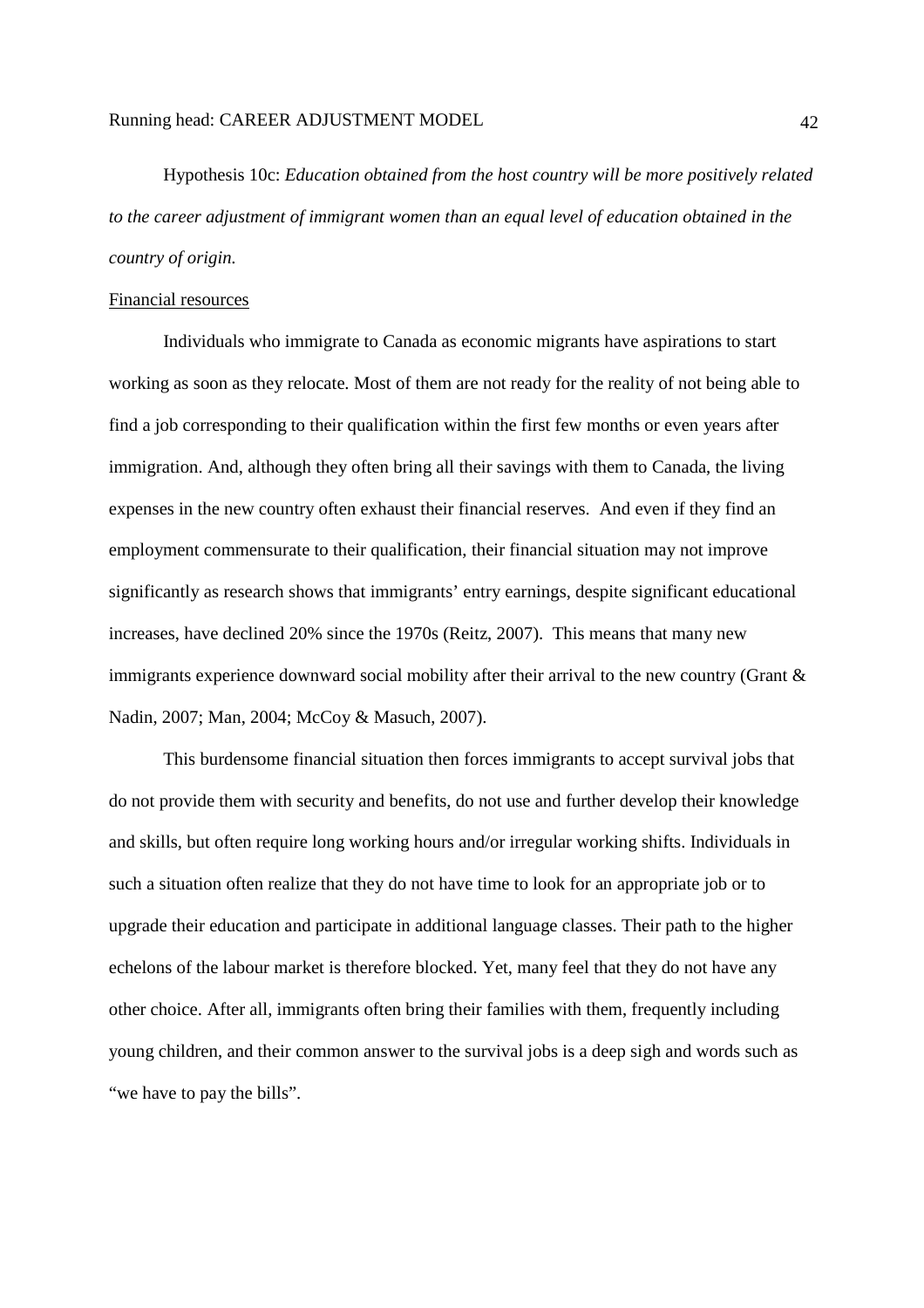Hypothesis 10c: *Education obtained from the host country will be more positively related to the career adjustment of immigrant women than an equal level of education obtained in the country of origin.*

Financial resources

Individuals who immigrate to Canada as economic migrants have aspirations to start working as soon as they relocate. Most of them are not ready for the reality of not being able to find a job corresponding to their qualification within the first few months or even years after immigration. And, although they often bring all their savings with them to Canada, the living expenses in the new country often exhaust their financial reserves. And even if they find an employment commensurate to their qualification, their financial situation may not improve significantly as research shows that immigrants' entry earnings, despite significant educational increases, have declined 20% since the 1970s (Reitz, 2007). This means that many new immigrants experience downward social mobility after their arrival to the new country (Grant & Nadin, 2007; Man, 2004; McCoy & Masuch, 2007).

This burdensome financial situation then forces immigrants to accept survival jobs that do not provide them with security and benefits, do not use and further develop their knowledge and skills, but often require long working hours and/or irregular working shifts. Individuals in such a situation often realize that they do not have time to look for an appropriate job or to upgrade their education and participate in additional language classes. Their path to the higher echelons of the labour market is therefore blocked. Yet, many feel that they do not have any other choice. After all, immigrants often bring their families with them, frequently including young children, and their common answer to the survival jobs is a deep sigh and words such as "we have to pay the bills".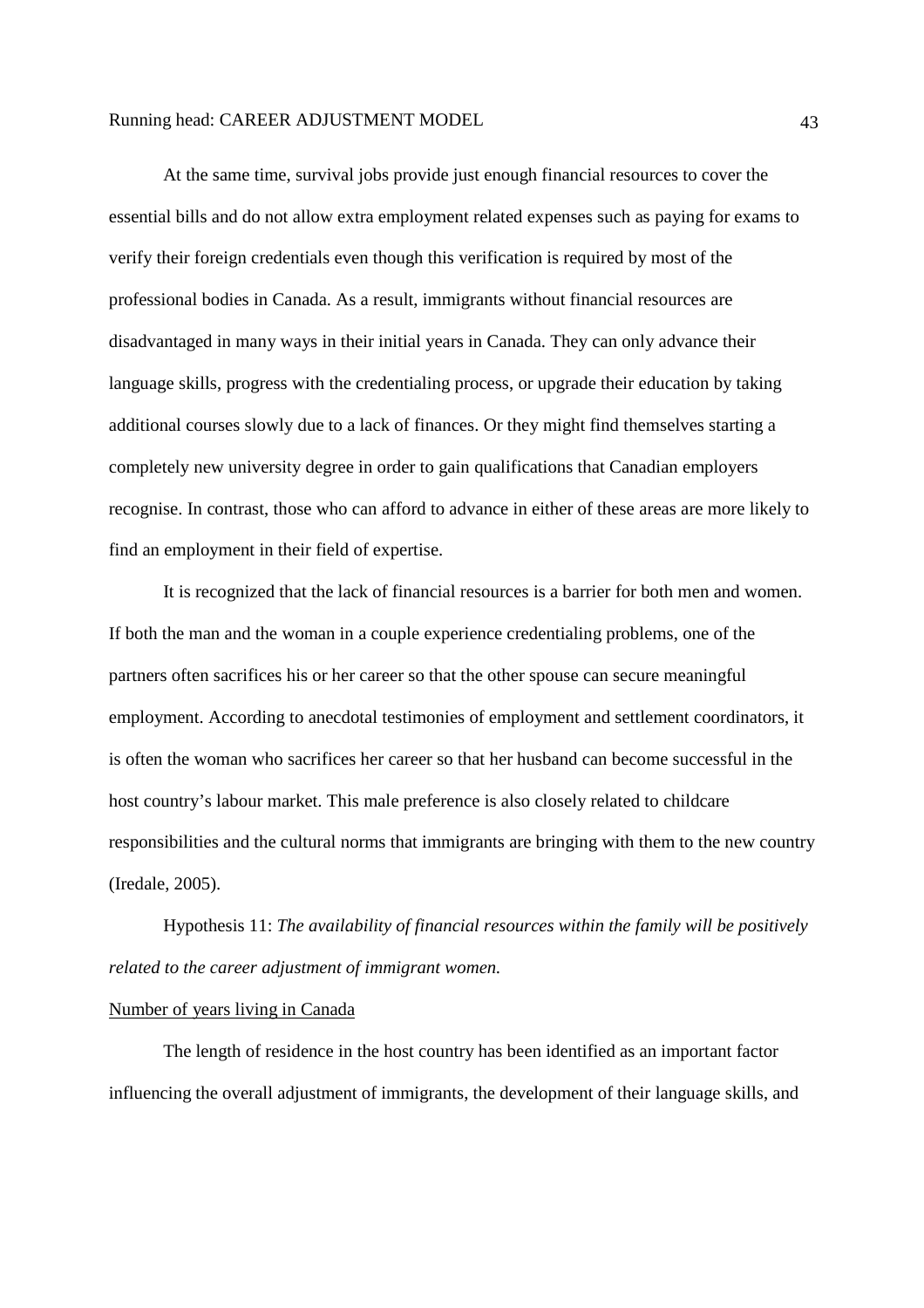At the same time, survival jobs provide just enough financial resources to cover the essential bills and do not allow extra employment related expenses such as paying for exams to verify their foreign credentials even though this verification is required by most of the professional bodies in Canada. As a result, immigrants without financial resources are disadvantaged in many ways in their initial years in Canada. They can only advance their language skills, progress with the credentialing process, or upgrade their education by taking additional courses slowly due to a lack of finances. Or they might find themselves starting a completely new university degree in order to gain qualifications that Canadian employers recognise. In contrast, those who can afford to advance in either of these areas are more likely to find an employment in their field of expertise.

It is recognized that the lack of financial resources is a barrier for both men and women. If both the man and the woman in a couple experience credentialing problems, one of the partners often sacrifices his or her career so that the other spouse can secure meaningful employment. According to anecdotal testimonies of employment and settlement coordinators, it is often the woman who sacrifices her career so that her husband can become successful in the host country's labour market. This male preference is also closely related to childcare responsibilities and the cultural norms that immigrants are bringing with them to the new country (Iredale, 2005).

Hypothesis 11: *The availability of financial resources within the family will be positively related to the career adjustment of immigrant women.*

<u>Number of years living in Canada</u>

The length of residence in the host country has been identified as an important factor influencing the overall adjustment of immigrants, the development of their language skills, and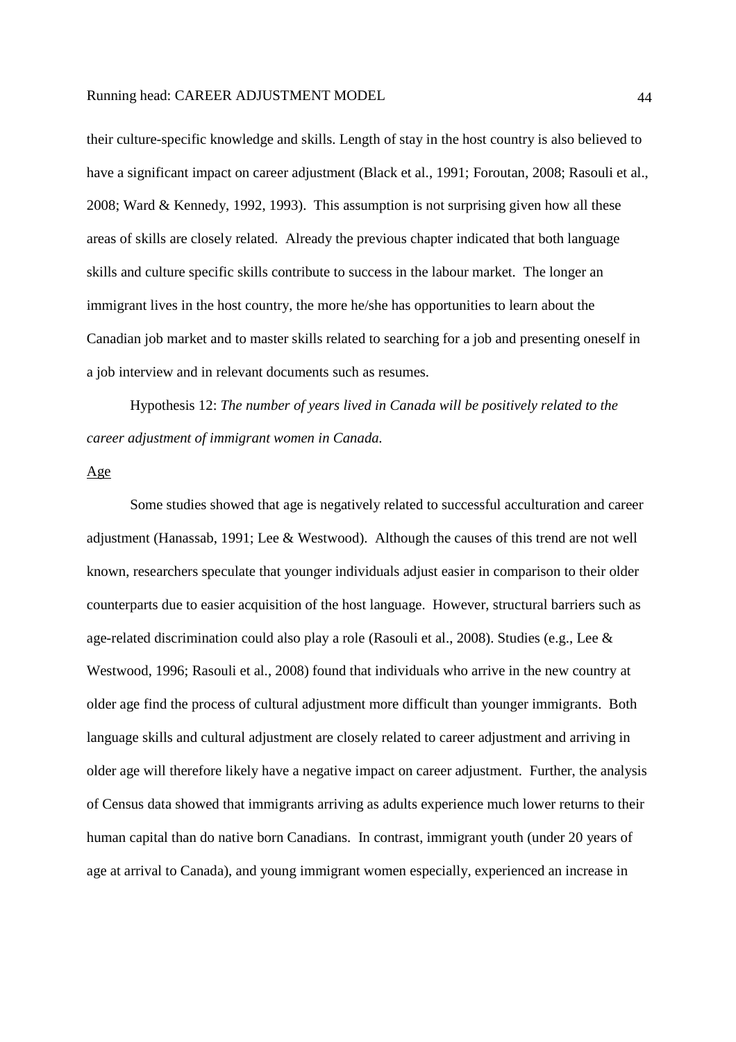their culture-specific knowledge and skills. Length of stay in the host country is also believed to have a significant impact on career adjustment (Black et al., 1991; Foroutan, 2008; Rasouli et al., 2008; Ward & Kennedy, 1992, 1993). This assumption is not surprising given how all these areas of skills are closely related. Already the previous chapter indicated that both language skills and culture specific skills contribute to success in the labour market. The longer an immigrant lives in the host country, the more he/she has opportunities to learn about the Canadian job market and to master skills related to searching for a job and presenting oneself in a job interview and in relevant documents such as resumes.

Hypothesis 12: *The number of years lived in Canada will be positively related to the career adjustment of immigrant women in Canada.*

<u>Age</u>

Some studies showed that age is negatively related to successful acculturation and career adjustment (Hanassab, 1991; Lee & Westwood). Although the causes of this trend are not well known, researchers speculate that younger individuals adjust easier in comparison to their older counterparts due to easier acquisition of the host language. However, structural barriers such as age-related discrimination could also play a role (Rasouli et al., 2008). Studies (e.g., Lee & Westwood, 1996; Rasouli et al., 2008) found that individuals who arrive in the new country at older age find the process of cultural adjustment more difficult than younger immigrants. Both language skills and cultural adjustment are closely related to career adjustment and arriving in older age will therefore likely have a negative impact on career adjustment. Further, the analysis of Census data showed that immigrants arriving as adults experience much lower returns to their human capital than do native born Canadians. In contrast, immigrant youth (under 20 years of age at arrival to Canada), and young immigrant women especially, experienced an increase in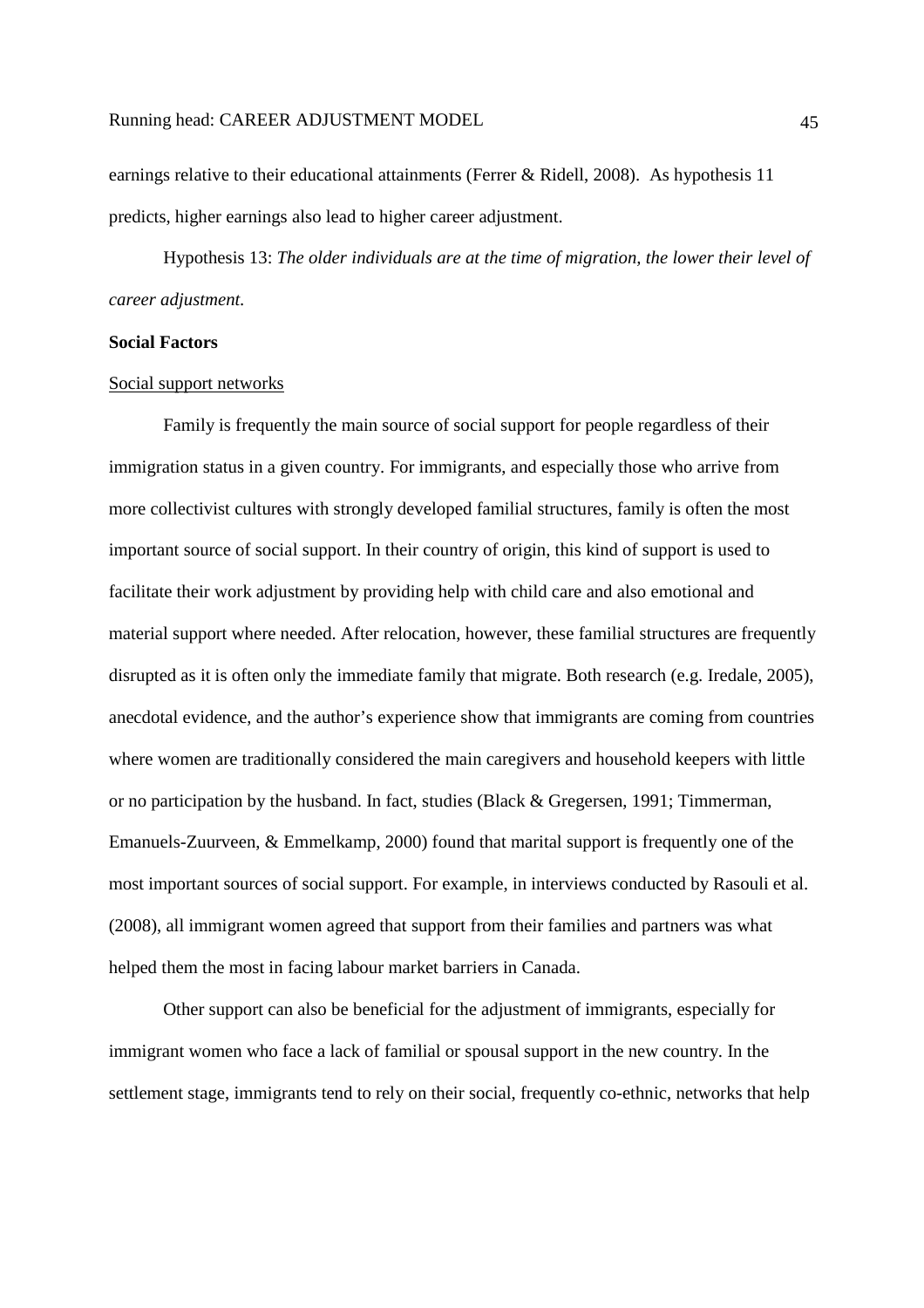earnings relative to their educational attainments (Ferrer & Ridell, 2008). As hypothesis 11 predicts, higher earnings also lead to higher career adjustment.

Hypothesis 13: *The older individuals are at the time of migration, the lower their level of career adjustment.*

**Social Factors**

Social support networks

Family is frequently the main source of social support for people regardless of their immigration status in a given country. For immigrants, and especially those who arrive from more collectivist cultures with strongly developed familial structures, family is often the most important source of social support. In their country of origin, this kind of support is used to facilitate their work adjustment by providing help with child care and also emotional and material support where needed. After relocation, however, these familial structures are frequently disrupted as it is often only the immediate family that migrate. Both research (e.g. Iredale, 2005), anecdotal evidence, and the author's experience show that immigrants are coming from countries where women are traditionally considered the main caregivers and household keepers with little or no participation by the husband. In fact, studies (Black & Gregersen, 1991; Timmerman, Emanuels-Zuurveen, & Emmelkamp, 2000) found that marital support is frequently one of the most important sources of social support. For example, in interviews conducted by Rasouli et al. (2008), all immigrant women agreed that support from their families and partners was what helped them the most in facing labour market barriers in Canada.

Other support can also be beneficial for the adjustment of immigrants, especially for immigrant women who face a lack of familial or spousal support in the new country. In the settlement stage, immigrants tend to rely on their social, frequently co-ethnic, networks that help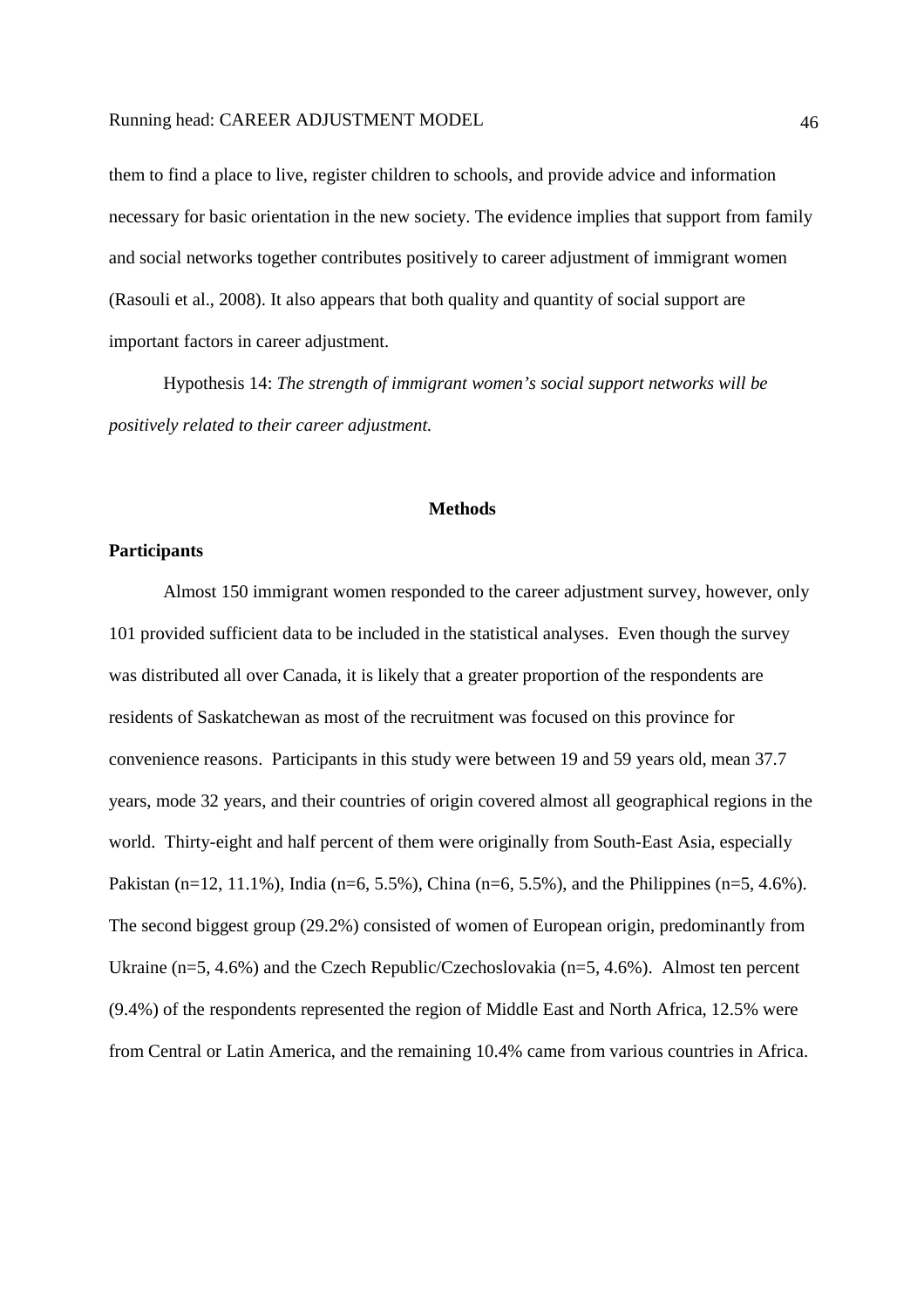them to find a place to live, register children to schools, and provide advice and information necessary for basic orientation in the new society. The evidence implies that support from family and social networks together contributes positively to career adjustment of immigrant women (Rasouli et al., 2008). It also appears that both quality and quantity of social support are important factors in career adjustment.

Hypothesis 14: *The strength of immigrant women's social support networks will be positively related to their career adjustment.*

## Methods

### Participants

Almost 150 immigrant women responded to the career adjustment survey, however, only 101 provided sufficient data to be included in the statistical analyses. Even though the survey was distributed all over Canada, it is likely that a greater proportion of the respondents are residents of Saskatchewan as most of the recruitment was focused on this province for convenience reasons. Participants in this study were between 19 and 59 years old, mean 37.7 years, mode 32 years, and their countries of origin covered almost all geographical regions in the world. Thirty-eight and half percent of them were originally from South-East Asia, especially Pakistan (n=12, 11.1%), India (n=6, 5.5%), China (n=6, 5.5%), and the Philippines (n=5, 4.6%). The second biggest group (29.2%) consisted of women of European origin, predominantly from Ukraine (n=5, 4.6%) and the Czech Republic/Czechoslovakia (n=5, 4.6%). Almost ten percent (9.4%) of the respondents represented the region of Middle East and North Africa, 12.5% were from Central or Latin America, and the remaining 10.4% came from various countries in Africa.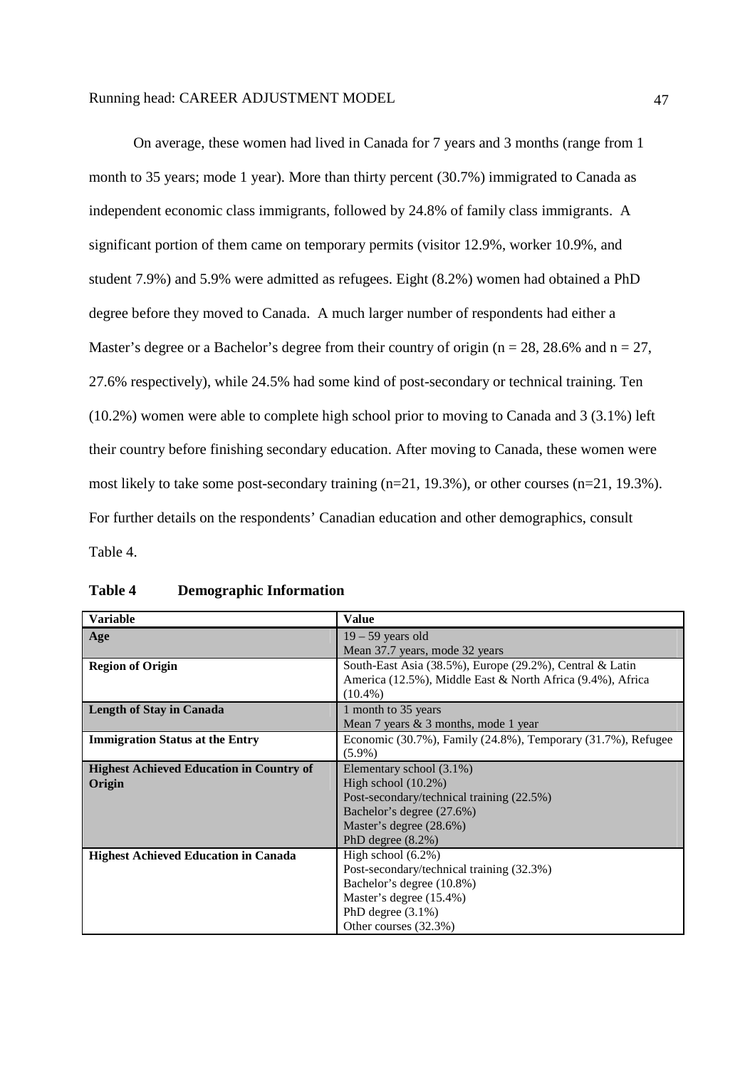On average, these women had lived in Canada for 7 years and 3 months (range from 1 month to 35 years; mode 1 year). More than thirty percent (30.7%) immigrated to Canada as independent economic class immigrants, followed by 24.8% of family class immigrants. A significant portion of them came on temporary permits (visitor 12.9%, worker 10.9%, and student 7.9%) and 5.9% were admitted as refugees. Eight (8.2%) women had obtained a PhD degree before they moved to Canada. A much larger number of respondents had either a Master's degree or a Bachelor's degree from their country of origin (n = 28, 28.6% and n = 27, 27.6% respectively), while 24.5% had some kind of post-secondary or technical training. Ten (10.2%) women were able to complete high school prior to moving to Canada and 3 (3.1%) left their country before finishing secondary education. After moving to Canada, these women were most likely to take some post-secondary training (n=21, 19.3%), or other courses (n=21, 19.3%). For further details on the respondents' Canadian education and other demographics, consult Table 4.

**Table 4 Demographic Information**

| Variable | Value |
|---|---|
| **Age** | 19 – 59 years old<br>Mean 37.7 years, mode 32 years |
| **Region of Origin** | South-East Asia (38.5%), Europe (29.2%), Central & Latin America (12.5%), Middle East & North Africa (9.4%), Africa (10.4%) |
| **Length of Stay in Canada** | 1 month to 35 years<br>Mean 7 years & 3 months, mode 1 year |
| **Immigration Status at the Entry** | Economic (30.7%), Family (24.8%), Temporary (31.7%), Refugee (5.9%) |
| **Highest Achieved Education in Country of Origin** | Elementary school (3.1%)<br>High school (10.2%)<br>Post-secondary/technical training (22.5%)<br>Bachelor's degree (27.6%)<br>Master's degree (28.6%)<br>PhD degree (8.2%) |
| **Highest Achieved Education in Canada** | High school (6.2%)<br>Post-secondary/technical training (32.3%)<br>Bachelor's degree (10.8%)<br>Master's degree (15.4%)<br>PhD degree (3.1%)<br>Other courses (32.3%) |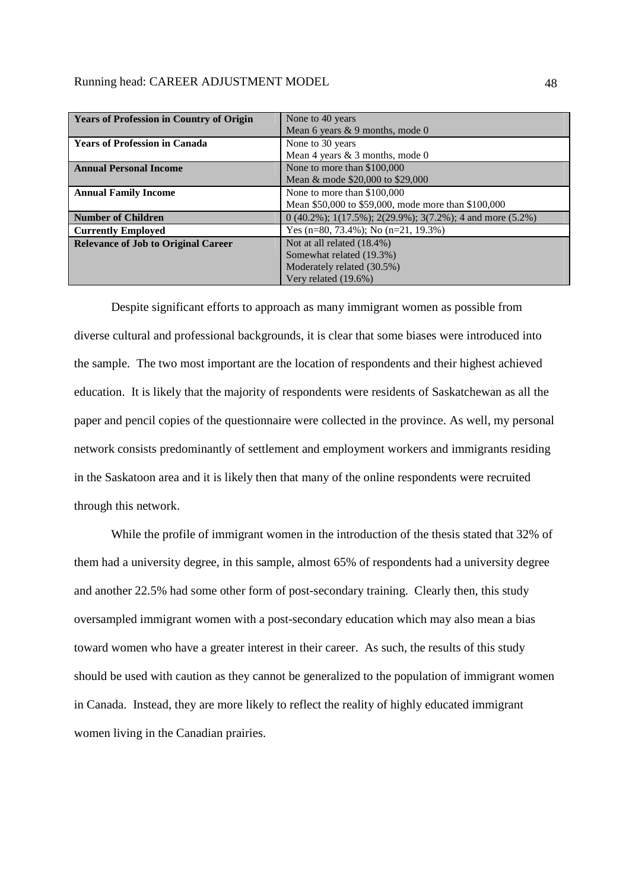| | |
|---|---|
| **Years of Profession in Country of Origin** | None to 40 years<br>Mean 6 years & 9 months, mode 0 |
| **Years of Profession in Canada** | None to 30 years<br>Mean 4 years & 3 months, mode 0 |
| **Annual Personal Income** | None to more than $100,000<br>Mean & mode $20,000 to $29,000 |
| **Annual Family Income** | None to more than $100,000<br>Mean $50,000 to $59,000, mode more than $100,000 |
| **Number of Children** | 0 (40.2%); 1(17.5%); 2(29.9%); 3(7.2%); 4 and more (5.2%) |
| **Currently Employed** | Yes (n=80, 73.4%); No (n=21, 19.3%) |
| **Relevance of Job to Original Career** | Not at all related (18.4%)<br>Somewhat related (19.3%)<br>Moderately related (30.5%)<br>Very related (19.6%) |

Despite significant efforts to approach as many immigrant women as possible from diverse cultural and professional backgrounds, it is clear that some biases were introduced into the sample. The two most important are the location of respondents and their highest achieved education. It is likely that the majority of respondents were residents of Saskatchewan as all the paper and pencil copies of the questionnaire were collected in the province. As well, my personal network consists predominantly of settlement and employment workers and immigrants residing in the Saskatoon area and it is likely then that many of the online respondents were recruited through this network.

While the profile of immigrant women in the introduction of the thesis stated that 32% of them had a university degree, in this sample, almost 65% of respondents had a university degree and another 22.5% had some other form of post-secondary training. Clearly then, this study oversampled immigrant women with a post-secondary education which may also mean a bias toward women who have a greater interest in their career. As such, the results of this study should be used with caution as they cannot be generalized to the population of immigrant women in Canada. Instead, they are more likely to reflect the reality of highly educated immigrant women living in the Canadian prairies.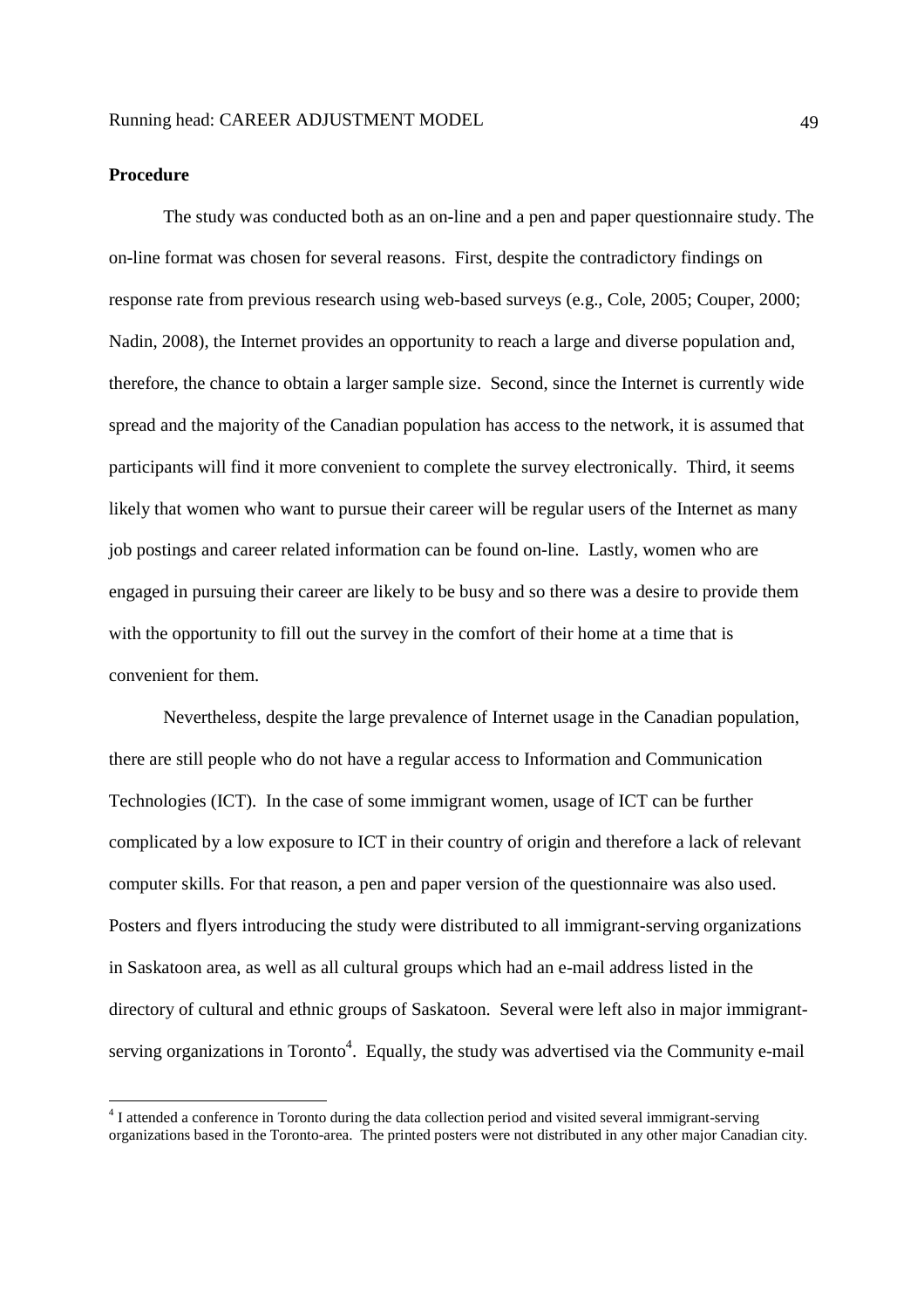**Procedure**

The study was conducted both as an on-line and a pen and paper questionnaire study. The on-line format was chosen for several reasons. First, despite the contradictory findings on response rate from previous research using web-based surveys (e.g., Cole, 2005; Couper, 2000; Nadin, 2008), the Internet provides an opportunity to reach a large and diverse population and, therefore, the chance to obtain a larger sample size. Second, since the Internet is currently wide spread and the majority of the Canadian population has access to the network, it is assumed that participants will find it more convenient to complete the survey electronically. Third, it seems likely that women who want to pursue their career will be regular users of the Internet as many job postings and career related information can be found on-line. Lastly, women who are engaged in pursuing their career are likely to be busy and so there was a desire to provide them with the opportunity to fill out the survey in the comfort of their home at a time that is convenient for them.

Nevertheless, despite the large prevalence of Internet usage in the Canadian population, there are still people who do not have a regular access to Information and Communication Technologies (ICT). In the case of some immigrant women, usage of ICT can be further complicated by a low exposure to ICT in their country of origin and therefore a lack of relevant computer skills. For that reason, a pen and paper version of the questionnaire was also used. Posters and flyers introducing the study were distributed to all immigrant-serving organizations in Saskatoon area, as well as all cultural groups which had an e-mail address listed in the directory of cultural and ethnic groups of Saskatoon. Several were left also in major immigrant-serving organizations in Toronto[4]. Equally, the study was advertised via the Community e-mail

[4] I attended a conference in Toronto during the data collection period and visited several immigrant-serving organizations based in the Toronto-area. The printed posters were not distributed in any other major Canadian city.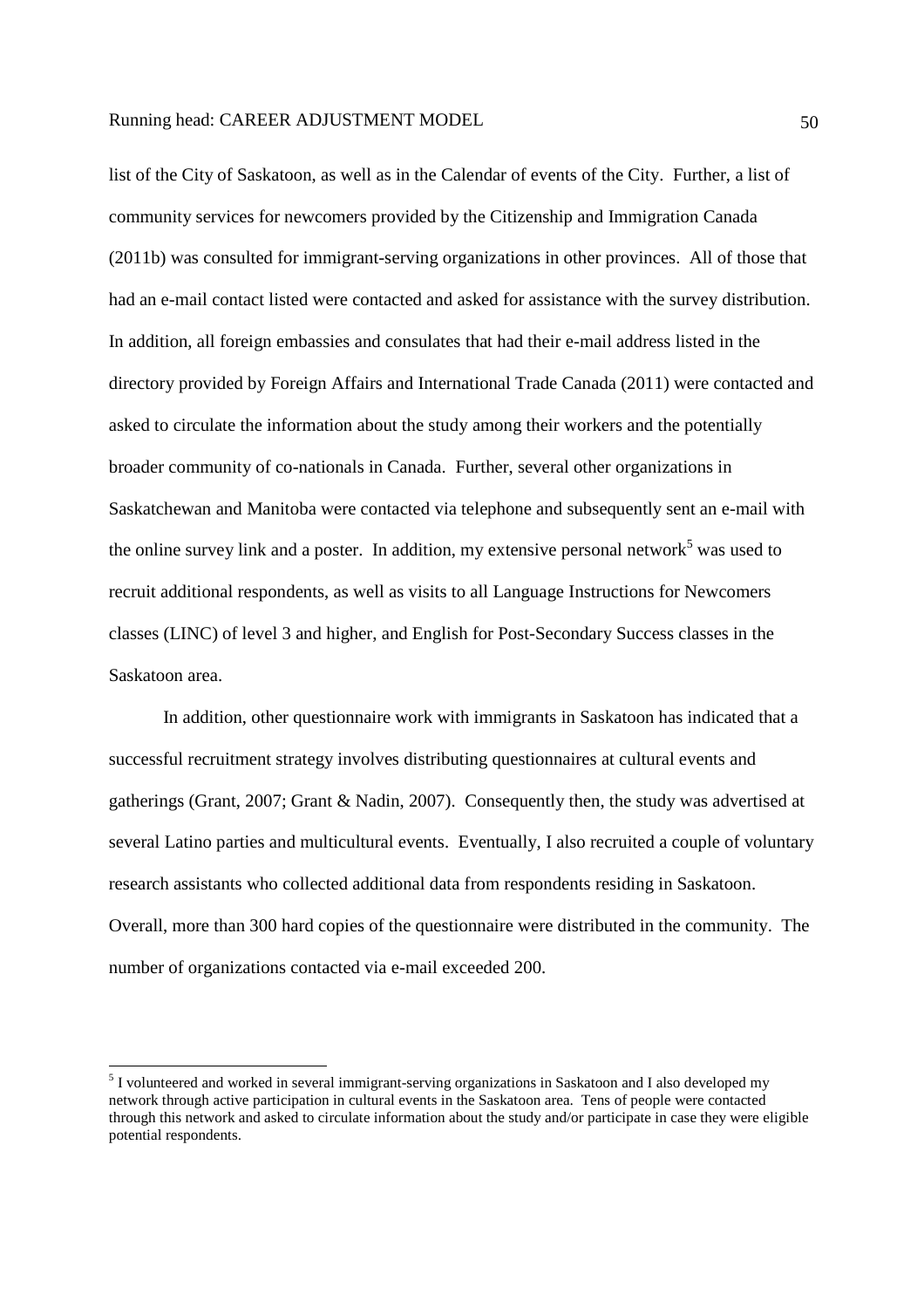list of the City of Saskatoon, as well as in the Calendar of events of the City. Further, a list of community services for newcomers provided by the Citizenship and Immigration Canada (2011b) was consulted for immigrant-serving organizations in other provinces. All of those that had an e-mail contact listed were contacted and asked for assistance with the survey distribution. In addition, all foreign embassies and consulates that had their e-mail address listed in the directory provided by Foreign Affairs and International Trade Canada (2011) were contacted and asked to circulate the information about the study among their workers and the potentially broader community of co-nationals in Canada. Further, several other organizations in Saskatchewan and Manitoba were contacted via telephone and subsequently sent an e-mail with the online survey link and a poster. In addition, my extensive personal network[5] was used to recruit additional respondents, as well as visits to all Language Instructions for Newcomers classes (LINC) of level 3 and higher, and English for Post-Secondary Success classes in the Saskatoon area.

In addition, other questionnaire work with immigrants in Saskatoon has indicated that a successful recruitment strategy involves distributing questionnaires at cultural events and gatherings (Grant, 2007; Grant & Nadin, 2007). Consequently then, the study was advertised at several Latino parties and multicultural events. Eventually, I also recruited a couple of voluntary research assistants who collected additional data from respondents residing in Saskatoon. Overall, more than 300 hard copies of the questionnaire were distributed in the community. The number of organizations contacted via e-mail exceeded 200.

[5] I volunteered and worked in several immigrant-serving organizations in Saskatoon and I also developed my network through active participation in cultural events in the Saskatoon area. Tens of people were contacted through this network and asked to circulate information about the study and/or participate in case they were eligible potential respondents.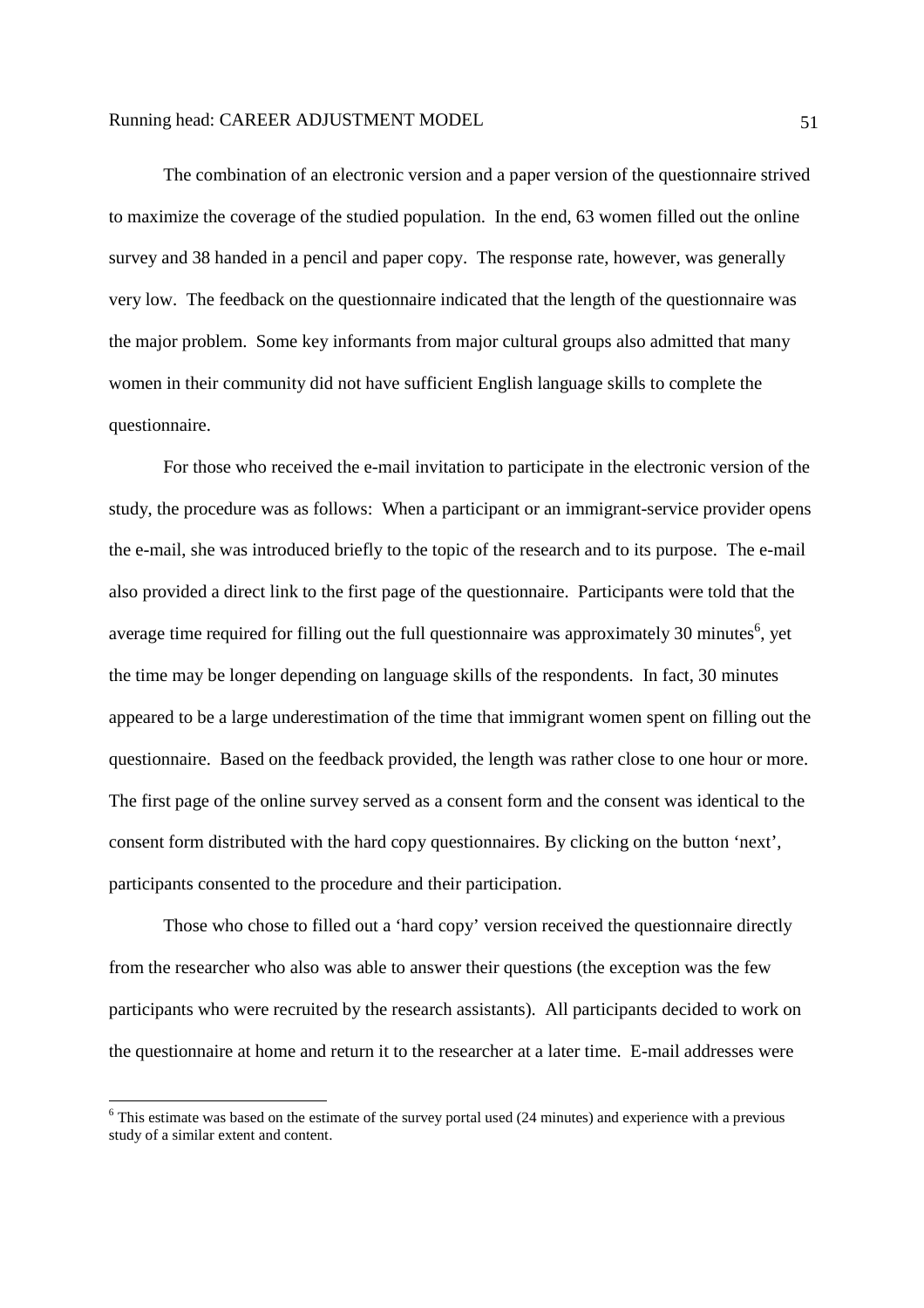The combination of an electronic version and a paper version of the questionnaire strived to maximize the coverage of the studied population. In the end, 63 women filled out the online survey and 38 handed in a pencil and paper copy. The response rate, however, was generally very low. The feedback on the questionnaire indicated that the length of the questionnaire was the major problem. Some key informants from major cultural groups also admitted that many women in their community did not have sufficient English language skills to complete the questionnaire.

For those who received the e-mail invitation to participate in the electronic version of the study, the procedure was as follows: When a participant or an immigrant-service provider opens the e-mail, she was introduced briefly to the topic of the research and to its purpose. The e-mail also provided a direct link to the first page of the questionnaire. Participants were told that the average time required for filling out the full questionnaire was approximately 30 minutes[6], yet the time may be longer depending on language skills of the respondents. In fact, 30 minutes appeared to be a large underestimation of the time that immigrant women spent on filling out the questionnaire. Based on the feedback provided, the length was rather close to one hour or more. The first page of the online survey served as a consent form and the consent was identical to the consent form distributed with the hard copy questionnaires. By clicking on the button 'next', participants consented to the procedure and their participation.

Those who chose to filled out a 'hard copy' version received the questionnaire directly from the researcher who also was able to answer their questions (the exception was the few participants who were recruited by the research assistants). All participants decided to work on the questionnaire at home and return it to the researcher at a later time. E-mail addresses were

[6] This estimate was based on the estimate of the survey portal used (24 minutes) and experience with a previous study of a similar extent and content.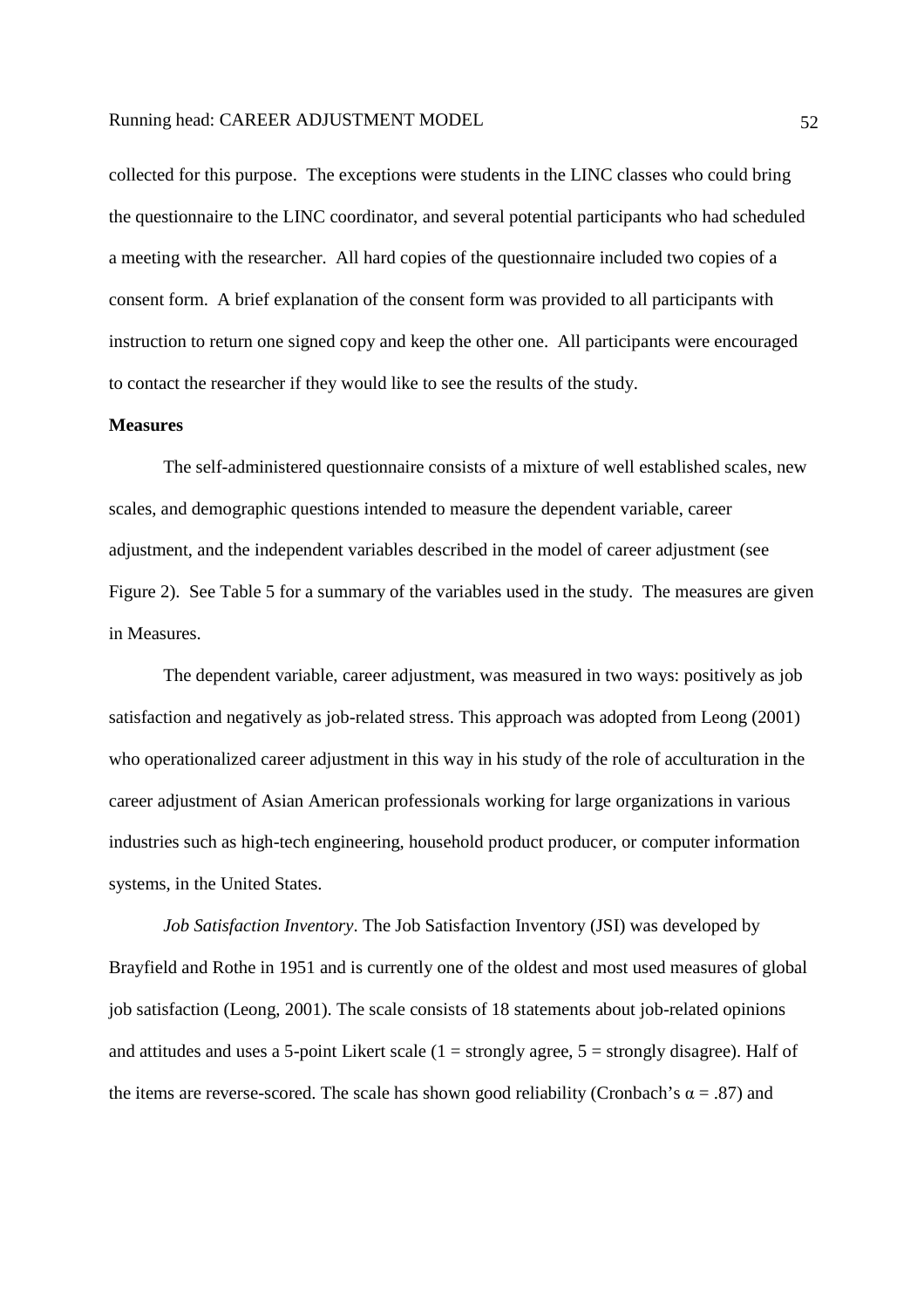collected for this purpose. The exceptions were students in the LINC classes who could bring the questionnaire to the LINC coordinator, and several potential participants who had scheduled a meeting with the researcher. All hard copies of the questionnaire included two copies of a consent form. A brief explanation of the consent form was provided to all participants with instruction to return one signed copy and keep the other one. All participants were encouraged to contact the researcher if they would like to see the results of the study.

**Measures**

The self-administered questionnaire consists of a mixture of well established scales, new scales, and demographic questions intended to measure the dependent variable, career adjustment, and the independent variables described in the model of career adjustment (see Figure 2). See Table 5 for a summary of the variables used in the study. The measures are given in Measures.

The dependent variable, career adjustment, was measured in two ways: positively as job satisfaction and negatively as job-related stress. This approach was adopted from Leong (2001) who operationalized career adjustment in this way in his study of the role of acculturation in the career adjustment of Asian American professionals working for large organizations in various industries such as high-tech engineering, household product producer, or computer information systems, in the United States.

*Job Satisfaction Inventory*. The Job Satisfaction Inventory (JSI) was developed by Brayfield and Rothe in 1951 and is currently one of the oldest and most used measures of global job satisfaction (Leong, 2001). The scale consists of 18 statements about job-related opinions and attitudes and uses a 5-point Likert scale (1 = strongly agree, 5 = strongly disagree). Half of the items are reverse-scored. The scale has shown good reliability (Cronbach's $\alpha = .87$) and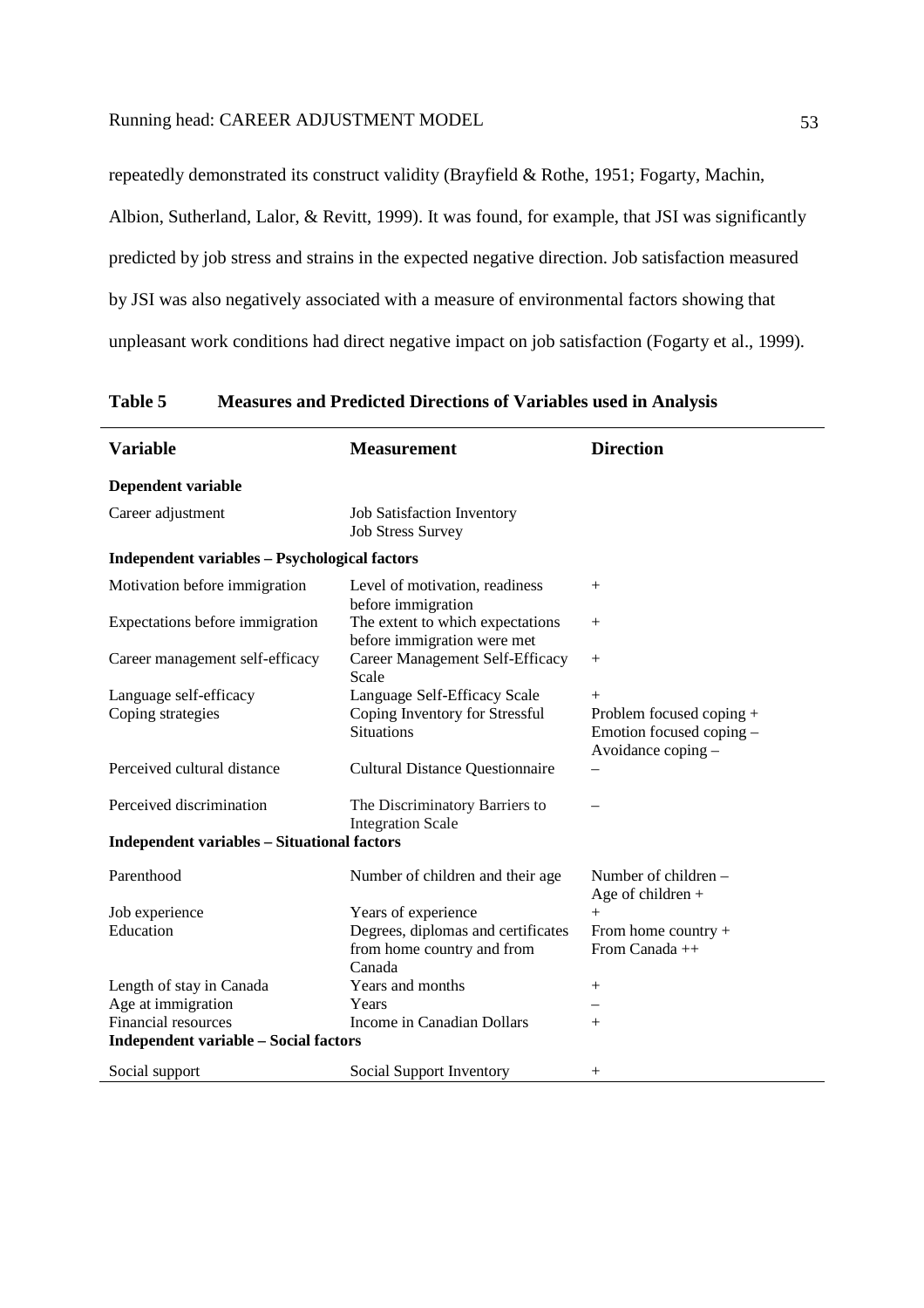repeatedly demonstrated its construct validity (Brayfield & Rothe, 1951; Fogarty, Machin, Albion, Sutherland, Lalor, & Revitt, 1999). It was found, for example, that JSI was significantly predicted by job stress and strains in the expected negative direction. Job satisfaction measured by JSI was also negatively associated with a measure of environmental factors showing that unpleasant work conditions had direct negative impact on job satisfaction (Fogarty et al., 1999).

**Table 5 Measures and Predicted Directions of Variables used in Analysis**

| Variable | Measurement | Direction |
|---|---|---|
| **Dependent variable** | | |
| Career adjustment | Job Satisfaction Inventory<br>Job Stress Survey | |
| **Independent variables – Psychological factors** | | |
| Motivation before immigration | Level of motivation, readiness before immigration | + |
| Expectations before immigration | The extent to which expectations before immigration were met | + |
| Career management self-efficacy | Career Management Self-Efficacy Scale | + |
| Language self-efficacy | Language Self-Efficacy Scale | + |
| Coping strategies | Coping Inventory for Stressful Situations | Problem focused coping +<br>Emotion focused coping –<br>Avoidance coping – |
| Perceived cultural distance | Cultural Distance Questionnaire | – |
| Perceived discrimination | The Discriminatory Barriers to Integration Scale | – |
| **Independent variables – Situational factors** | | |
| Parenthood | Number of children and their age | Number of children –<br>Age of children + |
| Job experience | Years of experience | + |
| Education | Degrees, diplomas and certificates from home country and from Canada | From home country +<br>From Canada ++ |
| Length of stay in Canada | Years and months | + |
| Age at immigration | Years | – |
| Financial resources | Income in Canadian Dollars | + |
| **Independent variable – Social factors** | | |
| Social support | Social Support Inventory | + |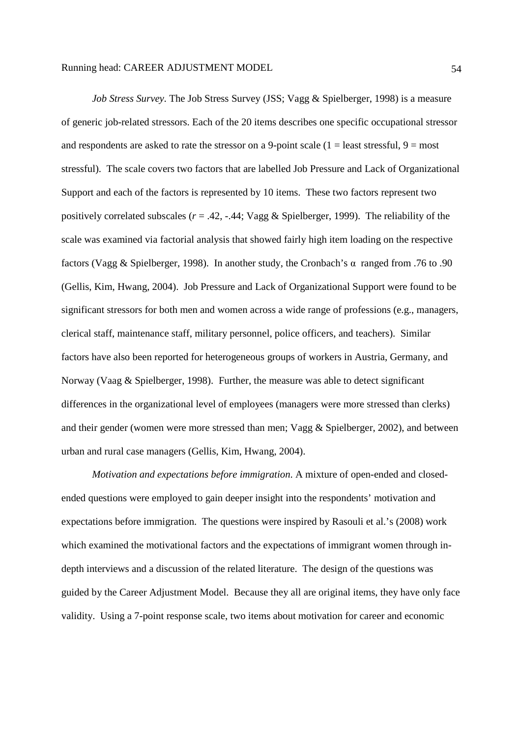*Job Stress Survey*. The Job Stress Survey (JSS; Vagg & Spielberger, 1998) is a measure of generic job-related stressors. Each of the 20 items describes one specific occupational stressor and respondents are asked to rate the stressor on a 9-point scale (1 = least stressful, 9 = most stressful). The scale covers two factors that are labelled Job Pressure and Lack of Organizational Support and each of the factors is represented by 10 items. These two factors represent two positively correlated subscales ($r$ = .42, -.44; Vagg & Spielberger, 1999). The reliability of the scale was examined via factorial analysis that showed fairly high item loading on the respective factors (Vagg & Spielberger, 1998). In another study, the Cronbach's $\alpha$ ranged from .76 to .90 (Gellis, Kim, Hwang, 2004). Job Pressure and Lack of Organizational Support were found to be significant stressors for both men and women across a wide range of professions (e.g., managers, clerical staff, maintenance staff, military personnel, police officers, and teachers). Similar factors have also been reported for heterogeneous groups of workers in Austria, Germany, and Norway (Vaag & Spielberger, 1998). Further, the measure was able to detect significant differences in the organizational level of employees (managers were more stressed than clerks) and their gender (women were more stressed than men; Vagg & Spielberger, 2002), and between urban and rural case managers (Gellis, Kim, Hwang, 2004).

*Motivation and expectations before immigration*. A mixture of open-ended and closed-ended questions were employed to gain deeper insight into the respondents' motivation and expectations before immigration. The questions were inspired by Rasouli et al.'s (2008) work which examined the motivational factors and the expectations of immigrant women through in-depth interviews and a discussion of the related literature. The design of the questions was guided by the Career Adjustment Model. Because they all are original items, they have only face validity. Using a 7-point response scale, two items about motivation for career and economic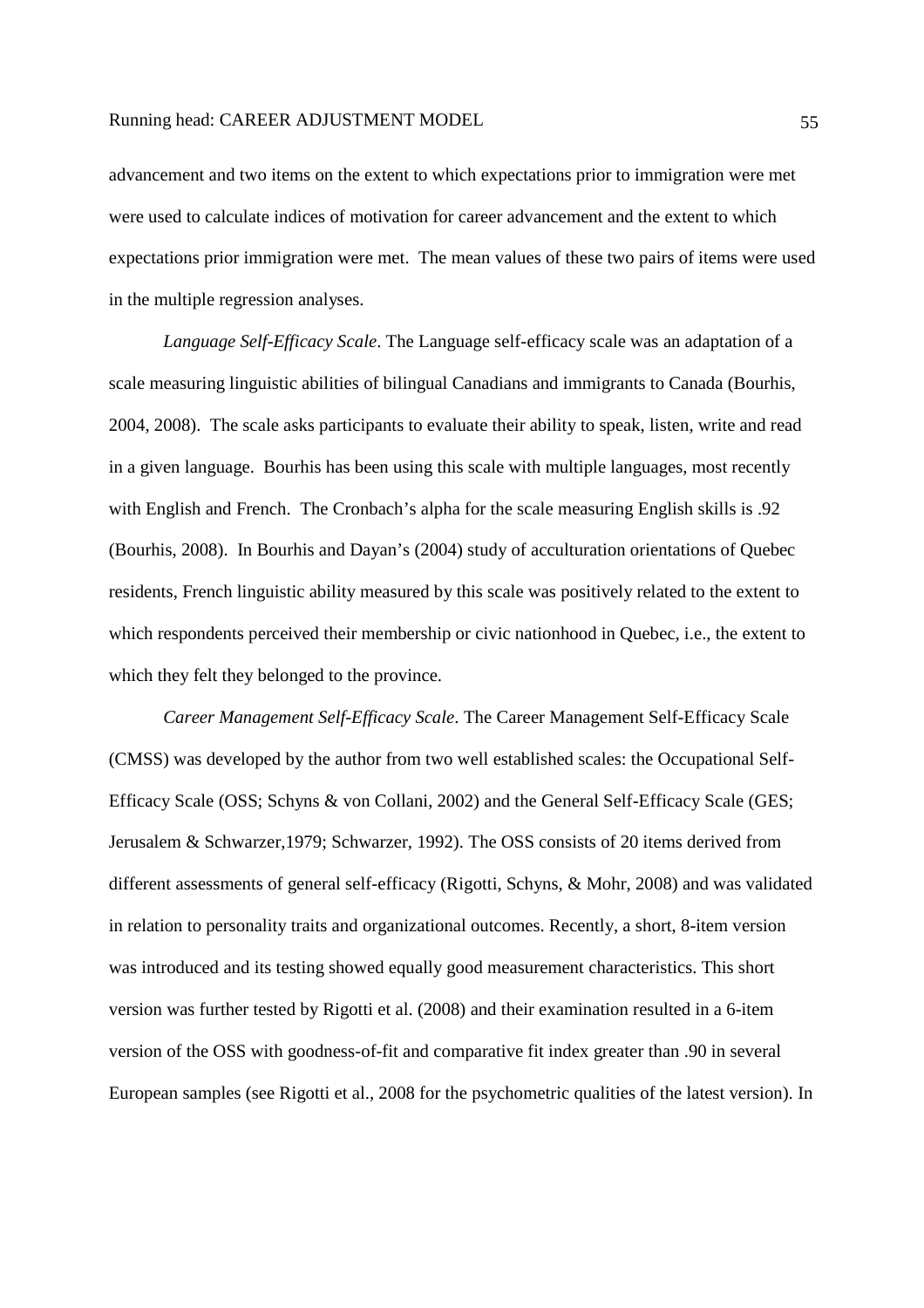advancement and two items on the extent to which expectations prior to immigration were met were used to calculate indices of motivation for career advancement and the extent to which expectations prior immigration were met. The mean values of these two pairs of items were used in the multiple regression analyses.

*Language Self-Efficacy Scale*. The Language self-efficacy scale was an adaptation of a scale measuring linguistic abilities of bilingual Canadians and immigrants to Canada (Bourhis, 2004, 2008). The scale asks participants to evaluate their ability to speak, listen, write and read in a given language. Bourhis has been using this scale with multiple languages, most recently with English and French. The Cronbach's alpha for the scale measuring English skills is .92 (Bourhis, 2008). In Bourhis and Dayan's (2004) study of acculturation orientations of Quebec residents, French linguistic ability measured by this scale was positively related to the extent to which respondents perceived their membership or civic nationhood in Quebec, i.e., the extent to which they felt they belonged to the province.

*Career Management Self-Efficacy Scale*. The Career Management Self-Efficacy Scale (CMSS) was developed by the author from two well established scales: the Occupational Self-Efficacy Scale (OSS; Schyns & von Collani, 2002) and the General Self-Efficacy Scale (GES; Jerusalem & Schwarzer,1979; Schwarzer, 1992). The OSS consists of 20 items derived from different assessments of general self-efficacy (Rigotti, Schyns, & Mohr, 2008) and was validated in relation to personality traits and organizational outcomes. Recently, a short, 8-item version was introduced and its testing showed equally good measurement characteristics. This short version was further tested by Rigotti et al. (2008) and their examination resulted in a 6-item version of the OSS with goodness-of-fit and comparative fit index greater than .90 in several European samples (see Rigotti et al., 2008 for the psychometric qualities of the latest version). In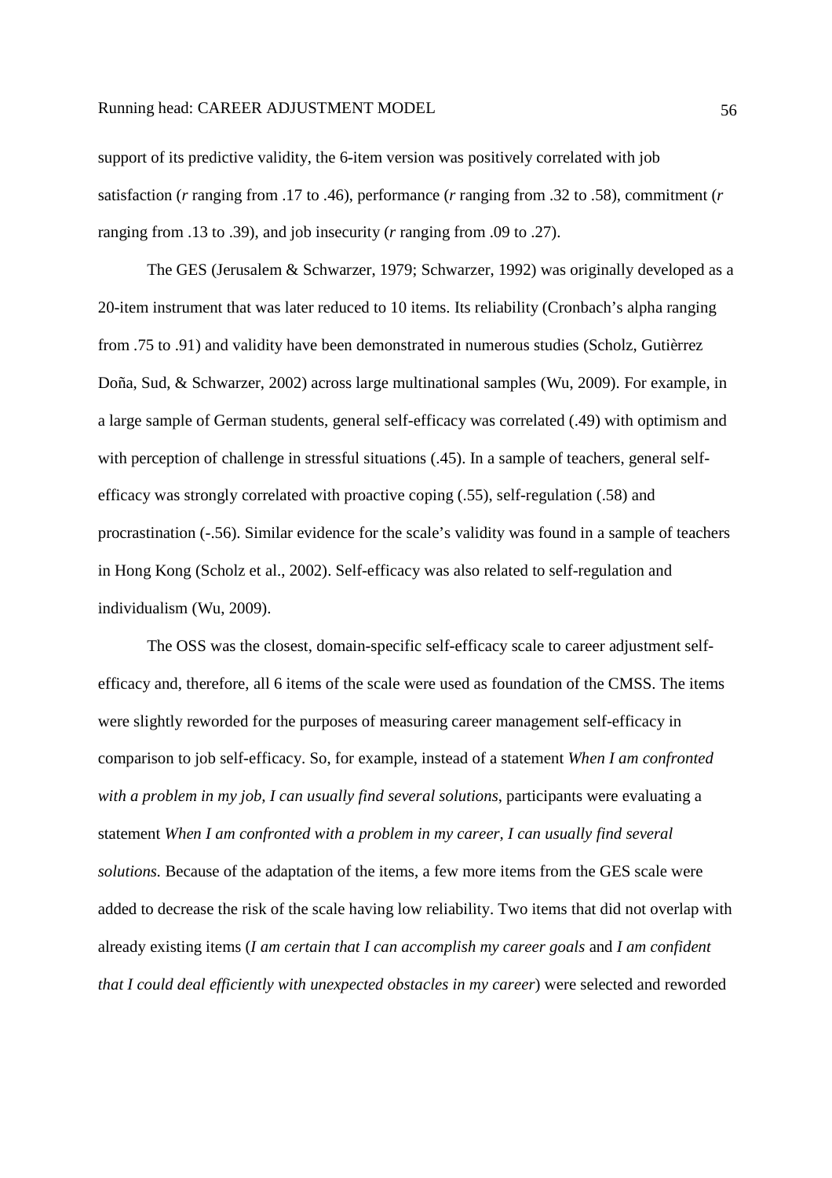support of its predictive validity, the 6-item version was positively correlated with job satisfaction (*r* ranging from .17 to .46), performance (*r* ranging from .32 to .58), commitment (*r* ranging from .13 to .39), and job insecurity (*r* ranging from .09 to .27).

The GES (Jerusalem & Schwarzer, 1979; Schwarzer, 1992) was originally developed as a 20-item instrument that was later reduced to 10 items. Its reliability (Cronbach's alpha ranging from .75 to .91) and validity have been demonstrated in numerous studies (Scholz, Gutièrrez Doña, Sud, & Schwarzer, 2002) across large multinational samples (Wu, 2009). For example, in a large sample of German students, general self-efficacy was correlated (.49) with optimism and with perception of challenge in stressful situations (.45). In a sample of teachers, general self-efficacy was strongly correlated with proactive coping (.55), self-regulation (.58) and procrastination (-.56). Similar evidence for the scale's validity was found in a sample of teachers in Hong Kong (Scholz et al., 2002). Self-efficacy was also related to self-regulation and individualism (Wu, 2009).

The OSS was the closest, domain-specific self-efficacy scale to career adjustment self-efficacy and, therefore, all 6 items of the scale were used as foundation of the CMSS. The items were slightly reworded for the purposes of measuring career management self-efficacy in comparison to job self-efficacy. So, for example, instead of a statement *When I am confronted with a problem in my job, I can usually find several solutions*, participants were evaluating a statement *When I am confronted with a problem in my career, I can usually find several solutions.* Because of the adaptation of the items, a few more items from the GES scale were added to decrease the risk of the scale having low reliability. Two items that did not overlap with already existing items (*I am certain that I can accomplish my career goals* and *I am confident that I could deal efficiently with unexpected obstacles in my career*) were selected and reworded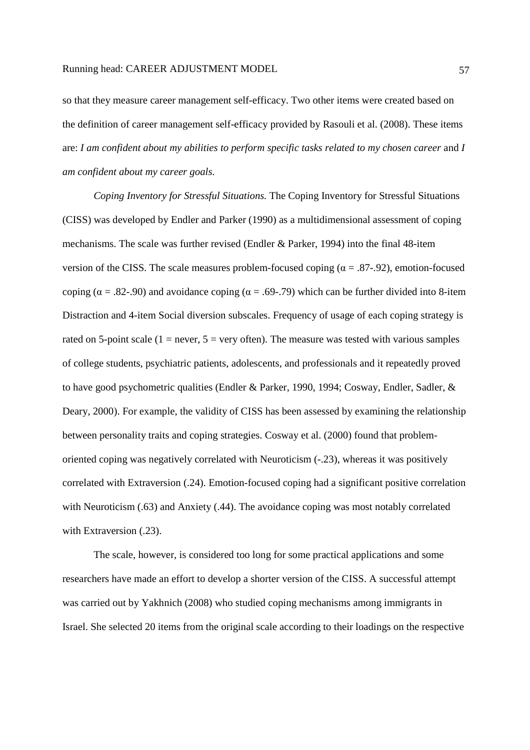so that they measure career management self-efficacy. Two other items were created based on the definition of career management self-efficacy provided by Rasouli et al. (2008). These items are: *I am confident about my abilities to perform specific tasks related to my chosen career* and *I am confident about my career goals.*

*Coping Inventory for Stressful Situations.* The Coping Inventory for Stressful Situations (CISS) was developed by Endler and Parker (1990) as a multidimensional assessment of coping mechanisms. The scale was further revised (Endler & Parker, 1994) into the final 48-item version of the CISS. The scale measures problem-focused coping ($\alpha$ = .87-.92), emotion-focused coping ($\alpha$ = .82-.90) and avoidance coping ($\alpha$ = .69-.79) which can be further divided into 8-item Distraction and 4-item Social diversion subscales. Frequency of usage of each coping strategy is rated on 5-point scale (1 = never, 5 = very often). The measure was tested with various samples of college students, psychiatric patients, adolescents, and professionals and it repeatedly proved to have good psychometric qualities (Endler & Parker, 1990, 1994; Cosway, Endler, Sadler, & Deary, 2000). For example, the validity of CISS has been assessed by examining the relationship between personality traits and coping strategies. Cosway et al. (2000) found that problem-oriented coping was negatively correlated with Neuroticism (-.23), whereas it was positively correlated with Extraversion (.24). Emotion-focused coping had a significant positive correlation with Neuroticism (.63) and Anxiety (.44). The avoidance coping was most notably correlated with Extraversion (.23).

The scale, however, is considered too long for some practical applications and some researchers have made an effort to develop a shorter version of the CISS. A successful attempt was carried out by Yakhnich (2008) who studied coping mechanisms among immigrants in Israel. She selected 20 items from the original scale according to their loadings on the respective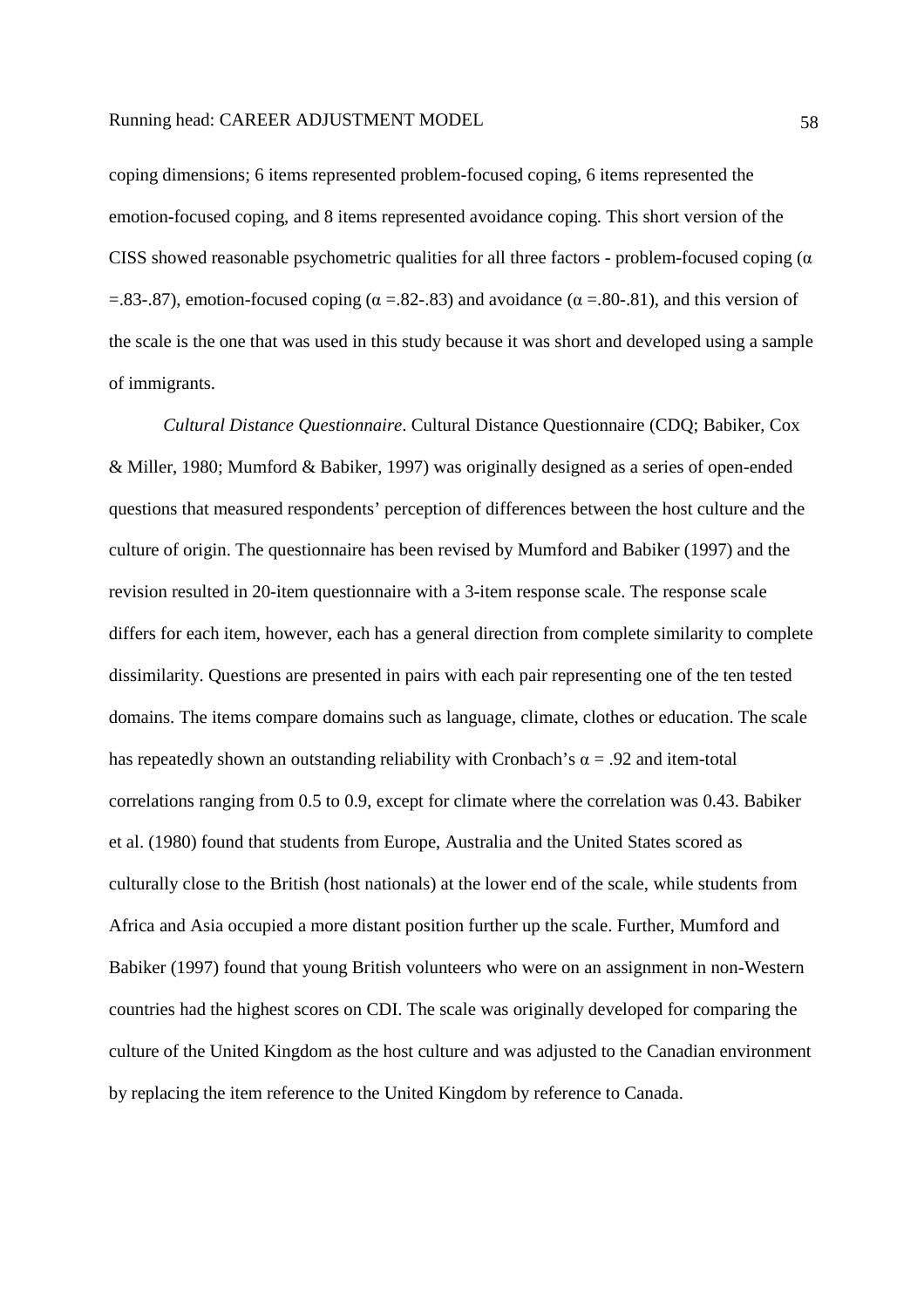coping dimensions; 6 items represented problem-focused coping, 6 items represented the emotion-focused coping, and 8 items represented avoidance coping. This short version of the CISS showed reasonable psychometric qualities for all three factors - problem-focused coping ($\alpha$ =.83-.87), emotion-focused coping ($\alpha$ =.82-.83) and avoidance ($\alpha$ =.80-.81), and this version of the scale is the one that was used in this study because it was short and developed using a sample of immigrants.

*Cultural Distance Questionnaire*. Cultural Distance Questionnaire (CDQ; Babiker, Cox & Miller, 1980; Mumford & Babiker, 1997) was originally designed as a series of open-ended questions that measured respondents' perception of differences between the host culture and the culture of origin. The questionnaire has been revised by Mumford and Babiker (1997) and the revision resulted in 20-item questionnaire with a 3-item response scale. The response scale differs for each item, however, each has a general direction from complete similarity to complete dissimilarity. Questions are presented in pairs with each pair representing one of the ten tested domains. The items compare domains such as language, climate, clothes or education. The scale has repeatedly shown an outstanding reliability with Cronbach's $\alpha$ = .92 and item-total correlations ranging from 0.5 to 0.9, except for climate where the correlation was 0.43. Babiker et al. (1980) found that students from Europe, Australia and the United States scored as culturally close to the British (host nationals) at the lower end of the scale, while students from Africa and Asia occupied a more distant position further up the scale. Further, Mumford and Babiker (1997) found that young British volunteers who were on an assignment in non-Western countries had the highest scores on CDI. The scale was originally developed for comparing the culture of the United Kingdom as the host culture and was adjusted to the Canadian environment by replacing the item reference to the United Kingdom by reference to Canada.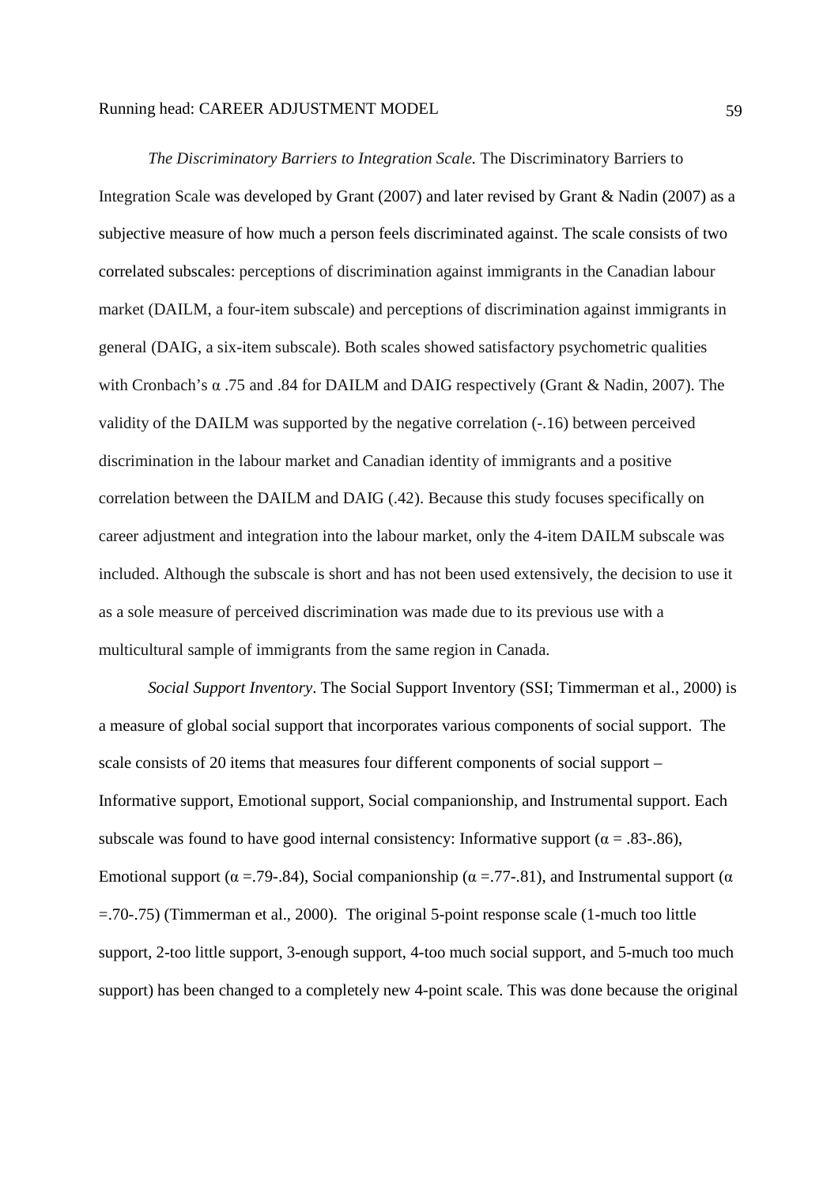*The Discriminatory Barriers to Integration Scale.* The Discriminatory Barriers to Integration Scale was developed by Grant (2007) and later revised by Grant & Nadin (2007) as a subjective measure of how much a person feels discriminated against. The scale consists of two correlated subscales: perceptions of discrimination against immigrants in the Canadian labour market (DAILM, a four-item subscale) and perceptions of discrimination against immigrants in general (DAIG, a six-item subscale). Both scales showed satisfactory psychometric qualities with Cronbach's $\alpha$ .75 and .84 for DAILM and DAIG respectively (Grant & Nadin, 2007). The validity of the DAILM was supported by the negative correlation (-.16) between perceived discrimination in the labour market and Canadian identity of immigrants and a positive correlation between the DAILM and DAIG (.42). Because this study focuses specifically on career adjustment and integration into the labour market, only the 4-item DAILM subscale was included. Although the subscale is short and has not been used extensively, the decision to use it as a sole measure of perceived discrimination was made due to its previous use with a multicultural sample of immigrants from the same region in Canada.

*Social Support Inventory*. The Social Support Inventory (SSI; Timmerman et al., 2000) is a measure of global social support that incorporates various components of social support. The scale consists of 20 items that measures four different components of social support – Informative support, Emotional support, Social companionship, and Instrumental support. Each subscale was found to have good internal consistency: Informative support ($\alpha$ = .83-.86), Emotional support ($\alpha$ =.79-.84), Social companionship ($\alpha$ =.77-.81), and Instrumental support ($\alpha$ =.70-.75) (Timmerman et al., 2000). The original 5-point response scale (1-much too little support, 2-too little support, 3-enough support, 4-too much social support, and 5-much too much support) has been changed to a completely new 4-point scale. This was done because the original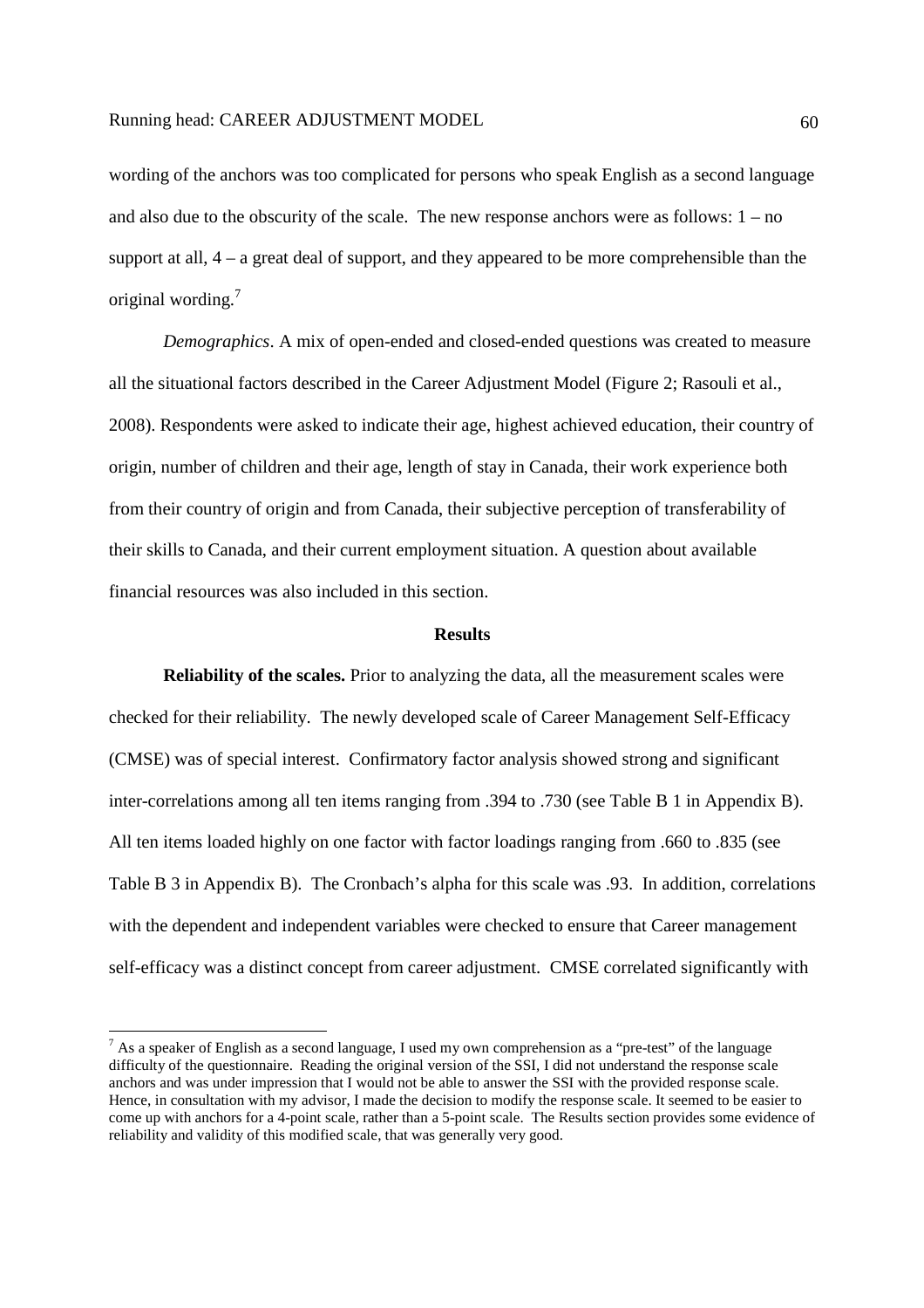wording of the anchors was too complicated for persons who speak English as a second language and also due to the obscurity of the scale. The new response anchors were as follows: 1 – no support at all, 4 – a great deal of support, and they appeared to be more comprehensible than the original wording.[7]

*Demographics*. A mix of open-ended and closed-ended questions was created to measure all the situational factors described in the Career Adjustment Model (Figure 2; Rasouli et al., 2008). Respondents were asked to indicate their age, highest achieved education, their country of origin, number of children and their age, length of stay in Canada, their work experience both from their country of origin and from Canada, their subjective perception of transferability of their skills to Canada, and their current employment situation. A question about available financial resources was also included in this section.

## Results

**Reliability of the scales.** Prior to analyzing the data, all the measurement scales were checked for their reliability. The newly developed scale of Career Management Self-Efficacy (CMSE) was of special interest. Confirmatory factor analysis showed strong and significant inter-correlations among all ten items ranging from .394 to .730 (see Table B 1 in Appendix B). All ten items loaded highly on one factor with factor loadings ranging from .660 to .835 (see Table B 3 in Appendix B). The Cronbach's alpha for this scale was .93. In addition, correlations with the dependent and independent variables were checked to ensure that Career management self-efficacy was a distinct concept from career adjustment. CMSE correlated significantly with

---

[7] As a speaker of English as a second language, I used my own comprehension as a "pre-test" of the language difficulty of the questionnaire. Reading the original version of the SSI, I did not understand the response scale anchors and was under impression that I would not be able to answer the SSI with the provided response scale. Hence, in consultation with my advisor, I made the decision to modify the response scale. It seemed to be easier to come up with anchors for a 4-point scale, rather than a 5-point scale. The Results section provides some evidence of reliability and validity of this modified scale, that was generally very good.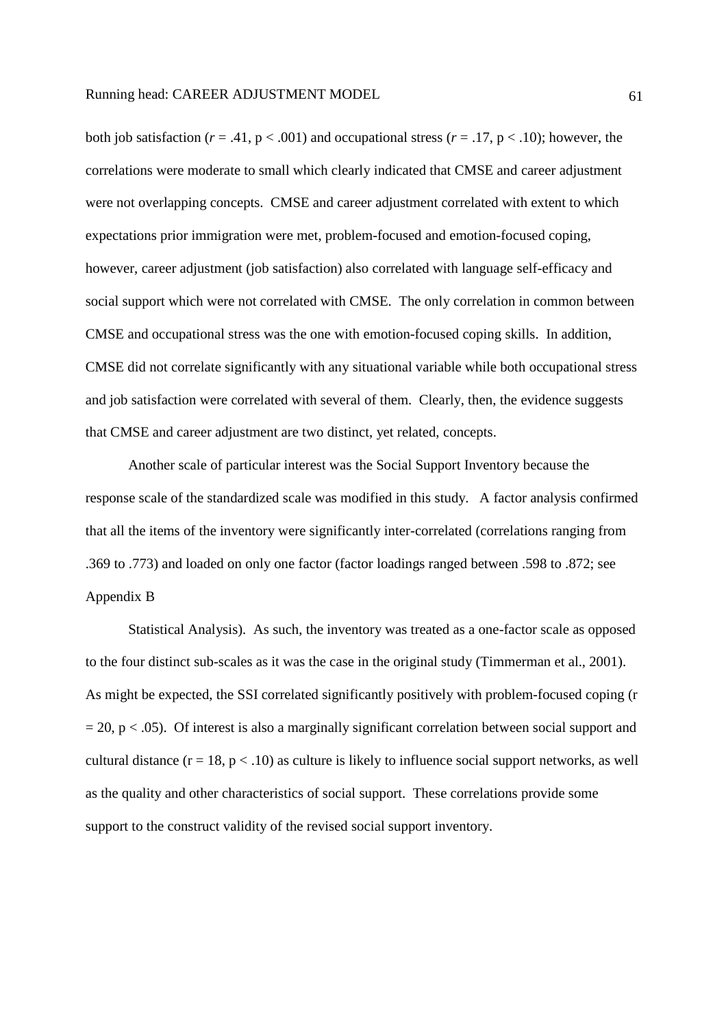both job satisfaction (*r* = .41, $p < .001$) and occupational stress (*r* = .17, $p < .10$); however, the correlations were moderate to small which clearly indicated that CMSE and career adjustment were not overlapping concepts. CMSE and career adjustment correlated with extent to which expectations prior immigration were met, problem-focused and emotion-focused coping, however, career adjustment (job satisfaction) also correlated with language self-efficacy and social support which were not correlated with CMSE. The only correlation in common between CMSE and occupational stress was the one with emotion-focused coping skills. In addition, CMSE did not correlate significantly with any situational variable while both occupational stress and job satisfaction were correlated with several of them. Clearly, then, the evidence suggests that CMSE and career adjustment are two distinct, yet related, concepts.

Another scale of particular interest was the Social Support Inventory because the response scale of the standardized scale was modified in this study. A factor analysis confirmed that all the items of the inventory were significantly inter-correlated (correlations ranging from .369 to .773) and loaded on only one factor (factor loadings ranged between .598 to .872; see Appendix B

Statistical Analysis). As such, the inventory was treated as a one-factor scale as opposed to the four distinct sub-scales as it was the case in the original study (Timmerman et al., 2001). As might be expected, the SSI correlated significantly positively with problem-focused coping ($r = 20$, $p < .05$). Of interest is also a marginally significant correlation between social support and cultural distance ($r = 18$, $p < .10$) as culture is likely to influence social support networks, as well as the quality and other characteristics of social support. These correlations provide some support to the construct validity of the revised social support inventory.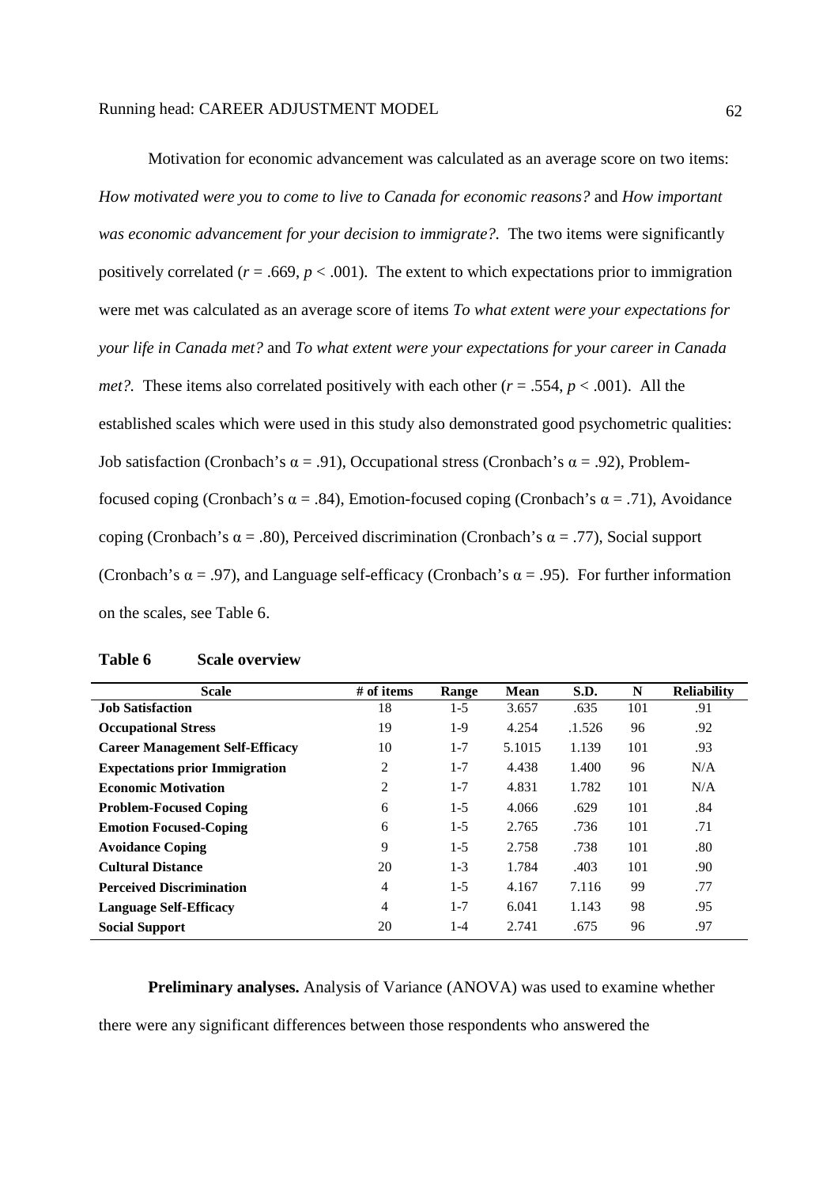Motivation for economic advancement was calculated as an average score on two items: *How motivated were you to come to live to Canada for economic reasons?* and *How important was economic advancement for your decision to immigrate?*. The two items were significantly positively correlated ($r = .669$, $p < .001$). The extent to which expectations prior to immigration were met was calculated as an average score of items *To what extent were your expectations for your life in Canada met?* and *To what extent were your expectations for your career in Canada met?*. These items also correlated positively with each other ($r = .554$, $p < .001$). All the established scales which were used in this study also demonstrated good psychometric qualities: Job satisfaction (Cronbach's $\alpha = .91$), Occupational stress (Cronbach's $\alpha = .92$), Problem-focused coping (Cronbach's $\alpha = .84$), Emotion-focused coping (Cronbach's $\alpha = .71$), Avoidance coping (Cronbach's $\alpha = .80$), Perceived discrimination (Cronbach's $\alpha = .77$), Social support (Cronbach's $\alpha = .97$), and Language self-efficacy (Cronbach's $\alpha = .95$). For further information on the scales, see Table 6.

**Table 6 Scale overview**

| Scale | # of items | Range | Mean | S.D. | N | Reliability |
|---|---|---|---|---|---|---|
| **Job Satisfaction** | 18 | 1-5 | 3.657 | .635 | 101 | .91 |
| **Occupational Stress** | 19 | 1-9 | 4.254 | .1.526 | 96 | .92 |
| **Career Management Self-Efficacy** | 10 | 1-7 | 5.1015 | 1.139 | 101 | .93 |
| **Expectations prior Immigration** | 2 | 1-7 | 4.438 | 1.400 | 96 | N/A |
| **Economic Motivation** | 2 | 1-7 | 4.831 | 1.782 | 101 | N/A |
| **Problem-Focused Coping** | 6 | 1-5 | 4.066 | .629 | 101 | .84 |
| **Emotion Focused-Coping** | 6 | 1-5 | 2.765 | .736 | 101 | .71 |
| **Avoidance Coping** | 9 | 1-5 | 2.758 | .738 | 101 | .80 |
| **Cultural Distance** | 20 | 1-3 | 1.784 | .403 | 101 | .90 |
| **Perceived Discrimination** | 4 | 1-5 | 4.167 | 7.116 | 99 | .77 |
| **Language Self-Efficacy** | 4 | 1-7 | 6.041 | 1.143 | 98 | .95 |
| **Social Support** | 20 | 1-4 | 2.741 | .675 | 96 | .97 |

**Preliminary analyses.** Analysis of Variance (ANOVA) was used to examine whether there were any significant differences between those respondents who answered the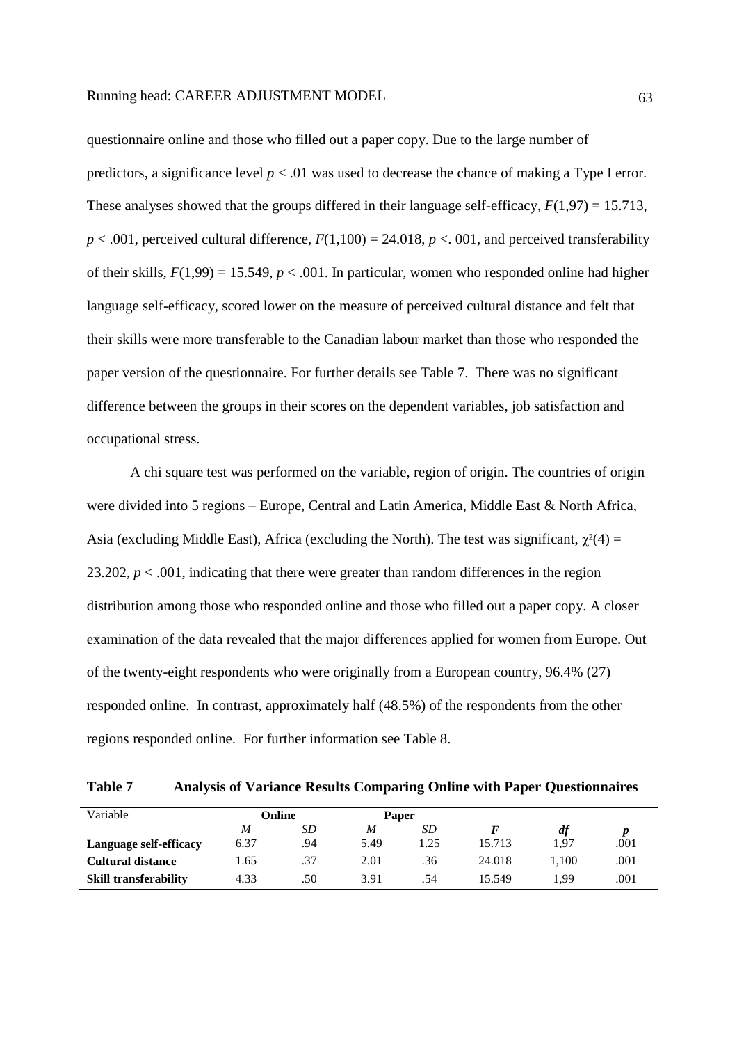questionnaire online and those who filled out a paper copy. Due to the large number of predictors, a significance level $p < .01$ was used to decrease the chance of making a Type I error. These analyses showed that the groups differed in their language self-efficacy, $F(1,97) = 15.713$, $p < .001$, perceived cultural difference, $F(1,100) = 24.018$, $p <. 001$, and perceived transferability of their skills, $F(1,99) = 15.549$, $p < .001$. In particular, women who responded online had higher language self-efficacy, scored lower on the measure of perceived cultural distance and felt that their skills were more transferable to the Canadian labour market than those who responded the paper version of the questionnaire. For further details see Table 7. There was no significant difference between the groups in their scores on the dependent variables, job satisfaction and occupational stress.

A chi square test was performed on the variable, region of origin. The countries of origin were divided into 5 regions – Europe, Central and Latin America, Middle East & North Africa, Asia (excluding Middle East), Africa (excluding the North). The test was significant, $\chi^2(4) = 23.202$, $p < .001$, indicating that there were greater than random differences in the region distribution among those who responded online and those who filled out a paper copy. A closer examination of the data revealed that the major differences applied for women from Europe. Out of the twenty-eight respondents who were originally from a European country, 96.4% (27) responded online. In contrast, approximately half (48.5%) of the respondents from the other regions responded online. For further information see Table 8.

**Table 7 Analysis of Variance Results Comparing Online with Paper Questionnaires**

| Variable | Online | | Paper | | | | |
|---|---|---|---|---|---|---|---|
| | *M* | *SD* | *M* | *SD* | ***F*** | ***df*** | ***p*** |
| **Language self-efficacy** | 6.37 | .94 | 5.49 | 1.25 | 15.713 | 1,97 | .001 |
| **Cultural distance** | 1.65 | .37 | 2.01 | .36 | 24.018 | 1,100 | .001 |
| **Skill transferability** | 4.33 | .50 | 3.91 | .54 | 15.549 | 1,99 | .001 |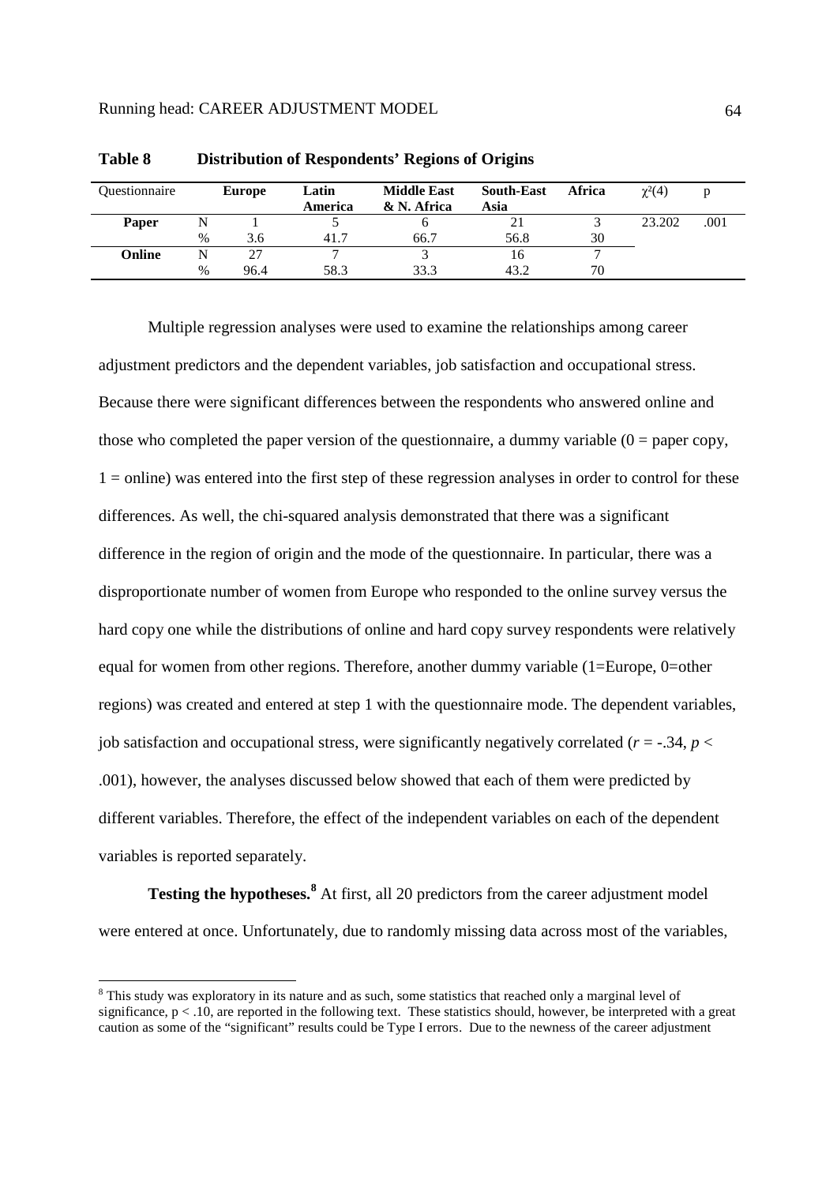**Table 8 Distribution of Respondents' Regions of Origins**

| Questionnaire | | Europe | Latin America | Middle East & N. Africa | South-East Asia | Africa | $\chi^2(4)$ | p |
|---|---|---|---|---|---|---|---|---|
| **Paper** | N | 1 | 5 | 6 | 21 | 3 | 23.202 | .001 |
| | % | 3.6 | 41.7 | 66.7 | 56.8 | 30 | | |
| **Online** | N | 27 | 7 | 3 | 16 | 7 | | |
| | % | 96.4 | 58.3 | 33.3 | 43.2 | 70 | | |

Multiple regression analyses were used to examine the relationships among career adjustment predictors and the dependent variables, job satisfaction and occupational stress. Because there were significant differences between the respondents who answered online and those who completed the paper version of the questionnaire, a dummy variable (0 = paper copy, 1 = online) was entered into the first step of these regression analyses in order to control for these differences. As well, the chi-squared analysis demonstrated that there was a significant difference in the region of origin and the mode of the questionnaire. In particular, there was a disproportionate number of women from Europe who responded to the online survey versus the hard copy one while the distributions of online and hard copy survey respondents were relatively equal for women from other regions. Therefore, another dummy variable (1=Europe, 0=other regions) was created and entered at step 1 with the questionnaire mode. The dependent variables, job satisfaction and occupational stress, were significantly negatively correlated ($r = -.34$, $p < .001$), however, the analyses discussed below showed that each of them were predicted by different variables. Therefore, the effect of the independent variables on each of the dependent variables is reported separately.

**Testing the hypotheses.**[8] At first, all 20 predictors from the career adjustment model were entered at once. Unfortunately, due to randomly missing data across most of the variables,

[8] This study was exploratory in its nature and as such, some statistics that reached only a marginal level of significance, $p < .10$, are reported in the following text. These statistics should, however, be interpreted with a great caution as some of the "significant" results could be Type I errors. Due to the newness of the career adjustment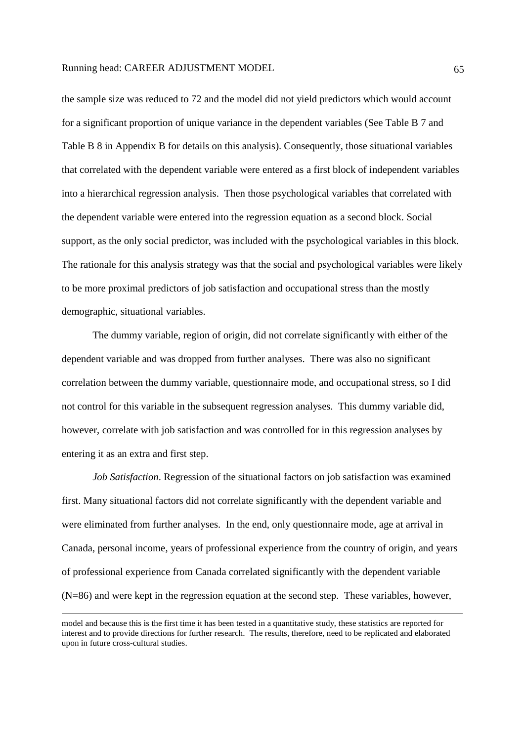the sample size was reduced to 72 and the model did not yield predictors which would account for a significant proportion of unique variance in the dependent variables (See Table B 7 and Table B 8 in Appendix B for details on this analysis). Consequently, those situational variables that correlated with the dependent variable were entered as a first block of independent variables into a hierarchical regression analysis. Then those psychological variables that correlated with the dependent variable were entered into the regression equation as a second block. Social support, as the only social predictor, was included with the psychological variables in this block. The rationale for this analysis strategy was that the social and psychological variables were likely to be more proximal predictors of job satisfaction and occupational stress than the mostly demographic, situational variables.

The dummy variable, region of origin, did not correlate significantly with either of the dependent variable and was dropped from further analyses. There was also no significant correlation between the dummy variable, questionnaire mode, and occupational stress, so I did not control for this variable in the subsequent regression analyses. This dummy variable did, however, correlate with job satisfaction and was controlled for in this regression analyses by entering it as an extra and first step.

*Job Satisfaction*. Regression of the situational factors on job satisfaction was examined first. Many situational factors did not correlate significantly with the dependent variable and were eliminated from further analyses. In the end, only questionnaire mode, age at arrival in Canada, personal income, years of professional experience from the country of origin, and years of professional experience from Canada correlated significantly with the dependent variable (N=86) and were kept in the regression equation at the second step. These variables, however,

---

model and because this is the first time it has been tested in a quantitative study, these statistics are reported for interest and to provide directions for further research. The results, therefore, need to be replicated and elaborated upon in future cross-cultural studies.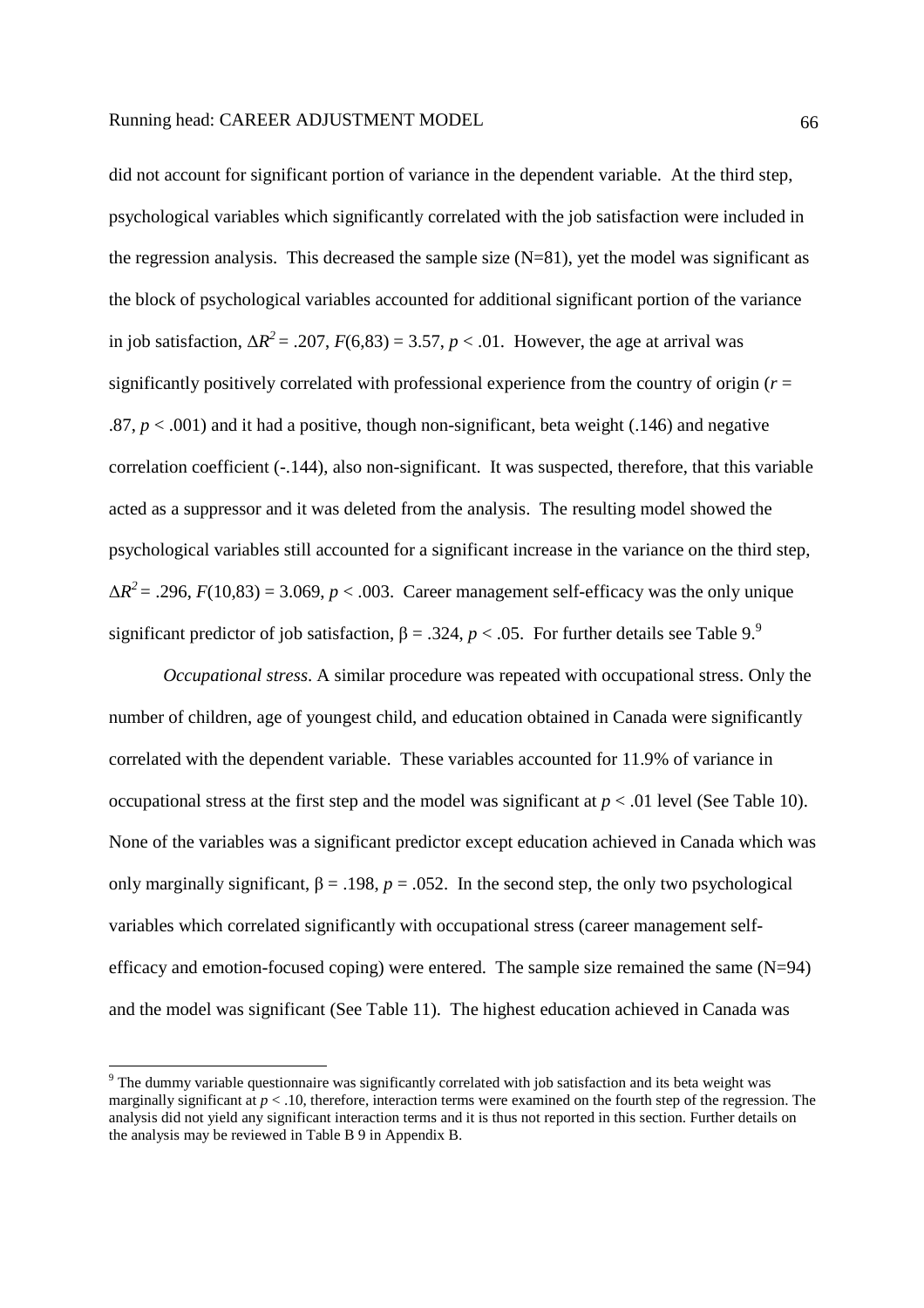did not account for significant portion of variance in the dependent variable. At the third step, psychological variables which significantly correlated with the job satisfaction were included in the regression analysis. This decreased the sample size (N=81), yet the model was significant as the block of psychological variables accounted for additional significant portion of the variance in job satisfaction, $\Delta R^2 = .207$, $F(6,83) = 3.57$, $p < .01$. However, the age at arrival was significantly positively correlated with professional experience from the country of origin ($r = .87$, $p < .001$) and it had a positive, though non-significant, beta weight (.146) and negative correlation coefficient (-.144), also non-significant. It was suspected, therefore, that this variable acted as a suppressor and it was deleted from the analysis. The resulting model showed the psychological variables still accounted for a significant increase in the variance on the third step, $\Delta R^2 = .296$, $F(10,83) = 3.069$, $p < .003$. Career management self-efficacy was the only unique significant predictor of job satisfaction, $\beta = .324$, $p < .05$. For further details see Table 9.[9]

*Occupational stress*. A similar procedure was repeated with occupational stress. Only the number of children, age of youngest child, and education obtained in Canada were significantly correlated with the dependent variable. These variables accounted for 11.9% of variance in occupational stress at the first step and the model was significant at $p < .01$ level (See Table 10). None of the variables was a significant predictor except education achieved in Canada which was only marginally significant, $\beta = .198$, $p = .052$. In the second step, the only two psychological variables which correlated significantly with occupational stress (career management self-efficacy and emotion-focused coping) were entered. The sample size remained the same (N=94) and the model was significant (See Table 11). The highest education achieved in Canada was

---

[9] The dummy variable questionnaire was significantly correlated with job satisfaction and its beta weight was marginally significant at $p < .10$, therefore, interaction terms were examined on the fourth step of the regression. The analysis did not yield any significant interaction terms and it is thus not reported in this section. Further details on the analysis may be reviewed in Table B 9 in Appendix B.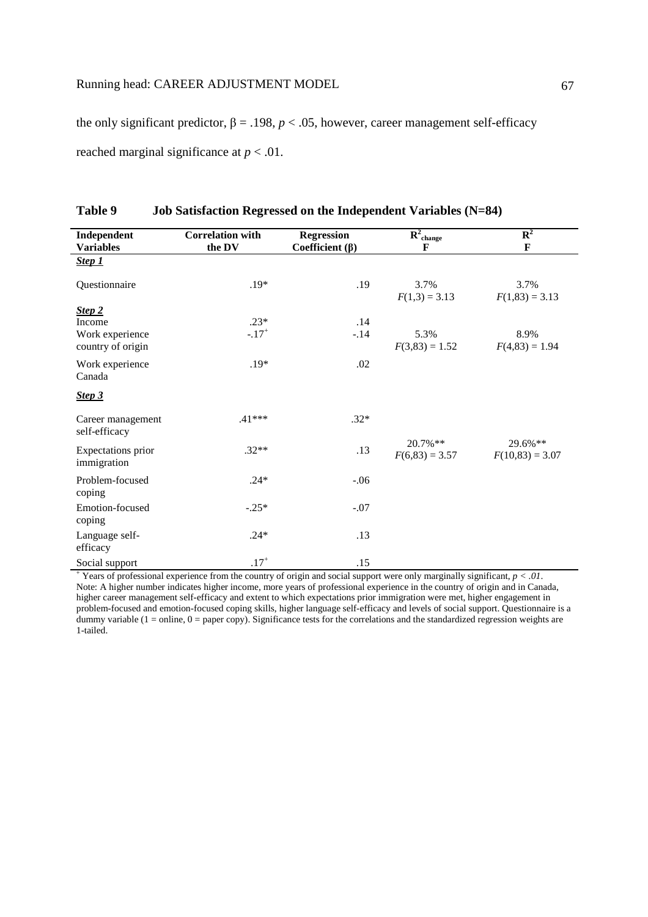the only significant predictor, β = .198, $p < .05$, however, career management self-efficacy reached marginal significance at $p < .01$.

**Table 9 Job Satisfaction Regressed on the Independent Variables (N=84)**

| Independent Variables | Correlation with the DV | Regression Coefficient (β) | $R^2_{change}$ F | $R^2$ F |
|---|---|---|---|---|
| ***Step 1*** | | | | |
| Questionnaire | .19* | .19 | 3.7% $F(1,3) = 3.13$ | 3.7% $F(1,83) = 3.13$ |
| ***Step 2*** | | | | |
| Income | .23* | .14 | | |
| Work experience country of origin | -.17+ | -.14 | 5.3% $F(3,83) = 1.52$ | 8.9% $F(4,83) = 1.94$ |
| Work experience Canada | .19* | .02 | | |
| ***Step 3*** | | | | |
| Career management self-efficacy | .41*** | .32* | | |
| Expectations prior immigration | .32** | .13 | 20.7%** $F(6,83) = 3.57$ | 29.6%** $F(10,83) = 3.07$ |
| Problem-focused coping | .24* | -.06 | | |
| Emotion-focused coping | -.25* | -.07 | | |
| Language self-efficacy | .24* | .13 | | |
| Social support | .17+ | .15 | | |

+ Years of professional experience from the country of origin and social support were only marginally significant, *p < .01*.
Note: A higher number indicates higher income, more years of professional experience in the country of origin and in Canada, higher career management self-efficacy and extent to which expectations prior immigration were met, higher engagement in problem-focused and emotion-focused coping skills, higher language self-efficacy and levels of social support. Questionnaire is a dummy variable (1 = online, 0 = paper copy). Significance tests for the correlations and the standardized regression weights are 1-tailed.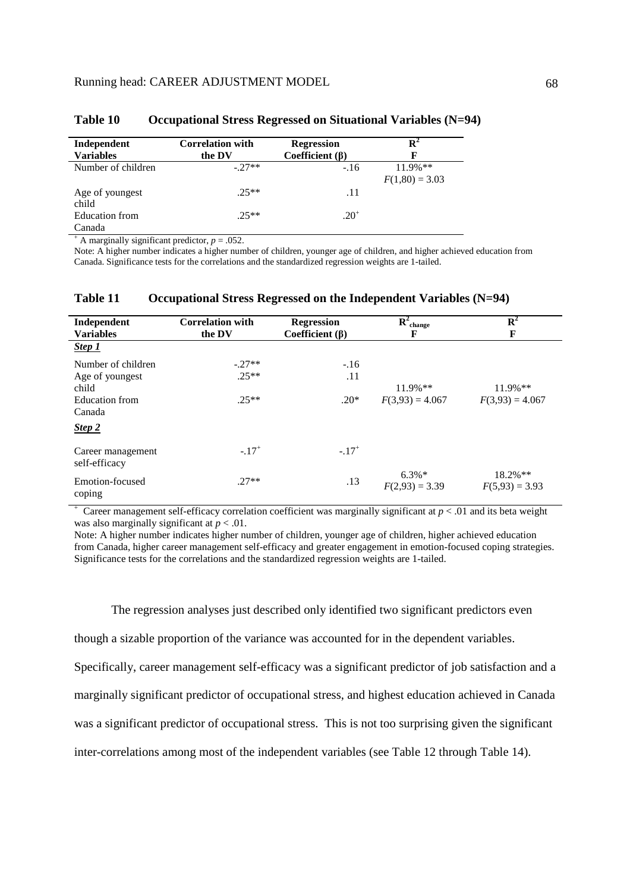**Table 10 Occupational Stress Regressed on Situational Variables (N=94)**

| Independent Variables | Correlation with the DV | Regression Coefficient (β) | $R^2$ F |
|---|---|---|---|
| Number of children | -.27** | -.16 | 11.9%** $F(1,80) = 3.03$ |
| Age of youngest child | .25** | .11 | |
| Education from Canada | .25** | .20+ | |

+ A marginally significant predictor, $p = .052$.

Note: A higher number indicates a higher number of children, younger age of children, and higher achieved education from Canada. Significance tests for the correlations and the standardized regression weights are 1-tailed.

**Table 11 Occupational Stress Regressed on the Independent Variables (N=94)**

| Independent Variables | Correlation with the DV | Regression Coefficient (β) | $R^2_{change}$ F | $R^2$ F |
|---|---|---|---|---|
| ***Step 1*** | | | | |
| Number of children | -.27** | -.16 | | |
| Age of youngest child | .25** | .11 | 11.9%** $F(3,93) = 4.067$ | 11.9%** $F(3,93) = 4.067$ |
| Education from Canada | .25** | .20* | | |
| ***Step 2*** | | | | |
| Career management self-efficacy | -.17+ | -.17+ | | |
| Emotion-focused coping | .27** | .13 | 6.3%* $F(2,93) = 3.39$ | 18.2%** $F(5,93) = 3.93$ |

+ Career management self-efficacy correlation coefficient was marginally significant at $p < .01$ and its beta weight was also marginally significant at $p < .01$.

Note: A higher number indicates higher number of children, younger age of children, higher achieved education from Canada, higher career management self-efficacy and greater engagement in emotion-focused coping strategies. Significance tests for the correlations and the standardized regression weights are 1-tailed.

The regression analyses just described only identified two significant predictors even though a sizable proportion of the variance was accounted for in the dependent variables. Specifically, career management self-efficacy was a significant predictor of job satisfaction and a marginally significant predictor of occupational stress, and highest education achieved in Canada was a significant predictor of occupational stress. This is not too surprising given the significant inter-correlations among most of the independent variables (see Table 12 through Table 14).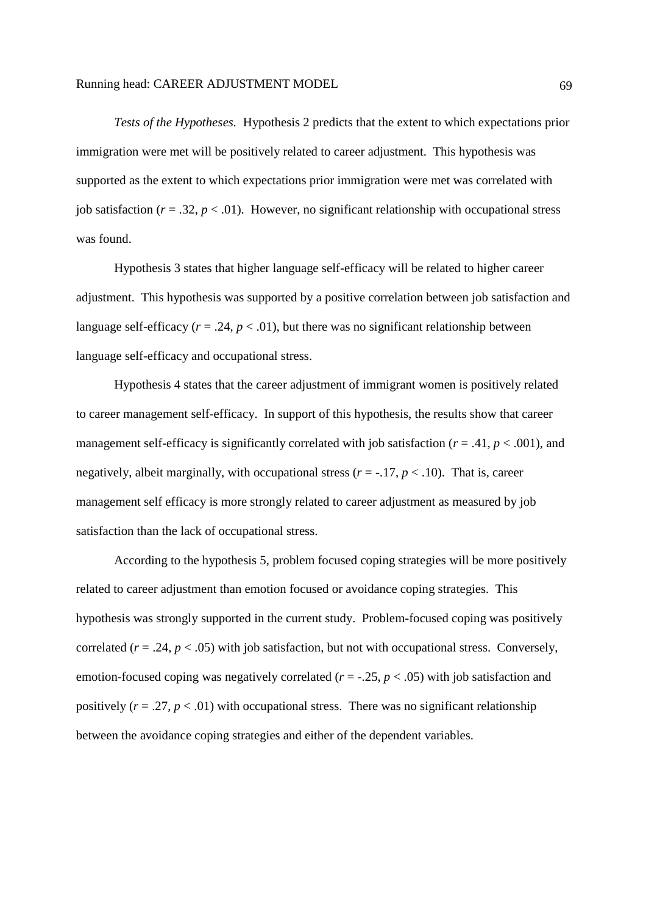*Tests of the Hypotheses.* Hypothesis 2 predicts that the extent to which expectations prior immigration were met will be positively related to career adjustment. This hypothesis was supported as the extent to which expectations prior immigration were met was correlated with job satisfaction ($r = .32$, $p < .01$). However, no significant relationship with occupational stress was found.

Hypothesis 3 states that higher language self-efficacy will be related to higher career adjustment. This hypothesis was supported by a positive correlation between job satisfaction and language self-efficacy ($r = .24$, $p < .01$), but there was no significant relationship between language self-efficacy and occupational stress.

Hypothesis 4 states that the career adjustment of immigrant women is positively related to career management self-efficacy. In support of this hypothesis, the results show that career management self-efficacy is significantly correlated with job satisfaction ($r = .41$, $p < .001$), and negatively, albeit marginally, with occupational stress ($r = -.17$, $p < .10$). That is, career management self efficacy is more strongly related to career adjustment as measured by job satisfaction than the lack of occupational stress.

According to the hypothesis 5, problem focused coping strategies will be more positively related to career adjustment than emotion focused or avoidance coping strategies. This hypothesis was strongly supported in the current study. Problem-focused coping was positively correlated ($r = .24$, $p < .05$) with job satisfaction, but not with occupational stress. Conversely, emotion-focused coping was negatively correlated ($r = -.25$, $p < .05$) with job satisfaction and positively ($r = .27$, $p < .01$) with occupational stress. There was no significant relationship between the avoidance coping strategies and either of the dependent variables.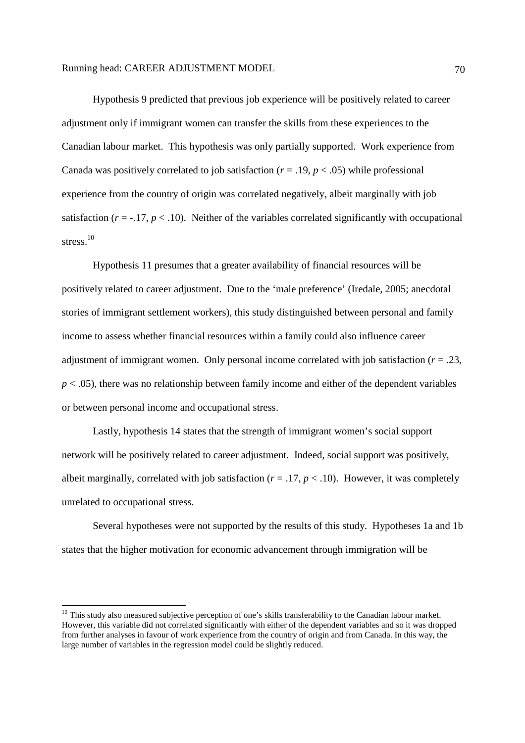Hypothesis 9 predicted that previous job experience will be positively related to career adjustment only if immigrant women can transfer the skills from these experiences to the Canadian labour market. This hypothesis was only partially supported. Work experience from Canada was positively correlated to job satisfaction ($r = .19$, $p < .05$) while professional experience from the country of origin was correlated negatively, albeit marginally with job satisfaction ($r = -.17$, $p < .10$). Neither of the variables correlated significantly with occupational stress.[10]

Hypothesis 11 presumes that a greater availability of financial resources will be positively related to career adjustment. Due to the 'male preference' (Iredale, 2005; anecdotal stories of immigrant settlement workers), this study distinguished between personal and family income to assess whether financial resources within a family could also influence career adjustment of immigrant women. Only personal income correlated with job satisfaction ($r = .23$, $p < .05$), there was no relationship between family income and either of the dependent variables or between personal income and occupational stress.

Lastly, hypothesis 14 states that the strength of immigrant women's social support network will be positively related to career adjustment. Indeed, social support was positively, albeit marginally, correlated with job satisfaction ($r = .17$, $p < .10$). However, it was completely unrelated to occupational stress.

Several hypotheses were not supported by the results of this study. Hypotheses 1a and 1b states that the higher motivation for economic advancement through immigration will be

---

[10] This study also measured subjective perception of one's skills transferability to the Canadian labour market. However, this variable did not correlated significantly with either of the dependent variables and so it was dropped from further analyses in favour of work experience from the country of origin and from Canada. In this way, the large number of variables in the regression model could be slightly reduced.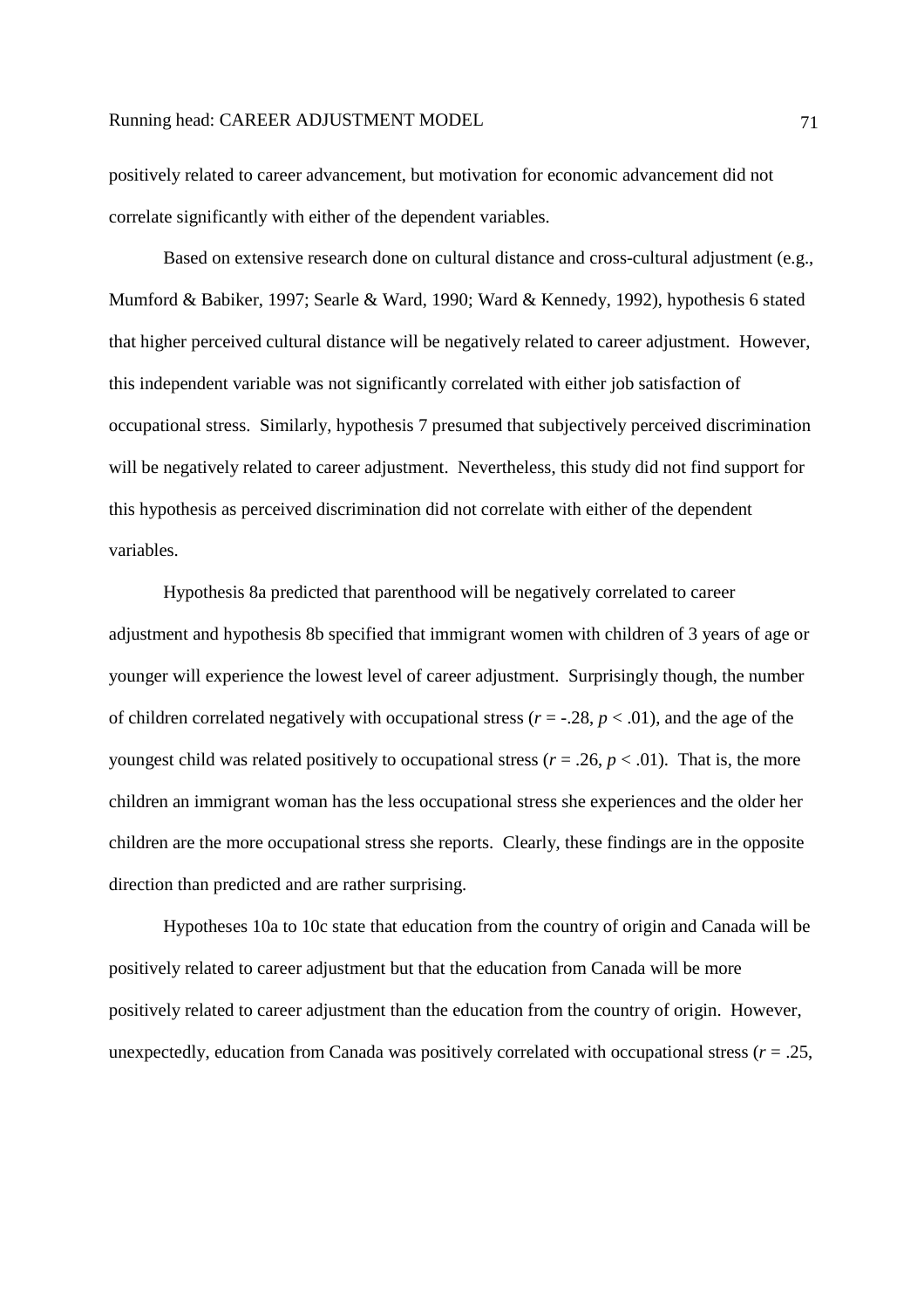positively related to career advancement, but motivation for economic advancement did not correlate significantly with either of the dependent variables.

Based on extensive research done on cultural distance and cross-cultural adjustment (e.g., Mumford & Babiker, 1997; Searle & Ward, 1990; Ward & Kennedy, 1992), hypothesis 6 stated that higher perceived cultural distance will be negatively related to career adjustment. However, this independent variable was not significantly correlated with either job satisfaction of occupational stress. Similarly, hypothesis 7 presumed that subjectively perceived discrimination will be negatively related to career adjustment. Nevertheless, this study did not find support for this hypothesis as perceived discrimination did not correlate with either of the dependent variables.

Hypothesis 8a predicted that parenthood will be negatively correlated to career adjustment and hypothesis 8b specified that immigrant women with children of 3 years of age or younger will experience the lowest level of career adjustment. Surprisingly though, the number of children correlated negatively with occupational stress ($r = -.28$, $p < .01$), and the age of the youngest child was related positively to occupational stress ($r = .26$, $p < .01$). That is, the more children an immigrant woman has the less occupational stress she experiences and the older her children are the more occupational stress she reports. Clearly, these findings are in the opposite direction than predicted and are rather surprising.

Hypotheses 10a to 10c state that education from the country of origin and Canada will be positively related to career adjustment but that the education from Canada will be more positively related to career adjustment than the education from the country of origin. However, unexpectedly, education from Canada was positively correlated with occupational stress ($r = .25$,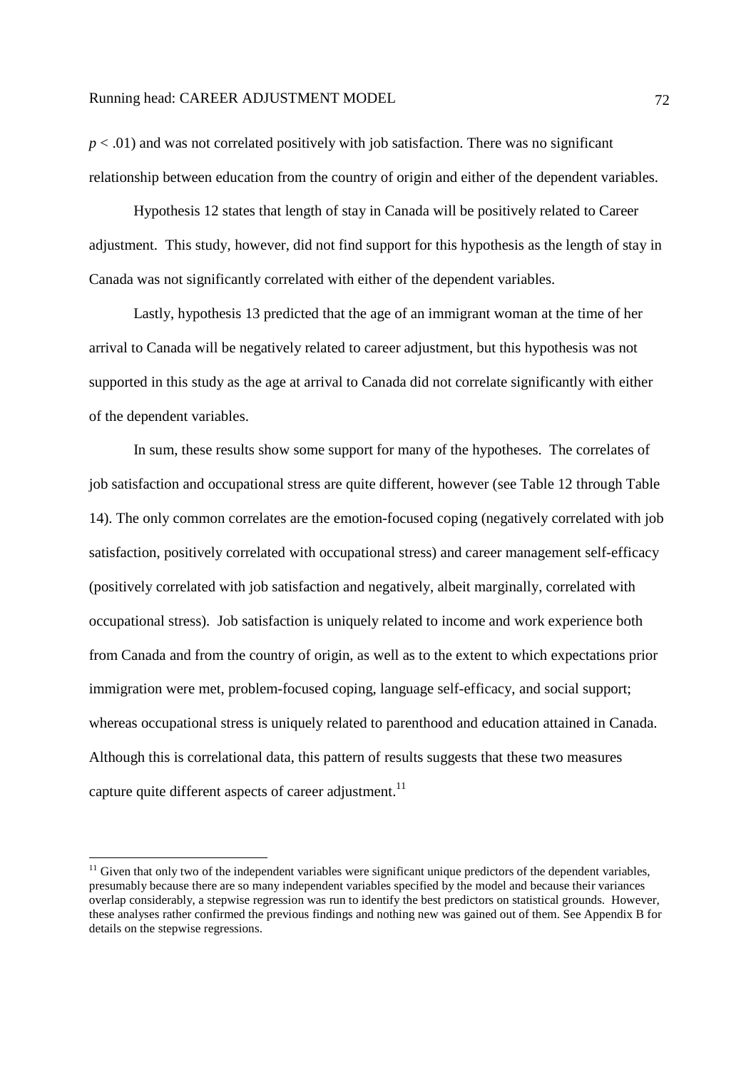$p < .01$) and was not correlated positively with job satisfaction. There was no significant relationship between education from the country of origin and either of the dependent variables.

Hypothesis 12 states that length of stay in Canada will be positively related to Career adjustment. This study, however, did not find support for this hypothesis as the length of stay in Canada was not significantly correlated with either of the dependent variables.

Lastly, hypothesis 13 predicted that the age of an immigrant woman at the time of her arrival to Canada will be negatively related to career adjustment, but this hypothesis was not supported in this study as the age at arrival to Canada did not correlate significantly with either of the dependent variables.

In sum, these results show some support for many of the hypotheses. The correlates of job satisfaction and occupational stress are quite different, however (see Table 12 through Table 14). The only common correlates are the emotion-focused coping (negatively correlated with job satisfaction, positively correlated with occupational stress) and career management self-efficacy (positively correlated with job satisfaction and negatively, albeit marginally, correlated with occupational stress). Job satisfaction is uniquely related to income and work experience both from Canada and from the country of origin, as well as to the extent to which expectations prior immigration were met, problem-focused coping, language self-efficacy, and social support; whereas occupational stress is uniquely related to parenthood and education attained in Canada. Although this is correlational data, this pattern of results suggests that these two measures capture quite different aspects of career adjustment.[11]

---

[11] Given that only two of the independent variables were significant unique predictors of the dependent variables, presumably because there are so many independent variables specified by the model and because their variances overlap considerably, a stepwise regression was run to identify the best predictors on statistical grounds. However, these analyses rather confirmed the previous findings and nothing new was gained out of them. See Appendix B for details on the stepwise regressions.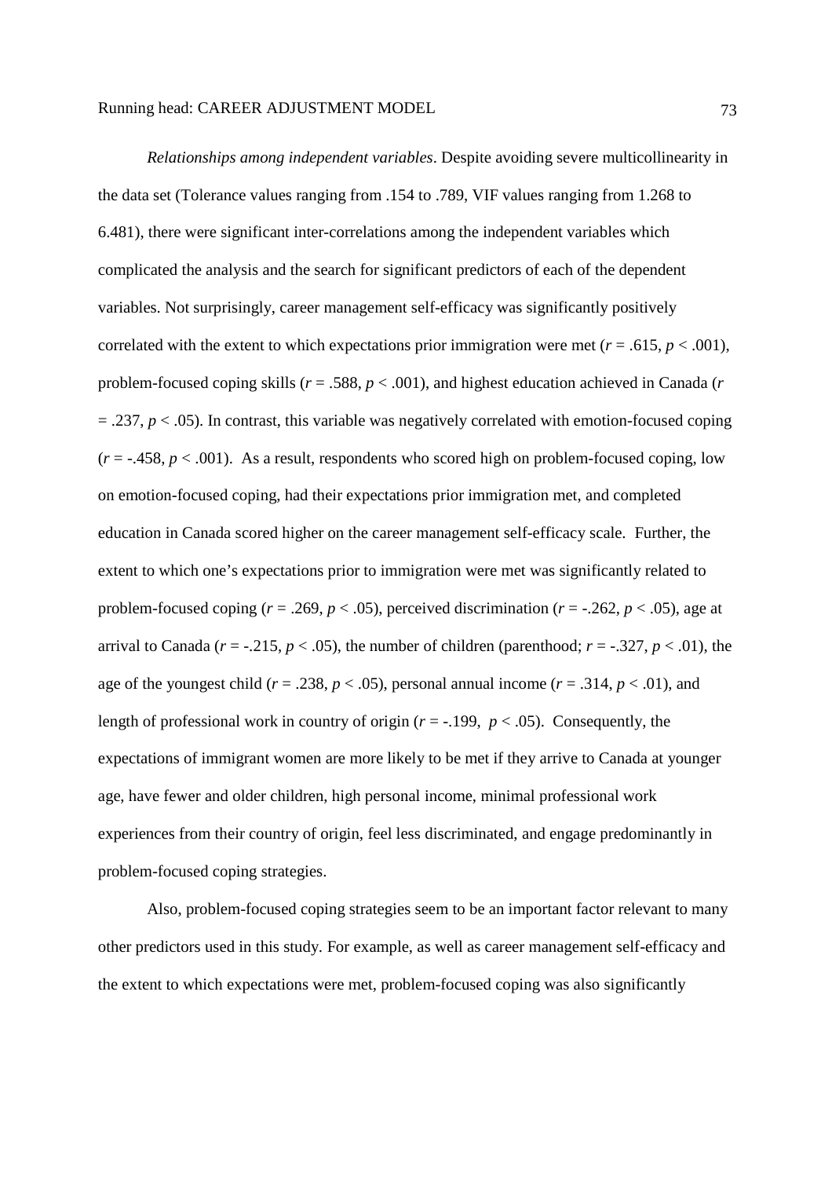*Relationships among independent variables*. Despite avoiding severe multicollinearity in the data set (Tolerance values ranging from .154 to .789, VIF values ranging from 1.268 to 6.481), there were significant inter-correlations among the independent variables which complicated the analysis and the search for significant predictors of each of the dependent variables. Not surprisingly, career management self-efficacy was significantly positively correlated with the extent to which expectations prior immigration were met ($r = .615$, $p < .001$), problem-focused coping skills ($r = .588$, $p < .001$), and highest education achieved in Canada ($r = .237$, $p < .05$). In contrast, this variable was negatively correlated with emotion-focused coping ($r = -.458$, $p < .001$). As a result, respondents who scored high on problem-focused coping, low on emotion-focused coping, had their expectations prior immigration met, and completed education in Canada scored higher on the career management self-efficacy scale. Further, the extent to which one's expectations prior to immigration were met was significantly related to problem-focused coping ($r = .269$, $p < .05$), perceived discrimination ($r = -.262$, $p < .05$), age at arrival to Canada ($r = -.215$, $p < .05$), the number of children (parenthood; $r = -.327$, $p < .01$), the age of the youngest child ($r = .238$, $p < .05$), personal annual income ($r = .314$, $p < .01$), and length of professional work in country of origin ($r = -.199$, $p < .05$). Consequently, the expectations of immigrant women are more likely to be met if they arrive to Canada at younger age, have fewer and older children, high personal income, minimal professional work experiences from their country of origin, feel less discriminated, and engage predominantly in problem-focused coping strategies.

Also, problem-focused coping strategies seem to be an important factor relevant to many other predictors used in this study. For example, as well as career management self-efficacy and the extent to which expectations were met, problem-focused coping was also significantly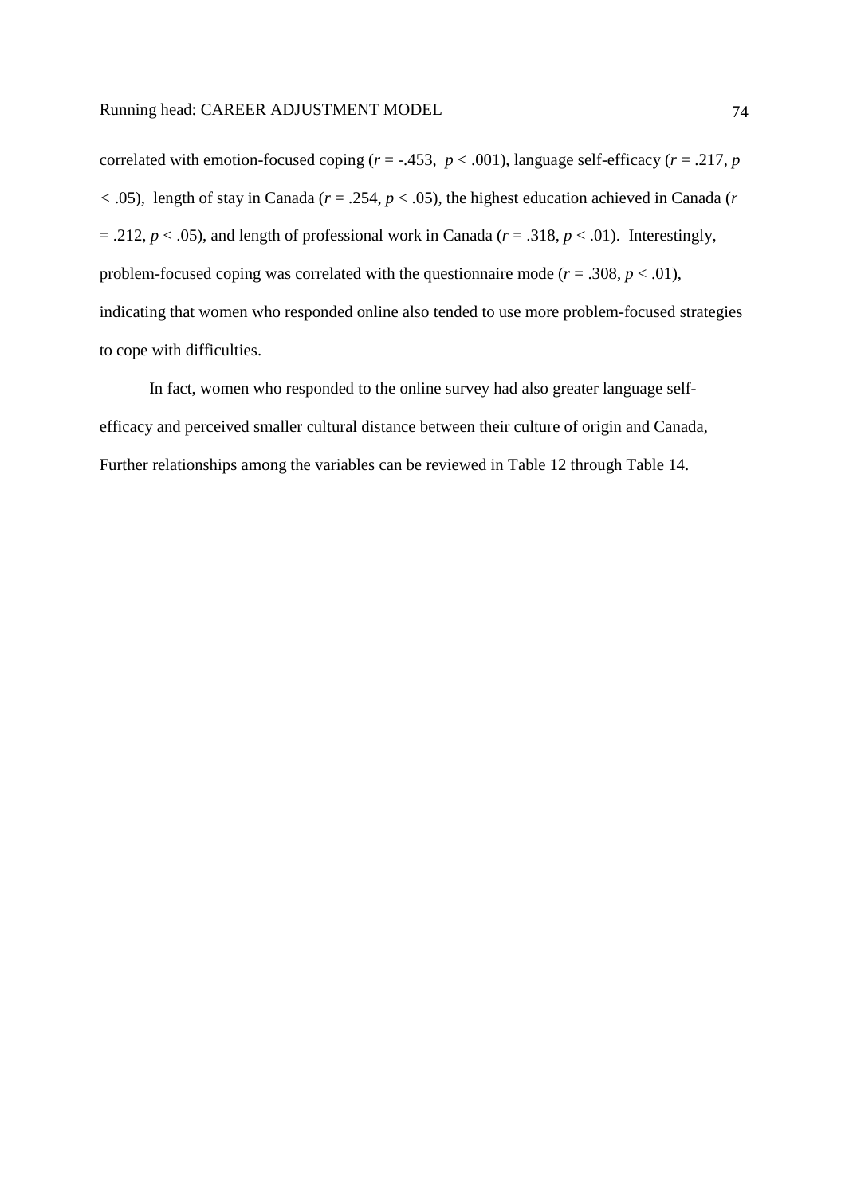correlated with emotion-focused coping ($r = -.453$, $p < .001$), language self-efficacy ($r = .217$, $p < .05$), length of stay in Canada ($r = .254$, $p < .05$), the highest education achieved in Canada ($r = .212$, $p < .05$), and length of professional work in Canada ($r = .318$, $p < .01$). Interestingly, problem-focused coping was correlated with the questionnaire mode ($r = .308$, $p < .01$), indicating that women who responded online also tended to use more problem-focused strategies to cope with difficulties.

In fact, women who responded to the online survey had also greater language self-efficacy and perceived smaller cultural distance between their culture of origin and Canada, Further relationships among the variables can be reviewed in Table 12 through Table 14.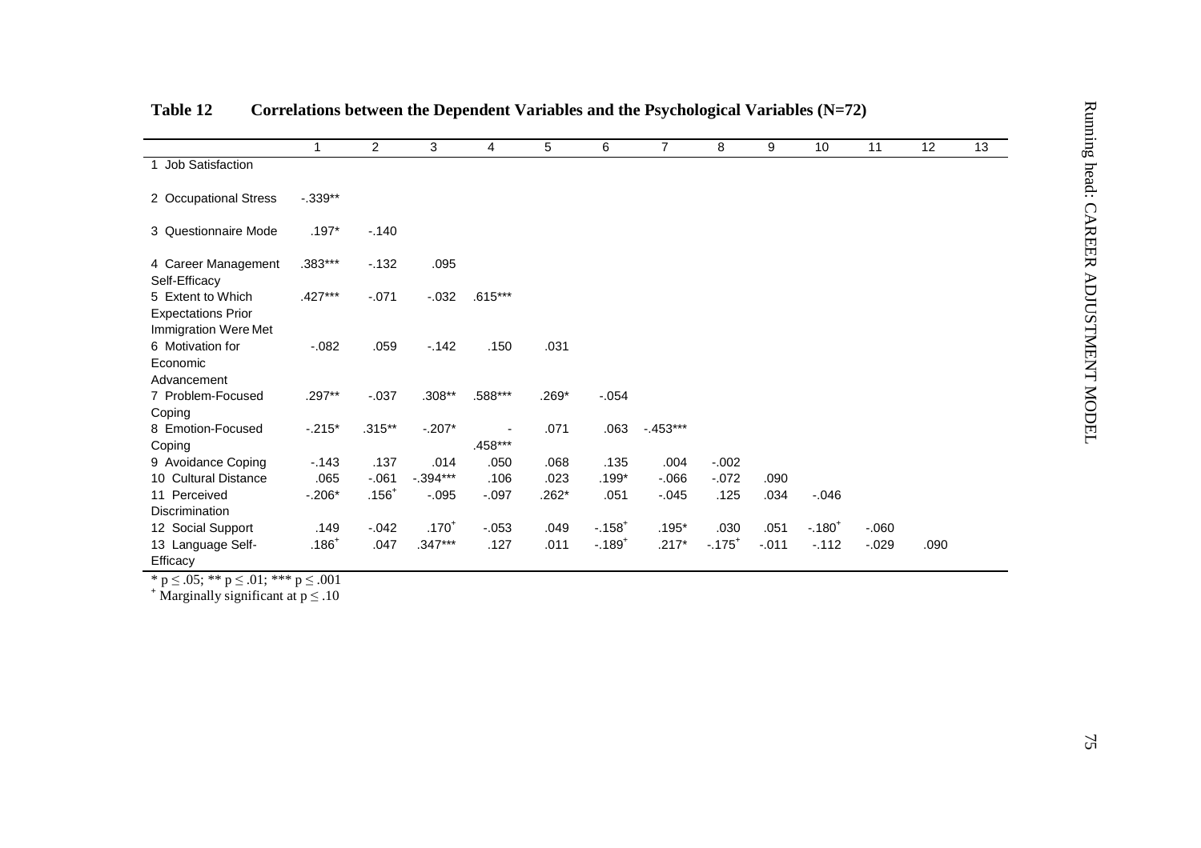**Table 12 Correlations between the Dependent Variables and the Psychological Variables (N=72)**

| | 1 | 2 | 3 | 4 | 5 | 6 | 7 | 8 | 9 | 10 | 11 | 12 | 13 |
|---|---|---|---|---|---|---|---|---|---|---|---|---|---|
| 1 Job Satisfaction | | | | | | | | | | | | | |
| 2 Occupational Stress | -.339** | | | | | | | | | | | | |
| 3 Questionnaire Mode | .197* | -.140 | | | | | | | | | | | |
| 4 Career Management Self-Efficacy | .383*** | -.132 | .095 | | | | | | | | | | |
| 5 Extent to Which Expectations Prior Immigration Were Met | .427*** | -.071 | -.032 | .615*** | | | | | | | | | |
| 6 Motivation for Economic Advancement | -.082 | .059 | -.142 | .150 | .031 | | | | | | | | |
| 7 Problem-Focused Coping | .297** | -.037 | .308** | .588*** | .269* | -.054 | | | | | | | |
| 8 Emotion-Focused Coping | -.215* | .315** | -.207* | -.458*** | .071 | .063 | -.453*** | | | | | | |
| 9 Avoidance Coping | -.143 | .137 | .014 | .050 | .068 | .135 | .004 | -.002 | | | | | |
| 10 Cultural Distance | .065 | -.061 | -.394*** | .106 | .023 | .199* | -.066 | -.072 | .090 | | | | |
| 11 Perceived Discrimination | -.206* | .156+ | -.095 | -.097 | .262* | .051 | -.045 | .125 | .034 | -.046 | | | |
| 12 Social Support | .149 | -.042 | .170+ | -.053 | .049 | -.158+ | .195* | .030 | .051 | -.180+ | -.060 | | |
| 13 Language Self-Efficacy | .186+ | .047 | .347*** | .127 | .011 | -.189+ | .217* | -.175+ | -.011 | -.112 | -.029 | .090 | |

\* $p \leq .05$; ** $p \leq .01$; *** $p \leq .001$

+ Marginally significant at $p \leq .10$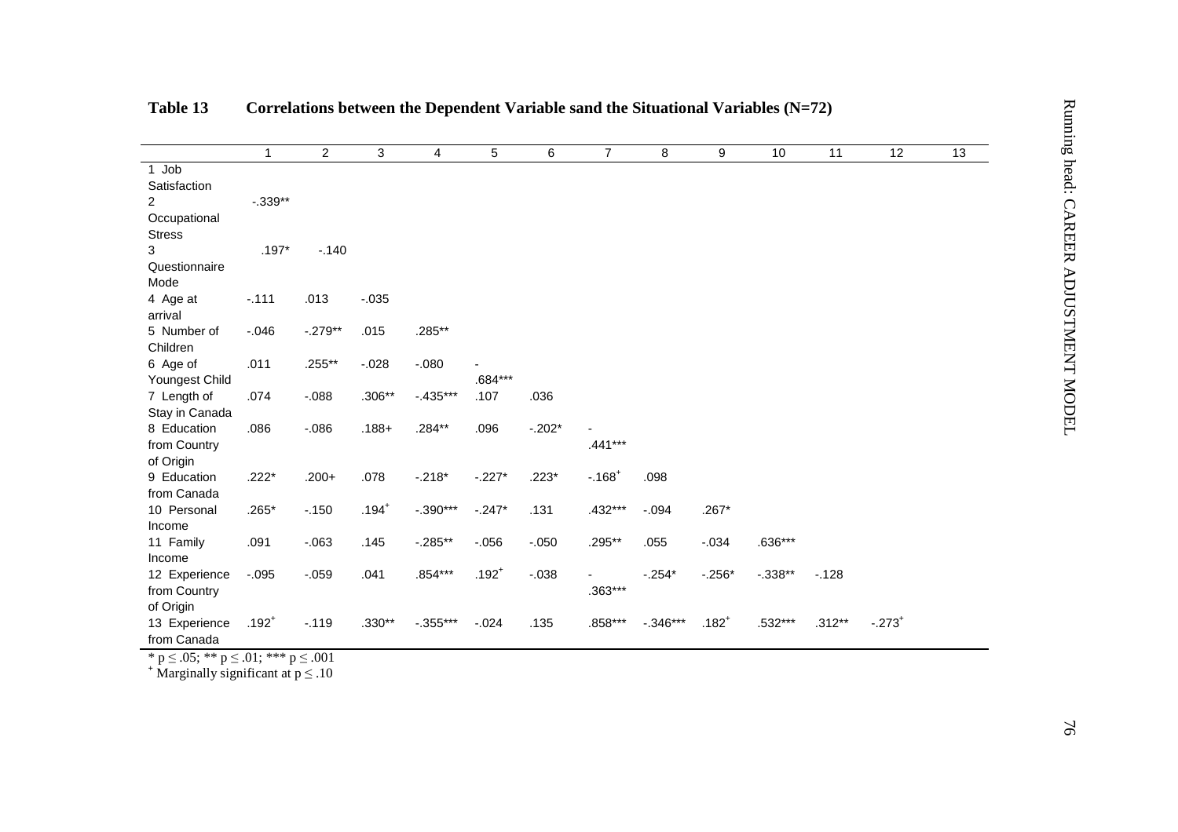**Table 13 Correlations between the Dependent Variable sand the Situational Variables (N=72)**

| | 1 | 2 | 3 | 4 | 5 | 6 | 7 | 8 | 9 | 10 | 11 | 12 | 13 |
|---|---|---|---|---|---|---|---|---|---|---|---|---|---|
| 1 Job Satisfaction | | | | | | | | | | | | | |
| 2 Occupational Stress | -.339** | | | | | | | | | | | | |
| 3 Questionnaire Mode | .197* | -.140 | | | | | | | | | | | |
| 4 Age at arrival | -.111 | .013 | -.035 | | | | | | | | | | |
| 5 Number of Children | -.046 | -.279** | .015 | .285** | | | | | | | | | |
| 6 Age of Youngest Child | .011 | .255** | -.028 | -.080 | -.684*** | | | | | | | | |
| 7 Length of Stay in Canada | .074 | -.088 | .306** | -.435*** | .107 | .036 | | | | | | | |
| 8 Education from Country of Origin | .086 | -.086 | .188+ | .284** | .096 | -.202* | -.441*** | | | | | | |
| 9 Education from Canada | .222* | .200+ | .078 | -.218* | -.227* | .223* | -.168+ | .098 | | | | | |
| 10 Personal Income | .265* | -.150 | .194+ | -.390*** | -.247* | .131 | .432*** | -.094 | .267* | | | | |
| 11 Family Income | .091 | -.063 | .145 | -.285** | -.056 | -.050 | .295** | .055 | -.034 | .636*** | | | |
| 12 Experience from Country of Origin | -.095 | -.059 | .041 | .854*** | .192+ | -.038 | -.363*** | -.254* | -.256* | -.338** | -.128 | | |
| 13 Experience from Canada | .192+ | -.119 | .330** | -.355*** | -.024 | .135 | .858*** | -.346*** | .182+ | .532*** | .312** | -.273+ | |

\* $p \leq .05$; \*\* $p \leq .01$; \*\*\* $p \leq .001$

+ Marginally significant at $p \leq .10$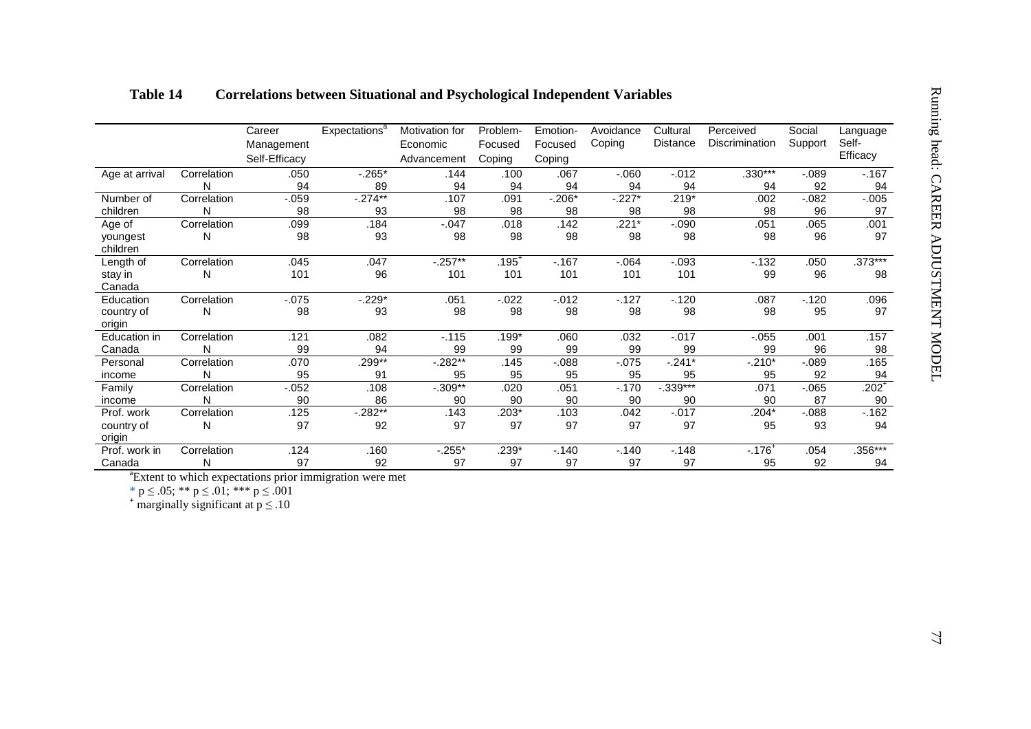**Table 14 Correlations between Situational and Psychological Independent Variables**

| | | Career Management Self-Efficacy | Expectations[a] | Motivation for Economic Advancement | Problem-Focused Coping | Emotion-Focused Coping | Avoidance Coping | Cultural Distance | Perceived Discrimination | Social Support | Language Self-Efficacy |
|---|---|---|---|---|---|---|---|---|---|---|---|
| Age at arrival | Correlation | .050 | -.265* | .144 | .100 | .067 | -.060 | -.012 | .330*** | -.089 | -.167 |
| | N | 94 | 89 | 94 | 94 | 94 | 94 | 94 | 94 | 92 | 94 |
| Number of children | Correlation | -.059 | -.274** | .107 | .091 | -.206* | -.227* | .219* | .002 | -.082 | -.005 |
| | N | 98 | 93 | 98 | 98 | 98 | 98 | 98 | 98 | 96 | 97 |
| Age of youngest children | Correlation | .099 | .184 | -.047 | .018 | .142 | .221* | -.090 | .051 | .065 | .001 |
| | N | 98 | 93 | 98 | 98 | 98 | 98 | 98 | 98 | 96 | 97 |
| Length of stay in Canada | Correlation | .045 | .047 | -.257** | .195+ | -.167 | -.064 | -.093 | -.132 | .050 | .373*** |
| | N | 101 | 96 | 101 | 101 | 101 | 101 | 101 | 99 | 96 | 98 |
| Education country of origin | Correlation | -.075 | -.229* | .051 | -.022 | -.012 | -.127 | -.120 | .087 | -.120 | .096 |
| | N | 98 | 93 | 98 | 98 | 98 | 98 | 98 | 98 | 95 | 97 |
| Education in Canada | Correlation | .121 | .082 | -.115 | .199* | .060 | .032 | -.017 | -.055 | .001 | .157 |
| | N | 99 | 94 | 99 | 99 | 99 | 99 | 99 | 99 | 96 | 98 |
| Personal income | Correlation | .070 | .299** | -.282** | .145 | -.088 | -.075 | -.241* | -.210* | -.089 | .165 |
| | N | 95 | 91 | 95 | 95 | 95 | 95 | 95 | 95 | 92 | 94 |
| Family income | Correlation | -.052 | .108 | -.309** | .020 | .051 | -.170 | -.339*** | .071 | -.065 | .202+ |
| | N | 90 | 86 | 90 | 90 | 90 | 90 | 90 | 90 | 87 | 90 |
| Prof. work country of origin | Correlation | .125 | -.282** | .143 | .203* | .103 | .042 | -.017 | .204* | -.088 | -.162 |
| | N | 97 | 92 | 97 | 97 | 97 | 97 | 97 | 95 | 93 | 94 |
| Prof. work in Canada | Correlation | .124 | .160 | -.255* | .239* | -.140 | -.140 | -.148 | -.176+ | .054 | .356*** |
| | N | 97 | 92 | 97 | 97 | 97 | 97 | 97 | 95 | 92 | 94 |

[a]Extent to which expectations prior immigration were met

* $p \leq .05$; ** $p \leq .01$; *** $p \leq .001$

+ marginally significant at $p \leq .10$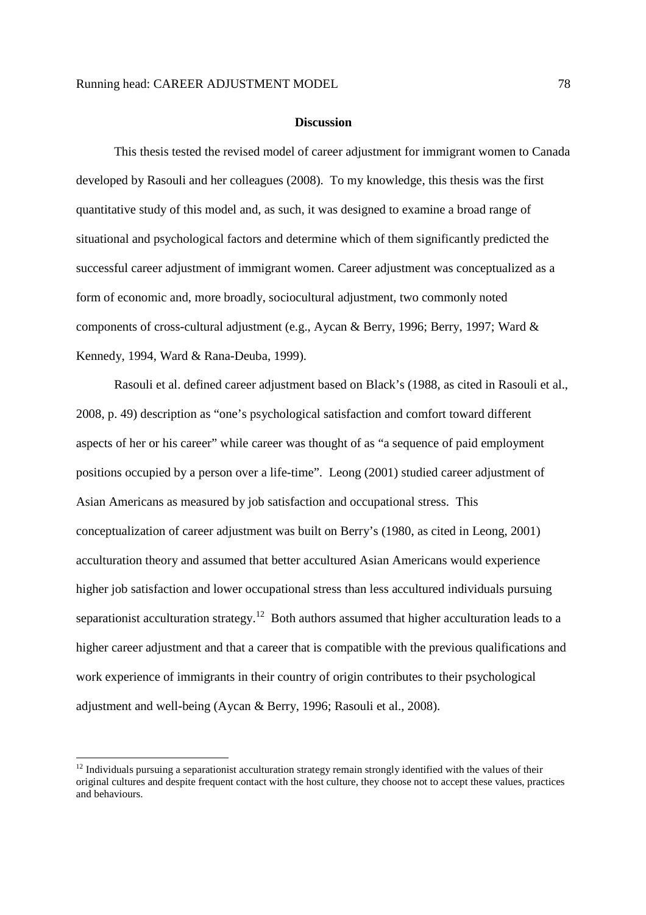## Discussion

This thesis tested the revised model of career adjustment for immigrant women to Canada developed by Rasouli and her colleagues (2008). To my knowledge, this thesis was the first quantitative study of this model and, as such, it was designed to examine a broad range of situational and psychological factors and determine which of them significantly predicted the successful career adjustment of immigrant women. Career adjustment was conceptualized as a form of economic and, more broadly, sociocultural adjustment, two commonly noted components of cross-cultural adjustment (e.g., Aycan & Berry, 1996; Berry, 1997; Ward & Kennedy, 1994, Ward & Rana-Deuba, 1999).

Rasouli et al. defined career adjustment based on Black's (1988, as cited in Rasouli et al., 2008, p. 49) description as "one's psychological satisfaction and comfort toward different aspects of her or his career" while career was thought of as "a sequence of paid employment positions occupied by a person over a life-time". Leong (2001) studied career adjustment of Asian Americans as measured by job satisfaction and occupational stress. This conceptualization of career adjustment was built on Berry's (1980, as cited in Leong, 2001) acculturation theory and assumed that better acculturated Asian Americans would experience higher job satisfaction and lower occupational stress than less accultured individuals pursuing separationist acculturation strategy.[12] Both authors assumed that higher acculturation leads to a higher career adjustment and that a career that is compatible with the previous qualifications and work experience of immigrants in their country of origin contributes to their psychological adjustment and well-being (Aycan & Berry, 1996; Rasouli et al., 2008).

[12] Individuals pursuing a separationist acculturation strategy remain strongly identified with the values of their original cultures and despite frequent contact with the host culture, they choose not to accept these values, practices and behaviours.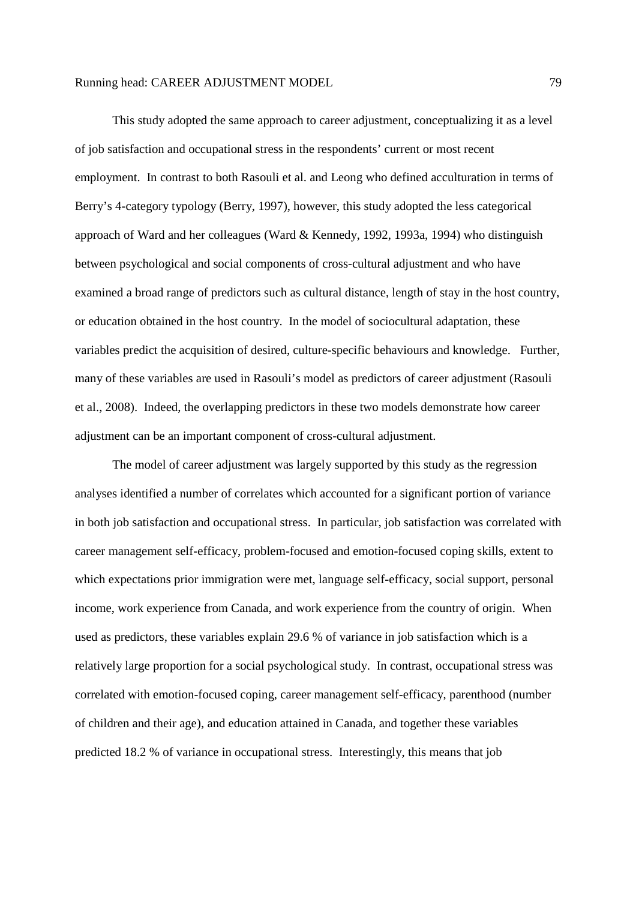This study adopted the same approach to career adjustment, conceptualizing it as a level of job satisfaction and occupational stress in the respondents' current or most recent employment. In contrast to both Rasouli et al. and Leong who defined acculturation in terms of Berry's 4-category typology (Berry, 1997), however, this study adopted the less categorical approach of Ward and her colleagues (Ward & Kennedy, 1992, 1993a, 1994) who distinguish between psychological and social components of cross-cultural adjustment and who have examined a broad range of predictors such as cultural distance, length of stay in the host country, or education obtained in the host country. In the model of sociocultural adaptation, these variables predict the acquisition of desired, culture-specific behaviours and knowledge. Further, many of these variables are used in Rasouli's model as predictors of career adjustment (Rasouli et al., 2008). Indeed, the overlapping predictors in these two models demonstrate how career adjustment can be an important component of cross-cultural adjustment.

The model of career adjustment was largely supported by this study as the regression analyses identified a number of correlates which accounted for a significant portion of variance in both job satisfaction and occupational stress. In particular, job satisfaction was correlated with career management self-efficacy, problem-focused and emotion-focused coping skills, extent to which expectations prior immigration were met, language self-efficacy, social support, personal income, work experience from Canada, and work experience from the country of origin. When used as predictors, these variables explain 29.6 % of variance in job satisfaction which is a relatively large proportion for a social psychological study. In contrast, occupational stress was correlated with emotion-focused coping, career management self-efficacy, parenthood (number of children and their age), and education attained in Canada, and together these variables predicted 18.2 % of variance in occupational stress. Interestingly, this means that job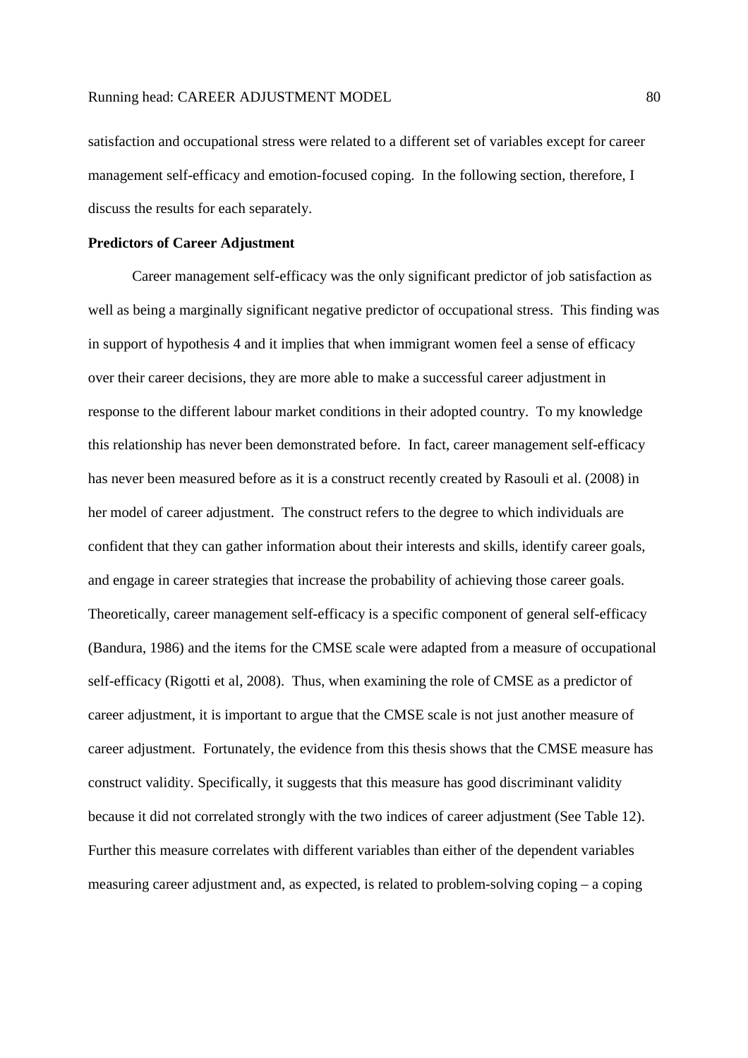satisfaction and occupational stress were related to a different set of variables except for career management self-efficacy and emotion-focused coping. In the following section, therefore, I discuss the results for each separately.

**Predictors of Career Adjustment**

Career management self-efficacy was the only significant predictor of job satisfaction as well as being a marginally significant negative predictor of occupational stress. This finding was in support of hypothesis 4 and it implies that when immigrant women feel a sense of efficacy over their career decisions, they are more able to make a successful career adjustment in response to the different labour market conditions in their adopted country. To my knowledge this relationship has never been demonstrated before. In fact, career management self-efficacy has never been measured before as it is a construct recently created by Rasouli et al. (2008) in her model of career adjustment. The construct refers to the degree to which individuals are confident that they can gather information about their interests and skills, identify career goals, and engage in career strategies that increase the probability of achieving those career goals. Theoretically, career management self-efficacy is a specific component of general self-efficacy (Bandura, 1986) and the items for the CMSE scale were adapted from a measure of occupational self-efficacy (Rigotti et al, 2008). Thus, when examining the role of CMSE as a predictor of career adjustment, it is important to argue that the CMSE scale is not just another measure of career adjustment. Fortunately, the evidence from this thesis shows that the CMSE measure has construct validity. Specifically, it suggests that this measure has good discriminant validity because it did not correlated strongly with the two indices of career adjustment (See Table 12). Further this measure correlates with different variables than either of the dependent variables measuring career adjustment and, as expected, is related to problem-solving coping – a coping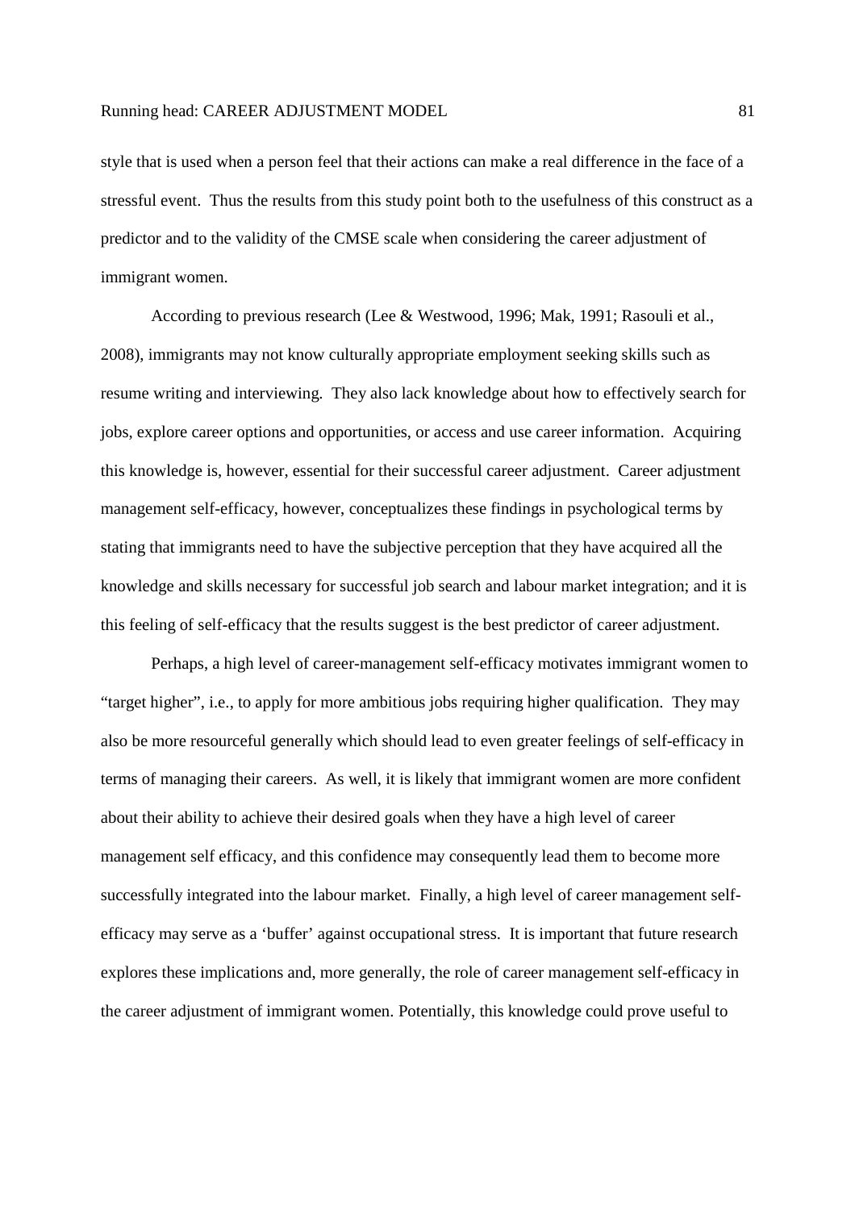style that is used when a person feel that their actions can make a real difference in the face of a stressful event. Thus the results from this study point both to the usefulness of this construct as a predictor and to the validity of the CMSE scale when considering the career adjustment of immigrant women.

According to previous research (Lee & Westwood, 1996; Mak, 1991; Rasouli et al., 2008), immigrants may not know culturally appropriate employment seeking skills such as resume writing and interviewing. They also lack knowledge about how to effectively search for jobs, explore career options and opportunities, or access and use career information. Acquiring this knowledge is, however, essential for their successful career adjustment. Career adjustment management self-efficacy, however, conceptualizes these findings in psychological terms by stating that immigrants need to have the subjective perception that they have acquired all the knowledge and skills necessary for successful job search and labour market integration; and it is this feeling of self-efficacy that the results suggest is the best predictor of career adjustment.

Perhaps, a high level of career-management self-efficacy motivates immigrant women to "target higher", i.e., to apply for more ambitious jobs requiring higher qualification. They may also be more resourceful generally which should lead to even greater feelings of self-efficacy in terms of managing their careers. As well, it is likely that immigrant women are more confident about their ability to achieve their desired goals when they have a high level of career management self efficacy, and this confidence may consequently lead them to become more successfully integrated into the labour market. Finally, a high level of career management self-efficacy may serve as a 'buffer' against occupational stress. It is important that future research explores these implications and, more generally, the role of career management self-efficacy in the career adjustment of immigrant women. Potentially, this knowledge could prove useful to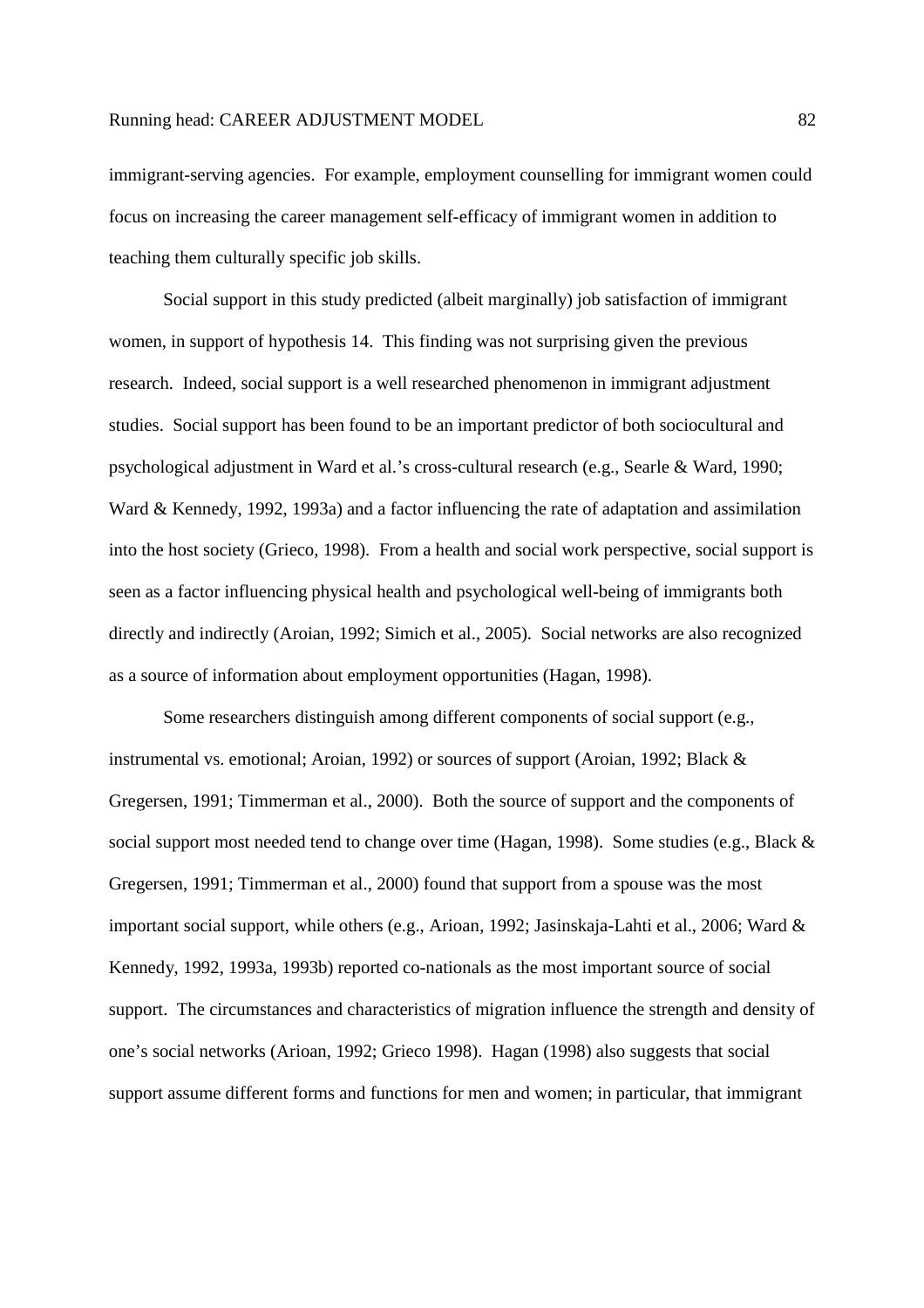immigrant-serving agencies. For example, employment counselling for immigrant women could focus on increasing the career management self-efficacy of immigrant women in addition to teaching them culturally specific job skills.

Social support in this study predicted (albeit marginally) job satisfaction of immigrant women, in support of hypothesis 14. This finding was not surprising given the previous research. Indeed, social support is a well researched phenomenon in immigrant adjustment studies. Social support has been found to be an important predictor of both sociocultural and psychological adjustment in Ward et al.'s cross-cultural research (e.g., Searle & Ward, 1990; Ward & Kennedy, 1992, 1993a) and a factor influencing the rate of adaptation and assimilation into the host society (Grieco, 1998). From a health and social work perspective, social support is seen as a factor influencing physical health and psychological well-being of immigrants both directly and indirectly (Aroian, 1992; Simich et al., 2005). Social networks are also recognized as a source of information about employment opportunities (Hagan, 1998).

Some researchers distinguish among different components of social support (e.g., instrumental vs. emotional; Aroian, 1992) or sources of support (Aroian, 1992; Black & Gregersen, 1991; Timmerman et al., 2000). Both the source of support and the components of social support most needed tend to change over time (Hagan, 1998). Some studies (e.g., Black & Gregersen, 1991; Timmerman et al., 2000) found that support from a spouse was the most important social support, while others (e.g., Arioan, 1992; Jasinskaja-Lahti et al., 2006; Ward & Kennedy, 1992, 1993a, 1993b) reported co-nationals as the most important source of social support. The circumstances and characteristics of migration influence the strength and density of one's social networks (Arioan, 1992; Grieco 1998). Hagan (1998) also suggests that social support assume different forms and functions for men and women; in particular, that immigrant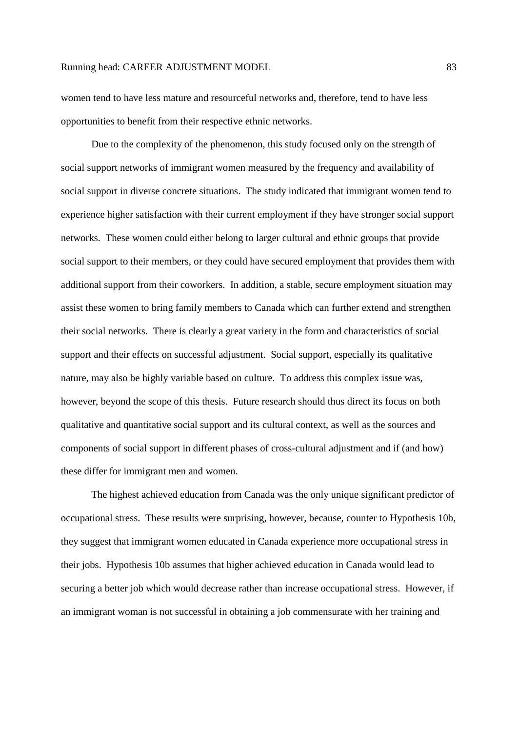women tend to have less mature and resourceful networks and, therefore, tend to have less opportunities to benefit from their respective ethnic networks.

Due to the complexity of the phenomenon, this study focused only on the strength of social support networks of immigrant women measured by the frequency and availability of social support in diverse concrete situations. The study indicated that immigrant women tend to experience higher satisfaction with their current employment if they have stronger social support networks. These women could either belong to larger cultural and ethnic groups that provide social support to their members, or they could have secured employment that provides them with additional support from their coworkers. In addition, a stable, secure employment situation may assist these women to bring family members to Canada which can further extend and strengthen their social networks. There is clearly a great variety in the form and characteristics of social support and their effects on successful adjustment. Social support, especially its qualitative nature, may also be highly variable based on culture. To address this complex issue was, however, beyond the scope of this thesis. Future research should thus direct its focus on both qualitative and quantitative social support and its cultural context, as well as the sources and components of social support in different phases of cross-cultural adjustment and if (and how) these differ for immigrant men and women.

The highest achieved education from Canada was the only unique significant predictor of occupational stress. These results were surprising, however, because, counter to Hypothesis 10b, they suggest that immigrant women educated in Canada experience more occupational stress in their jobs. Hypothesis 10b assumes that higher achieved education in Canada would lead to securing a better job which would decrease rather than increase occupational stress. However, if an immigrant woman is not successful in obtaining a job commensurate with her training and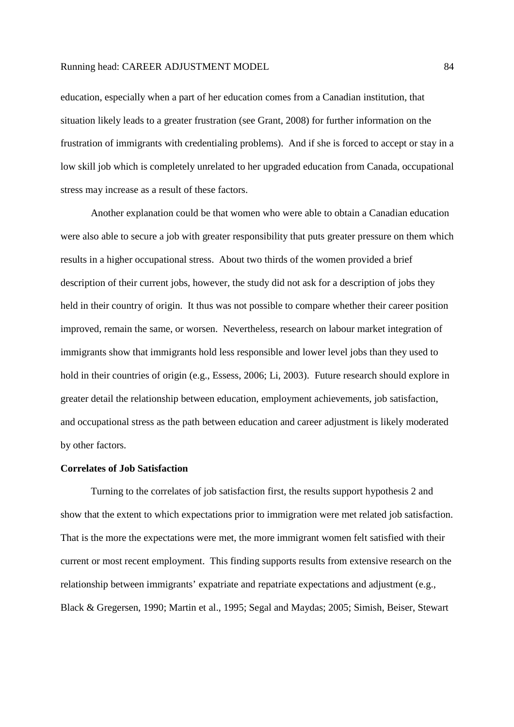education, especially when a part of her education comes from a Canadian institution, that situation likely leads to a greater frustration (see Grant, 2008) for further information on the frustration of immigrants with credentialing problems). And if she is forced to accept or stay in a low skill job which is completely unrelated to her upgraded education from Canada, occupational stress may increase as a result of these factors.

Another explanation could be that women who were able to obtain a Canadian education were also able to secure a job with greater responsibility that puts greater pressure on them which results in a higher occupational stress. About two thirds of the women provided a brief description of their current jobs, however, the study did not ask for a description of jobs they held in their country of origin. It thus was not possible to compare whether their career position improved, remain the same, or worsen. Nevertheless, research on labour market integration of immigrants show that immigrants hold less responsible and lower level jobs than they used to hold in their countries of origin (e.g., Essess, 2006; Li, 2003). Future research should explore in greater detail the relationship between education, employment achievements, job satisfaction, and occupational stress as the path between education and career adjustment is likely moderated by other factors.

**Correlates of Job Satisfaction**

Turning to the correlates of job satisfaction first, the results support hypothesis 2 and show that the extent to which expectations prior to immigration were met related job satisfaction. That is the more the expectations were met, the more immigrant women felt satisfied with their current or most recent employment. This finding supports results from extensive research on the relationship between immigrants' expatriate and repatriate expectations and adjustment (e.g., Black & Gregersen, 1990; Martin et al., 1995; Segal and Maydas; 2005; Simish, Beiser, Stewart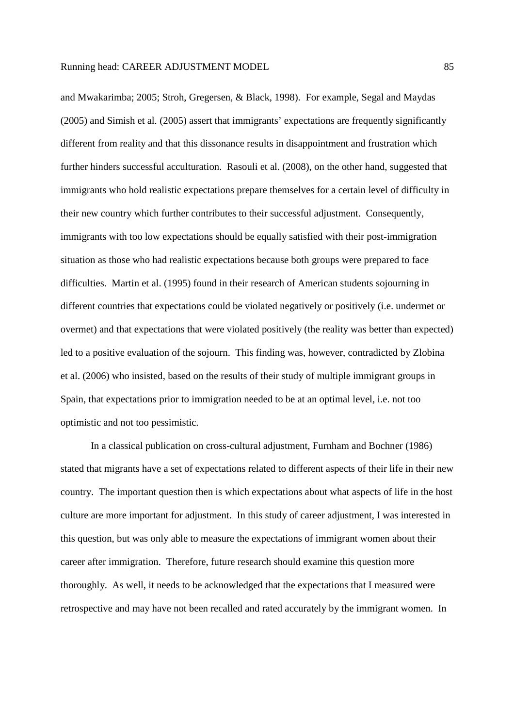and Mwakarimba; 2005; Stroh, Gregersen, & Black, 1998). For example, Segal and Maydas (2005) and Simish et al. (2005) assert that immigrants' expectations are frequently significantly different from reality and that this dissonance results in disappointment and frustration which further hinders successful acculturation. Rasouli et al. (2008), on the other hand, suggested that immigrants who hold realistic expectations prepare themselves for a certain level of difficulty in their new country which further contributes to their successful adjustment. Consequently, immigrants with too low expectations should be equally satisfied with their post-immigration situation as those who had realistic expectations because both groups were prepared to face difficulties. Martin et al. (1995) found in their research of American students sojourning in different countries that expectations could be violated negatively or positively (i.e. undermet or overmet) and that expectations that were violated positively (the reality was better than expected) led to a positive evaluation of the sojourn. This finding was, however, contradicted by Zlobina et al. (2006) who insisted, based on the results of their study of multiple immigrant groups in Spain, that expectations prior to immigration needed to be at an optimal level, i.e. not too optimistic and not too pessimistic.

In a classical publication on cross-cultural adjustment, Furnham and Bochner (1986) stated that migrants have a set of expectations related to different aspects of their life in their new country. The important question then is which expectations about what aspects of life in the host culture are more important for adjustment. In this study of career adjustment, I was interested in this question, but was only able to measure the expectations of immigrant women about their career after immigration. Therefore, future research should examine this question more thoroughly. As well, it needs to be acknowledged that the expectations that I measured were retrospective and may have not been recalled and rated accurately by the immigrant women. In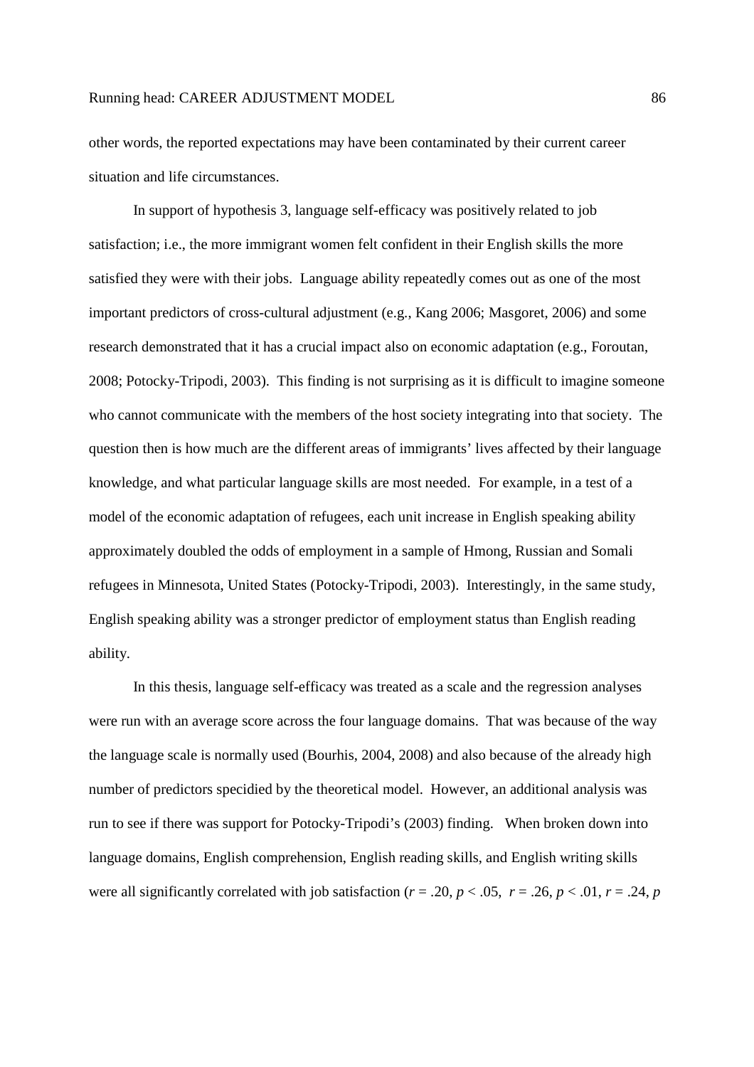other words, the reported expectations may have been contaminated by their current career situation and life circumstances.

In support of hypothesis 3, language self-efficacy was positively related to job satisfaction; i.e., the more immigrant women felt confident in their English skills the more satisfied they were with their jobs. Language ability repeatedly comes out as one of the most important predictors of cross-cultural adjustment (e.g., Kang 2006; Masgoret, 2006) and some research demonstrated that it has a crucial impact also on economic adaptation (e.g., Foroutan, 2008; Potocky-Tripodi, 2003). This finding is not surprising as it is difficult to imagine someone who cannot communicate with the members of the host society integrating into that society. The question then is how much are the different areas of immigrants' lives affected by their language knowledge, and what particular language skills are most needed. For example, in a test of a model of the economic adaptation of refugees, each unit increase in English speaking ability approximately doubled the odds of employment in a sample of Hmong, Russian and Somali refugees in Minnesota, United States (Potocky-Tripodi, 2003). Interestingly, in the same study, English speaking ability was a stronger predictor of employment status than English reading ability.

In this thesis, language self-efficacy was treated as a scale and the regression analyses were run with an average score across the four language domains. That was because of the way the language scale is normally used (Bourhis, 2004, 2008) and also because of the already high number of predictors specidied by the theoretical model. However, an additional analysis was run to see if there was support for Potocky-Tripodi's (2003) finding. When broken down into language domains, English comprehension, English reading skills, and English writing skills were all significantly correlated with job satisfaction ($r$ = .20, $p$ < .05, $r$ = .26, $p$ < .01, $r$ = .24, $p$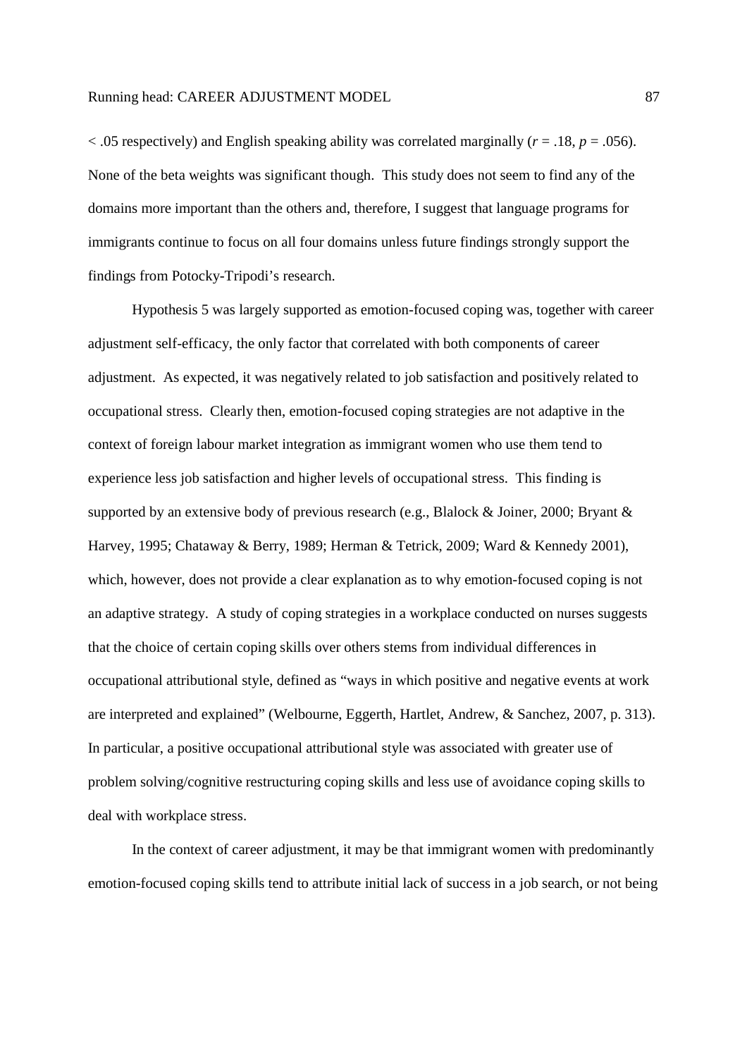$< .05$ respectively) and English speaking ability was correlated marginally ($r = .18$, $p = .056$). None of the beta weights was significant though. This study does not seem to find any of the domains more important than the others and, therefore, I suggest that language programs for immigrants continue to focus on all four domains unless future findings strongly support the findings from Potocky-Tripodi's research.

Hypothesis 5 was largely supported as emotion-focused coping was, together with career adjustment self-efficacy, the only factor that correlated with both components of career adjustment. As expected, it was negatively related to job satisfaction and positively related to occupational stress. Clearly then, emotion-focused coping strategies are not adaptive in the context of foreign labour market integration as immigrant women who use them tend to experience less job satisfaction and higher levels of occupational stress. This finding is supported by an extensive body of previous research (e.g., Blalock & Joiner, 2000; Bryant & Harvey, 1995; Chataway & Berry, 1989; Herman & Tetrick, 2009; Ward & Kennedy 2001), which, however, does not provide a clear explanation as to why emotion-focused coping is not an adaptive strategy. A study of coping strategies in a workplace conducted on nurses suggests that the choice of certain coping skills over others stems from individual differences in occupational attributional style, defined as "ways in which positive and negative events at work are interpreted and explained" (Welbourne, Eggerth, Hartlet, Andrew, & Sanchez, 2007, p. 313). In particular, a positive occupational attributional style was associated with greater use of problem solving/cognitive restructuring coping skills and less use of avoidance coping skills to deal with workplace stress.

In the context of career adjustment, it may be that immigrant women with predominantly emotion-focused coping skills tend to attribute initial lack of success in a job search, or not being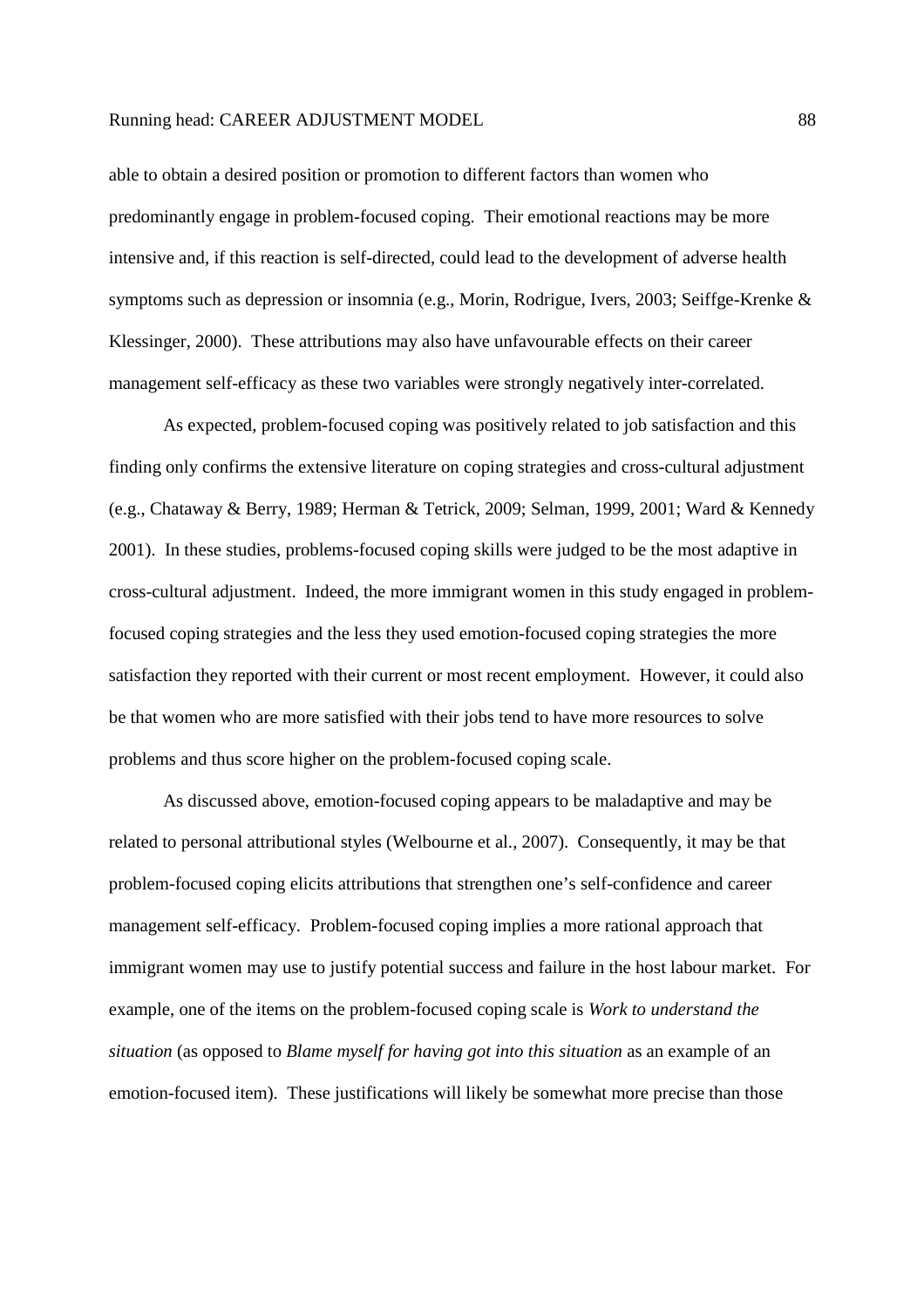able to obtain a desired position or promotion to different factors than women who predominantly engage in problem-focused coping. Their emotional reactions may be more intensive and, if this reaction is self-directed, could lead to the development of adverse health symptoms such as depression or insomnia (e.g., Morin, Rodrigue, Ivers, 2003; Seiffge-Krenke & Klessinger, 2000). These attributions may also have unfavourable effects on their career management self-efficacy as these two variables were strongly negatively inter-correlated.

As expected, problem-focused coping was positively related to job satisfaction and this finding only confirms the extensive literature on coping strategies and cross-cultural adjustment (e.g., Chataway & Berry, 1989; Herman & Tetrick, 2009; Selman, 1999, 2001; Ward & Kennedy 2001). In these studies, problems-focused coping skills were judged to be the most adaptive in cross-cultural adjustment. Indeed, the more immigrant women in this study engaged in problem-focused coping strategies and the less they used emotion-focused coping strategies the more satisfaction they reported with their current or most recent employment. However, it could also be that women who are more satisfied with their jobs tend to have more resources to solve problems and thus score higher on the problem-focused coping scale.

As discussed above, emotion-focused coping appears to be maladaptive and may be related to personal attributional styles (Welbourne et al., 2007). Consequently, it may be that problem-focused coping elicits attributions that strengthen one's self-confidence and career management self-efficacy. Problem-focused coping implies a more rational approach that immigrant women may use to justify potential success and failure in the host labour market. For example, one of the items on the problem-focused coping scale is *Work to understand the situation* (as opposed to *Blame myself for having got into this situation* as an example of an emotion-focused item). These justifications will likely be somewhat more precise than those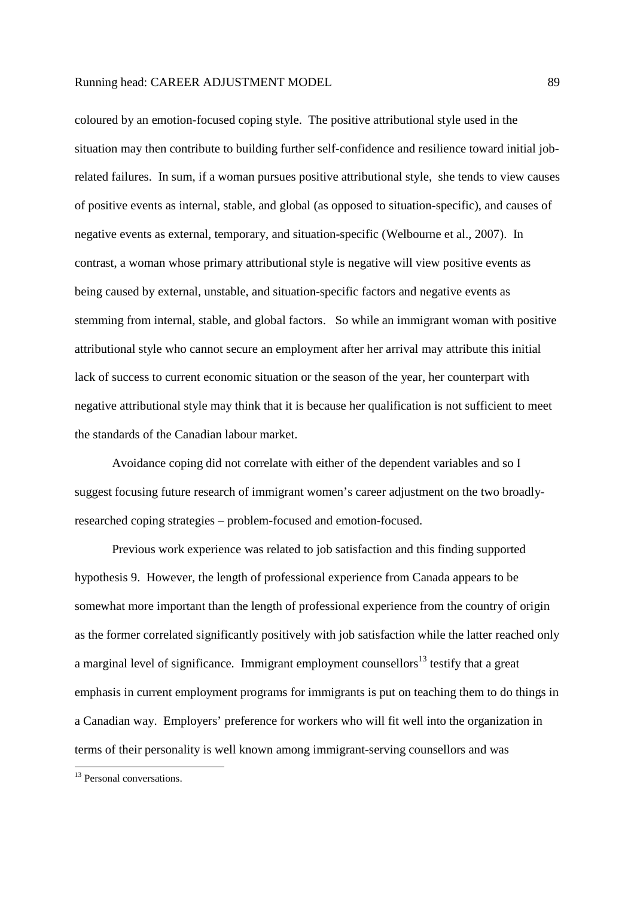coloured by an emotion-focused coping style. The positive attributional style used in the situation may then contribute to building further self-confidence and resilience toward initial job-related failures. In sum, if a woman pursues positive attributional style, she tends to view causes of positive events as internal, stable, and global (as opposed to situation-specific), and causes of negative events as external, temporary, and situation-specific (Welbourne et al., 2007). In contrast, a woman whose primary attributional style is negative will view positive events as being caused by external, unstable, and situation-specific factors and negative events as stemming from internal, stable, and global factors. So while an immigrant woman with positive attributional style who cannot secure an employment after her arrival may attribute this initial lack of success to current economic situation or the season of the year, her counterpart with negative attributional style may think that it is because her qualification is not sufficient to meet the standards of the Canadian labour market.

Avoidance coping did not correlate with either of the dependent variables and so I suggest focusing future research of immigrant women's career adjustment on the two broadly-researched coping strategies – problem-focused and emotion-focused.

Previous work experience was related to job satisfaction and this finding supported hypothesis 9. However, the length of professional experience from Canada appears to be somewhat more important than the length of professional experience from the country of origin as the former correlated significantly positively with job satisfaction while the latter reached only a marginal level of significance. Immigrant employment counsellors[13] testify that a great emphasis in current employment programs for immigrants is put on teaching them to do things in a Canadian way. Employers' preference for workers who will fit well into the organization in terms of their personality is well known among immigrant-serving counsellors and was

[13] Personal conversations.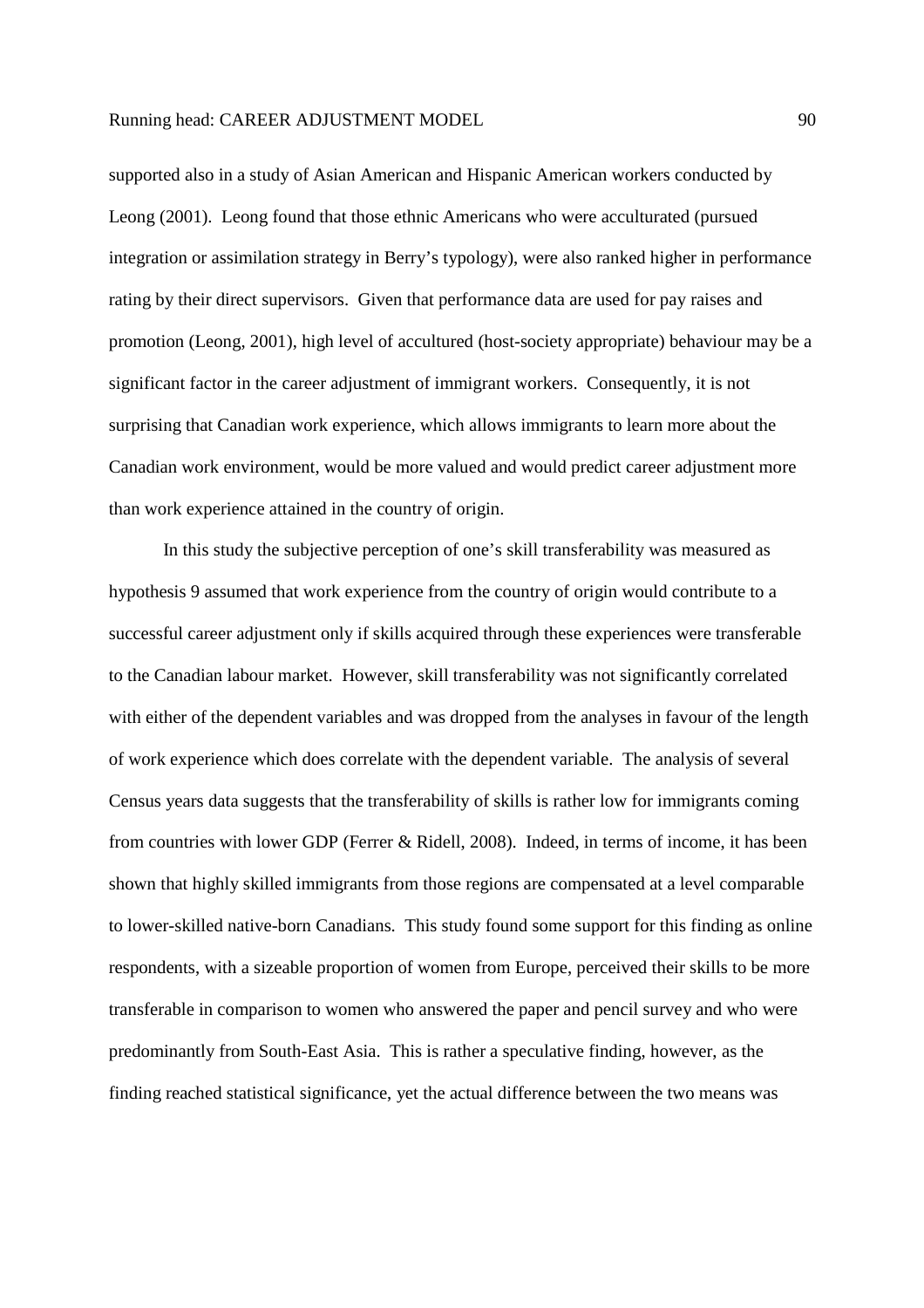supported also in a study of Asian American and Hispanic American workers conducted by Leong (2001). Leong found that those ethnic Americans who were acculturated (pursued integration or assimilation strategy in Berry's typology), were also ranked higher in performance rating by their direct supervisors. Given that performance data are used for pay raises and promotion (Leong, 2001), high level of accultured (host-society appropriate) behaviour may be a significant factor in the career adjustment of immigrant workers. Consequently, it is not surprising that Canadian work experience, which allows immigrants to learn more about the Canadian work environment, would be more valued and would predict career adjustment more than work experience attained in the country of origin.

In this study the subjective perception of one's skill transferability was measured as hypothesis 9 assumed that work experience from the country of origin would contribute to a successful career adjustment only if skills acquired through these experiences were transferable to the Canadian labour market. However, skill transferability was not significantly correlated with either of the dependent variables and was dropped from the analyses in favour of the length of work experience which does correlate with the dependent variable. The analysis of several Census years data suggests that the transferability of skills is rather low for immigrants coming from countries with lower GDP (Ferrer & Ridell, 2008). Indeed, in terms of income, it has been shown that highly skilled immigrants from those regions are compensated at a level comparable to lower-skilled native-born Canadians. This study found some support for this finding as online respondents, with a sizeable proportion of women from Europe, perceived their skills to be more transferable in comparison to women who answered the paper and pencil survey and who were predominantly from South-East Asia. This is rather a speculative finding, however, as the finding reached statistical significance, yet the actual difference between the two means was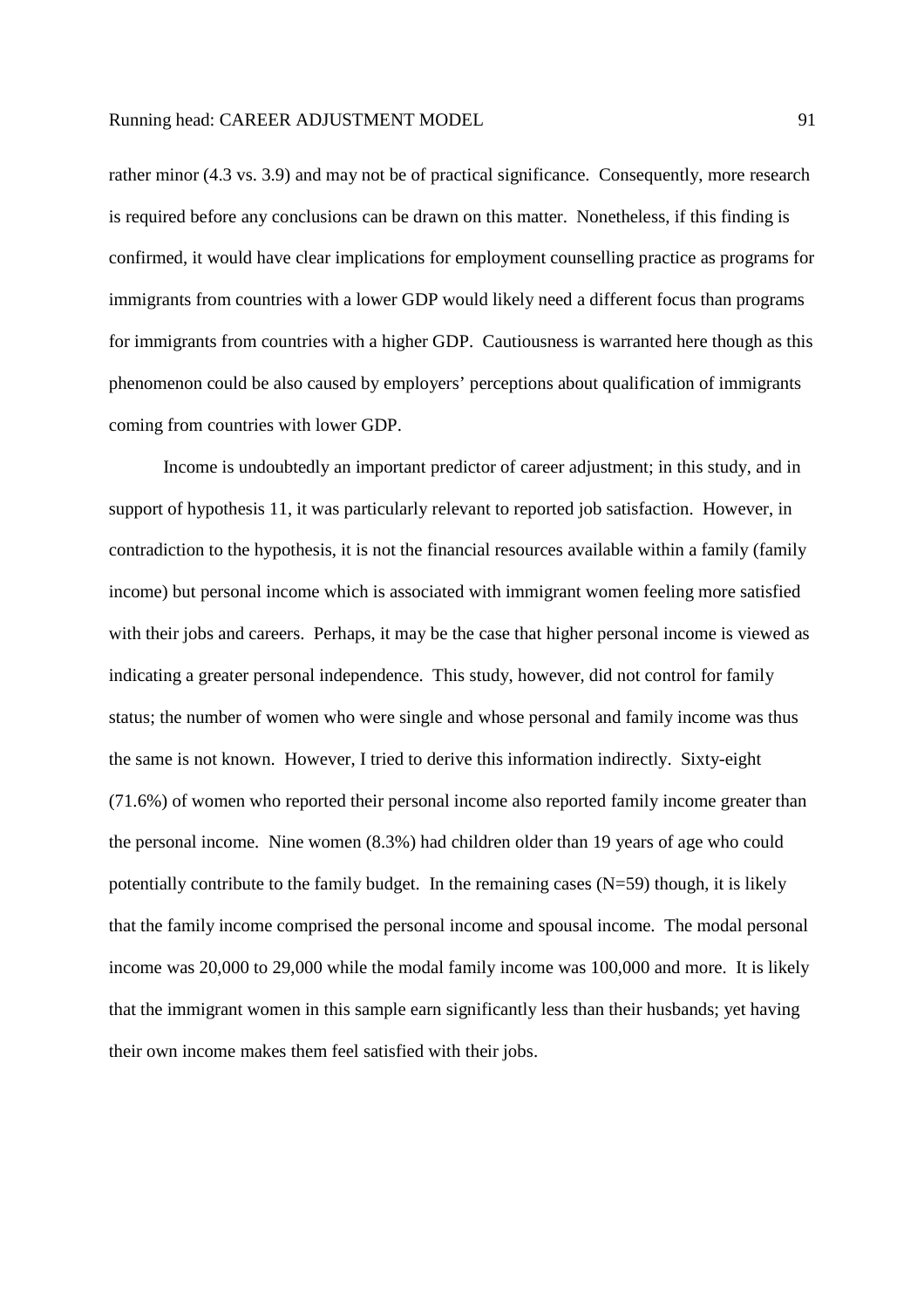rather minor (4.3 vs. 3.9) and may not be of practical significance. Consequently, more research is required before any conclusions can be drawn on this matter. Nonetheless, if this finding is confirmed, it would have clear implications for employment counselling practice as programs for immigrants from countries with a lower GDP would likely need a different focus than programs for immigrants from countries with a higher GDP. Cautiousness is warranted here though as this phenomenon could be also caused by employers' perceptions about qualification of immigrants coming from countries with lower GDP.

Income is undoubtedly an important predictor of career adjustment; in this study, and in support of hypothesis 11, it was particularly relevant to reported job satisfaction. However, in contradiction to the hypothesis, it is not the financial resources available within a family (family income) but personal income which is associated with immigrant women feeling more satisfied with their jobs and careers. Perhaps, it may be the case that higher personal income is viewed as indicating a greater personal independence. This study, however, did not control for family status; the number of women who were single and whose personal and family income was thus the same is not known. However, I tried to derive this information indirectly. Sixty-eight (71.6%) of women who reported their personal income also reported family income greater than the personal income. Nine women (8.3%) had children older than 19 years of age who could potentially contribute to the family budget. In the remaining cases (N=59) though, it is likely that the family income comprised the personal income and spousal income. The modal personal income was 20,000 to 29,000 while the modal family income was 100,000 and more. It is likely that the immigrant women in this sample earn significantly less than their husbands; yet having their own income makes them feel satisfied with their jobs.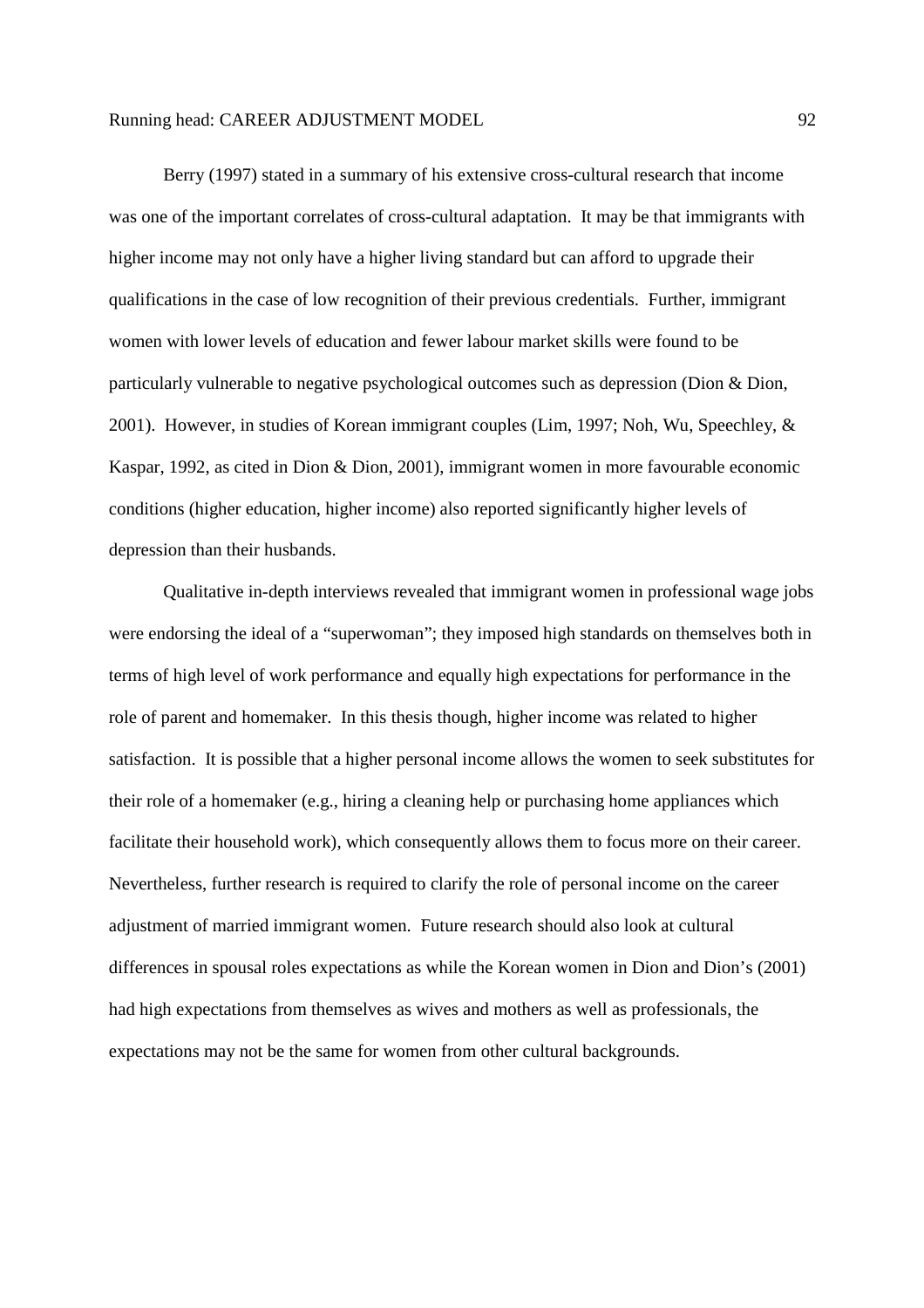Berry (1997) stated in a summary of his extensive cross-cultural research that income was one of the important correlates of cross-cultural adaptation. It may be that immigrants with higher income may not only have a higher living standard but can afford to upgrade their qualifications in the case of low recognition of their previous credentials. Further, immigrant women with lower levels of education and fewer labour market skills were found to be particularly vulnerable to negative psychological outcomes such as depression (Dion & Dion, 2001). However, in studies of Korean immigrant couples (Lim, 1997; Noh, Wu, Speechley, & Kaspar, 1992, as cited in Dion & Dion, 2001), immigrant women in more favourable economic conditions (higher education, higher income) also reported significantly higher levels of depression than their husbands.

Qualitative in-depth interviews revealed that immigrant women in professional wage jobs were endorsing the ideal of a "superwoman"; they imposed high standards on themselves both in terms of high level of work performance and equally high expectations for performance in the role of parent and homemaker. In this thesis though, higher income was related to higher satisfaction. It is possible that a higher personal income allows the women to seek substitutes for their role of a homemaker (e.g., hiring a cleaning help or purchasing home appliances which facilitate their household work), which consequently allows them to focus more on their career. Nevertheless, further research is required to clarify the role of personal income on the career adjustment of married immigrant women. Future research should also look at cultural differences in spousal roles expectations as while the Korean women in Dion and Dion's (2001) had high expectations from themselves as wives and mothers as well as professionals, the expectations may not be the same for women from other cultural backgrounds.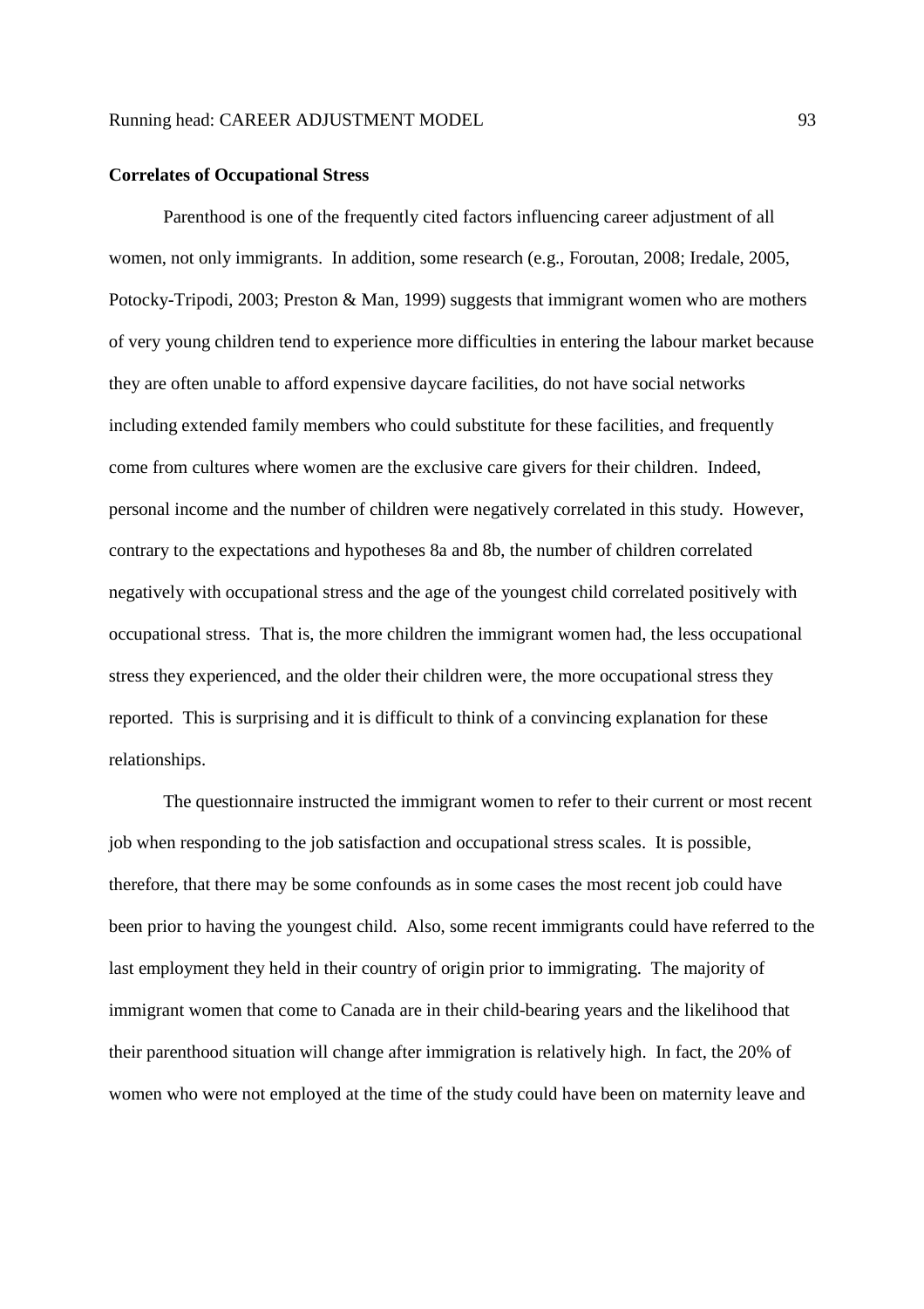**Correlates of Occupational Stress**

Parenthood is one of the frequently cited factors influencing career adjustment of all women, not only immigrants. In addition, some research (e.g., Foroutan, 2008; Iredale, 2005, Potocky-Tripodi, 2003; Preston & Man, 1999) suggests that immigrant women who are mothers of very young children tend to experience more difficulties in entering the labour market because they are often unable to afford expensive daycare facilities, do not have social networks including extended family members who could substitute for these facilities, and frequently come from cultures where women are the exclusive care givers for their children. Indeed, personal income and the number of children were negatively correlated in this study. However, contrary to the expectations and hypotheses 8a and 8b, the number of children correlated negatively with occupational stress and the age of the youngest child correlated positively with occupational stress. That is, the more children the immigrant women had, the less occupational stress they experienced, and the older their children were, the more occupational stress they reported. This is surprising and it is difficult to think of a convincing explanation for these relationships.

The questionnaire instructed the immigrant women to refer to their current or most recent job when responding to the job satisfaction and occupational stress scales. It is possible, therefore, that there may be some confounds as in some cases the most recent job could have been prior to having the youngest child. Also, some recent immigrants could have referred to the last employment they held in their country of origin prior to immigrating. The majority of immigrant women that come to Canada are in their child-bearing years and the likelihood that their parenthood situation will change after immigration is relatively high. In fact, the 20% of women who were not employed at the time of the study could have been on maternity leave and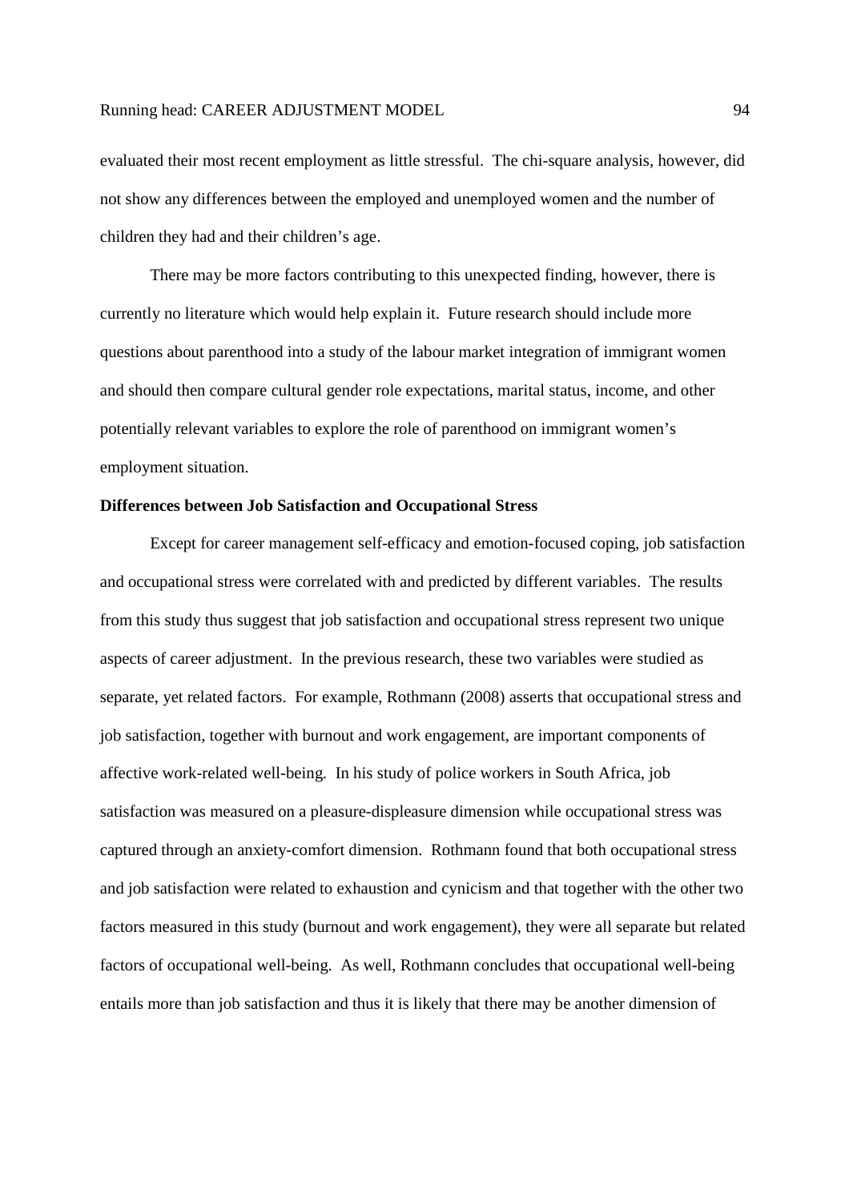evaluated their most recent employment as little stressful. The chi-square analysis, however, did not show any differences between the employed and unemployed women and the number of children they had and their children's age.

There may be more factors contributing to this unexpected finding, however, there is currently no literature which would help explain it. Future research should include more questions about parenthood into a study of the labour market integration of immigrant women and should then compare cultural gender role expectations, marital status, income, and other potentially relevant variables to explore the role of parenthood on immigrant women's employment situation.

**Differences between Job Satisfaction and Occupational Stress**

Except for career management self-efficacy and emotion-focused coping, job satisfaction and occupational stress were correlated with and predicted by different variables. The results from this study thus suggest that job satisfaction and occupational stress represent two unique aspects of career adjustment. In the previous research, these two variables were studied as separate, yet related factors. For example, Rothmann (2008) asserts that occupational stress and job satisfaction, together with burnout and work engagement, are important components of affective work-related well-being. In his study of police workers in South Africa, job satisfaction was measured on a pleasure-displeasure dimension while occupational stress was captured through an anxiety-comfort dimension. Rothmann found that both occupational stress and job satisfaction were related to exhaustion and cynicism and that together with the other two factors measured in this study (burnout and work engagement), they were all separate but related factors of occupational well-being. As well, Rothmann concludes that occupational well-being entails more than job satisfaction and thus it is likely that there may be another dimension of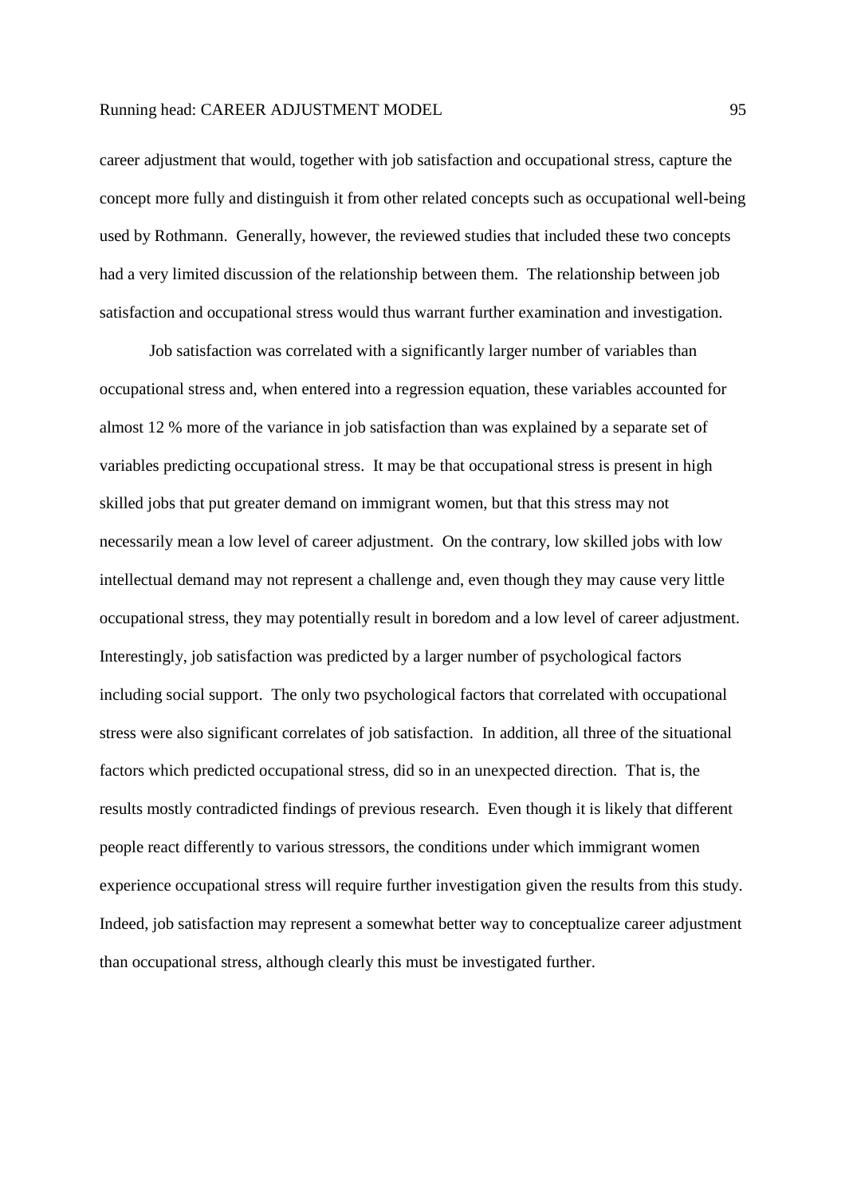career adjustment that would, together with job satisfaction and occupational stress, capture the concept more fully and distinguish it from other related concepts such as occupational well-being used by Rothmann. Generally, however, the reviewed studies that included these two concepts had a very limited discussion of the relationship between them. The relationship between job satisfaction and occupational stress would thus warrant further examination and investigation.

Job satisfaction was correlated with a significantly larger number of variables than occupational stress and, when entered into a regression equation, these variables accounted for almost 12 % more of the variance in job satisfaction than was explained by a separate set of variables predicting occupational stress. It may be that occupational stress is present in high skilled jobs that put greater demand on immigrant women, but that this stress may not necessarily mean a low level of career adjustment. On the contrary, low skilled jobs with low intellectual demand may not represent a challenge and, even though they may cause very little occupational stress, they may potentially result in boredom and a low level of career adjustment. Interestingly, job satisfaction was predicted by a larger number of psychological factors including social support. The only two psychological factors that correlated with occupational stress were also significant correlates of job satisfaction. In addition, all three of the situational factors which predicted occupational stress, did so in an unexpected direction. That is, the results mostly contradicted findings of previous research. Even though it is likely that different people react differently to various stressors, the conditions under which immigrant women experience occupational stress will require further investigation given the results from this study. Indeed, job satisfaction may represent a somewhat better way to conceptualize career adjustment than occupational stress, although clearly this must be investigated further.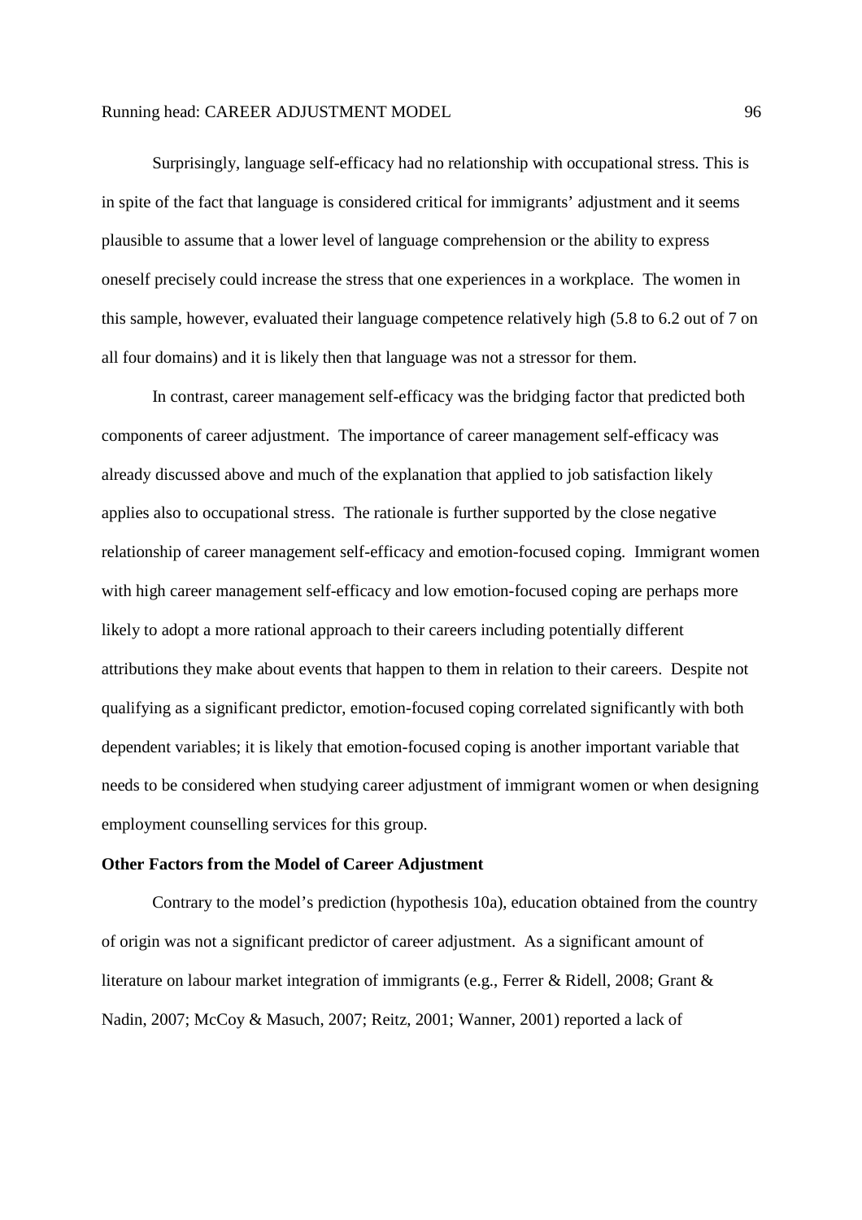Surprisingly, language self-efficacy had no relationship with occupational stress. This is in spite of the fact that language is considered critical for immigrants' adjustment and it seems plausible to assume that a lower level of language comprehension or the ability to express oneself precisely could increase the stress that one experiences in a workplace. The women in this sample, however, evaluated their language competence relatively high (5.8 to 6.2 out of 7 on all four domains) and it is likely then that language was not a stressor for them.

In contrast, career management self-efficacy was the bridging factor that predicted both components of career adjustment. The importance of career management self-efficacy was already discussed above and much of the explanation that applied to job satisfaction likely applies also to occupational stress. The rationale is further supported by the close negative relationship of career management self-efficacy and emotion-focused coping. Immigrant women with high career management self-efficacy and low emotion-focused coping are perhaps more likely to adopt a more rational approach to their careers including potentially different attributions they make about events that happen to them in relation to their careers. Despite not qualifying as a significant predictor, emotion-focused coping correlated significantly with both dependent variables; it is likely that emotion-focused coping is another important variable that needs to be considered when studying career adjustment of immigrant women or when designing employment counselling services for this group.

**Other Factors from the Model of Career Adjustment**

Contrary to the model's prediction (hypothesis 10a), education obtained from the country of origin was not a significant predictor of career adjustment. As a significant amount of literature on labour market integration of immigrants (e.g., Ferrer & Ridell, 2008; Grant & Nadin, 2007; McCoy & Masuch, 2007; Reitz, 2001; Wanner, 2001) reported a lack of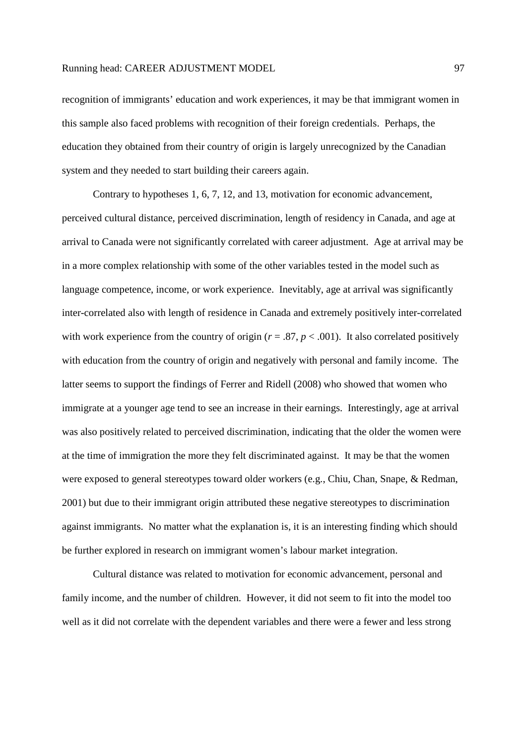recognition of immigrants' education and work experiences, it may be that immigrant women in this sample also faced problems with recognition of their foreign credentials. Perhaps, the education they obtained from their country of origin is largely unrecognized by the Canadian system and they needed to start building their careers again.

Contrary to hypotheses 1, 6, 7, 12, and 13, motivation for economic advancement, perceived cultural distance, perceived discrimination, length of residency in Canada, and age at arrival to Canada were not significantly correlated with career adjustment. Age at arrival may be in a more complex relationship with some of the other variables tested in the model such as language competence, income, or work experience. Inevitably, age at arrival was significantly inter-correlated also with length of residence in Canada and extremely positively inter-correlated with work experience from the country of origin ($r = .87$, $p < .001$). It also correlated positively with education from the country of origin and negatively with personal and family income. The latter seems to support the findings of Ferrer and Ridell (2008) who showed that women who immigrate at a younger age tend to see an increase in their earnings. Interestingly, age at arrival was also positively related to perceived discrimination, indicating that the older the women were at the time of immigration the more they felt discriminated against. It may be that the women were exposed to general stereotypes toward older workers (e.g., Chiu, Chan, Snape, & Redman, 2001) but due to their immigrant origin attributed these negative stereotypes to discrimination against immigrants. No matter what the explanation is, it is an interesting finding which should be further explored in research on immigrant women's labour market integration.

Cultural distance was related to motivation for economic advancement, personal and family income, and the number of children. However, it did not seem to fit into the model too well as it did not correlate with the dependent variables and there were a fewer and less strong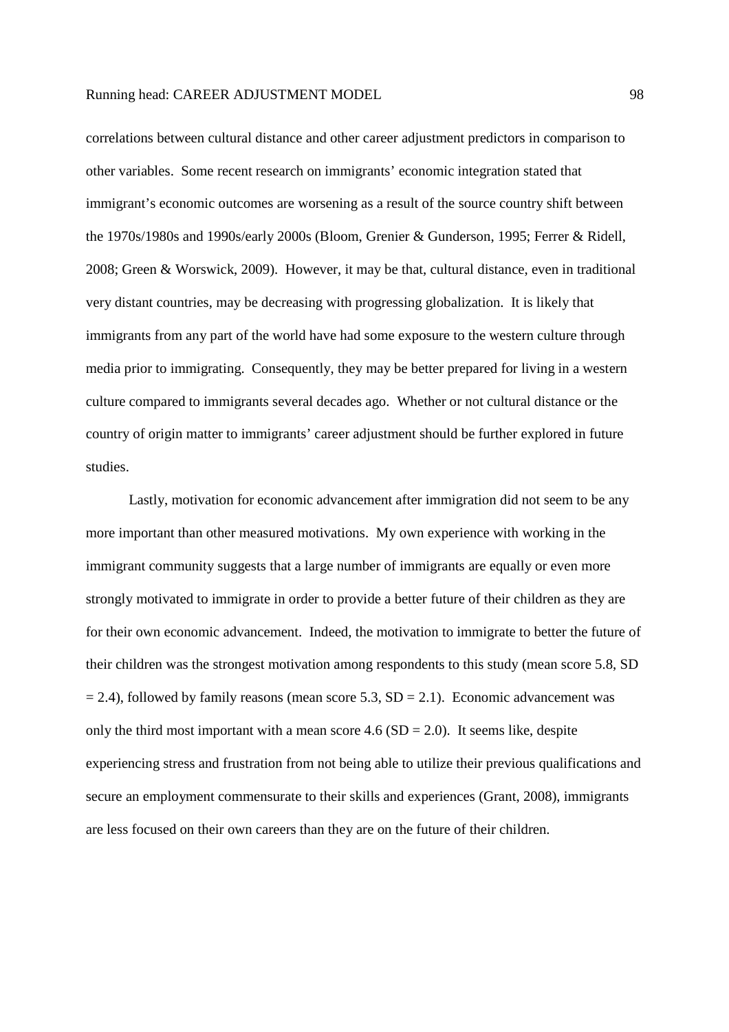correlations between cultural distance and other career adjustment predictors in comparison to other variables. Some recent research on immigrants' economic integration stated that immigrant's economic outcomes are worsening as a result of the source country shift between the 1970s/1980s and 1990s/early 2000s (Bloom, Grenier & Gunderson, 1995; Ferrer & Ridell, 2008; Green & Worswick, 2009). However, it may be that, cultural distance, even in traditional very distant countries, may be decreasing with progressing globalization. It is likely that immigrants from any part of the world have had some exposure to the western culture through media prior to immigrating. Consequently, they may be better prepared for living in a western culture compared to immigrants several decades ago. Whether or not cultural distance or the country of origin matter to immigrants' career adjustment should be further explored in future studies.

Lastly, motivation for economic advancement after immigration did not seem to be any more important than other measured motivations. My own experience with working in the immigrant community suggests that a large number of immigrants are equally or even more strongly motivated to immigrate in order to provide a better future of their children as they are for their own economic advancement. Indeed, the motivation to immigrate to better the future of their children was the strongest motivation among respondents to this study (mean score 5.8, $SD = 2.4$), followed by family reasons (mean score 5.3, $SD = 2.1$). Economic advancement was only the third most important with a mean score 4.6 ($SD = 2.0$). It seems like, despite experiencing stress and frustration from not being able to utilize their previous qualifications and secure an employment commensurate to their skills and experiences (Grant, 2008), immigrants are less focused on their own careers than they are on the future of their children.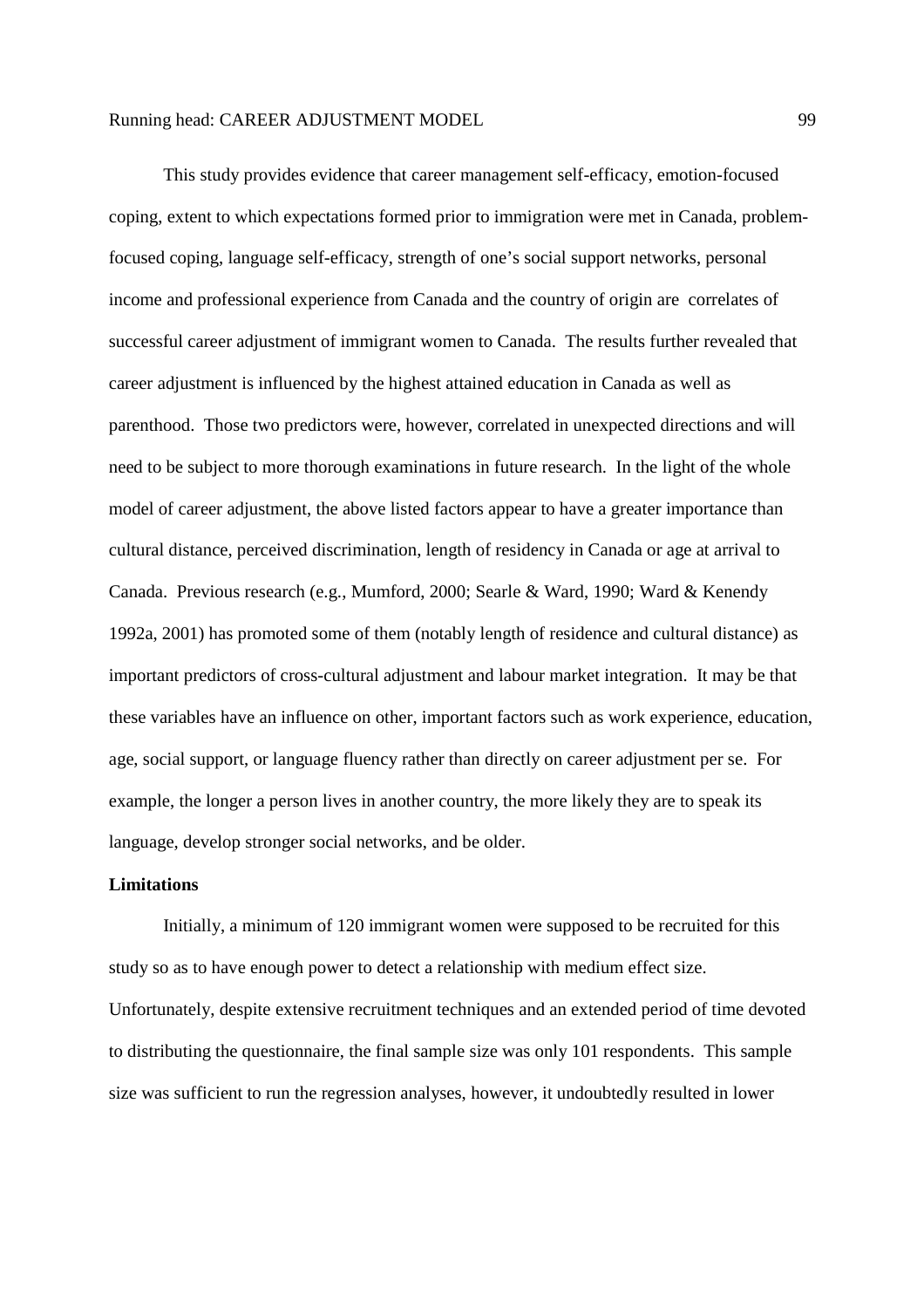This study provides evidence that career management self-efficacy, emotion-focused coping, extent to which expectations formed prior to immigration were met in Canada, problem-focused coping, language self-efficacy, strength of one's social support networks, personal income and professional experience from Canada and the country of origin are  correlates of successful career adjustment of immigrant women to Canada.  The results further revealed that career adjustment is influenced by the highest attained education in Canada as well as parenthood.  Those two predictors were, however, correlated in unexpected directions and will need to be subject to more thorough examinations in future research.  In the light of the whole model of career adjustment, the above listed factors appear to have a greater importance than cultural distance, perceived discrimination, length of residency in Canada or age at arrival to Canada.  Previous research (e.g., Mumford, 2000; Searle & Ward, 1990; Ward & Kenendy 1992a, 2001) has promoted some of them (notably length of residence and cultural distance) as important predictors of cross-cultural adjustment and labour market integration.  It may be that these variables have an influence on other, important factors such as work experience, education, age, social support, or language fluency rather than directly on career adjustment per se.  For example, the longer a person lives in another country, the more likely they are to speak its language, develop stronger social networks, and be older.

**Limitations**

Initially, a minimum of 120 immigrant women were supposed to be recruited for this study so as to have enough power to detect a relationship with medium effect size. Unfortunately, despite extensive recruitment techniques and an extended period of time devoted to distributing the questionnaire, the final sample size was only 101 respondents.  This sample size was sufficient to run the regression analyses, however, it undoubtedly resulted in lower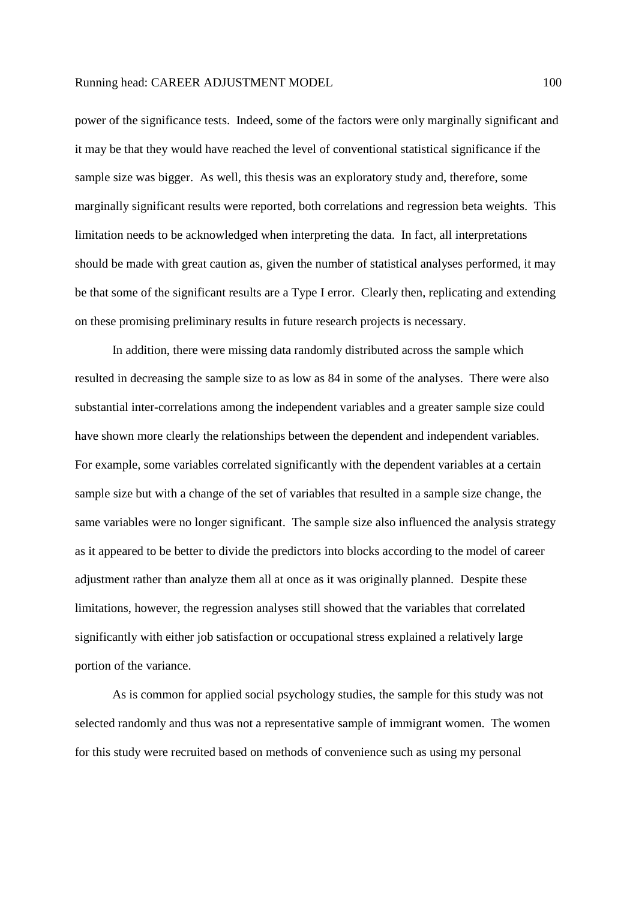power of the significance tests. Indeed, some of the factors were only marginally significant and it may be that they would have reached the level of conventional statistical significance if the sample size was bigger. As well, this thesis was an exploratory study and, therefore, some marginally significant results were reported, both correlations and regression beta weights. This limitation needs to be acknowledged when interpreting the data. In fact, all interpretations should be made with great caution as, given the number of statistical analyses performed, it may be that some of the significant results are a Type I error. Clearly then, replicating and extending on these promising preliminary results in future research projects is necessary.

In addition, there were missing data randomly distributed across the sample which resulted in decreasing the sample size to as low as 84 in some of the analyses. There were also substantial inter-correlations among the independent variables and a greater sample size could have shown more clearly the relationships between the dependent and independent variables. For example, some variables correlated significantly with the dependent variables at a certain sample size but with a change of the set of variables that resulted in a sample size change, the same variables were no longer significant. The sample size also influenced the analysis strategy as it appeared to be better to divide the predictors into blocks according to the model of career adjustment rather than analyze them all at once as it was originally planned. Despite these limitations, however, the regression analyses still showed that the variables that correlated significantly with either job satisfaction or occupational stress explained a relatively large portion of the variance.

As is common for applied social psychology studies, the sample for this study was not selected randomly and thus was not a representative sample of immigrant women. The women for this study were recruited based on methods of convenience such as using my personal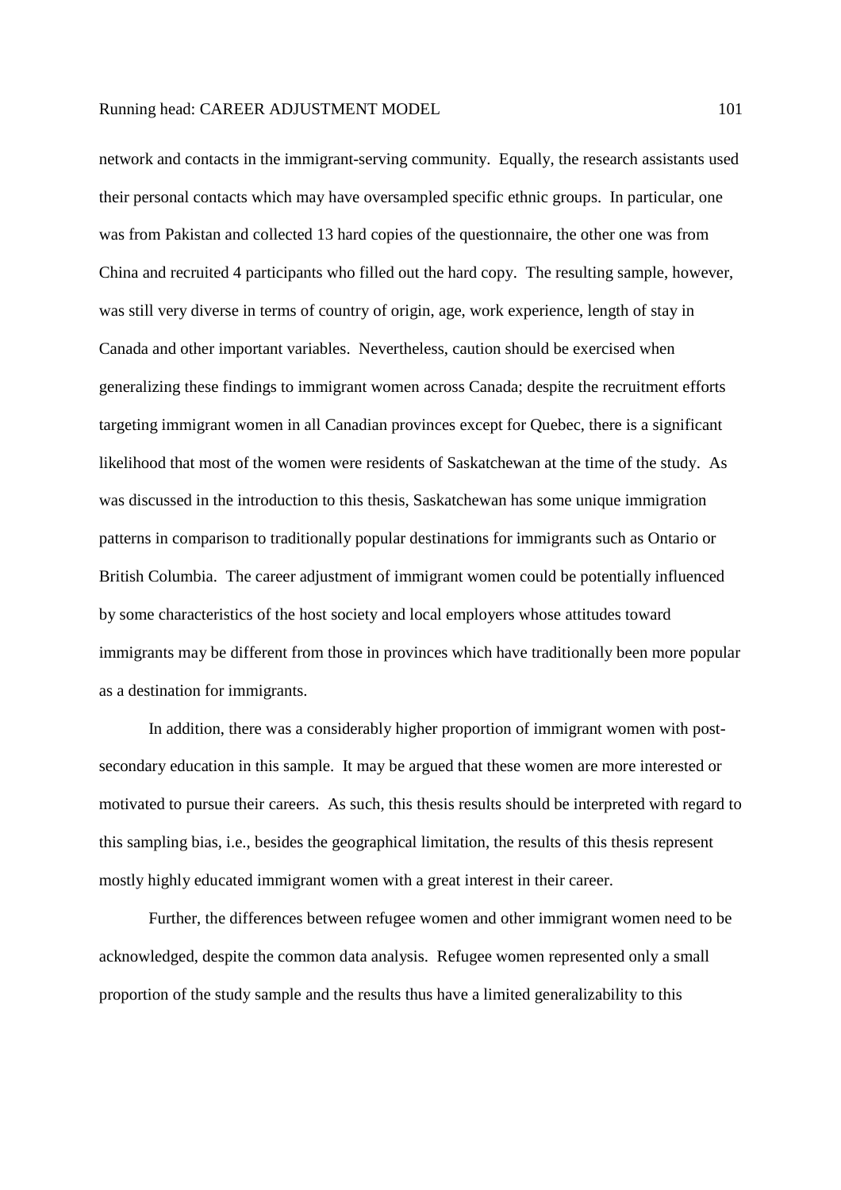network and contacts in the immigrant-serving community. Equally, the research assistants used their personal contacts which may have oversampled specific ethnic groups. In particular, one was from Pakistan and collected 13 hard copies of the questionnaire, the other one was from China and recruited 4 participants who filled out the hard copy. The resulting sample, however, was still very diverse in terms of country of origin, age, work experience, length of stay in Canada and other important variables. Nevertheless, caution should be exercised when generalizing these findings to immigrant women across Canada; despite the recruitment efforts targeting immigrant women in all Canadian provinces except for Quebec, there is a significant likelihood that most of the women were residents of Saskatchewan at the time of the study. As was discussed in the introduction to this thesis, Saskatchewan has some unique immigration patterns in comparison to traditionally popular destinations for immigrants such as Ontario or British Columbia. The career adjustment of immigrant women could be potentially influenced by some characteristics of the host society and local employers whose attitudes toward immigrants may be different from those in provinces which have traditionally been more popular as a destination for immigrants.

In addition, there was a considerably higher proportion of immigrant women with post-secondary education in this sample. It may be argued that these women are more interested or motivated to pursue their careers. As such, this thesis results should be interpreted with regard to this sampling bias, i.e., besides the geographical limitation, the results of this thesis represent mostly highly educated immigrant women with a great interest in their career.

Further, the differences between refugee women and other immigrant women need to be acknowledged, despite the common data analysis. Refugee women represented only a small proportion of the study sample and the results thus have a limited generalizability to this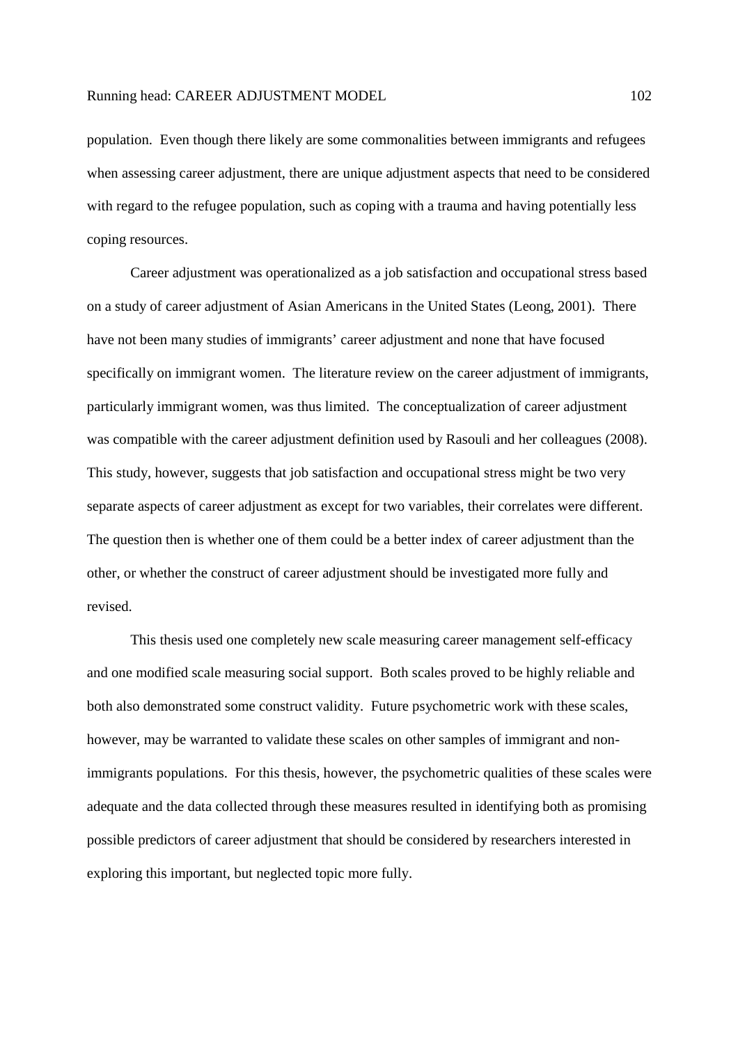population. Even though there likely are some commonalities between immigrants and refugees when assessing career adjustment, there are unique adjustment aspects that need to be considered with regard to the refugee population, such as coping with a trauma and having potentially less coping resources.

Career adjustment was operationalized as a job satisfaction and occupational stress based on a study of career adjustment of Asian Americans in the United States (Leong, 2001). There have not been many studies of immigrants' career adjustment and none that have focused specifically on immigrant women. The literature review on the career adjustment of immigrants, particularly immigrant women, was thus limited. The conceptualization of career adjustment was compatible with the career adjustment definition used by Rasouli and her colleagues (2008). This study, however, suggests that job satisfaction and occupational stress might be two very separate aspects of career adjustment as except for two variables, their correlates were different. The question then is whether one of them could be a better index of career adjustment than the other, or whether the construct of career adjustment should be investigated more fully and revised.

This thesis used one completely new scale measuring career management self-efficacy and one modified scale measuring social support. Both scales proved to be highly reliable and both also demonstrated some construct validity. Future psychometric work with these scales, however, may be warranted to validate these scales on other samples of immigrant and non-immigrants populations. For this thesis, however, the psychometric qualities of these scales were adequate and the data collected through these measures resulted in identifying both as promising possible predictors of career adjustment that should be considered by researchers interested in exploring this important, but neglected topic more fully.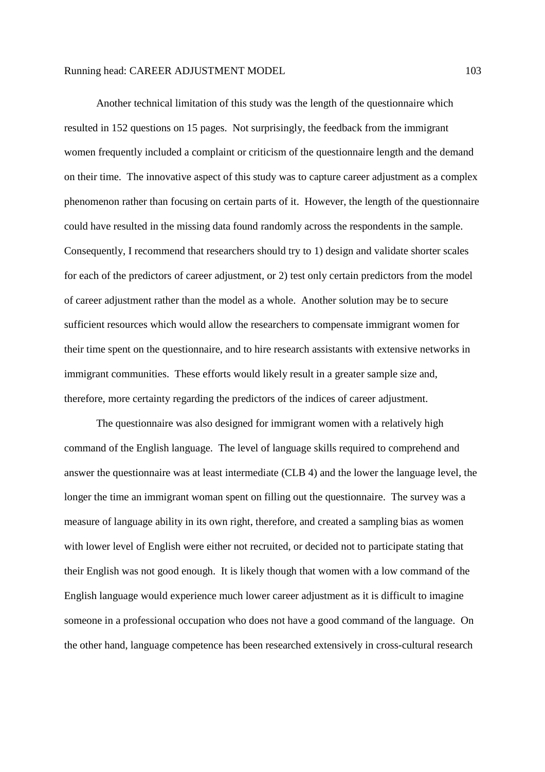Another technical limitation of this study was the length of the questionnaire which resulted in 152 questions on 15 pages. Not surprisingly, the feedback from the immigrant women frequently included a complaint or criticism of the questionnaire length and the demand on their time. The innovative aspect of this study was to capture career adjustment as a complex phenomenon rather than focusing on certain parts of it. However, the length of the questionnaire could have resulted in the missing data found randomly across the respondents in the sample. Consequently, I recommend that researchers should try to 1) design and validate shorter scales for each of the predictors of career adjustment, or 2) test only certain predictors from the model of career adjustment rather than the model as a whole. Another solution may be to secure sufficient resources which would allow the researchers to compensate immigrant women for their time spent on the questionnaire, and to hire research assistants with extensive networks in immigrant communities. These efforts would likely result in a greater sample size and, therefore, more certainty regarding the predictors of the indices of career adjustment.

The questionnaire was also designed for immigrant women with a relatively high command of the English language. The level of language skills required to comprehend and answer the questionnaire was at least intermediate (CLB 4) and the lower the language level, the longer the time an immigrant woman spent on filling out the questionnaire. The survey was a measure of language ability in its own right, therefore, and created a sampling bias as women with lower level of English were either not recruited, or decided not to participate stating that their English was not good enough. It is likely though that women with a low command of the English language would experience much lower career adjustment as it is difficult to imagine someone in a professional occupation who does not have a good command of the language. On the other hand, language competence has been researched extensively in cross-cultural research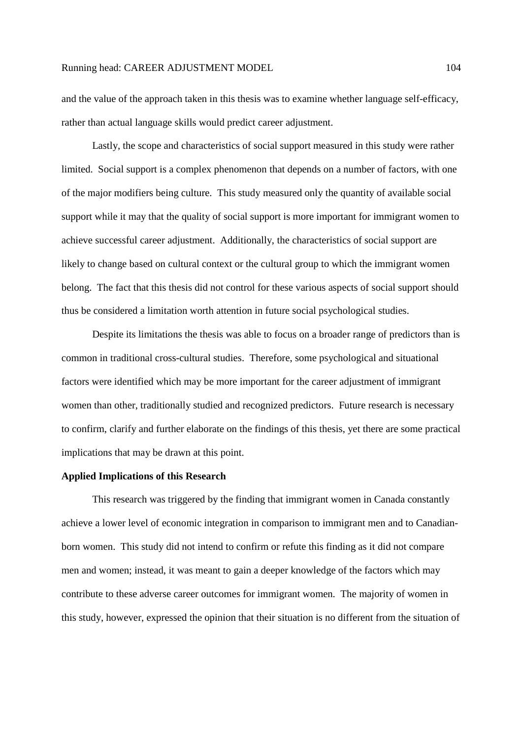and the value of the approach taken in this thesis was to examine whether language self-efficacy, rather than actual language skills would predict career adjustment.

Lastly, the scope and characteristics of social support measured in this study were rather limited. Social support is a complex phenomenon that depends on a number of factors, with one of the major modifiers being culture. This study measured only the quantity of available social support while it may that the quality of social support is more important for immigrant women to achieve successful career adjustment. Additionally, the characteristics of social support are likely to change based on cultural context or the cultural group to which the immigrant women belong. The fact that this thesis did not control for these various aspects of social support should thus be considered a limitation worth attention in future social psychological studies.

Despite its limitations the thesis was able to focus on a broader range of predictors than is common in traditional cross-cultural studies. Therefore, some psychological and situational factors were identified which may be more important for the career adjustment of immigrant women than other, traditionally studied and recognized predictors. Future research is necessary to confirm, clarify and further elaborate on the findings of this thesis, yet there are some practical implications that may be drawn at this point.

**Applied Implications of this Research**

This research was triggered by the finding that immigrant women in Canada constantly achieve a lower level of economic integration in comparison to immigrant men and to Canadian-born women. This study did not intend to confirm or refute this finding as it did not compare men and women; instead, it was meant to gain a deeper knowledge of the factors which may contribute to these adverse career outcomes for immigrant women. The majority of women in this study, however, expressed the opinion that their situation is no different from the situation of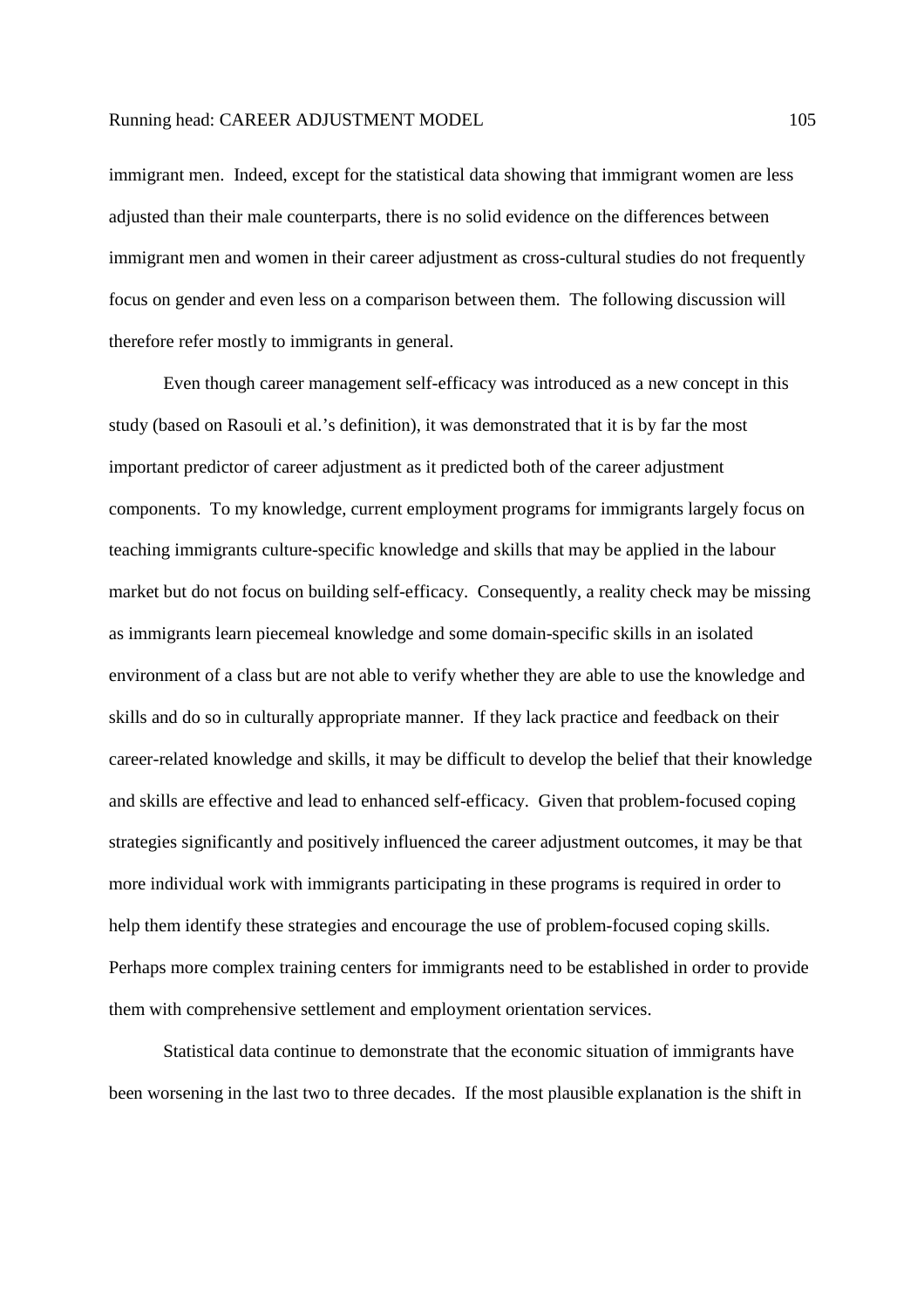immigrant men. Indeed, except for the statistical data showing that immigrant women are less adjusted than their male counterparts, there is no solid evidence on the differences between immigrant men and women in their career adjustment as cross-cultural studies do not frequently focus on gender and even less on a comparison between them. The following discussion will therefore refer mostly to immigrants in general.

Even though career management self-efficacy was introduced as a new concept in this study (based on Rasouli et al.'s definition), it was demonstrated that it is by far the most important predictor of career adjustment as it predicted both of the career adjustment components. To my knowledge, current employment programs for immigrants largely focus on teaching immigrants culture-specific knowledge and skills that may be applied in the labour market but do not focus on building self-efficacy. Consequently, a reality check may be missing as immigrants learn piecemeal knowledge and some domain-specific skills in an isolated environment of a class but are not able to verify whether they are able to use the knowledge and skills and do so in culturally appropriate manner. If they lack practice and feedback on their career-related knowledge and skills, it may be difficult to develop the belief that their knowledge and skills are effective and lead to enhanced self-efficacy. Given that problem-focused coping strategies significantly and positively influenced the career adjustment outcomes, it may be that more individual work with immigrants participating in these programs is required in order to help them identify these strategies and encourage the use of problem-focused coping skills. Perhaps more complex training centers for immigrants need to be established in order to provide them with comprehensive settlement and employment orientation services.

Statistical data continue to demonstrate that the economic situation of immigrants have been worsening in the last two to three decades. If the most plausible explanation is the shift in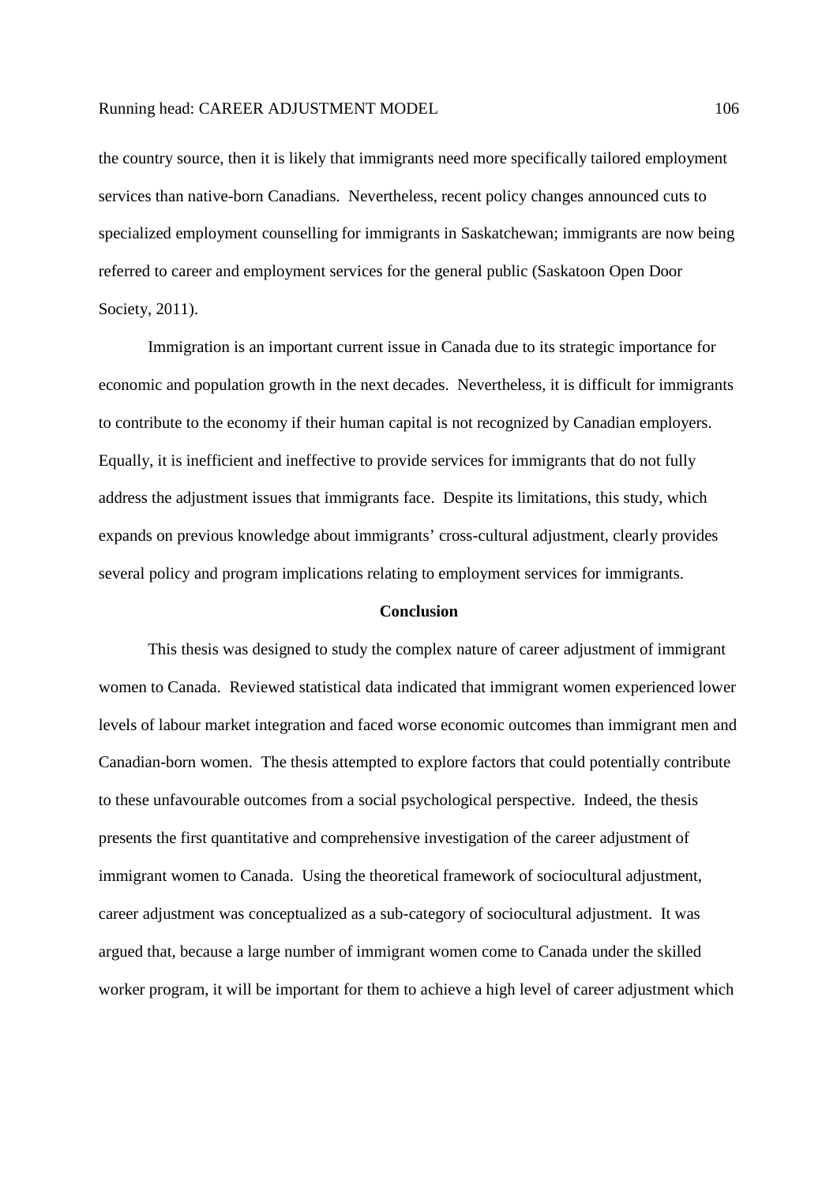the country source, then it is likely that immigrants need more specifically tailored employment services than native-born Canadians. Nevertheless, recent policy changes announced cuts to specialized employment counselling for immigrants in Saskatchewan; immigrants are now being referred to career and employment services for the general public (Saskatoon Open Door Society, 2011).

Immigration is an important current issue in Canada due to its strategic importance for economic and population growth in the next decades. Nevertheless, it is difficult for immigrants to contribute to the economy if their human capital is not recognized by Canadian employers. Equally, it is inefficient and ineffective to provide services for immigrants that do not fully address the adjustment issues that immigrants face. Despite its limitations, this study, which expands on previous knowledge about immigrants' cross-cultural adjustment, clearly provides several policy and program implications relating to employment services for immigrants.

## Conclusion

This thesis was designed to study the complex nature of career adjustment of immigrant women to Canada. Reviewed statistical data indicated that immigrant women experienced lower levels of labour market integration and faced worse economic outcomes than immigrant men and Canadian-born women. The thesis attempted to explore factors that could potentially contribute to these unfavourable outcomes from a social psychological perspective. Indeed, the thesis presents the first quantitative and comprehensive investigation of the career adjustment of immigrant women to Canada. Using the theoretical framework of sociocultural adjustment, career adjustment was conceptualized as a sub-category of sociocultural adjustment. It was argued that, because a large number of immigrant women come to Canada under the skilled worker program, it will be important for them to achieve a high level of career adjustment which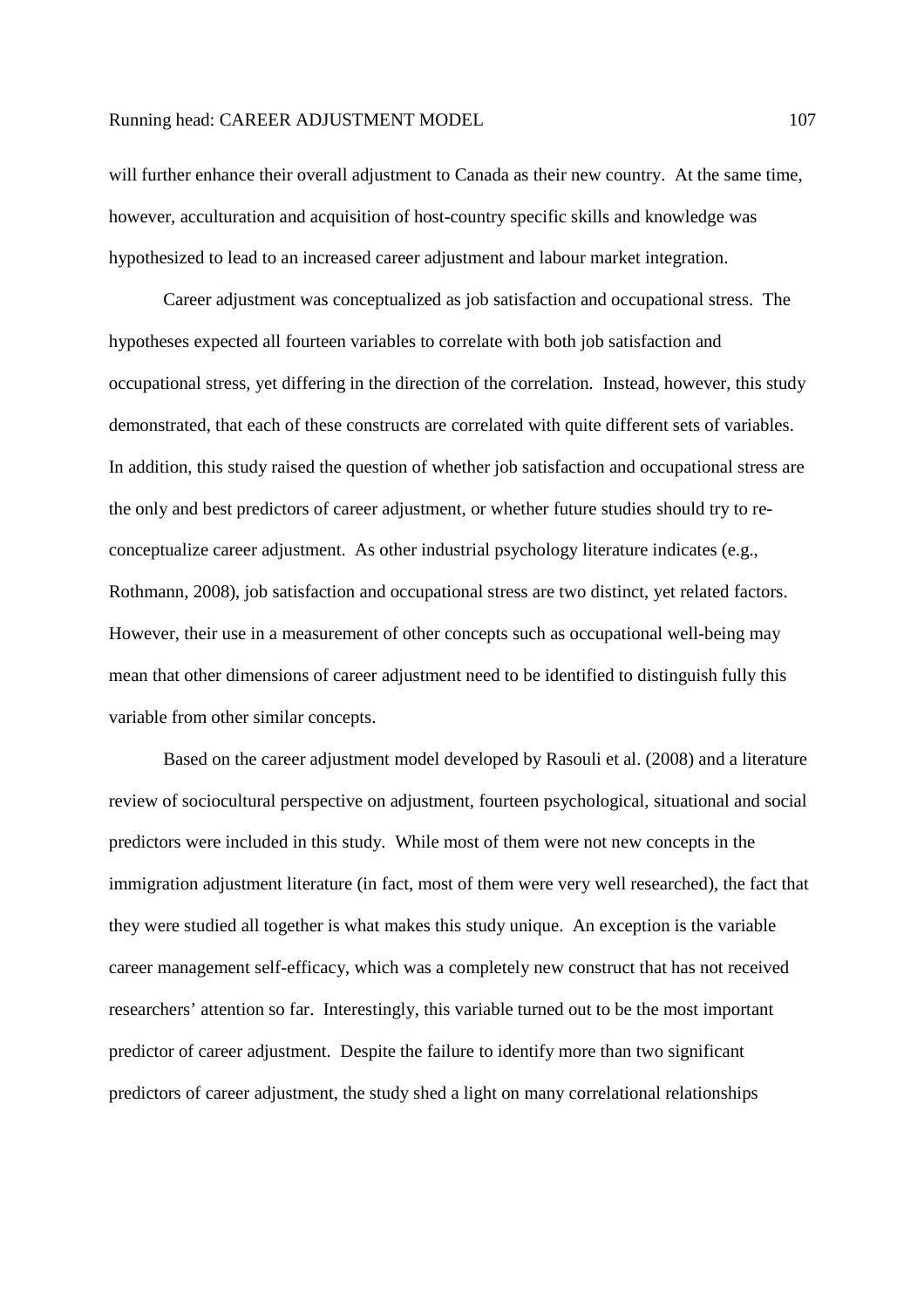will further enhance their overall adjustment to Canada as their new country. At the same time, however, acculturation and acquisition of host-country specific skills and knowledge was hypothesized to lead to an increased career adjustment and labour market integration.

Career adjustment was conceptualized as job satisfaction and occupational stress. The hypotheses expected all fourteen variables to correlate with both job satisfaction and occupational stress, yet differing in the direction of the correlation. Instead, however, this study demonstrated, that each of these constructs are correlated with quite different sets of variables. In addition, this study raised the question of whether job satisfaction and occupational stress are the only and best predictors of career adjustment, or whether future studies should try to re-conceptualize career adjustment. As other industrial psychology literature indicates (e.g., Rothmann, 2008), job satisfaction and occupational stress are two distinct, yet related factors. However, their use in a measurement of other concepts such as occupational well-being may mean that other dimensions of career adjustment need to be identified to distinguish fully this variable from other similar concepts.

Based on the career adjustment model developed by Rasouli et al. (2008) and a literature review of sociocultural perspective on adjustment, fourteen psychological, situational and social predictors were included in this study. While most of them were not new concepts in the immigration adjustment literature (in fact, most of them were very well researched), the fact that they were studied all together is what makes this study unique. An exception is the variable career management self-efficacy, which was a completely new construct that has not received researchers' attention so far. Interestingly, this variable turned out to be the most important predictor of career adjustment. Despite the failure to identify more than two significant predictors of career adjustment, the study shed a light on many correlational relationships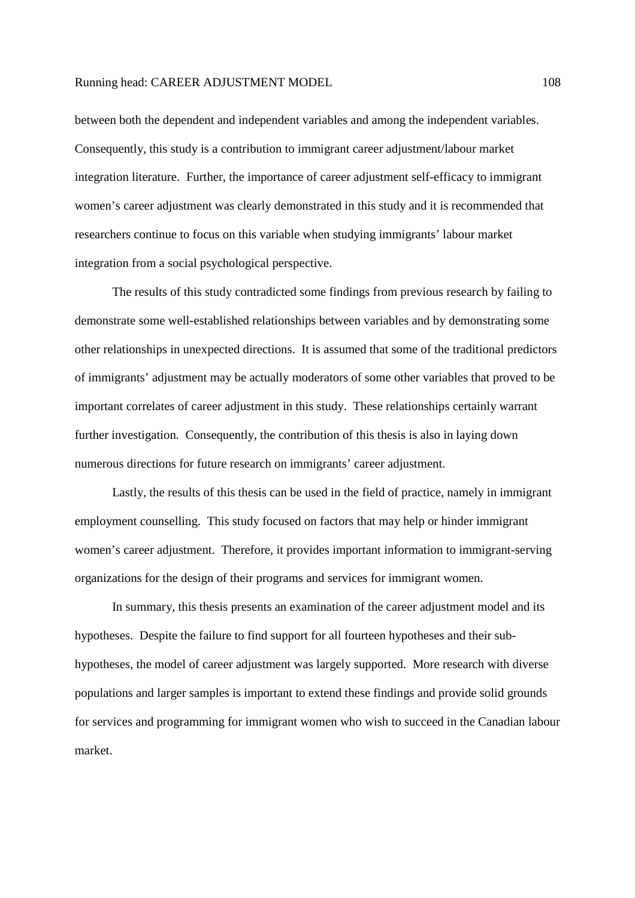between both the dependent and independent variables and among the independent variables. Consequently, this study is a contribution to immigrant career adjustment/labour market integration literature. Further, the importance of career adjustment self-efficacy to immigrant women's career adjustment was clearly demonstrated in this study and it is recommended that researchers continue to focus on this variable when studying immigrants' labour market integration from a social psychological perspective.

The results of this study contradicted some findings from previous research by failing to demonstrate some well-established relationships between variables and by demonstrating some other relationships in unexpected directions. It is assumed that some of the traditional predictors of immigrants' adjustment may be actually moderators of some other variables that proved to be important correlates of career adjustment in this study. These relationships certainly warrant further investigation. Consequently, the contribution of this thesis is also in laying down numerous directions for future research on immigrants' career adjustment.

Lastly, the results of this thesis can be used in the field of practice, namely in immigrant employment counselling. This study focused on factors that may help or hinder immigrant women's career adjustment. Therefore, it provides important information to immigrant-serving organizations for the design of their programs and services for immigrant women.

In summary, this thesis presents an examination of the career adjustment model and its hypotheses. Despite the failure to find support for all fourteen hypotheses and their sub-hypotheses, the model of career adjustment was largely supported. More research with diverse populations and larger samples is important to extend these findings and provide solid grounds for services and programming for immigrant women who wish to succeed in the Canadian labour market.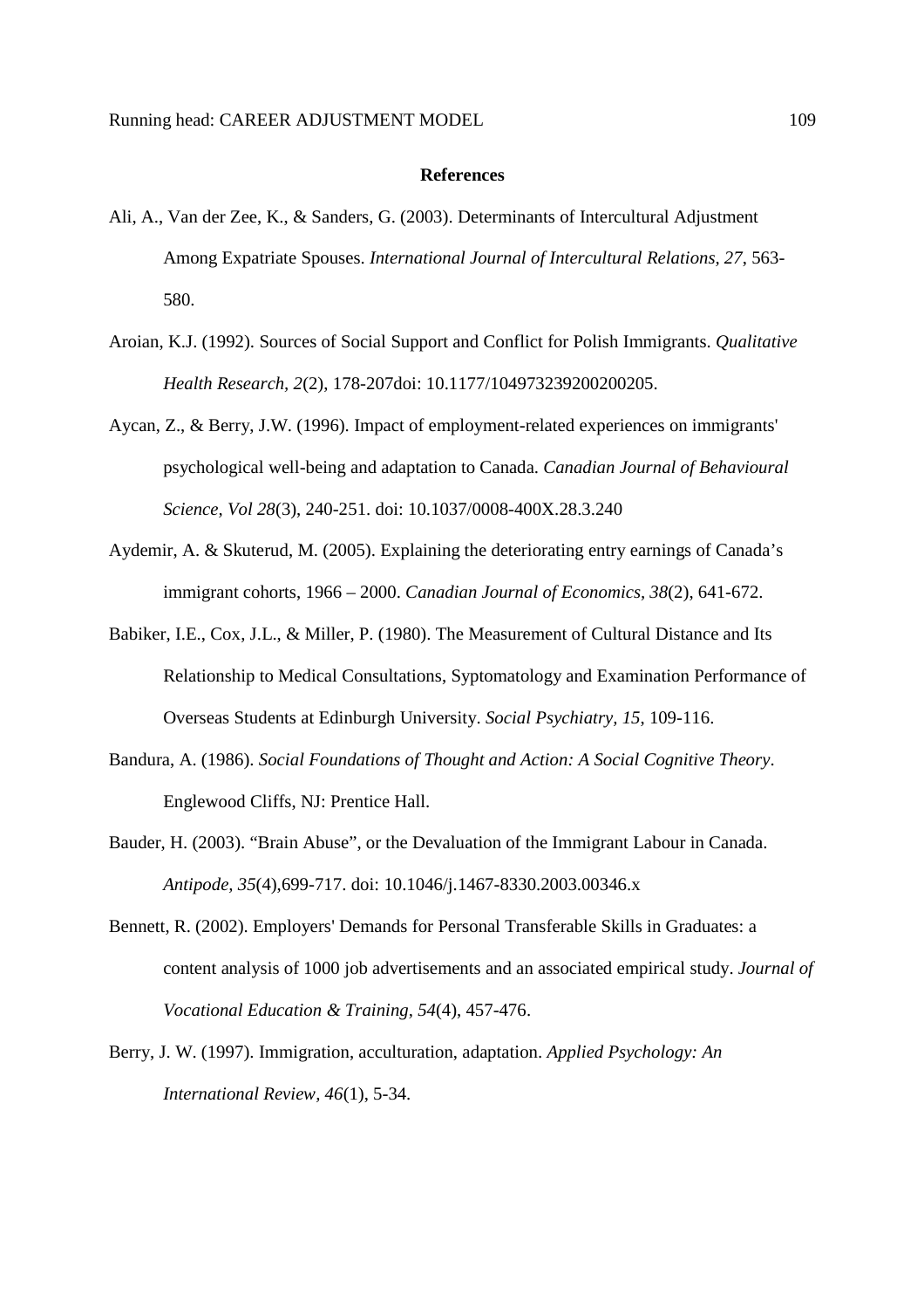**References**

Ali, A., Van der Zee, K., & Sanders, G. (2003). Determinants of Intercultural Adjustment Among Expatriate Spouses. *International Journal of Intercultural Relations, 27*, 563-580.

Aroian, K.J. (1992). Sources of Social Support and Conflict for Polish Immigrants. *Qualitative Health Research, 2*(2), 178-207doi: 10.1177/104973239200200205.

Aycan, Z., & Berry, J.W. (1996). Impact of employment-related experiences on immigrants' psychological well-being and adaptation to Canada. *Canadian Journal of Behavioural Science, Vol 28*(3), 240-251. doi: 10.1037/0008-400X.28.3.240

Aydemir, A. & Skuterud, M. (2005). Explaining the deteriorating entry earnings of Canada's immigrant cohorts, 1966 – 2000. *Canadian Journal of Economics, 38*(2), 641-672.

Babiker, I.E., Cox, J.L., & Miller, P. (1980). The Measurement of Cultural Distance and Its Relationship to Medical Consultations, Syptomatology and Examination Performance of Overseas Students at Edinburgh University. *Social Psychiatry, 15*, 109-116.

Bandura, A. (1986). *Social Foundations of Thought and Action: A Social Cognitive Theory*. Englewood Cliffs, NJ: Prentice Hall.

Bauder, H. (2003). "Brain Abuse", or the Devaluation of the Immigrant Labour in Canada. *Antipode, 35*(4),699-717. doi: 10.1046/j.1467-8330.2003.00346.x

Bennett, R. (2002). Employers' Demands for Personal Transferable Skills in Graduates: a content analysis of 1000 job advertisements and an associated empirical study. *Journal of Vocational Education & Training, 54*(4), 457-476.

Berry, J. W. (1997). Immigration, acculturation, adaptation. *Applied Psychology: An International Review, 46*(1), 5-34.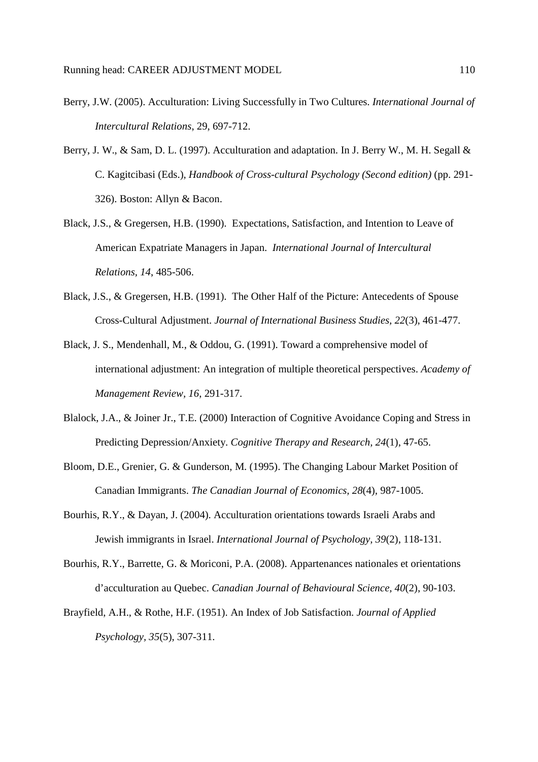Berry, J.W. (2005). Acculturation: Living Successfully in Two Cultures. *International Journal of Intercultural Relations*, 29, 697-712.

Berry, J. W., & Sam, D. L. (1997). Acculturation and adaptation. In J. Berry W., M. H. Segall & C. Kagitcibasi (Eds.), *Handbook of Cross-cultural Psychology (Second edition)* (pp. 291-326). Boston: Allyn & Bacon.

Black, J.S., & Gregersen, H.B. (1990). Expectations, Satisfaction, and Intention to Leave of American Expatriate Managers in Japan. *International Journal of Intercultural Relations*, *14*, 485-506.

Black, J.S., & Gregersen, H.B. (1991). The Other Half of the Picture: Antecedents of Spouse Cross-Cultural Adjustment. *Journal of International Business Studies, 22*(3), 461-477.

Black, J. S., Mendenhall, M., & Oddou, G. (1991). Toward a comprehensive model of international adjustment: An integration of multiple theoretical perspectives. *Academy of Management Review, 16*, 291-317.

Blalock, J.A., & Joiner Jr., T.E. (2000) Interaction of Cognitive Avoidance Coping and Stress in Predicting Depression/Anxiety. *Cognitive Therapy and Research, 24*(1), 47-65.

Bloom, D.E., Grenier, G. & Gunderson, M. (1995). The Changing Labour Market Position of Canadian Immigrants. *The Canadian Journal of Economics, 28*(4), 987-1005.

Bourhis, R.Y., & Dayan, J. (2004). Acculturation orientations towards Israeli Arabs and Jewish immigrants in Israel. *International Journal of Psychology, 39*(2), 118-131.

Bourhis, R.Y., Barrette, G. & Moriconi, P.A. (2008). Appartenances nationales et orientations d'acculturation au Quebec. *Canadian Journal of Behavioural Science, 40*(2), 90-103.

Brayfield, A.H., & Rothe, H.F. (1951). An Index of Job Satisfaction. *Journal of Applied Psychology, 35*(5), 307-311.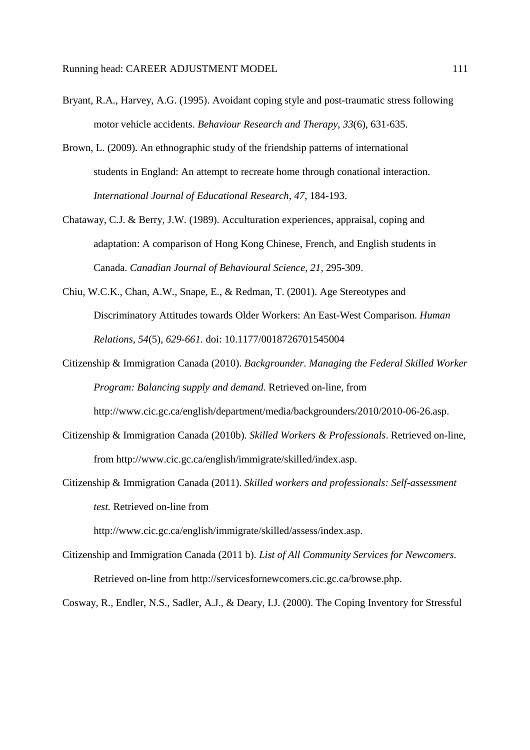Bryant, R.A., Harvey, A.G. (1995). Avoidant coping style and post-traumatic stress following motor vehicle accidents. *Behaviour Research and Therapy*, *33*(6), 631-635.

Brown, L. (2009). An ethnographic study of the friendship patterns of international students in England: An attempt to recreate home through conational interaction. *International Journal of Educational Research, 47*, 184-193.

Chataway, C.J. & Berry, J.W. (1989). Acculturation experiences, appraisal, coping and adaptation: A comparison of Hong Kong Chinese, French, and English students in Canada. *Canadian Journal of Behavioural Science, 21*, 295-309.

Chiu, W.C.K., Chan, A.W., Snape, E., & Redman, T. (2001). Age Stereotypes and Discriminatory Attitudes towards Older Workers: An East-West Comparison. *Human Relations, 54*(5), *629-661.* doi: 10.1177/0018726701545004

Citizenship & Immigration Canada (2010). *Backgrounder. Managing the Federal Skilled Worker Program: Balancing supply and demand*. Retrieved on-line, from http://www.cic.gc.ca/english/department/media/backgrounders/2010/2010-06-26.asp.

Citizenship & Immigration Canada (2010b). *Skilled Workers & Professionals*. Retrieved on-line, from http://www.cic.gc.ca/english/immigrate/skilled/index.asp.

Citizenship & Immigration Canada (2011). *Skilled workers and professionals: Self-assessment test.* Retrieved on-line from http://www.cic.gc.ca/english/immigrate/skilled/assess/index.asp.

Citizenship and Immigration Canada (2011 b). *List of All Community Services for Newcomers.* Retrieved on-line from http://servicesfornewcomers.cic.gc.ca/browse.php.

Cosway, R., Endler, N.S., Sadler, A.J., & Deary, I.J. (2000). The Coping Inventory for Stressful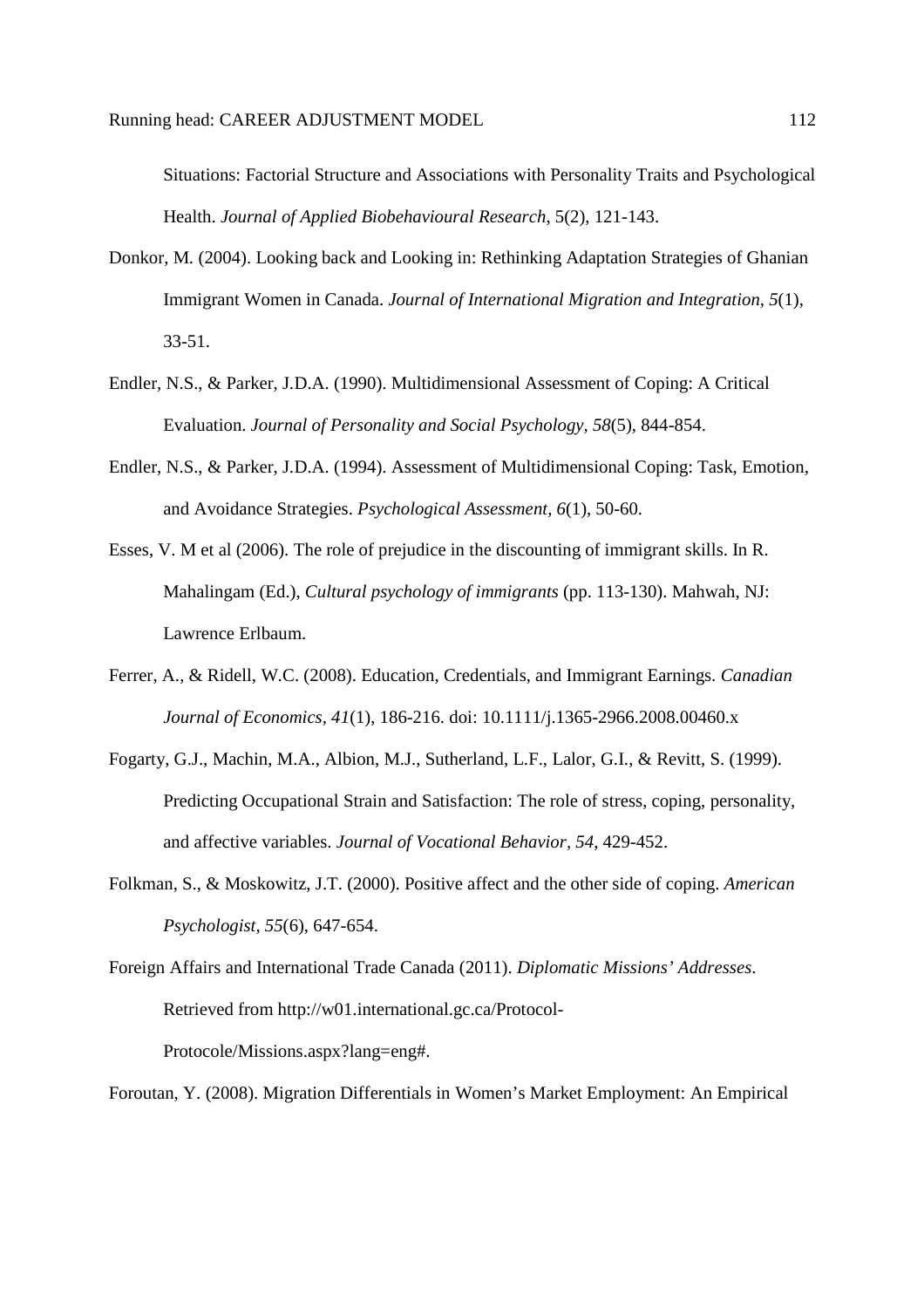Situations: Factorial Structure and Associations with Personality Traits and Psychological Health. *Journal of Applied Biobehavioural Research*, 5(2), 121-143.

Donkor, M. (2004). Looking back and Looking in: Rethinking Adaptation Strategies of Ghanian Immigrant Women in Canada. *Journal of International Migration and Integration, 5*(1), 33-51.

Endler, N.S., & Parker, J.D.A. (1990). Multidimensional Assessment of Coping: A Critical Evaluation. *Journal of Personality and Social Psychology, 58*(5), 844-854.

Endler, N.S., & Parker, J.D.A. (1994). Assessment of Multidimensional Coping: Task, Emotion, and Avoidance Strategies. *Psychological Assessment, 6*(1), 50-60.

Esses, V. M et al (2006). The role of prejudice in the discounting of immigrant skills. In R. Mahalingam (Ed.), *Cultural psychology of immigrants* (pp. 113-130). Mahwah, NJ: Lawrence Erlbaum.

Ferrer, A., & Ridell, W.C. (2008). Education, Credentials, and Immigrant Earnings. *Canadian Journal of Economics, 41*(1), 186-216. doi: 10.1111/j.1365-2966.2008.00460.x

Fogarty, G.J., Machin, M.A., Albion, M.J., Sutherland, L.F., Lalor, G.I., & Revitt, S. (1999). Predicting Occupational Strain and Satisfaction: The role of stress, coping, personality, and affective variables. *Journal of Vocational Behavior, 54*, 429-452.

Folkman, S., & Moskowitz, J.T. (2000). Positive affect and the other side of coping. *American Psychologist, 55*(6), 647-654.

Foreign Affairs and International Trade Canada (2011). *Diplomatic Missions' Addresses*. Retrieved from http://w01.international.gc.ca/Protocol-Protocole/Missions.aspx?lang=eng#.

Foroutan, Y. (2008). Migration Differentials in Women's Market Employment: An Empirical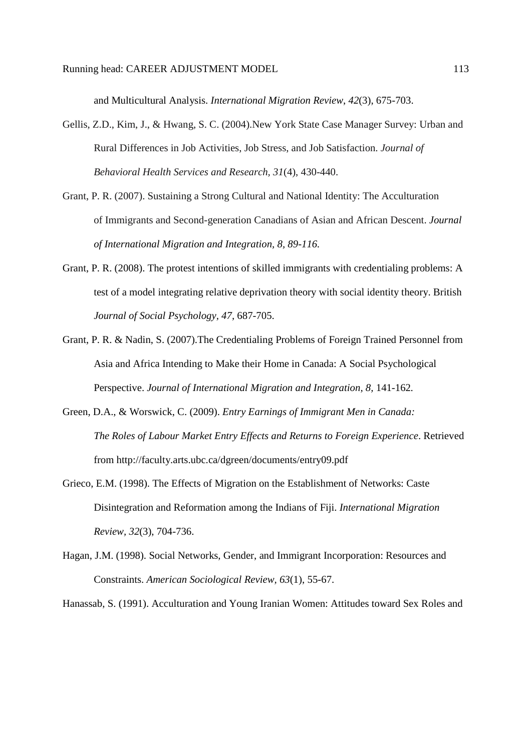and Multicultural Analysis. *International Migration Review, 42*(3), 675-703.

Gellis, Z.D., Kim, J., & Hwang, S. C. (2004).New York State Case Manager Survey: Urban and Rural Differences in Job Activities, Job Stress, and Job Satisfaction. *Journal of Behavioral Health Services and Research, 31*(4), 430-440.

Grant, P. R. (2007). Sustaining a Strong Cultural and National Identity: The Acculturation of Immigrants and Second-generation Canadians of Asian and African Descent. *Journal of International Migration and Integration, 8, 89-116.*

Grant, P. R. (2008). The protest intentions of skilled immigrants with credentialing problems: A test of a model integrating relative deprivation theory with social identity theory. British *Journal of Social Psychology, 47*, 687-705.

Grant, P. R. & Nadin, S. (2007).The Credentialing Problems of Foreign Trained Personnel from Asia and Africa Intending to Make their Home in Canada: A Social Psychological Perspective. *Journal of International Migration and Integration, 8,* 141-162*.*

Green, D.A., & Worswick, C. (2009). *Entry Earnings of Immigrant Men in Canada: The Roles of Labour Market Entry Effects and Returns to Foreign Experience*. Retrieved from http://faculty.arts.ubc.ca/dgreen/documents/entry09.pdf

Grieco, E.M. (1998). The Effects of Migration on the Establishment of Networks: Caste Disintegration and Reformation among the Indians of Fiji. *International Migration Review, 32*(3), 704-736.

Hagan, J.M. (1998). Social Networks, Gender, and Immigrant Incorporation: Resources and Constraints. *American Sociological Review, 63*(1), 55-67.

Hanassab, S. (1991). Acculturation and Young Iranian Women: Attitudes toward Sex Roles and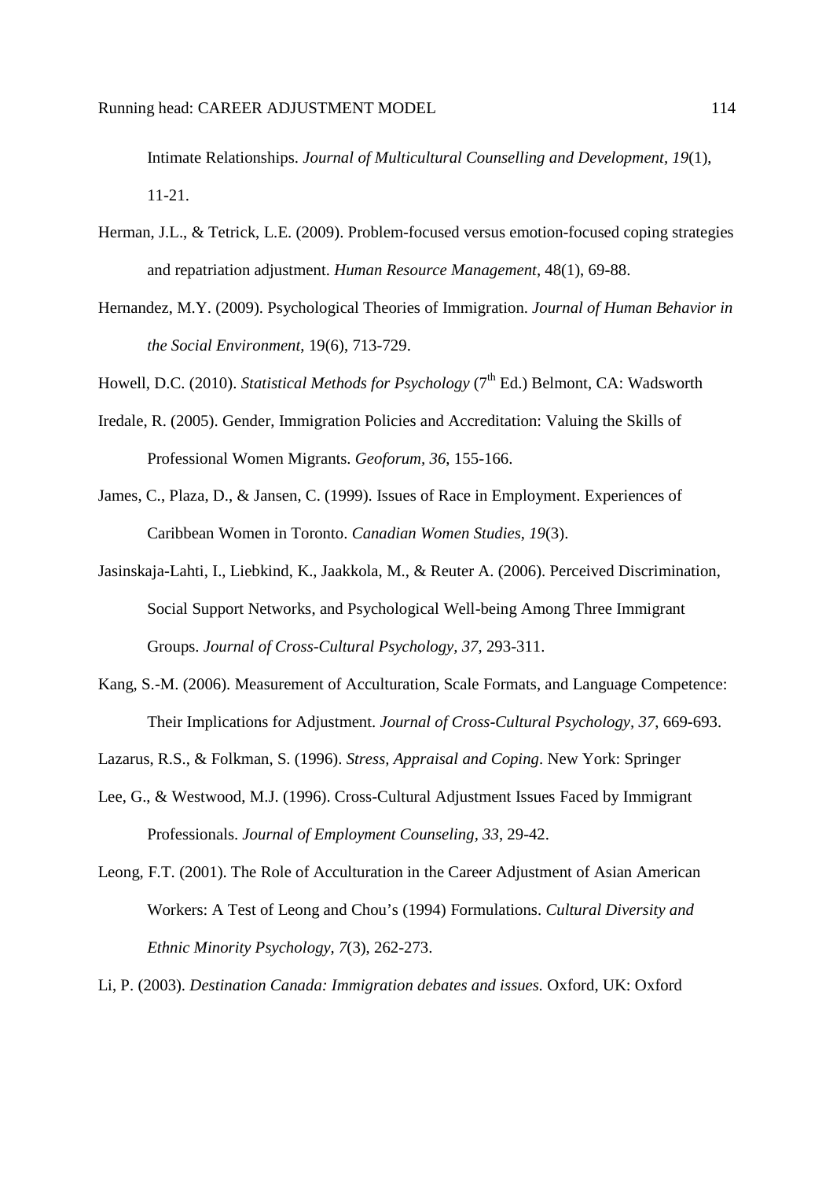Intimate Relationships. *Journal of Multicultural Counselling and Development, 19*(1), 11-21.

Herman, J.L., & Tetrick, L.E. (2009). Problem-focused versus emotion-focused coping strategies and repatriation adjustment. *Human Resource Management*, 48(1), 69-88.

Hernandez, M.Y. (2009). Psychological Theories of Immigration. *Journal of Human Behavior in the Social Environment*, 19(6), 713-729.

Howell, D.C. (2010). *Statistical Methods for Psychology* (7th Ed.) Belmont, CA: Wadsworth

Iredale, R. (2005). Gender, Immigration Policies and Accreditation: Valuing the Skills of Professional Women Migrants. *Geoforum, 36*, 155-166.

James, C., Plaza, D., & Jansen, C. (1999). Issues of Race in Employment. Experiences of Caribbean Women in Toronto. *Canadian Women Studies, 19*(3).

Jasinskaja-Lahti, I., Liebkind, K., Jaakkola, M., & Reuter A. (2006). Perceived Discrimination, Social Support Networks, and Psychological Well-being Among Three Immigrant Groups. *Journal of Cross-Cultural Psychology, 37*, 293-311.

Kang, S.-M. (2006). Measurement of Acculturation, Scale Formats, and Language Competence: Their Implications for Adjustment. *Journal of Cross-Cultural Psychology, 37*, 669-693.

Lazarus, R.S., & Folkman, S. (1996). *Stress, Appraisal and Coping*. New York: Springer

Lee, G., & Westwood, M.J. (1996). Cross-Cultural Adjustment Issues Faced by Immigrant Professionals. *Journal of Employment Counseling, 33*, 29-42.

Leong, F.T. (2001). The Role of Acculturation in the Career Adjustment of Asian American Workers: A Test of Leong and Chou's (1994) Formulations. *Cultural Diversity and Ethnic Minority Psychology, 7*(3), 262-273.

Li, P. (2003). *Destination Canada: Immigration debates and issues.* Oxford, UK: Oxford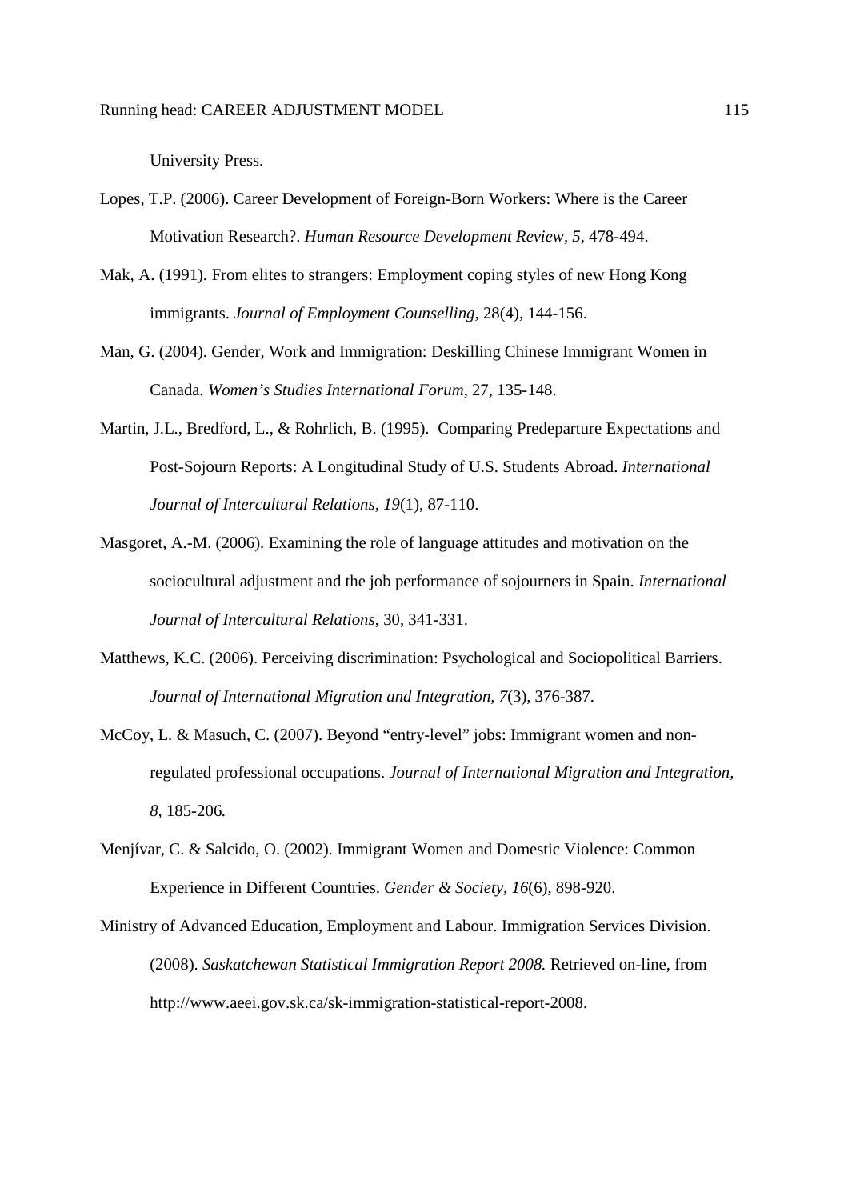University Press.

Lopes, T.P. (2006). Career Development of Foreign-Born Workers: Where is the Career Motivation Research?. *Human Resource Development Review*, *5,* 478-494.

Mak, A. (1991). From elites to strangers: Employment coping styles of new Hong Kong immigrants. *Journal of Employment Counselling,* 28(4), 144-156.

Man, G. (2004). Gender, Work and Immigration: Deskilling Chinese Immigrant Women in Canada. *Women's Studies International Forum*, 27, 135-148.

Martin, J.L., Bredford, L., & Rohrlich, B. (1995). Comparing Predeparture Expectations and Post-Sojourn Reports: A Longitudinal Study of U.S. Students Abroad. *International Journal of Intercultural Relations*, *19*(1), 87-110.

Masgoret, A.-M. (2006). Examining the role of language attitudes and motivation on the sociocultural adjustment and the job performance of sojourners in Spain. *International Journal of Intercultural Relations*, 30, 341-331.

Matthews, K.C. (2006). Perceiving discrimination: Psychological and Sociopolitical Barriers. *Journal of International Migration and Integration, 7*(3), 376-387.

McCoy, L. & Masuch, C. (2007). Beyond "entry-level" jobs: Immigrant women and non-regulated professional occupations. *Journal of International Migration and Integration, 8,* 185-206*.*

Menjívar, C. & Salcido, O. (2002). Immigrant Women and Domestic Violence: Common Experience in Different Countries. *Gender & Society, 16*(6), 898-920.

Ministry of Advanced Education, Employment and Labour. Immigration Services Division. (2008). *Saskatchewan Statistical Immigration Report 2008.* Retrieved on-line, from http://www.aeei.gov.sk.ca/sk-immigration-statistical-report-2008.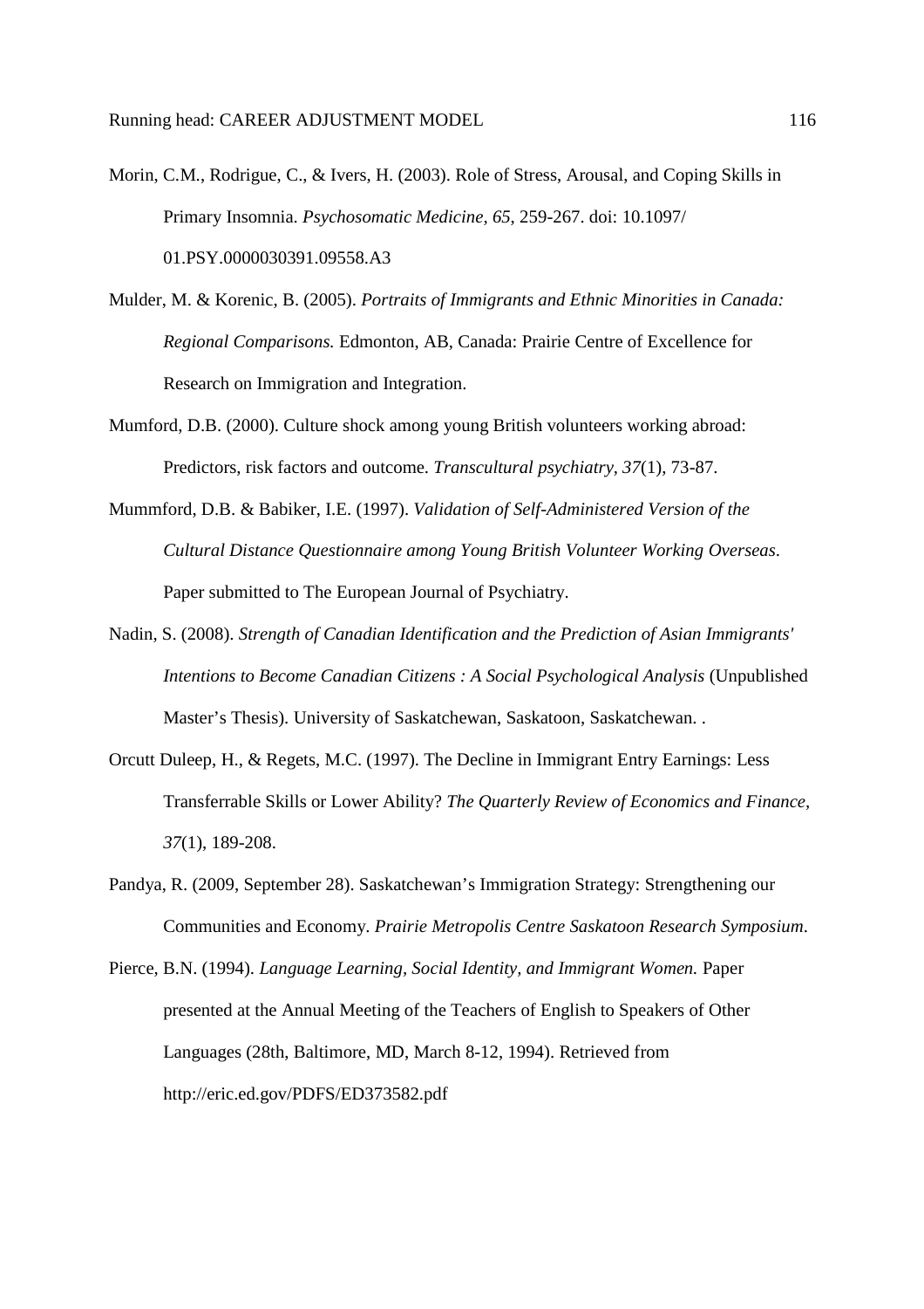Morin, C.M., Rodrigue, C., & Ivers, H. (2003). Role of Stress, Arousal, and Coping Skills in Primary Insomnia. *Psychosomatic Medicine, 65*, 259-267. doi: 10.1097/ 01.PSY.0000030391.09558.A3

Mulder, M. & Korenic, B. (2005). *Portraits of Immigrants and Ethnic Minorities in Canada: Regional Comparisons.* Edmonton, AB, Canada: Prairie Centre of Excellence for Research on Immigration and Integration.

Mumford, D.B. (2000). Culture shock among young British volunteers working abroad: Predictors, risk factors and outcome. *Transcultural psychiatry, 37*(1), 73-87.

Mummford, D.B. & Babiker, I.E. (1997). *Validation of Self-Administered Version of the Cultural Distance Questionnaire among Young British Volunteer Working Overseas.* Paper submitted to The European Journal of Psychiatry.

Nadin, S. (2008). *Strength of Canadian Identification and the Prediction of Asian Immigrants' Intentions to Become Canadian Citizens : A Social Psychological Analysis* (Unpublished Master's Thesis). University of Saskatchewan, Saskatoon, Saskatchewan. .

Orcutt Duleep, H., & Regets, M.C. (1997). The Decline in Immigrant Entry Earnings: Less Transferrable Skills or Lower Ability? *The Quarterly Review of Economics and Finance, 37*(1), 189-208.

Pandya, R. (2009, September 28). Saskatchewan's Immigration Strategy: Strengthening our Communities and Economy. *Prairie Metropolis Centre Saskatoon Research Symposium*.

Pierce, B.N. (1994). *Language Learning, Social Identity, and Immigrant Women.* Paper presented at the Annual Meeting of the Teachers of English to Speakers of Other Languages (28th, Baltimore, MD, March 8-12, 1994). Retrieved from http://eric.ed.gov/PDFS/ED373582.pdf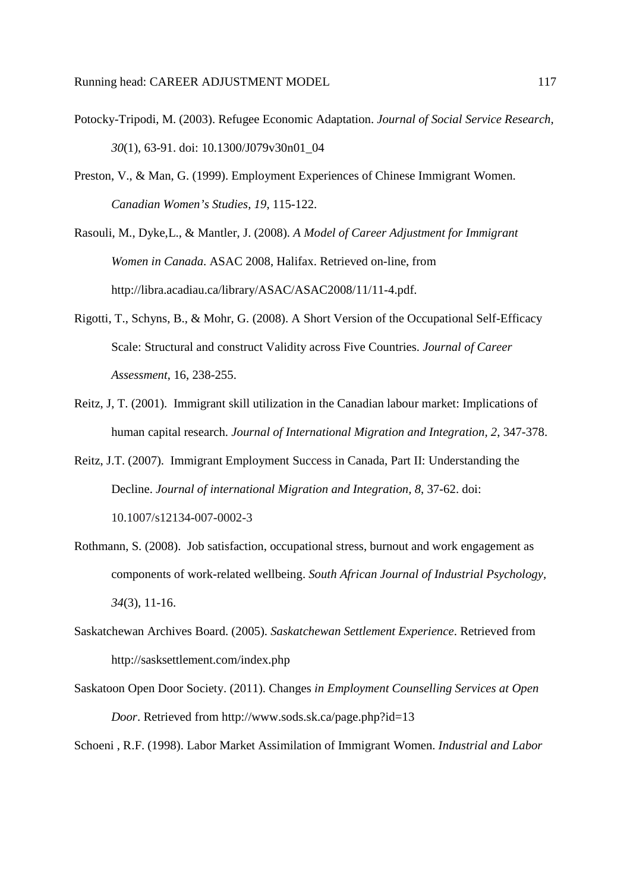Potocky-Tripodi, M. (2003). Refugee Economic Adaptation. *Journal of Social Service Research, 30*(1), 63-91. doi: 10.1300/J079v30n01_04

Preston, V., & Man, G. (1999). Employment Experiences of Chinese Immigrant Women. *Canadian Women's Studies, 19*, 115-122.

Rasouli, M., Dyke,L., & Mantler, J. (2008). *A Model of Career Adjustment for Immigrant Women in Canada*. ASAC 2008, Halifax. Retrieved on-line, from http://libra.acadiau.ca/library/ASAC/ASAC2008/11/11-4.pdf.

Rigotti, T., Schyns, B., & Mohr, G. (2008). A Short Version of the Occupational Self-Efficacy Scale: Structural and construct Validity across Five Countries. *Journal of Career Assessment*, 16, 238-255.

Reitz, J, T. (2001). Immigrant skill utilization in the Canadian labour market: Implications of human capital research. *Journal of International Migration and Integration, 2*, 347-378.

Reitz, J.T. (2007). Immigrant Employment Success in Canada, Part II: Understanding the Decline. *Journal of international Migration and Integration, 8*, 37-62. doi: 10.1007/s12134-007-0002-3

Rothmann, S. (2008). Job satisfaction, occupational stress, burnout and work engagement as components of work-related wellbeing. *South African Journal of Industrial Psychology, 34*(3), 11-16.

Saskatchewan Archives Board. (2005). *Saskatchewan Settlement Experience*. Retrieved from http://sasksettlement.com/index.php

Saskatoon Open Door Society. (2011). Changes *in Employment Counselling Services at Open Door*. Retrieved from http://www.sods.sk.ca/page.php?id=13

Schoeni , R.F. (1998). Labor Market Assimilation of Immigrant Women. *Industrial and Labor*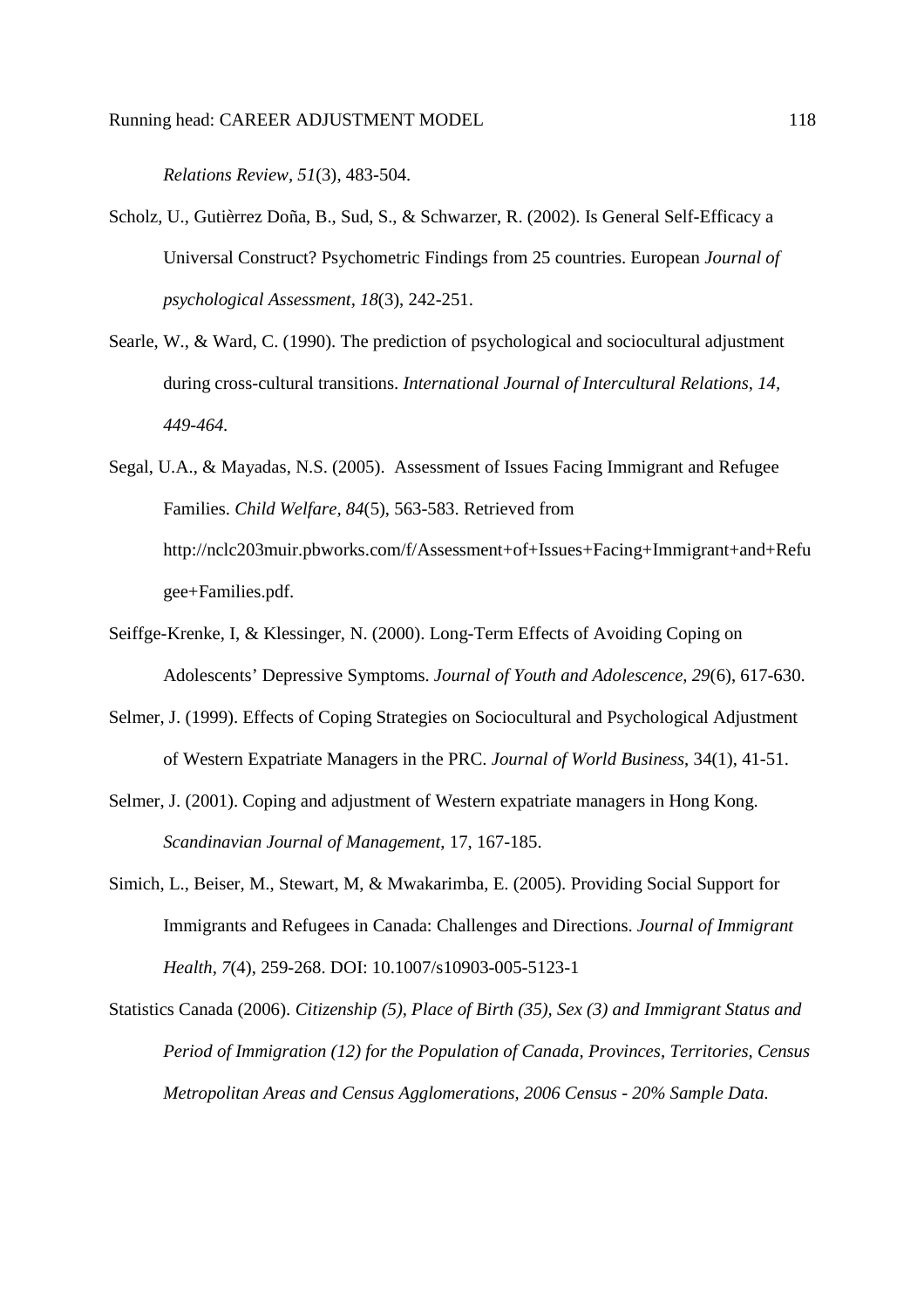*Relations Review, 51*(3), 483-504.

Scholz, U., Gutièrrez Doña, B., Sud, S., & Schwarzer, R. (2002). Is General Self-Efficacy a Universal Construct? Psychometric Findings from 25 countries. European *Journal of psychological Assessment, 18*(3), 242-251.

Searle, W., & Ward, C. (1990). The prediction of psychological and sociocultural adjustment during cross-cultural transitions. *International Journal of Intercultural Relations, 14, 449-464.*

Segal, U.A., & Mayadas, N.S. (2005). Assessment of Issues Facing Immigrant and Refugee Families. *Child Welfare, 84*(5), 563-583. Retrieved from http://nclc203muir.pbworks.com/f/Assessment+of+Issues+Facing+Immigrant+and+Refugee+Families.pdf.

Seiffge-Krenke, I, & Klessinger, N. (2000). Long-Term Effects of Avoiding Coping on Adolescents' Depressive Symptoms. *Journal of Youth and Adolescence, 29*(6), 617-630.

Selmer, J. (1999). Effects of Coping Strategies on Sociocultural and Psychological Adjustment of Western Expatriate Managers in the PRC. *Journal of World Business*, 34(1), 41-51.

Selmer, J. (2001). Coping and adjustment of Western expatriate managers in Hong Kong. *Scandinavian Journal of Management*, 17, 167-185.

Simich, L., Beiser, M., Stewart, M, & Mwakarimba, E. (2005). Providing Social Support for Immigrants and Refugees in Canada: Challenges and Directions. *Journal of Immigrant Health, 7*(4), 259-268. DOI: 10.1007/s10903-005-5123-1

Statistics Canada (2006). *Citizenship (5), Place of Birth (35), Sex (3) and Immigrant Status and Period of Immigration (12) for the Population of Canada, Provinces, Territories, Census Metropolitan Areas and Census Agglomerations, 2006 Census - 20% Sample Data.*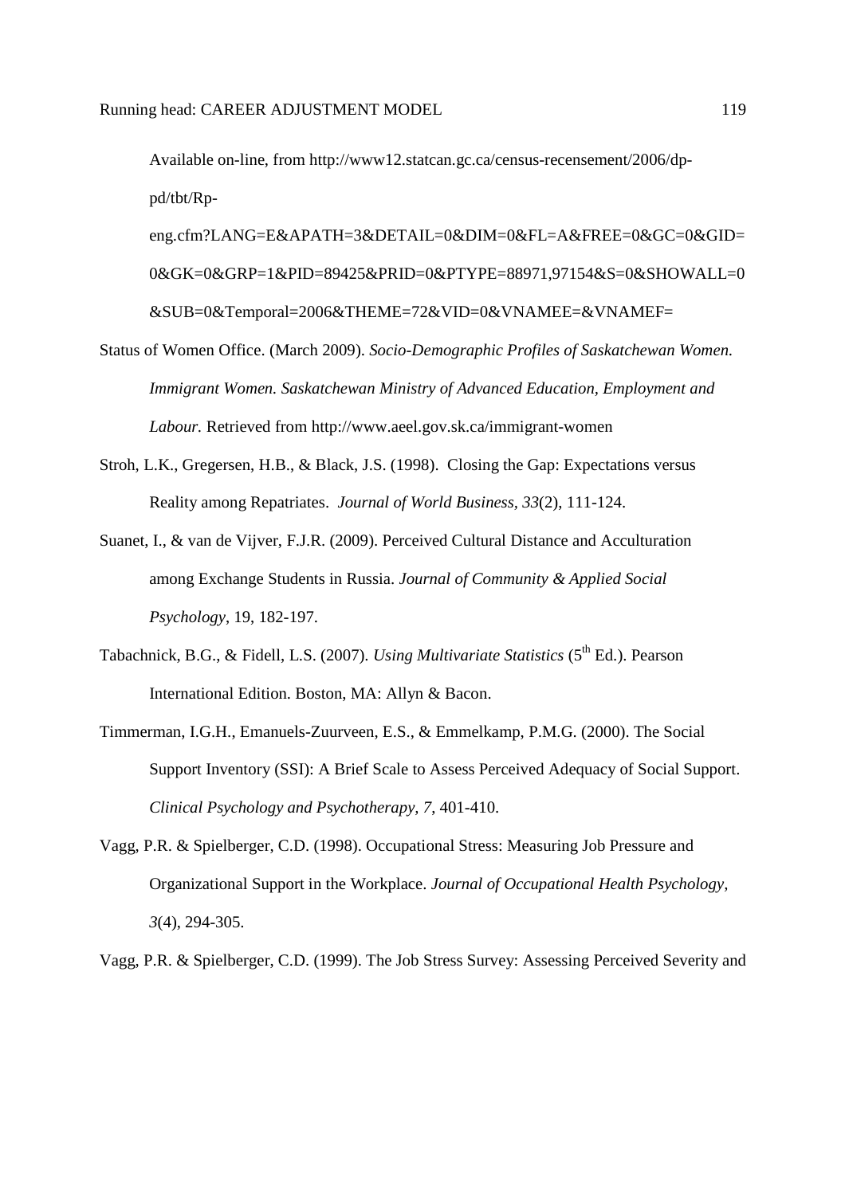Available on-line, from http://www12.statcan.gc.ca/census-recensement/2006/dp-pd/tbt/Rp-eng.cfm?LANG=E&APATH=3&DETAIL=0&DIM=0&FL=A&FREE=0&GC=0&GID=0&GK=0&GRP=1&PID=89425&PRID=0&PTYPE=88971,97154&S=0&SHOWALL=0&SUB=0&Temporal=2006&THEME=72&VID=0&VNAMEE=&VNAMEF=

Status of Women Office. (March 2009). *Socio-Demographic Profiles of Saskatchewan Women. Immigrant Women. Saskatchewan Ministry of Advanced Education, Employment and Labour.* Retrieved from http://www.aeel.gov.sk.ca/immigrant-women

Stroh, L.K., Gregersen, H.B., & Black, J.S. (1998). Closing the Gap: Expectations versus Reality among Repatriates. *Journal of World Business, 33*(2), 111-124.

Suanet, I., & van de Vijver, F.J.R. (2009). Perceived Cultural Distance and Acculturation among Exchange Students in Russia. *Journal of Community & Applied Social Psychology*, 19, 182-197.

Tabachnick, B.G., & Fidell, L.S. (2007). *Using Multivariate Statistics* (5th Ed.). Pearson International Edition. Boston, MA: Allyn & Bacon.

Timmerman, I.G.H., Emanuels-Zuurveen, E.S., & Emmelkamp, P.M.G. (2000). The Social Support Inventory (SSI): A Brief Scale to Assess Perceived Adequacy of Social Support. *Clinical Psychology and Psychotherapy, 7*, 401-410.

Vagg, P.R. & Spielberger, C.D. (1998). Occupational Stress: Measuring Job Pressure and Organizational Support in the Workplace. *Journal of Occupational Health Psychology, 3*(4), 294-305.

Vagg, P.R. & Spielberger, C.D. (1999). The Job Stress Survey: Assessing Perceived Severity and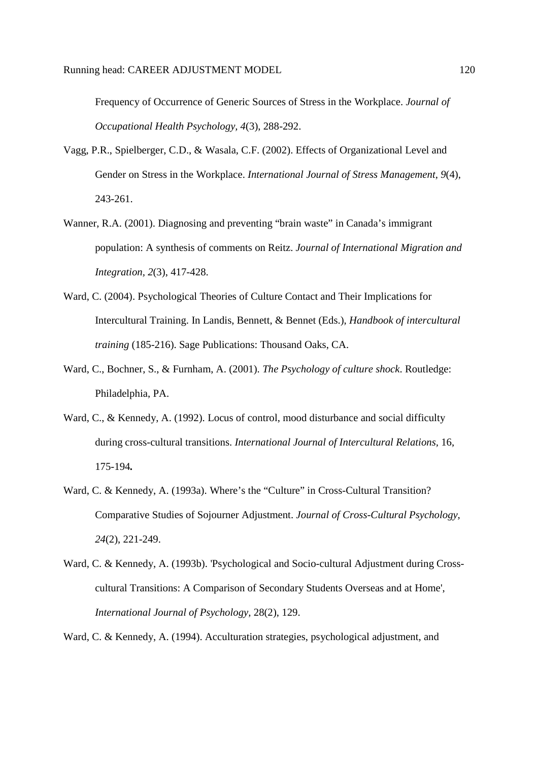Frequency of Occurrence of Generic Sources of Stress in the Workplace. *Journal of Occupational Health Psychology, 4*(3), 288-292.

Vagg, P.R., Spielberger, C.D., & Wasala, C.F. (2002). Effects of Organizational Level and Gender on Stress in the Workplace. *International Journal of Stress Management, 9*(4), 243-261.

Wanner, R.A. (2001). Diagnosing and preventing "brain waste" in Canada's immigrant population: A synthesis of comments on Reitz. *Journal of International Migration and Integration, 2*(3), 417-428.

Ward, C. (2004). Psychological Theories of Culture Contact and Their Implications for Intercultural Training. In Landis, Bennett, & Bennet (Eds.), *Handbook of intercultural training* (185-216). Sage Publications: Thousand Oaks, CA.

Ward, C., Bochner, S., & Furnham, A. (2001). *The Psychology of culture shock*. Routledge: Philadelphia, PA.

Ward, C., & Kennedy, A. (1992). Locus of control, mood disturbance and social difficulty during cross-cultural transitions. *International Journal of Intercultural Relations,* 16, 175-194**.**

Ward, C. & Kennedy, A. (1993a). Where's the "Culture" in Cross-Cultural Transition? Comparative Studies of Sojourner Adjustment. *Journal of Cross-Cultural Psychology, 24*(2), 221-249.

Ward, C. & Kennedy, A. (1993b). 'Psychological and Socio-cultural Adjustment during Cross-cultural Transitions: A Comparison of Secondary Students Overseas and at Home', *International Journal of Psychology,* 28(2), 129.

Ward, C. & Kennedy, A. (1994). Acculturation strategies, psychological adjustment, and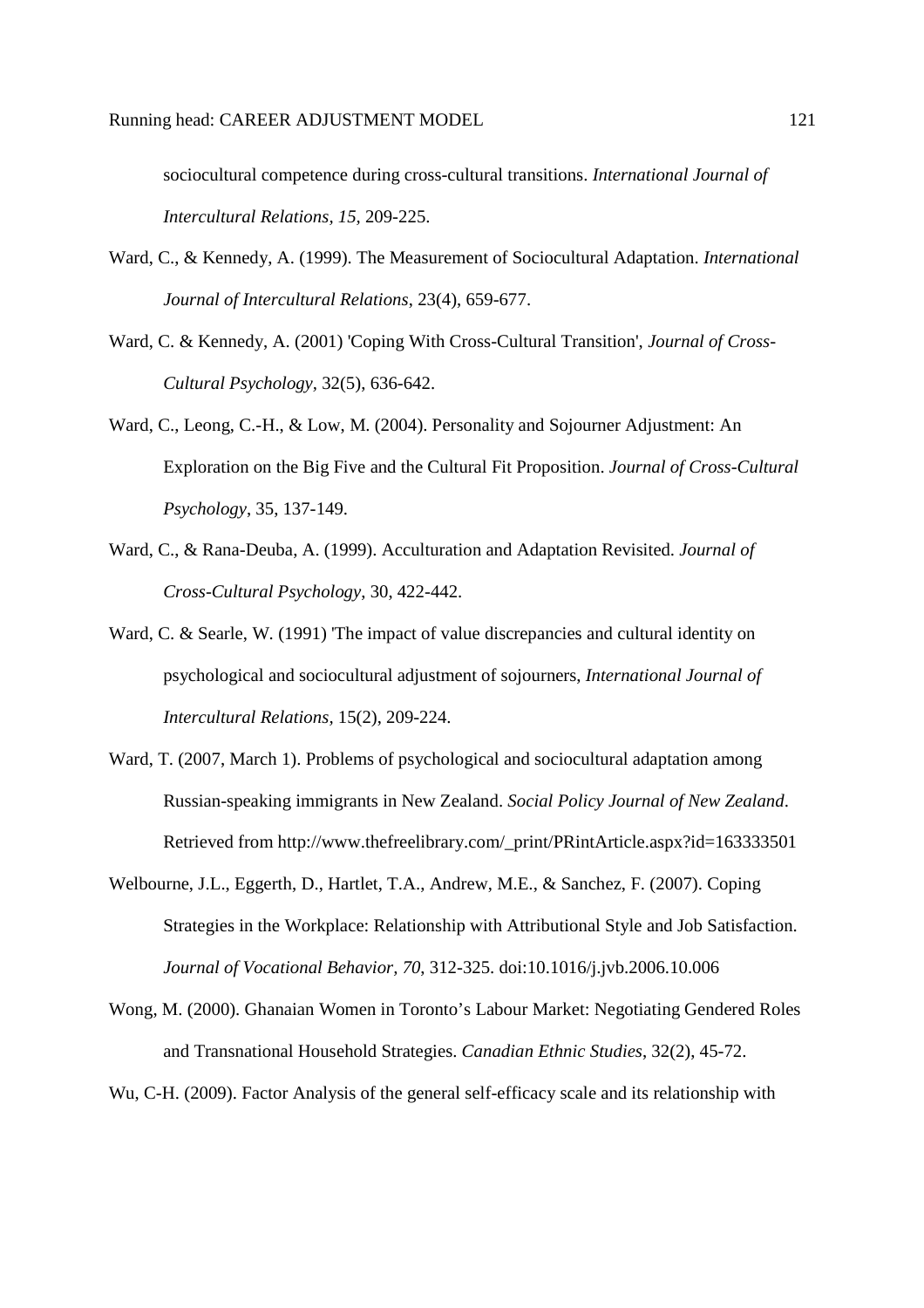sociocultural competence during cross-cultural transitions. *International Journal of Intercultural Relations, 15,* 209-225.

Ward, C., & Kennedy, A. (1999). The Measurement of Sociocultural Adaptation. *International Journal of Intercultural Relations*, 23(4), 659-677.

Ward, C. & Kennedy, A. (2001) 'Coping With Cross-Cultural Transition', *Journal of Cross-Cultural Psychology,* 32(5), 636-642.

Ward, C., Leong, C.-H., & Low, M. (2004). Personality and Sojourner Adjustment: An Exploration on the Big Five and the Cultural Fit Proposition. *Journal of Cross-Cultural Psychology*, 35, 137-149.

Ward, C., & Rana-Deuba, A. (1999). Acculturation and Adaptation Revisited. *Journal of Cross-Cultural Psychology*, 30, 422-442.

Ward, C. & Searle, W. (1991) 'The impact of value discrepancies and cultural identity on psychological and sociocultural adjustment of sojourners, *International Journal of Intercultural Relations,* 15(2), 209-224.

Ward, T. (2007, March 1). Problems of psychological and sociocultural adaptation among Russian-speaking immigrants in New Zealand. *Social Policy Journal of New Zealand*. Retrieved from http://www.thefreelibrary.com/_print/PRintArticle.aspx?id=163333501

Welbourne, J.L., Eggerth, D., Hartlet, T.A., Andrew, M.E., & Sanchez, F. (2007). Coping Strategies in the Workplace: Relationship with Attributional Style and Job Satisfaction. *Journal of Vocational Behavior, 70*, 312-325. doi:10.1016/j.jvb.2006.10.006

Wong, M. (2000). Ghanaian Women in Toronto's Labour Market: Negotiating Gendered Roles and Transnational Household Strategies. *Canadian Ethnic Studies*, 32(2), 45-72.

Wu, C-H. (2009). Factor Analysis of the general self-efficacy scale and its relationship with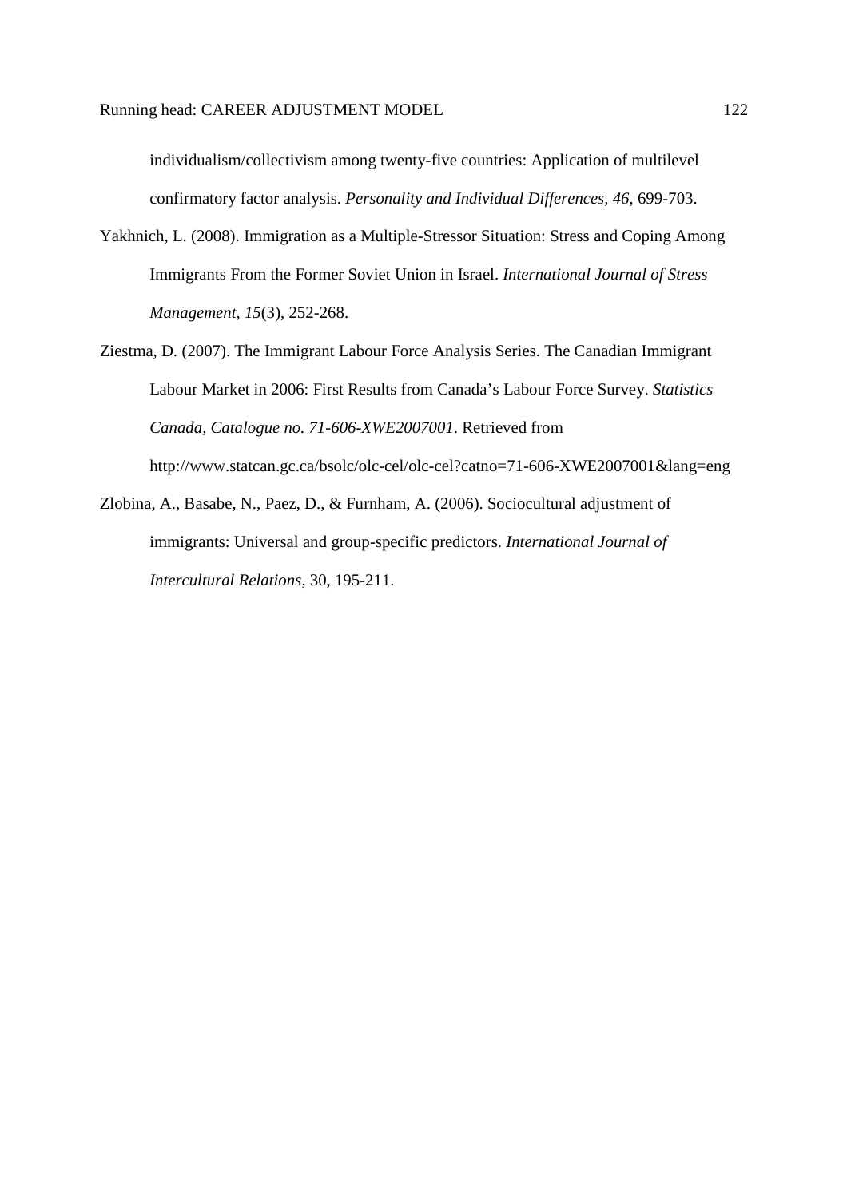individualism/collectivism among twenty-five countries: Application of multilevel confirmatory factor analysis. *Personality and Individual Differences, 46*, 699-703.

Yakhnich, L. (2008). Immigration as a Multiple-Stressor Situation: Stress and Coping Among Immigrants From the Former Soviet Union in Israel. *International Journal of Stress Management, 15*(3), 252-268.

Ziestma, D. (2007). The Immigrant Labour Force Analysis Series. The Canadian Immigrant Labour Market in 2006: First Results from Canada's Labour Force Survey. *Statistics Canada, Catalogue no. 71-606-XWE2007001*. Retrieved from http://www.statcan.gc.ca/bsolc/olc-cel/olc-cel?catno=71-606-XWE2007001&lang=eng

Zlobina, A., Basabe, N., Paez, D., & Furnham, A. (2006). Sociocultural adjustment of immigrants: Universal and group-specific predictors. *International Journal of Intercultural Relations*, 30, 195-211.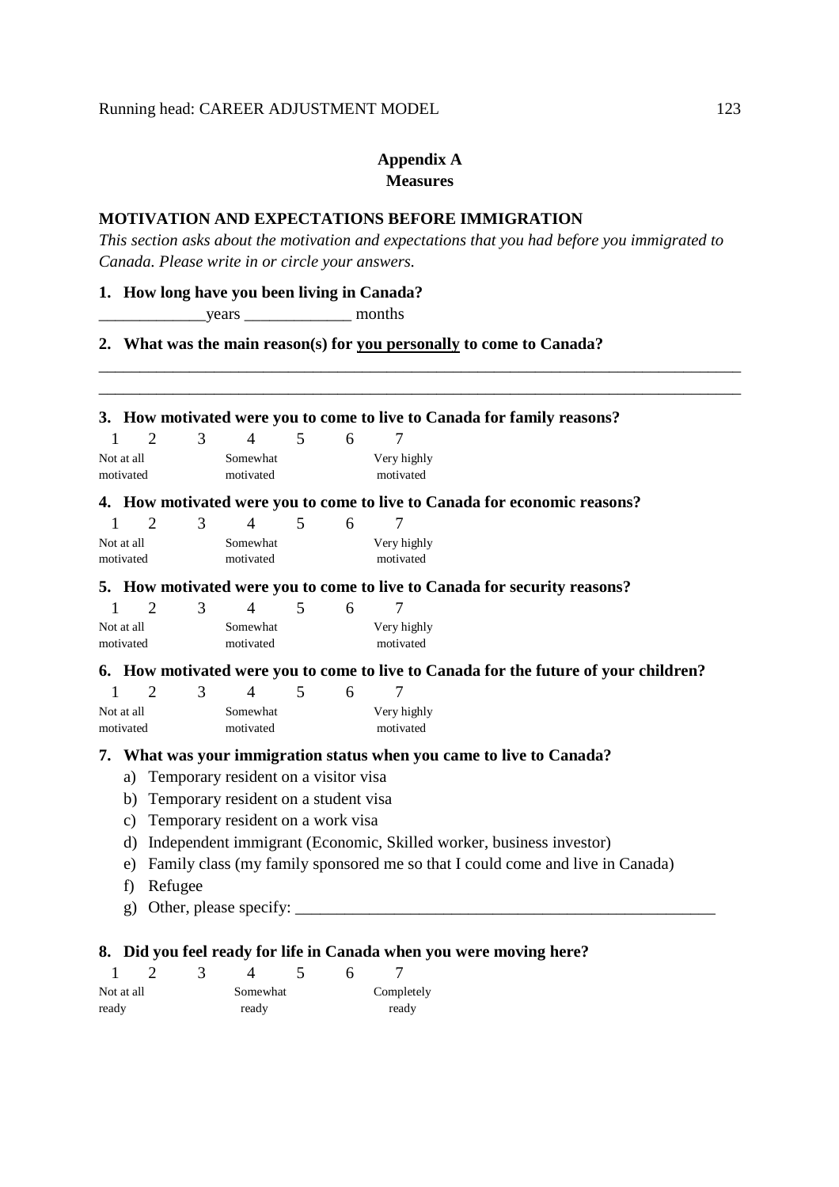# Appendix A
## Measures

### MOTIVATION AND EXPECTATIONS BEFORE IMMIGRATION

*This section asks about the motivation and expectations that you had before you immigrated to Canada. Please write in or circle your answers.*

**1. How long have you been living in Canada?**

_____________years _____________ months

**2. What was the main reason(s) for <u>you personally</u> to come to Canada?**

_______________________________________________________________________________

_______________________________________________________________________________

**3. How motivated were you to come to live to Canada for family reasons?**

| 1 | 2 | 3 | 4 | 5 | 6 | 7 |
|---|---|---|---|---|---|---|
| Not at all motivated | | | Somewhat motivated | | | Very highly motivated |

**4. How motivated were you to come to live to Canada for economic reasons?**

| 1 | 2 | 3 | 4 | 5 | 6 | 7 |
|---|---|---|---|---|---|---|
| Not at all motivated | | | Somewhat motivated | | | Very highly motivated |

**5. How motivated were you to come to live to Canada for security reasons?**

| 1 | 2 | 3 | 4 | 5 | 6 | 7 |
|---|---|---|---|---|---|---|
| Not at all motivated | | | Somewhat motivated | | | Very highly motivated |

**6. How motivated were you to come to live to Canada for the future of your children?**

| 1 | 2 | 3 | 4 | 5 | 6 | 7 |
|---|---|---|---|---|---|---|
| Not at all motivated | | | Somewhat motivated | | | Very highly motivated |

**7. What was your immigration status when you came to live to Canada?**

a) Temporary resident on a visitor visa
b) Temporary resident on a student visa
c) Temporary resident on a work visa
d) Independent immigrant (Economic, Skilled worker, business investor)
e) Family class (my family sponsored me so that I could come and live in Canada)
f) Refugee
g) Other, please specify: ____________________________________________________

**8. Did you feel ready for life in Canada when you were moving here?**

| 1 | 2 | 3 | 4 | 5 | 6 | 7 |
|---|---|---|---|---|---|---|
| Not at all ready | | | Somewhat ready | | | Completely ready |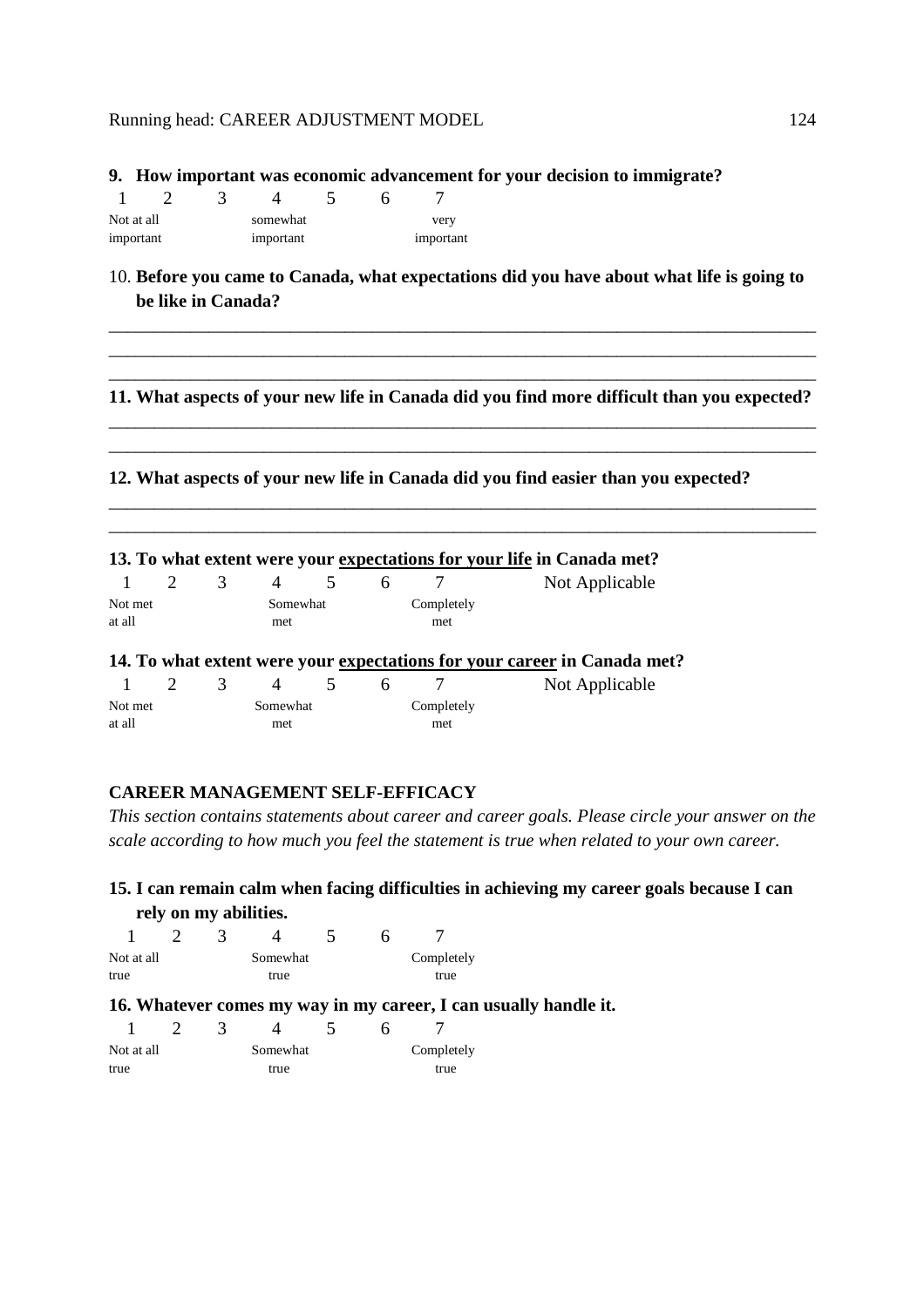**9. How important was economic advancement for your decision to immigrate?**

| 1 | 2 | 3 | 4 | 5 | 6 | 7 |
|---|---|---|---|---|---|---|
| Not at all important | | | somewhat important | | | very important |

10. **Before you came to Canada, what expectations did you have about what life is going to be like in Canada?**

\_\_\_\_\_\_\_\_\_\_\_\_\_\_\_\_\_\_\_\_\_\_\_\_\_\_\_\_\_\_\_\_\_\_\_\_\_\_\_\_\_\_\_\_\_\_\_\_\_\_\_\_\_\_\_\_\_\_\_\_\_\_\_\_\_\_\_\_\_\_\_\_\_\_\_\_\_\_

\_\_\_\_\_\_\_\_\_\_\_\_\_\_\_\_\_\_\_\_\_\_\_\_\_\_\_\_\_\_\_\_\_\_\_\_\_\_\_\_\_\_\_\_\_\_\_\_\_\_\_\_\_\_\_\_\_\_\_\_\_\_\_\_\_\_\_\_\_\_\_\_\_\_\_\_\_\_

\_\_\_\_\_\_\_\_\_\_\_\_\_\_\_\_\_\_\_\_\_\_\_\_\_\_\_\_\_\_\_\_\_\_\_\_\_\_\_\_\_\_\_\_\_\_\_\_\_\_\_\_\_\_\_\_\_\_\_\_\_\_\_\_\_\_\_\_\_\_\_\_\_\_\_\_\_\_

**11. What aspects of your new life in Canada did you find more difficult than you expected?**

\_\_\_\_\_\_\_\_\_\_\_\_\_\_\_\_\_\_\_\_\_\_\_\_\_\_\_\_\_\_\_\_\_\_\_\_\_\_\_\_\_\_\_\_\_\_\_\_\_\_\_\_\_\_\_\_\_\_\_\_\_\_\_\_\_\_\_\_\_\_\_\_\_\_\_\_\_\_

\_\_\_\_\_\_\_\_\_\_\_\_\_\_\_\_\_\_\_\_\_\_\_\_\_\_\_\_\_\_\_\_\_\_\_\_\_\_\_\_\_\_\_\_\_\_\_\_\_\_\_\_\_\_\_\_\_\_\_\_\_\_\_\_\_\_\_\_\_\_\_\_\_\_\_\_\_\_

**12. What aspects of your new life in Canada did you find easier than you expected?**

\_\_\_\_\_\_\_\_\_\_\_\_\_\_\_\_\_\_\_\_\_\_\_\_\_\_\_\_\_\_\_\_\_\_\_\_\_\_\_\_\_\_\_\_\_\_\_\_\_\_\_\_\_\_\_\_\_\_\_\_\_\_\_\_\_\_\_\_\_\_\_\_\_\_\_\_\_\_

\_\_\_\_\_\_\_\_\_\_\_\_\_\_\_\_\_\_\_\_\_\_\_\_\_\_\_\_\_\_\_\_\_\_\_\_\_\_\_\_\_\_\_\_\_\_\_\_\_\_\_\_\_\_\_\_\_\_\_\_\_\_\_\_\_\_\_\_\_\_\_\_\_\_\_\_\_\_

**13. To what extent were your <u>expectations for your life</u> in Canada met?**

| 1 | 2 | 3 | 4 | 5 | 6 | 7 | Not Applicable |
|---|---|---|---|---|---|---|---|
| Not met at all | | | Somewhat met | | | Completely met | |

**14. To what extent were your <u>expectations for your career</u> in Canada met?**

| 1 | 2 | 3 | 4 | 5 | 6 | 7 | Not Applicable |
|---|---|---|---|---|---|---|---|
| Not met at all | | | Somewhat met | | | Completely met | |

**CAREER MANAGEMENT SELF-EFFICACY**

*This section contains statements about career and career goals. Please circle your answer on the scale according to how much you feel the statement is true when related to your own career.*

**15. I can remain calm when facing difficulties in achieving my career goals because I can rely on my abilities.**

| 1 | 2 | 3 | 4 | 5 | 6 | 7 |
|---|---|---|---|---|---|---|
| Not at all true | | | Somewhat true | | | Completely true |

**16. Whatever comes my way in my career, I can usually handle it.**

| 1 | 2 | 3 | 4 | 5 | 6 | 7 |
|---|---|---|---|---|---|---|
| Not at all true | | | Somewhat true | | | Completely true |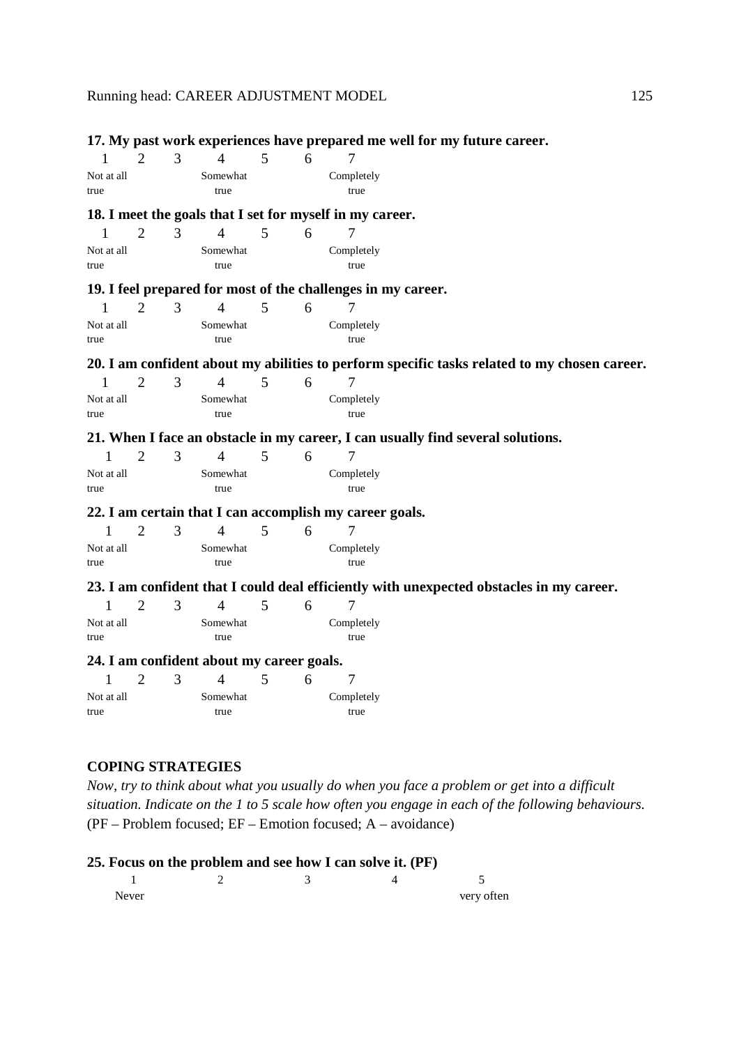**17. My past work experiences have prepared me well for my future career.**

| 1 | 2 | 3 | 4 | 5 | 6 | 7 |
|---|---|---|---|---|---|---|
| Not at all true | | | Somewhat true | | | Completely true |

**18. I meet the goals that I set for myself in my career.**

| 1 | 2 | 3 | 4 | 5 | 6 | 7 |
|---|---|---|---|---|---|---|
| Not at all true | | | Somewhat true | | | Completely true |

**19. I feel prepared for most of the challenges in my career.**

| 1 | 2 | 3 | 4 | 5 | 6 | 7 |
|---|---|---|---|---|---|---|
| Not at all true | | | Somewhat true | | | Completely true |

**20. I am confident about my abilities to perform specific tasks related to my chosen career.**

| 1 | 2 | 3 | 4 | 5 | 6 | 7 |
|---|---|---|---|---|---|---|
| Not at all true | | | Somewhat true | | | Completely true |

**21. When I face an obstacle in my career, I can usually find several solutions.**

| 1 | 2 | 3 | 4 | 5 | 6 | 7 |
|---|---|---|---|---|---|---|
| Not at all true | | | Somewhat true | | | Completely true |

**22. I am certain that I can accomplish my career goals.**

| 1 | 2 | 3 | 4 | 5 | 6 | 7 |
|---|---|---|---|---|---|---|
| Not at all true | | | Somewhat true | | | Completely true |

**23. I am confident that I could deal efficiently with unexpected obstacles in my career.**

| 1 | 2 | 3 | 4 | 5 | 6 | 7 |
|---|---|---|---|---|---|---|
| Not at all true | | | Somewhat true | | | Completely true |

**24. I am confident about my career goals.**

| 1 | 2 | 3 | 4 | 5 | 6 | 7 |
|---|---|---|---|---|---|---|
| Not at all true | | | Somewhat true | | | Completely true |

## COPING STRATEGIES

*Now, try to think about what you usually do when you face a problem or get into a difficult situation. Indicate on the 1 to 5 scale how often you engage in each of the following behaviours.* (PF – Problem focused; EF – Emotion focused; A – avoidance)

**25. Focus on the problem and see how I can solve it. (PF)**

| 1 | 2 | 3 | 4 | 5 |
|---|---|---|---|---|
| Never | | | | very often |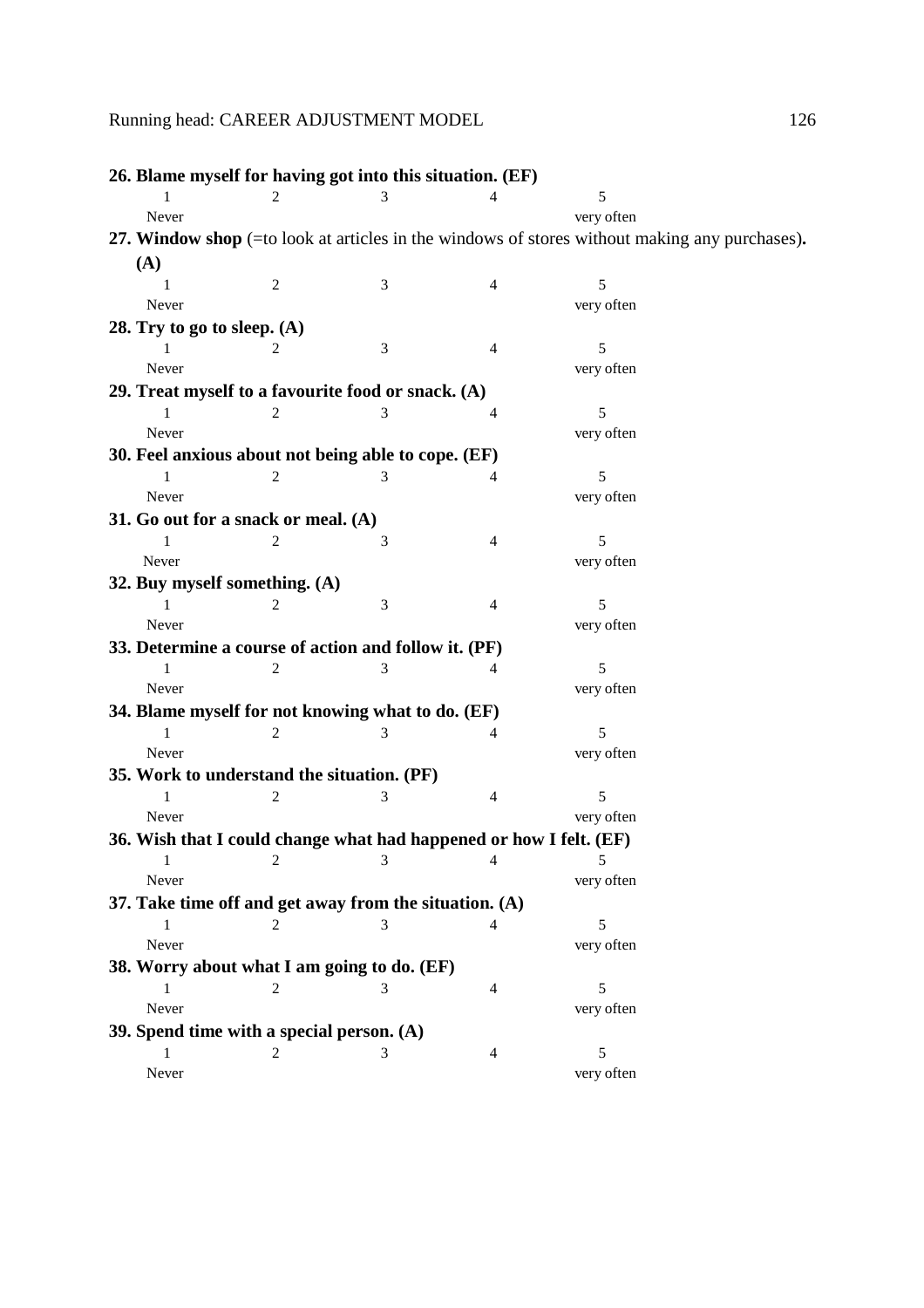**26. Blame myself for having got into this situation. (EF)**

| 1 | 2 | 3 | 4 | 5 |
|---|---|---|---|---|
| Never | | | | very often |

**27. Window shop** (=to look at articles in the windows of stores without making any purchases)**. (A)**

| 1 | 2 | 3 | 4 | 5 |
|---|---|---|---|---|
| Never | | | | very often |

**28. Try to go to sleep. (A)**

| 1 | 2 | 3 | 4 | 5 |
|---|---|---|---|---|
| Never | | | | very often |

**29. Treat myself to a favourite food or snack. (A)**

| 1 | 2 | 3 | 4 | 5 |
|---|---|---|---|---|
| Never | | | | very often |

**30. Feel anxious about not being able to cope. (EF)**

| 1 | 2 | 3 | 4 | 5 |
|---|---|---|---|---|
| Never | | | | very often |

**31. Go out for a snack or meal. (A)**

| 1 | 2 | 3 | 4 | 5 |
|---|---|---|---|---|
| Never | | | | very often |

**32. Buy myself something. (A)**

| 1 | 2 | 3 | 4 | 5 |
|---|---|---|---|---|
| Never | | | | very often |

**33. Determine a course of action and follow it. (PF)**

| 1 | 2 | 3 | 4 | 5 |
|---|---|---|---|---|
| Never | | | | very often |

**34. Blame myself for not knowing what to do. (EF)**

| 1 | 2 | 3 | 4 | 5 |
|---|---|---|---|---|
| Never | | | | very often |

**35. Work to understand the situation. (PF)**

| 1 | 2 | 3 | 4 | 5 |
|---|---|---|---|---|
| Never | | | | very often |

**36. Wish that I could change what had happened or how I felt. (EF)**

| 1 | 2 | 3 | 4 | 5 |
|---|---|---|---|---|
| Never | | | | very often |

**37. Take time off and get away from the situation. (A)**

| 1 | 2 | 3 | 4 | 5 |
|---|---|---|---|---|
| Never | | | | very often |

**38. Worry about what I am going to do. (EF)**

| 1 | 2 | 3 | 4 | 5 |
|---|---|---|---|---|
| Never | | | | very often |

**39. Spend time with a special person. (A)**

| 1 | 2 | 3 | 4 | 5 |
|---|---|---|---|---|
| Never | | | | very often |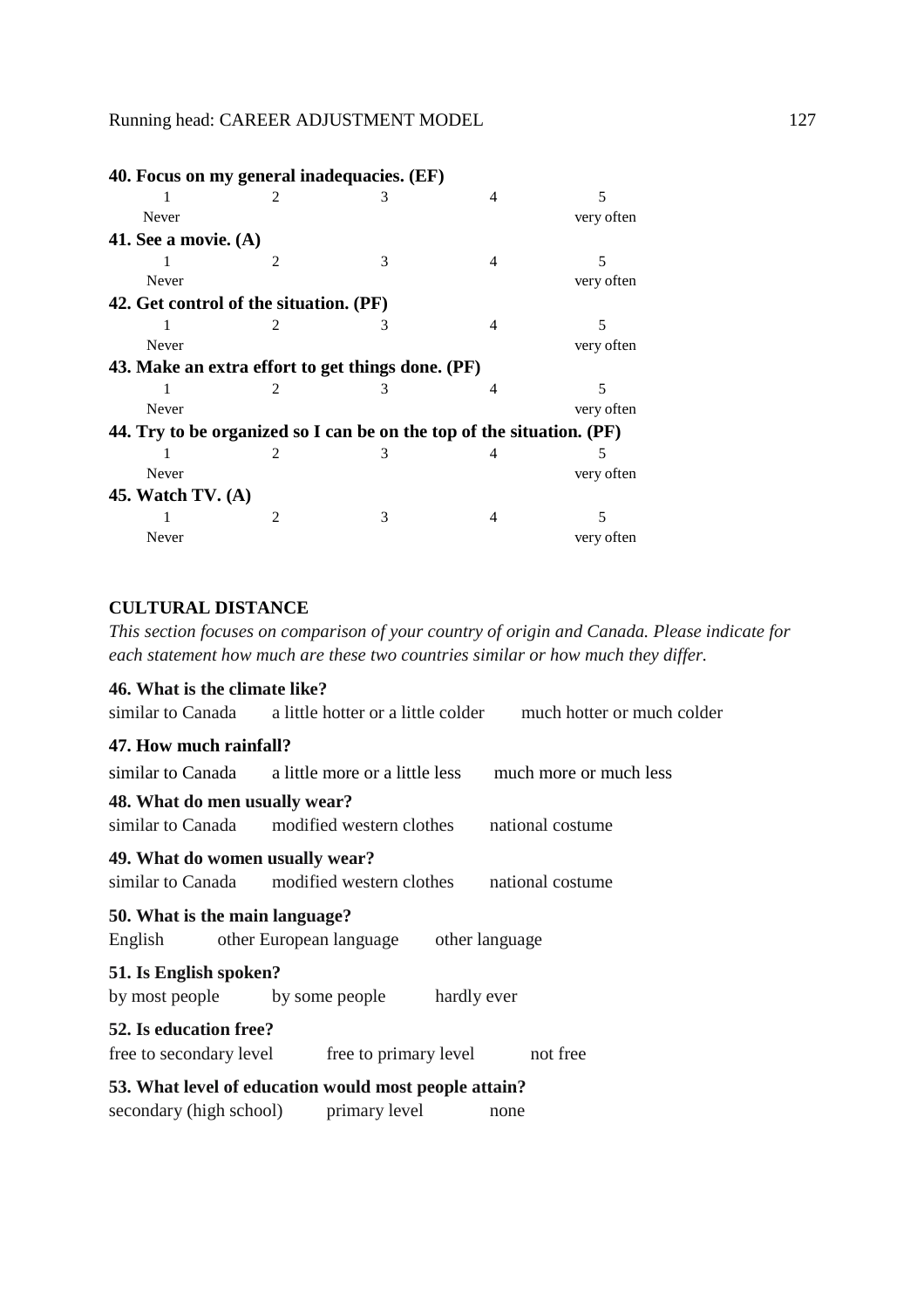**40. Focus on my general inadequacies. (EF)**

| 1 | 2 | 3 | 4 | 5 |
|---|---|---|---|---|
| Never | | | | very often |

**41. See a movie. (A)**

| 1 | 2 | 3 | 4 | 5 |
|---|---|---|---|---|
| Never | | | | very often |

**42. Get control of the situation. (PF)**

| 1 | 2 | 3 | 4 | 5 |
|---|---|---|---|---|
| Never | | | | very often |

**43. Make an extra effort to get things done. (PF)**

| 1 | 2 | 3 | 4 | 5 |
|---|---|---|---|---|
| Never | | | | very often |

**44. Try to be organized so I can be on the top of the situation. (PF)**

| 1 | 2 | 3 | 4 | 5 |
|---|---|---|---|---|
| Never | | | | very often |

**45. Watch TV. (A)**

| 1 | 2 | 3 | 4 | 5 |
|---|---|---|---|---|
| Never | | | | very often |

**CULTURAL DISTANCE**

*This section focuses on comparison of your country of origin and Canada. Please indicate for each statement how much are these two countries similar or how much they differ.*

**46. What is the climate like?**

similar to Canada     a little hotter or a little colder     much hotter or much colder

**47. How much rainfall?**

similar to Canada     a little more or a little less     much more or much less

**48. What do men usually wear?**

similar to Canada     modified western clothes     national costume

**49. What do women usually wear?**

similar to Canada     modified western clothes     national costume

**50. What is the main language?**

English     other European language     other language

**51. Is English spoken?**

by most people     by some people     hardly ever

**52. Is education free?**

free to secondary level     free to primary level     not free

**53. What level of education would most people attain?**

secondary (high school)     primary level     none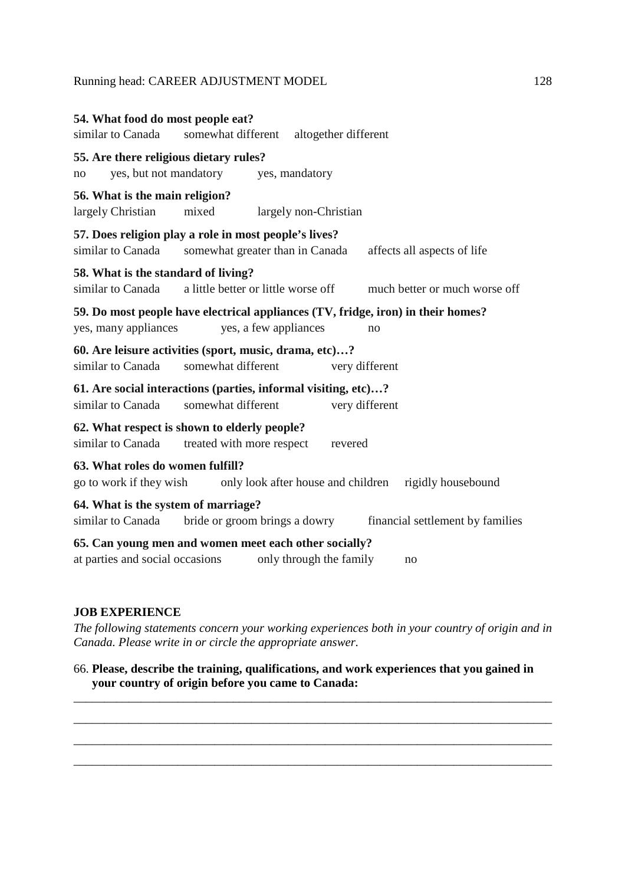**54. What food do most people eat?**
similar to Canada    somewhat different    altogether different

**55. Are there religious dietary rules?**
no    yes, but not mandatory    yes, mandatory

**56. What is the main religion?**
largely Christian    mixed    largely non-Christian

**57. Does religion play a role in most people's lives?**
similar to Canada    somewhat greater than in Canada    affects all aspects of life

**58. What is the standard of living?**
similar to Canada    a little better or little worse off    much better or much worse off

**59. Do most people have electrical appliances (TV, fridge, iron) in their homes?**
yes, many appliances    yes, a few appliances    no

**60. Are leisure activities (sport, music, drama, etc)…?**
similar to Canada    somewhat different    very different

**61. Are social interactions (parties, informal visiting, etc)…?**
similar to Canada    somewhat different    very different

**62. What respect is shown to elderly people?**
similar to Canada    treated with more respect    revered

**63. What roles do women fulfill?**
go to work if they wish    only look after house and children    rigidly housebound

**64. What is the system of marriage?**
similar to Canada    bride or groom brings a dowry    financial settlement by families

**65. Can young men and women meet each other socially?**
at parties and social occasions    only through the family    no

**JOB EXPERIENCE**

*The following statements concern your working experiences both in your country of origin and in Canada. Please write in or circle the appropriate answer.*

66. **Please, describe the training, qualifications, and work experiences that you gained in your country of origin before you came to Canada:**

___________________________________________________________________________

___________________________________________________________________________

___________________________________________________________________________

___________________________________________________________________________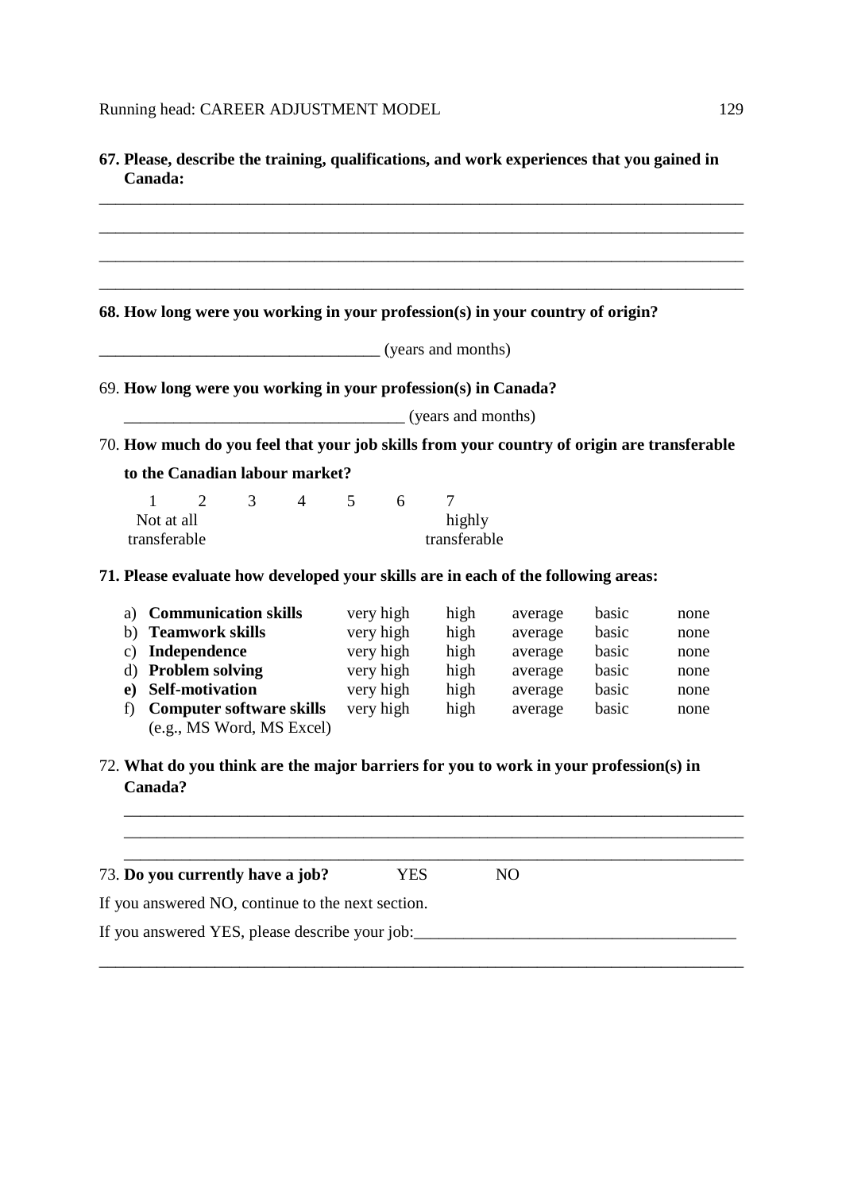**67. Please, describe the training, qualifications, and work experiences that you gained in Canada:**

\_\_\_\_\_\_\_\_\_\_\_\_\_\_\_\_\_\_\_\_\_\_\_\_\_\_\_\_\_\_\_\_\_\_\_\_\_\_\_\_\_\_\_\_\_\_\_\_\_\_\_\_\_\_\_\_\_\_\_\_\_\_\_\_\_\_\_\_\_\_\_\_\_\_\_\_\_\_

\_\_\_\_\_\_\_\_\_\_\_\_\_\_\_\_\_\_\_\_\_\_\_\_\_\_\_\_\_\_\_\_\_\_\_\_\_\_\_\_\_\_\_\_\_\_\_\_\_\_\_\_\_\_\_\_\_\_\_\_\_\_\_\_\_\_\_\_\_\_\_\_\_\_\_\_\_\_

\_\_\_\_\_\_\_\_\_\_\_\_\_\_\_\_\_\_\_\_\_\_\_\_\_\_\_\_\_\_\_\_\_\_\_\_\_\_\_\_\_\_\_\_\_\_\_\_\_\_\_\_\_\_\_\_\_\_\_\_\_\_\_\_\_\_\_\_\_\_\_\_\_\_\_\_\_\_

\_\_\_\_\_\_\_\_\_\_\_\_\_\_\_\_\_\_\_\_\_\_\_\_\_\_\_\_\_\_\_\_\_\_\_\_\_\_\_\_\_\_\_\_\_\_\_\_\_\_\_\_\_\_\_\_\_\_\_\_\_\_\_\_\_\_\_\_\_\_\_\_\_\_\_\_\_\_

**68. How long were you working in your profession(s) in your country of origin?**

\_\_\_\_\_\_\_\_\_\_\_\_\_\_\_\_\_\_\_\_\_\_\_\_\_\_\_\_\_\_\_\_\_\_ (years and months)

69. **How long were you working in your profession(s) in Canada?**

\_\_\_\_\_\_\_\_\_\_\_\_\_\_\_\_\_\_\_\_\_\_\_\_\_\_\_\_\_\_\_\_\_\_ (years and months)

70. **How much do you feel that your job skills from your country of origin are transferable to the Canadian labour market?**

| 1 | 2 | 3 | 4 | 5 | 6 | 7 |
|---|---|---|---|---|---|---|
| Not at all transferable | | | | | | highly transferable |

**71. Please evaluate how developed your skills are in each of the following areas:**

| | | | | | |
|---|---|---|---|---|---|
| a) **Communication skills** | very high | high | average | basic | none |
| b) **Teamwork skills** | very high | high | average | basic | none |
| c) **Independence** | very high | high | average | basic | none |
| d) **Problem solving** | very high | high | average | basic | none |
| **e) Self-motivation** | very high | high | average | basic | none |
| f) **Computer software skills** (e.g., MS Word, MS Excel) | very high | high | average | basic | none |

72. **What do you think are the major barriers for you to work in your profession(s) in Canada?**

\_\_\_\_\_\_\_\_\_\_\_\_\_\_\_\_\_\_\_\_\_\_\_\_\_\_\_\_\_\_\_\_\_\_\_\_\_\_\_\_\_\_\_\_\_\_\_\_\_\_\_\_\_\_\_\_\_\_\_\_\_\_\_\_\_\_\_\_\_\_\_\_\_\_\_\_

\_\_\_\_\_\_\_\_\_\_\_\_\_\_\_\_\_\_\_\_\_\_\_\_\_\_\_\_\_\_\_\_\_\_\_\_\_\_\_\_\_\_\_\_\_\_\_\_\_\_\_\_\_\_\_\_\_\_\_\_\_\_\_\_\_\_\_\_\_\_\_\_\_\_\_\_

\_\_\_\_\_\_\_\_\_\_\_\_\_\_\_\_\_\_\_\_\_\_\_\_\_\_\_\_\_\_\_\_\_\_\_\_\_\_\_\_\_\_\_\_\_\_\_\_\_\_\_\_\_\_\_\_\_\_\_\_\_\_\_\_\_\_\_\_\_\_\_\_\_\_\_\_

73. **Do you currently have a job?** YES NO

If you answered NO, continue to the next section.

If you answered YES, please describe your job:\_\_\_\_\_\_\_\_\_\_\_\_\_\_\_\_\_\_\_\_\_\_\_\_\_\_\_\_\_\_\_\_\_\_\_\_\_\_\_

\_\_\_\_\_\_\_\_\_\_\_\_\_\_\_\_\_\_\_\_\_\_\_\_\_\_\_\_\_\_\_\_\_\_\_\_\_\_\_\_\_\_\_\_\_\_\_\_\_\_\_\_\_\_\_\_\_\_\_\_\_\_\_\_\_\_\_\_\_\_\_\_\_\_\_\_\_\_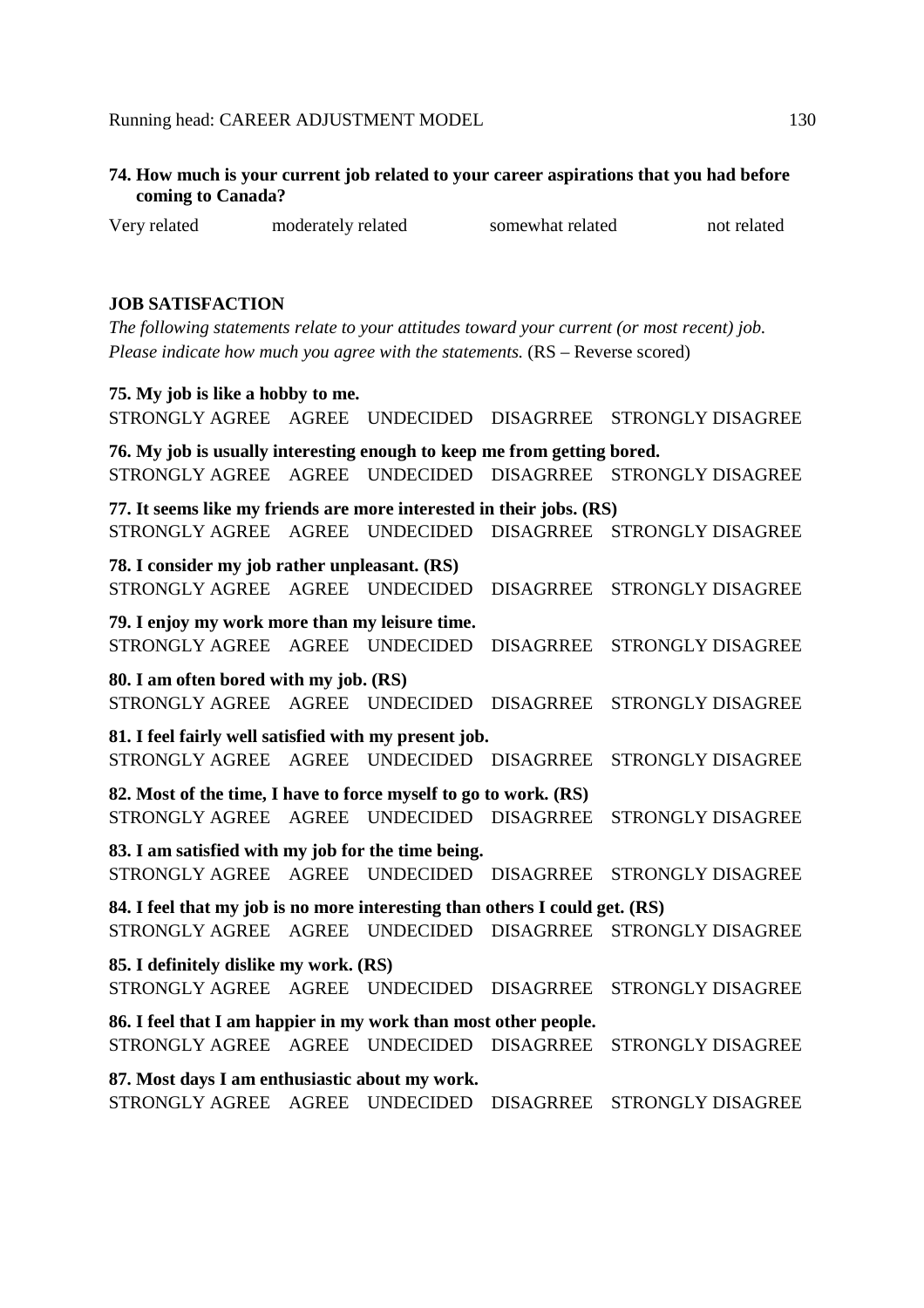**74. How much is your current job related to your career aspirations that you had before coming to Canada?**

Very related    moderately related    somewhat related    not related

**JOB SATISFACTION**

*The following statements relate to your attitudes toward your current (or most recent) job. Please indicate how much you agree with the statements.* (RS – Reverse scored)

**75. My job is like a hobby to me.**
STRONGLY AGREE  AGREE  UNDECIDED  DISAGRREE  STRONGLY DISAGREE

**76. My job is usually interesting enough to keep me from getting bored.**
STRONGLY AGREE  AGREE  UNDECIDED  DISAGRREE  STRONGLY DISAGREE

**77. It seems like my friends are more interested in their jobs. (RS)**
STRONGLY AGREE  AGREE  UNDECIDED  DISAGRREE  STRONGLY DISAGREE

**78. I consider my job rather unpleasant. (RS)**
STRONGLY AGREE  AGREE  UNDECIDED  DISAGRREE  STRONGLY DISAGREE

**79. I enjoy my work more than my leisure time.**
STRONGLY AGREE  AGREE  UNDECIDED  DISAGRREE  STRONGLY DISAGREE

**80. I am often bored with my job. (RS)**
STRONGLY AGREE  AGREE  UNDECIDED  DISAGRREE  STRONGLY DISAGREE

**81. I feel fairly well satisfied with my present job.**
STRONGLY AGREE  AGREE  UNDECIDED  DISAGRREE  STRONGLY DISAGREE

**82. Most of the time, I have to force myself to go to work. (RS)**
STRONGLY AGREE  AGREE  UNDECIDED  DISAGRREE  STRONGLY DISAGREE

**83. I am satisfied with my job for the time being.**
STRONGLY AGREE  AGREE  UNDECIDED  DISAGRREE  STRONGLY DISAGREE

**84. I feel that my job is no more interesting than others I could get. (RS)**
STRONGLY AGREE  AGREE  UNDECIDED  DISAGRREE  STRONGLY DISAGREE

**85. I definitely dislike my work. (RS)**
STRONGLY AGREE  AGREE  UNDECIDED  DISAGRREE  STRONGLY DISAGREE

**86. I feel that I am happier in my work than most other people.**
STRONGLY AGREE  AGREE  UNDECIDED  DISAGRREE  STRONGLY DISAGREE

**87. Most days I am enthusiastic about my work.**
STRONGLY AGREE  AGREE  UNDECIDED  DISAGRREE  STRONGLY DISAGREE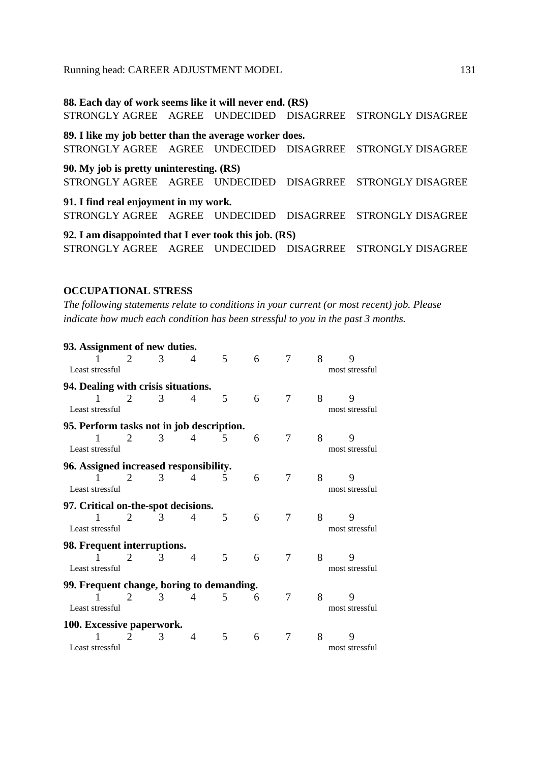**88. Each day of work seems like it will never end. (RS)**
STRONGLY AGREE AGREE UNDECIDED DISAGRREE STRONGLY DISAGREE

**89. I like my job better than the average worker does.**
STRONGLY AGREE AGREE UNDECIDED DISAGRREE STRONGLY DISAGREE

**90. My job is pretty uninteresting. (RS)**
STRONGLY AGREE AGREE UNDECIDED DISAGRREE STRONGLY DISAGREE

**91. I find real enjoyment in my work.**
STRONGLY AGREE AGREE UNDECIDED DISAGRREE STRONGLY DISAGREE

**92. I am disappointed that I ever took this job. (RS)**
STRONGLY AGREE AGREE UNDECIDED DISAGRREE STRONGLY DISAGREE

**OCCUPATIONAL STRESS**

*The following statements relate to conditions in your current (or most recent) job. Please indicate how much each condition has been stressful to you in the past 3 months.*

**93. Assignment of new duties.**
1 2 3 4 5 6 7 8 9
Least stressful most stressful

**94. Dealing with crisis situations.**
1 2 3 4 5 6 7 8 9
Least stressful most stressful

**95. Perform tasks not in job description.**
1 2 3 4 5 6 7 8 9
Least stressful most stressful

**96. Assigned increased responsibility.**
1 2 3 4 5 6 7 8 9
Least stressful most stressful

**97. Critical on-the-spot decisions.**
1 2 3 4 5 6 7 8 9
Least stressful most stressful

**98. Frequent interruptions.**
1 2 3 4 5 6 7 8 9
Least stressful most stressful

**99. Frequent change, boring to demanding.**
1 2 3 4 5 6 7 8 9
Least stressful most stressful

**100. Excessive paperwork.**
1 2 3 4 5 6 7 8 9
Least stressful most stressful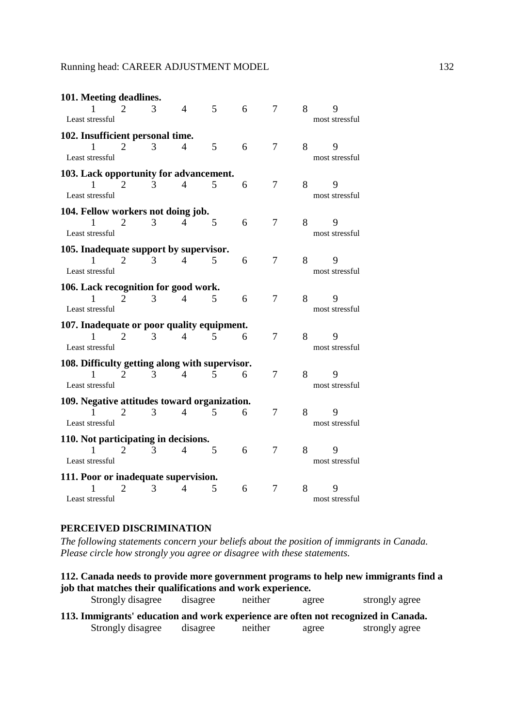**101. Meeting deadlines.**

1 2 3 4 5 6 7 8 9
Least stressful most stressful

**102. Insufficient personal time.**

1 2 3 4 5 6 7 8 9
Least stressful most stressful

**103. Lack opportunity for advancement.**

1 2 3 4 5 6 7 8 9
Least stressful most stressful

**104. Fellow workers not doing job.**

1 2 3 4 5 6 7 8 9
Least stressful most stressful

**105. Inadequate support by supervisor.**

1 2 3 4 5 6 7 8 9
Least stressful most stressful

**106. Lack recognition for good work.**

1 2 3 4 5 6 7 8 9
Least stressful most stressful

**107. Inadequate or poor quality equipment.**

1 2 3 4 5 6 7 8 9
Least stressful most stressful

**108. Difficulty getting along with supervisor.**

1 2 3 4 5 6 7 8 9
Least stressful most stressful

**109. Negative attitudes toward organization.**

1 2 3 4 5 6 7 8 9
Least stressful most stressful

**110. Not participating in decisions.**

1 2 3 4 5 6 7 8 9
Least stressful most stressful

**111. Poor or inadequate supervision.**

1 2 3 4 5 6 7 8 9
Least stressful most stressful

**PERCEIVED DISCRIMINATION**

*The following statements concern your beliefs about the position of immigrants in Canada. Please circle how strongly you agree or disagree with these statements.*

**112. Canada needs to provide more government programs to help new immigrants find a job that matches their qualifications and work experience.**

Strongly disagree disagree neither agree strongly agree

**113. Immigrants' education and work experience are often not recognized in Canada.**

Strongly disagree disagree neither agree strongly agree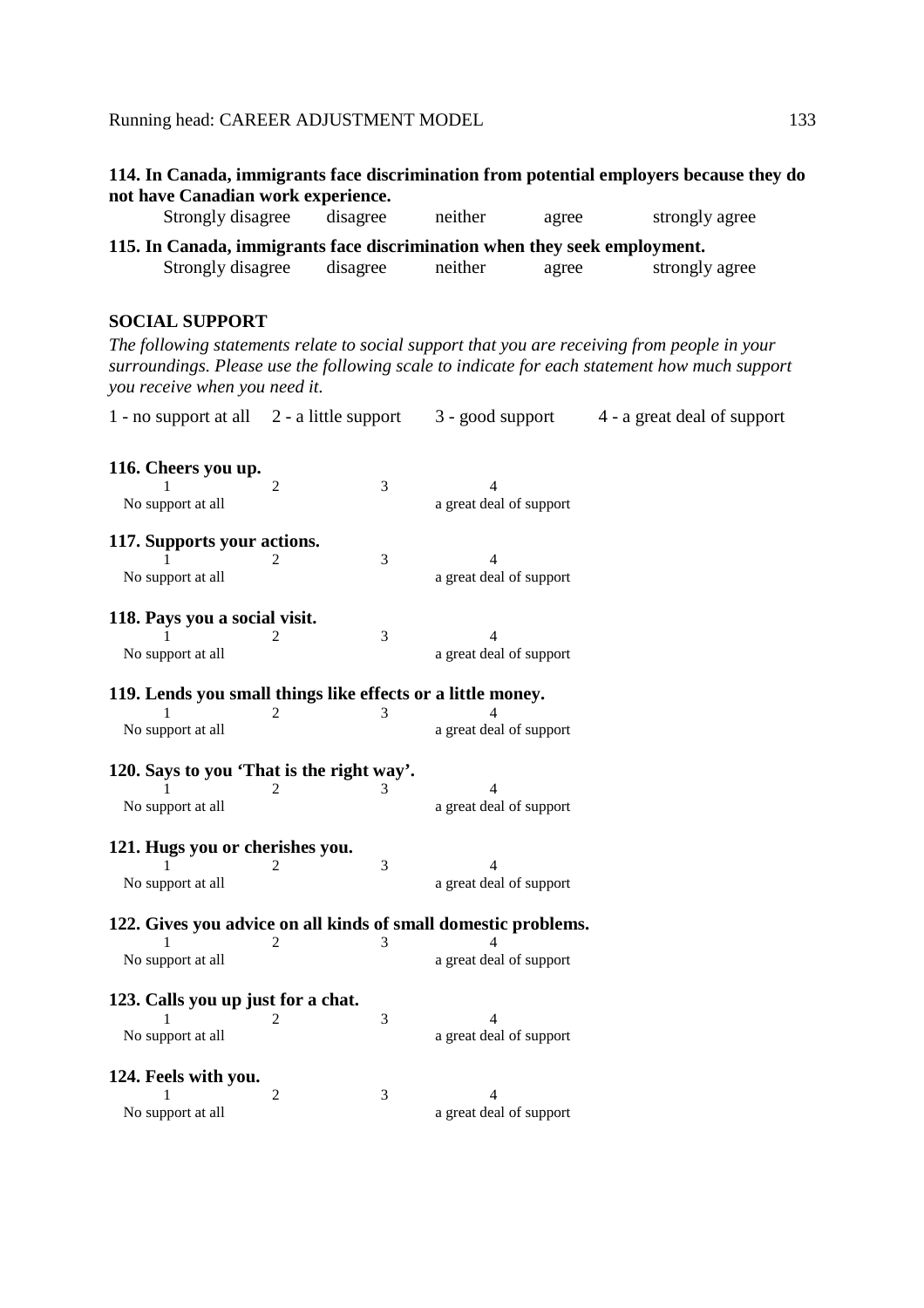**114. In Canada, immigrants face discrimination from potential employers because they do not have Canadian work experience.**

Strongly disagree disagree neither agree strongly agree

**115. In Canada, immigrants face discrimination when they seek employment.**

Strongly disagree disagree neither agree strongly agree

**SOCIAL SUPPORT**

*The following statements relate to social support that you are receiving from people in your surroundings. Please use the following scale to indicate for each statement how much support you receive when you need it.*

1 - no support at all 2 - a little support 3 - good support 4 - a great deal of support

**116. Cheers you up.**

1 2 3 4
No support at all a great deal of support

**117. Supports your actions.**

1 2 3 4
No support at all a great deal of support

**118. Pays you a social visit.**

1 2 3 4
No support at all a great deal of support

**119. Lends you small things like effects or a little money.**

1 2 3 4
No support at all a great deal of support

**120. Says to you 'That is the right way'.**

1 2 3 4
No support at all a great deal of support

**121. Hugs you or cherishes you.**

1 2 3 4
No support at all a great deal of support

**122. Gives you advice on all kinds of small domestic problems.**

1 2 3 4
No support at all a great deal of support

**123. Calls you up just for a chat.**

1 2 3 4
No support at all a great deal of support

**124. Feels with you.**

1 2 3 4
No support at all a great deal of support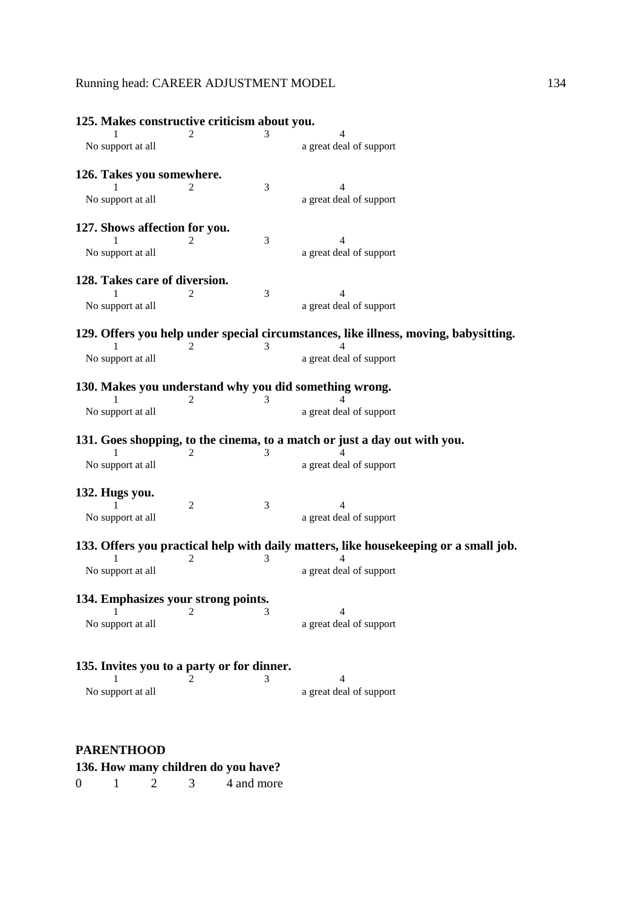**125. Makes constructive criticism about you.**

1 No support at all  2  3  4 a great deal of support

**126. Takes you somewhere.**

1 No support at all  2  3  4 a great deal of support

**127. Shows affection for you.**

1 No support at all  2  3  4 a great deal of support

**128. Takes care of diversion.**

1 No support at all  2  3  4 a great deal of support

**129. Offers you help under special circumstances, like illness, moving, babysitting.**

1 No support at all  2  3  4 a great deal of support

**130. Makes you understand why you did something wrong.**

1 No support at all  2  3  4 a great deal of support

**131. Goes shopping, to the cinema, to a match or just a day out with you.**

1 No support at all  2  3  4 a great deal of support

**132. Hugs you.**

1 No support at all  2  3  4 a great deal of support

**133. Offers you practical help with daily matters, like housekeeping or a small job.**

1 No support at all  2  3  4 a great deal of support

**134. Emphasizes your strong points.**

1 No support at all  2  3  4 a great deal of support

**135. Invites you to a party or for dinner.**

1 No support at all  2  3  4 a great deal of support

**PARENTHOOD**

**136. How many children do you have?**

0  1  2  3  4 and more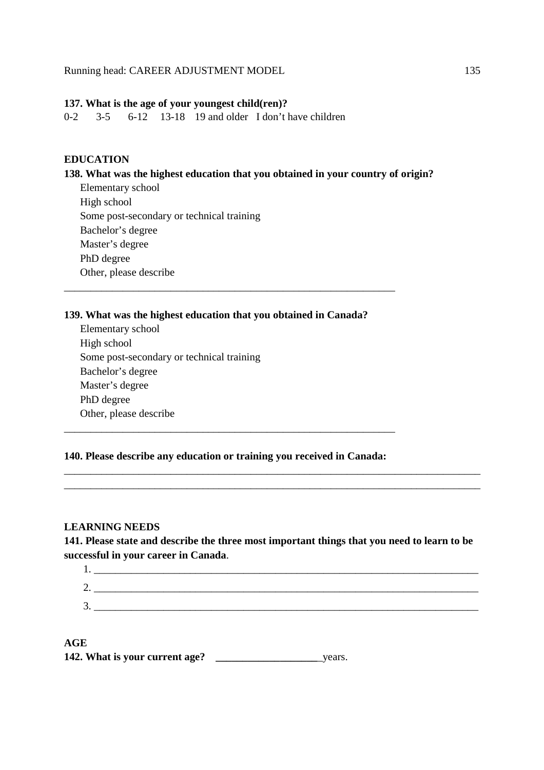**137. What is the age of your youngest child(ren)?**

0-2  3-5  6-12  13-18  19 and older  I don't have children

**EDUCATION**

**138. What was the highest education that you obtained in your country of origin?**

Elementary school
High school
Some post-secondary or technical training
Bachelor's degree
Master's degree
PhD degree
Other, please describe

_______________________________________________________________

**139. What was the highest education that you obtained in Canada?**

Elementary school
High school
Some post-secondary or technical training
Bachelor's degree
Master's degree
PhD degree
Other, please describe

_______________________________________________________________

**140. Please describe any education or training you received in Canada:**

_______________________________________________________________________________
_______________________________________________________________________________

**LEARNING NEEDS**

**141. Please state and describe the three most important things that you need to learn to be successful in your career in Canada**.

1. ________________________________________________________________________
2. ________________________________________________________________________
3. ________________________________________________________________________

**AGE**

**142. What is your current age?** ____________________years.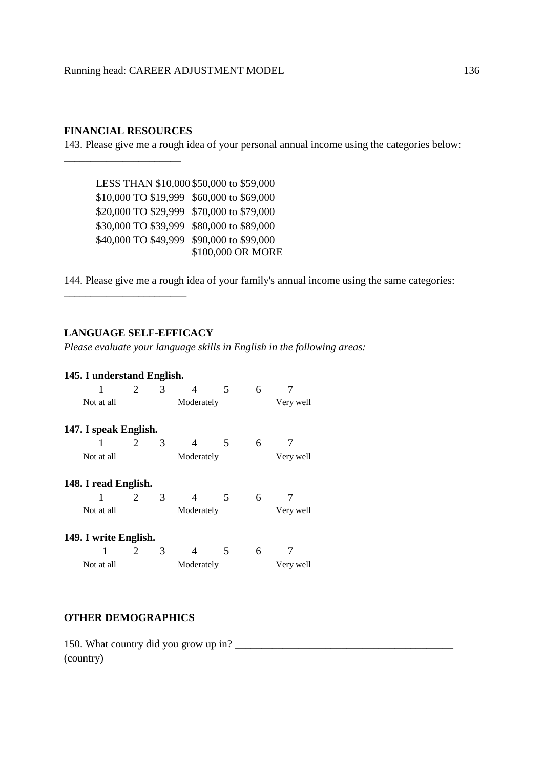**FINANCIAL RESOURCES**

143. Please give me a rough idea of your personal annual income using the categories below: ______________________

| | |
|---|---|
| LESS THAN $10,000 | $50,000 to $59,000 |
| $10,000 TO $19,999 | $60,000 to $69,000 |
| $20,000 TO $29,999 | $70,000 to $79,000 |
| $30,000 TO $39,999 | $80,000 to $89,000 |
| $40,000 TO $49,999 | $90,000 to $99,000 |
| | $100,000 OR MORE |

144. Please give me a rough idea of your family's annual income using the same categories: _______________________

**LANGUAGE SELF-EFFICACY**

*Please evaluate your language skills in English in the following areas:*

**145. I understand English.**

| 1 | 2 | 3 | 4 | 5 | 6 | 7 |
|---|---|---|---|---|---|---|
| Not at all | | | Moderately | | | Very well |

**147. I speak English.**

| 1 | 2 | 3 | 4 | 5 | 6 | 7 |
|---|---|---|---|---|---|---|
| Not at all | | | Moderately | | | Very well |

**148. I read English.**

| 1 | 2 | 3 | 4 | 5 | 6 | 7 |
|---|---|---|---|---|---|---|
| Not at all | | | Moderately | | | Very well |

**149. I write English.**

| 1 | 2 | 3 | 4 | 5 | 6 | 7 |
|---|---|---|---|---|---|---|
| Not at all | | | Moderately | | | Very well |

**OTHER DEMOGRAPHICS**

150. What country did you grow up in? ________________________________________ (country)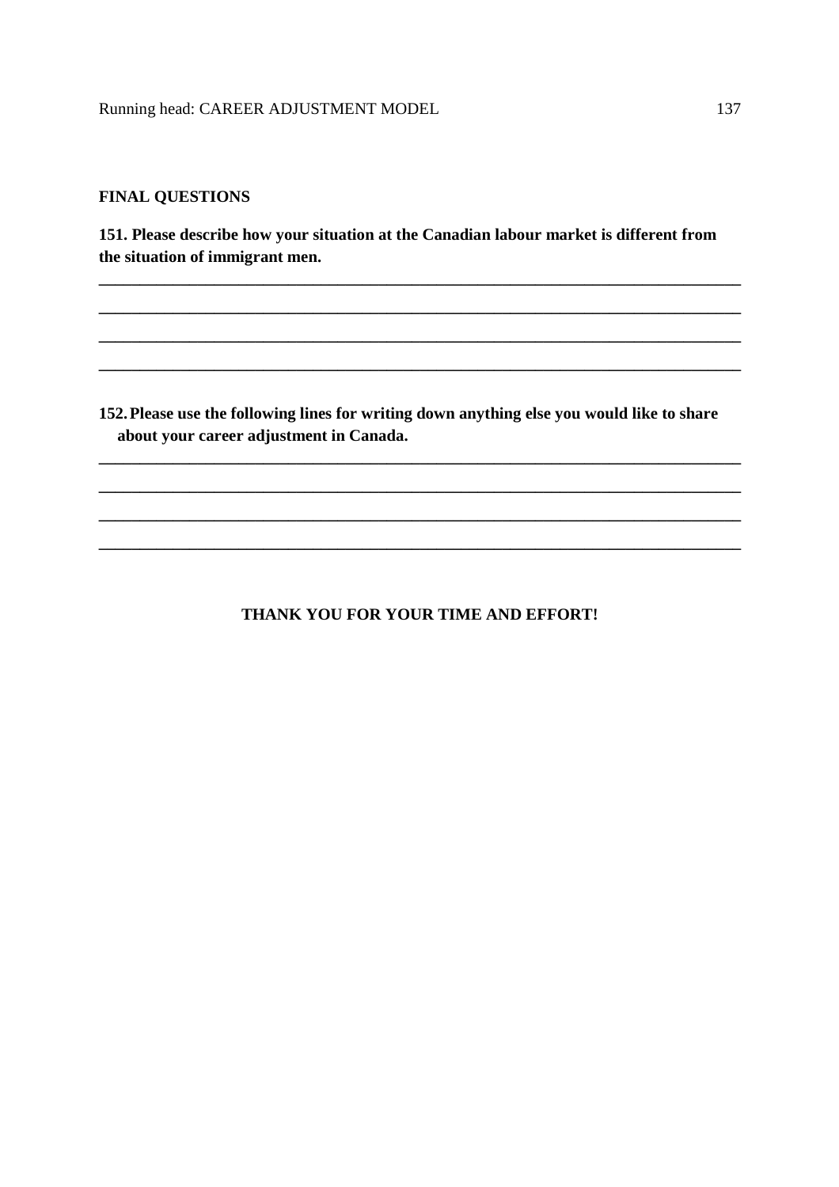**FINAL QUESTIONS**

**151. Please describe how your situation at the Canadian labour market is different from the situation of immigrant men.**

\_\_\_\_\_\_\_\_\_\_\_\_\_\_\_\_\_\_\_\_\_\_\_\_\_\_\_\_\_\_\_\_\_\_\_\_\_\_\_\_\_\_\_\_\_\_\_\_\_\_\_\_\_\_\_\_\_\_\_\_\_\_\_\_\_\_\_\_\_\_\_\_\_\_\_\_

\_\_\_\_\_\_\_\_\_\_\_\_\_\_\_\_\_\_\_\_\_\_\_\_\_\_\_\_\_\_\_\_\_\_\_\_\_\_\_\_\_\_\_\_\_\_\_\_\_\_\_\_\_\_\_\_\_\_\_\_\_\_\_\_\_\_\_\_\_\_\_\_\_\_\_\_

\_\_\_\_\_\_\_\_\_\_\_\_\_\_\_\_\_\_\_\_\_\_\_\_\_\_\_\_\_\_\_\_\_\_\_\_\_\_\_\_\_\_\_\_\_\_\_\_\_\_\_\_\_\_\_\_\_\_\_\_\_\_\_\_\_\_\_\_\_\_\_\_\_\_\_\_

\_\_\_\_\_\_\_\_\_\_\_\_\_\_\_\_\_\_\_\_\_\_\_\_\_\_\_\_\_\_\_\_\_\_\_\_\_\_\_\_\_\_\_\_\_\_\_\_\_\_\_\_\_\_\_\_\_\_\_\_\_\_\_\_\_\_\_\_\_\_\_\_\_\_\_\_

**152. Please use the following lines for writing down anything else you would like to share about your career adjustment in Canada.**

\_\_\_\_\_\_\_\_\_\_\_\_\_\_\_\_\_\_\_\_\_\_\_\_\_\_\_\_\_\_\_\_\_\_\_\_\_\_\_\_\_\_\_\_\_\_\_\_\_\_\_\_\_\_\_\_\_\_\_\_\_\_\_\_\_\_\_\_\_\_\_\_\_\_\_\_

\_\_\_\_\_\_\_\_\_\_\_\_\_\_\_\_\_\_\_\_\_\_\_\_\_\_\_\_\_\_\_\_\_\_\_\_\_\_\_\_\_\_\_\_\_\_\_\_\_\_\_\_\_\_\_\_\_\_\_\_\_\_\_\_\_\_\_\_\_\_\_\_\_\_\_\_

\_\_\_\_\_\_\_\_\_\_\_\_\_\_\_\_\_\_\_\_\_\_\_\_\_\_\_\_\_\_\_\_\_\_\_\_\_\_\_\_\_\_\_\_\_\_\_\_\_\_\_\_\_\_\_\_\_\_\_\_\_\_\_\_\_\_\_\_\_\_\_\_\_\_\_\_

\_\_\_\_\_\_\_\_\_\_\_\_\_\_\_\_\_\_\_\_\_\_\_\_\_\_\_\_\_\_\_\_\_\_\_\_\_\_\_\_\_\_\_\_\_\_\_\_\_\_\_\_\_\_\_\_\_\_\_\_\_\_\_\_\_\_\_\_\_\_\_\_\_\_\_\_

**THANK YOU FOR YOUR TIME AND EFFORT!**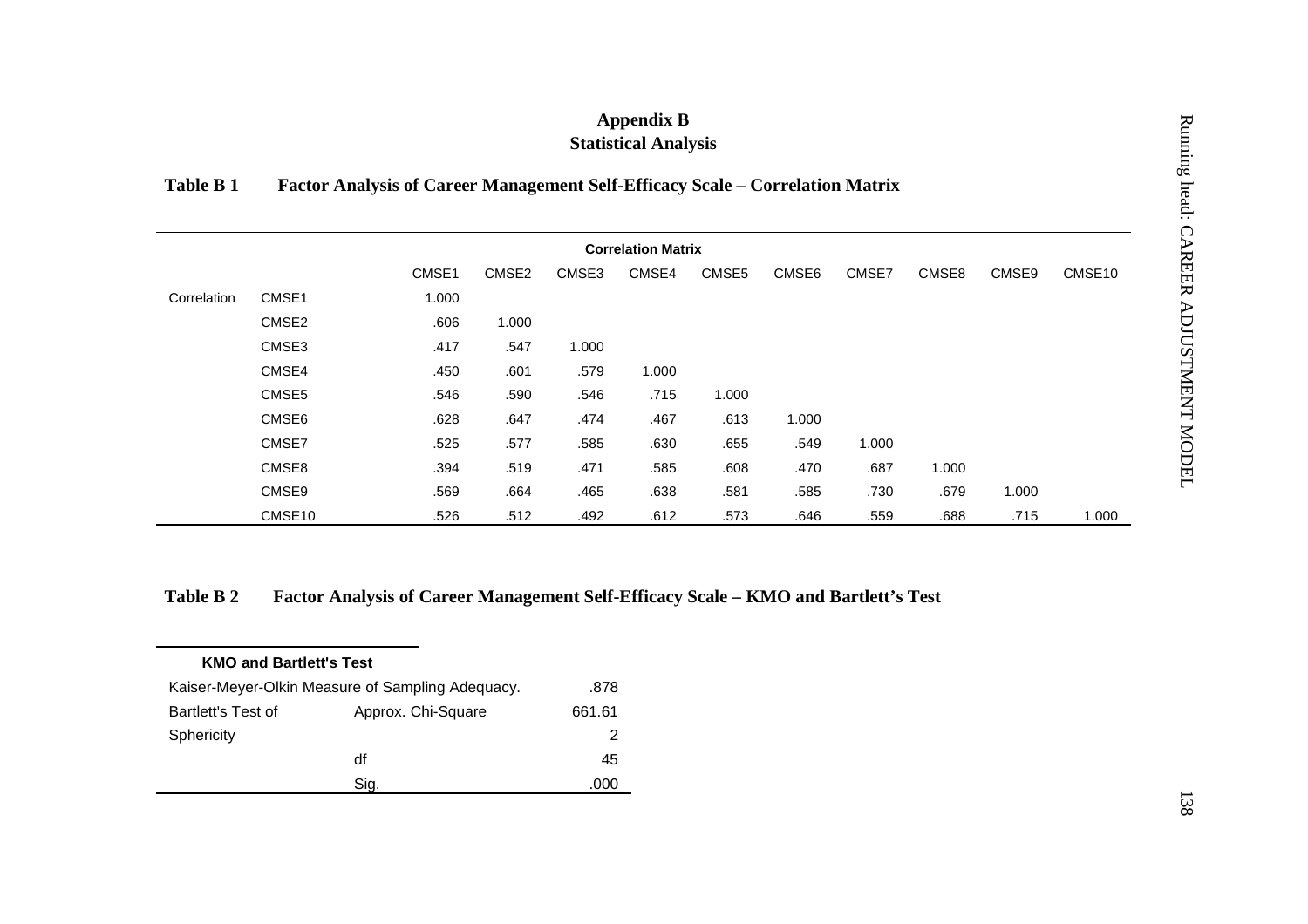# Appendix B
## Statistical Analysis

**Table B 1 Factor Analysis of Career Management Self-Efficacy Scale – Correlation Matrix**

| Correlation Matrix | | | | | | | | | | | |
|---|---|---|---|---|---|---|---|---|---|---|---|
| | | CMSE1 | CMSE2 | CMSE3 | CMSE4 | CMSE5 | CMSE6 | CMSE7 | CMSE8 | CMSE9 | CMSE10 |
| Correlation | CMSE1 | 1.000 | | | | | | | | | |
| | CMSE2 | .606 | 1.000 | | | | | | | | |
| | CMSE3 | .417 | .547 | 1.000 | | | | | | | |
| | CMSE4 | .450 | .601 | .579 | 1.000 | | | | | | |
| | CMSE5 | .546 | .590 | .546 | .715 | 1.000 | | | | | |
| | CMSE6 | .628 | .647 | .474 | .467 | .613 | 1.000 | | | | |
| | CMSE7 | .525 | .577 | .585 | .630 | .655 | .549 | 1.000 | | | |
| | CMSE8 | .394 | .519 | .471 | .585 | .608 | .470 | .687 | 1.000 | | |
| | CMSE9 | .569 | .664 | .465 | .638 | .581 | .585 | .730 | .679 | 1.000 | |
| | CMSE10 | .526 | .512 | .492 | .612 | .573 | .646 | .559 | .688 | .715 | 1.000 |

**Table B 2 Factor Analysis of Career Management Self-Efficacy Scale – KMO and Bartlett's Test**

| KMO and Bartlett's Test | | |
|---|---|---|
| Kaiser-Meyer-Olkin Measure of Sampling Adequacy. | | .878 |
| Bartlett's Test of Sphericity | Approx. Chi-Square | 661.612 |
| | df | 45 |
| | Sig. | .000 |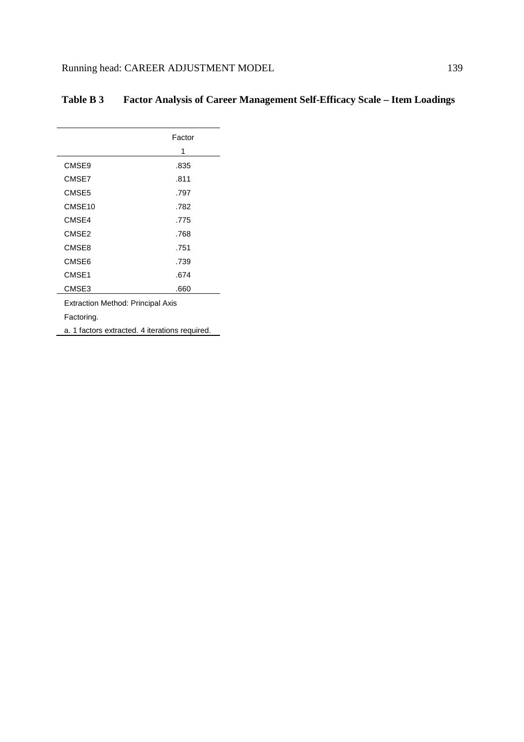**Table B 3 Factor Analysis of Career Management Self-Efficacy Scale – Item Loadings**

| | Factor |
|---|---|
| | 1 |
| CMSE9 | .835 |
| CMSE7 | .811 |
| CMSE5 | .797 |
| CMSE10 | .782 |
| CMSE4 | .775 |
| CMSE2 | .768 |
| CMSE8 | .751 |
| CMSE6 | .739 |
| CMSE1 | .674 |
| CMSE3 | .660 |

Extraction Method: Principal Axis Factoring.

a. 1 factors extracted. 4 iterations required.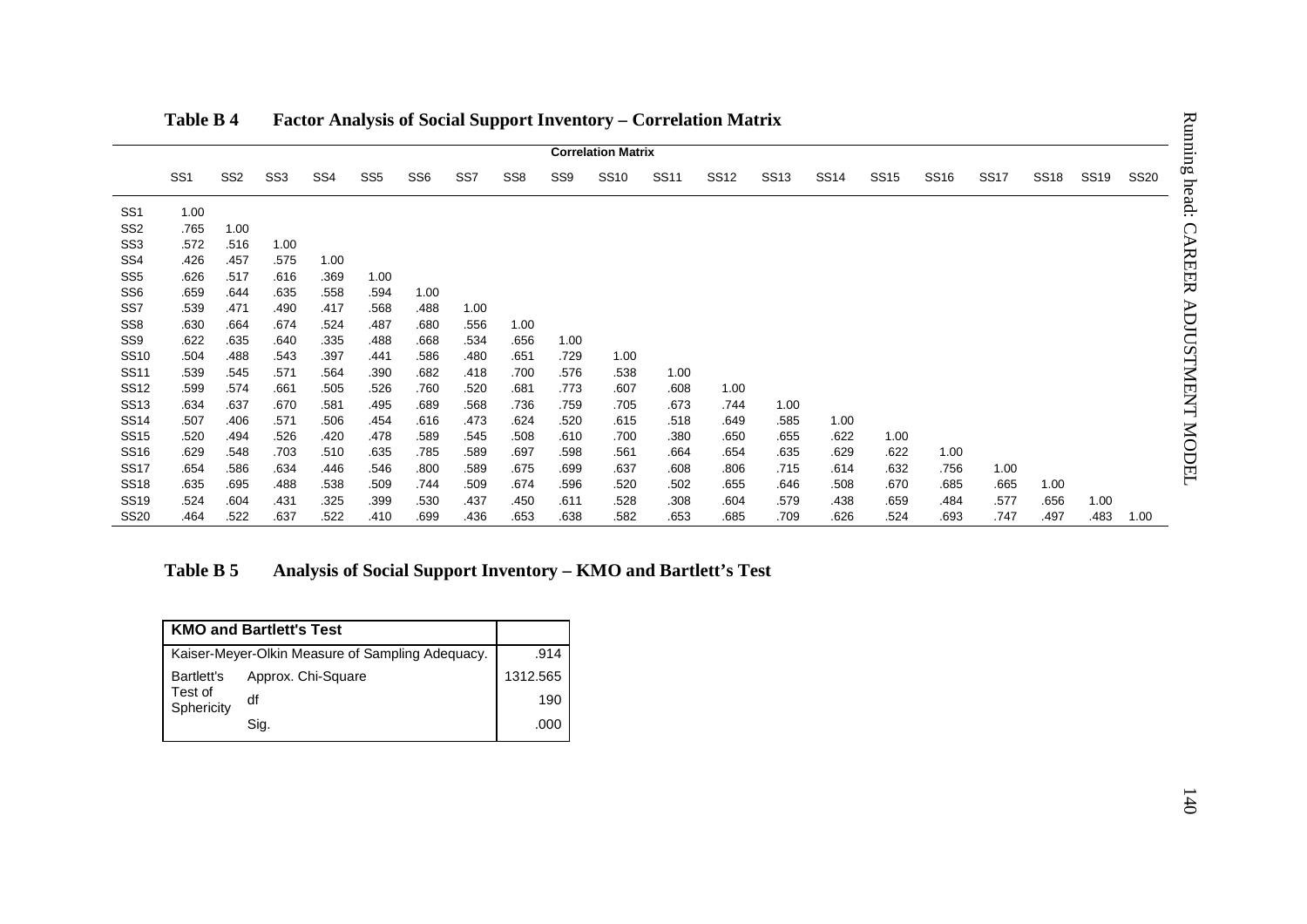**Table B 4 Factor Analysis of Social Support Inventory – Correlation Matrix**

| | SS1 | SS2 | SS3 | SS4 | SS5 | SS6 | SS7 | SS8 | SS9 | SS10 | SS11 | SS12 | SS13 | SS14 | SS15 | SS16 | SS17 | SS18 | SS19 | SS20 |
|---|---|---|---|---|---|---|---|---|---|---|---|---|---|---|---|---|---|---|---|---|
| SS1 | 1.00 | | | | | | | | | | | | | | | | | | | |
| SS2 | .765 | 1.00 | | | | | | | | | | | | | | | | | | |
| SS3 | .572 | .516 | 1.00 | | | | | | | | | | | | | | | | | |
| SS4 | .426 | .457 | .575 | 1.00 | | | | | | | | | | | | | | | | |
| SS5 | .626 | .517 | .616 | .369 | 1.00 | | | | | | | | | | | | | | | |
| SS6 | .659 | .644 | .635 | .558 | .594 | 1.00 | | | | | | | | | | | | | | |
| SS7 | .539 | .471 | .490 | .417 | .568 | .488 | 1.00 | | | | | | | | | | | | | |
| SS8 | .630 | .664 | .674 | .524 | .487 | .680 | .556 | 1.00 | | | | | | | | | | | | |
| SS9 | .622 | .635 | .640 | .335 | .488 | .668 | .534 | .656 | 1.00 | | | | | | | | | | | |
| SS10 | .504 | .488 | .543 | .397 | .441 | .586 | .480 | .651 | .729 | 1.00 | | | | | | | | | | |
| SS11 | .539 | .545 | .571 | .564 | .390 | .682 | .418 | .700 | .576 | .538 | 1.00 | | | | | | | | | |
| SS12 | .599 | .574 | .661 | .505 | .526 | .760 | .520 | .681 | .773 | .607 | .608 | 1.00 | | | | | | | | |
| SS13 | .634 | .637 | .670 | .581 | .495 | .689 | .568 | .736 | .759 | .705 | .673 | .744 | 1.00 | | | | | | | |
| SS14 | .507 | .406 | .571 | .506 | .454 | .616 | .473 | .624 | .520 | .615 | .518 | .649 | .585 | 1.00 | | | | | | |
| SS15 | .520 | .494 | .526 | .420 | .478 | .589 | .545 | .508 | .610 | .700 | .380 | .650 | .655 | .622 | 1.00 | | | | | |
| SS16 | .629 | .548 | .703 | .510 | .635 | .785 | .589 | .697 | .598 | .561 | .664 | .654 | .635 | .629 | .622 | 1.00 | | | | |
| SS17 | .654 | .586 | .634 | .446 | .546 | .800 | .589 | .675 | .699 | .637 | .608 | .806 | .715 | .614 | .632 | .756 | 1.00 | | | |
| SS18 | .635 | .695 | .488 | .538 | .509 | .744 | .509 | .674 | .596 | .520 | .502 | .655 | .646 | .508 | .670 | .685 | .665 | 1.00 | | |
| SS19 | .524 | .604 | .431 | .325 | .399 | .530 | .437 | .450 | .611 | .528 | .308 | .604 | .579 | .438 | .659 | .484 | .577 | .656 | 1.00 | |
| SS20 | .464 | .522 | .637 | .522 | .410 | .699 | .436 | .653 | .638 | .582 | .653 | .685 | .709 | .626 | .524 | .693 | .747 | .497 | .483 | 1.00 |

**Table B 5 Analysis of Social Support Inventory – KMO and Bartlett's Test**

| KMO and Bartlett's Test | | |
|---|---|---|
| Kaiser-Meyer-Olkin Measure of Sampling Adequacy. | | .914 |
| Bartlett's Test of Sphericity | Approx. Chi-Square | 1312.565 |
| | df | 190 |
| | Sig. | .000 |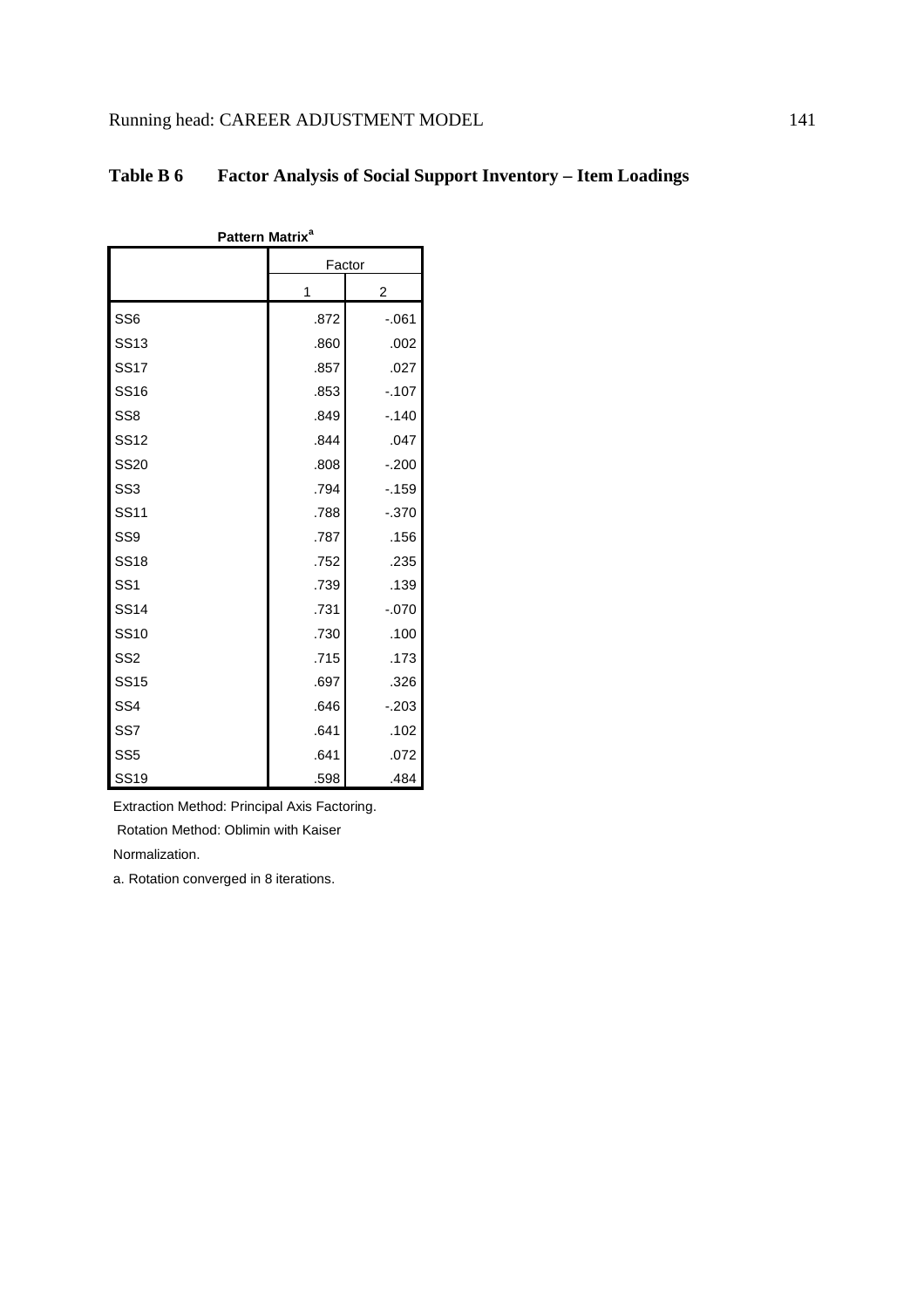**Table B 6 Factor Analysis of Social Support Inventory – Item Loadings**

**Pattern Matrix[a]**

| | Factor | |
|---|---|---|
| | 1 | 2 |
| SS6 | .872 | -.061 |
| SS13 | .860 | .002 |
| SS17 | .857 | .027 |
| SS16 | .853 | -.107 |
| SS8 | .849 | -.140 |
| SS12 | .844 | .047 |
| SS20 | .808 | -.200 |
| SS3 | .794 | -.159 |
| SS11 | .788 | -.370 |
| SS9 | .787 | .156 |
| SS18 | .752 | .235 |
| SS1 | .739 | .139 |
| SS14 | .731 | -.070 |
| SS10 | .730 | .100 |
| SS2 | .715 | .173 |
| SS15 | .697 | .326 |
| SS4 | .646 | -.203 |
| SS7 | .641 | .102 |
| SS5 | .641 | .072 |
| SS19 | .598 | .484 |

Extraction Method: Principal Axis Factoring.
Rotation Method: Oblimin with Kaiser Normalization.

a. Rotation converged in 8 iterations.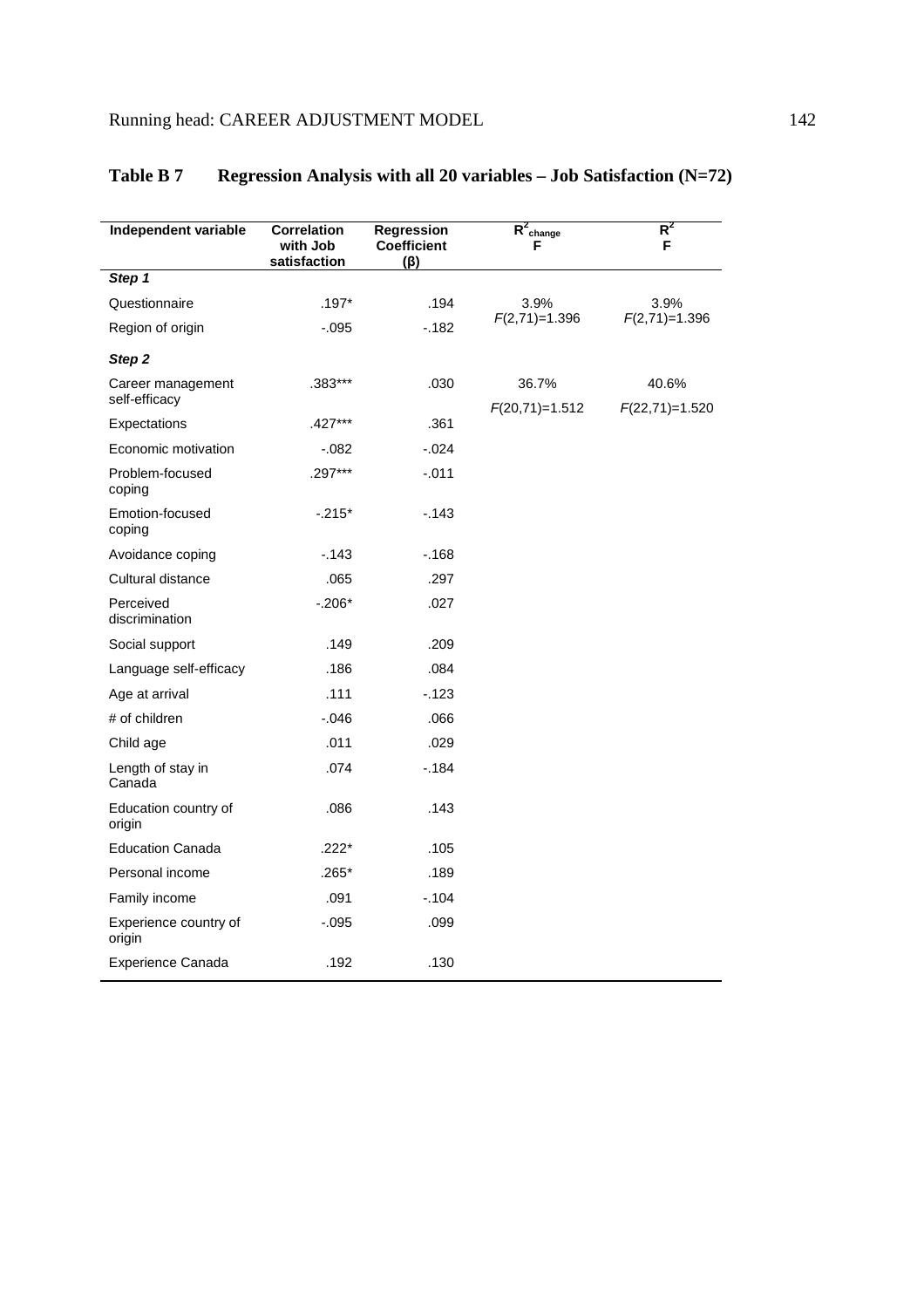**Table B 7 Regression Analysis with all 20 variables – Job Satisfaction (N=72)**

| Independent variable | Correlation with Job satisfaction | Regression Coefficient (β) | $R^2_{change}$ F | $R^2$ F |
|---|---|---|---|---|
| ***Step 1*** | | | | |
| Questionnaire | .197* | .194 | 3.9% $F(2,71)=1.396$ | 3.9% $F(2,71)=1.396$ |
| Region of origin | -.095 | -.182 | | |
| ***Step 2*** | | | | |
| Career management self-efficacy | .383*** | .030 | 36.7% $F(20,71)=1.512$ | 40.6% $F(22,71)=1.520$ |
| Expectations | .427*** | .361 | | |
| Economic motivation | -.082 | -.024 | | |
| Problem-focused coping | .297*** | -.011 | | |
| Emotion-focused coping | -.215* | -.143 | | |
| Avoidance coping | -.143 | -.168 | | |
| Cultural distance | .065 | .297 | | |
| Perceived discrimination | -.206* | .027 | | |
| Social support | .149 | .209 | | |
| Language self-efficacy | .186 | .084 | | |
| Age at arrival | .111 | -.123 | | |
| # of children | -.046 | .066 | | |
| Child age | .011 | .029 | | |
| Length of stay in Canada | .074 | -.184 | | |
| Education country of origin | .086 | .143 | | |
| Education Canada | .222* | .105 | | |
| Personal income | .265* | .189 | | |
| Family income | .091 | -.104 | | |
| Experience country of origin | -.095 | .099 | | |
| Experience Canada | .192 | .130 | | |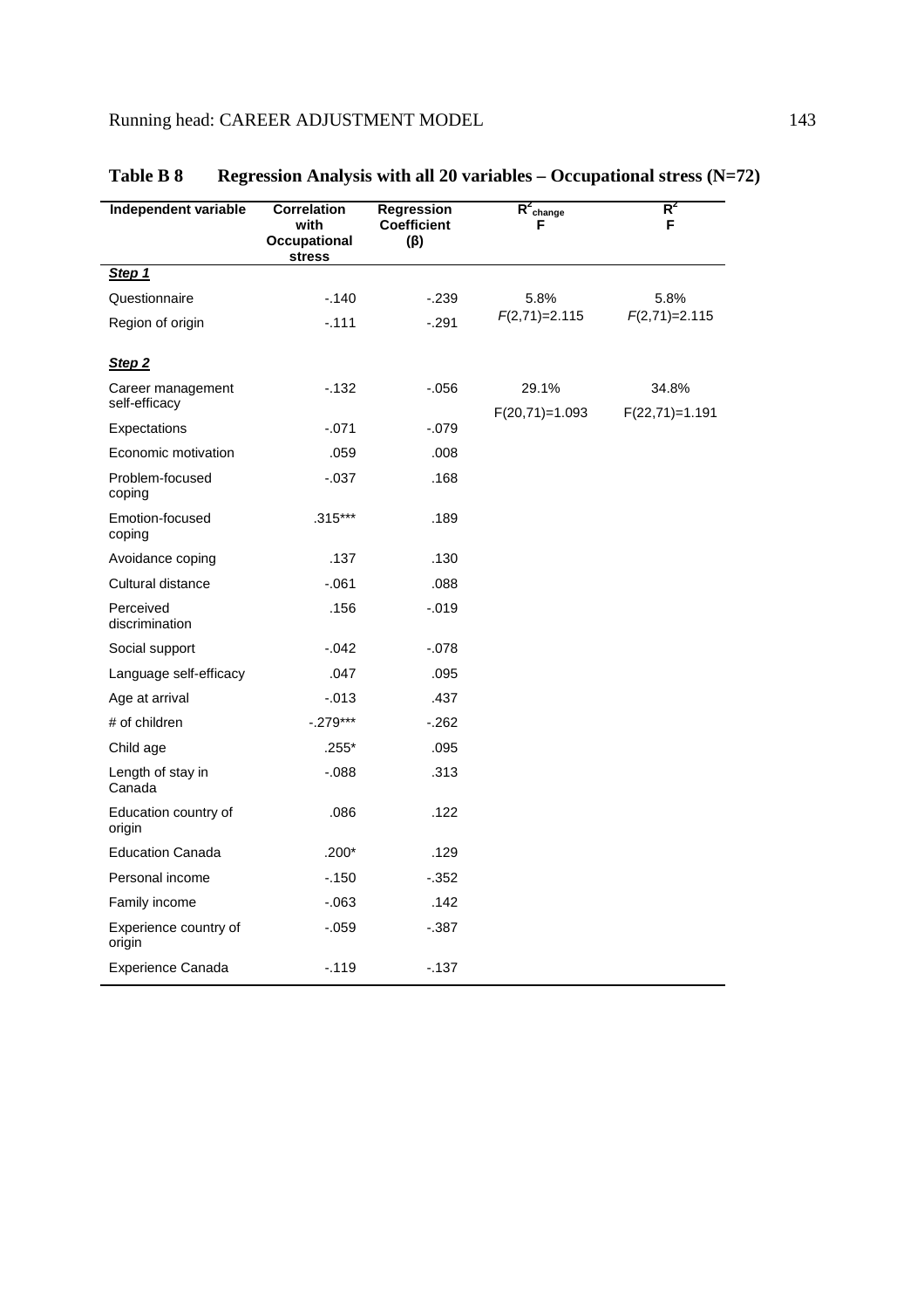**Table B 8 Regression Analysis with all 20 variables – Occupational stress (N=72)**

| Independent variable | Correlation with Occupational stress | Regression Coefficient (β) | $R^2_{change}$ F | $R^2$ F |
|---|---|---|---|---|
| ***Step 1*** | | | | |
| Questionnaire | -.140 | -.239 | 5.8% *F*(2,71)=2.115 | 5.8% *F*(2,71)=2.115 |
| Region of origin | -.111 | -.291 | | |
| ***Step 2*** | | | | |
| Career management self-efficacy | -.132 | -.056 | 29.1% F(20,71)=1.093 | 34.8% F(22,71)=1.191 |
| Expectations | -.071 | -.079 | | |
| Economic motivation | .059 | .008 | | |
| Problem-focused coping | -.037 | .168 | | |
| Emotion-focused coping | .315*** | .189 | | |
| Avoidance coping | .137 | .130 | | |
| Cultural distance | -.061 | .088 | | |
| Perceived discrimination | .156 | -.019 | | |
| Social support | -.042 | -.078 | | |
| Language self-efficacy | .047 | .095 | | |
| Age at arrival | -.013 | .437 | | |
| # of children | -.279*** | -.262 | | |
| Child age | .255* | .095 | | |
| Length of stay in Canada | -.088 | .313 | | |
| Education country of origin | .086 | .122 | | |
| Education Canada | .200* | .129 | | |
| Personal income | -.150 | -.352 | | |
| Family income | -.063 | .142 | | |
| Experience country of origin | -.059 | -.387 | | |
| Experience Canada | -.119 | -.137 | | |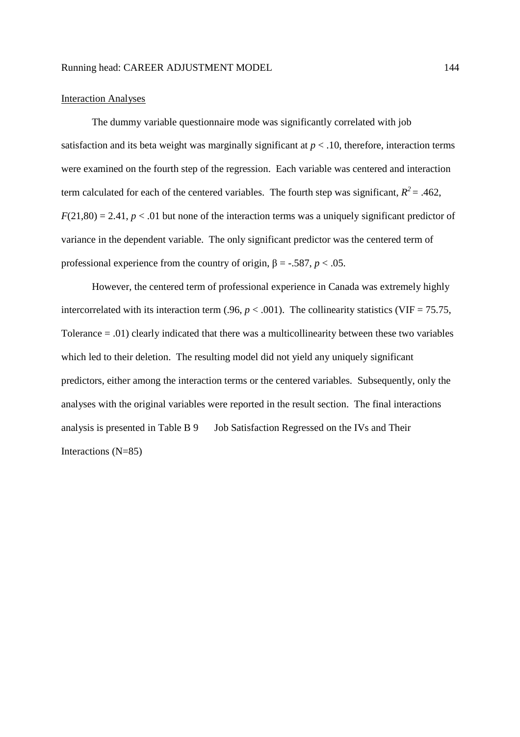Interaction Analyses

The dummy variable questionnaire mode was significantly correlated with job satisfaction and its beta weight was marginally significant at $p < .10$, therefore, interaction terms were examined on the fourth step of the regression. Each variable was centered and interaction term calculated for each of the centered variables. The fourth step was significant, $R^2 = .462$, $F(21,80) = 2.41$, $p < .01$ but none of the interaction terms was a uniquely significant predictor of variance in the dependent variable. The only significant predictor was the centered term of professional experience from the country of origin, $\beta = -.587$, $p < .05$.

However, the centered term of professional experience in Canada was extremely highly intercorrelated with its interaction term (.96, $p < .001$). The collinearity statistics (VIF = 75.75, Tolerance = .01) clearly indicated that there was a multicollinearity between these two variables which led to their deletion. The resulting model did not yield any uniquely significant predictors, either among the interaction terms or the centered variables. Subsequently, only the analyses with the original variables were reported in the result section. The final interactions analysis is presented in Table B 9 Job Satisfaction Regressed on the IVs and Their Interactions (N=85)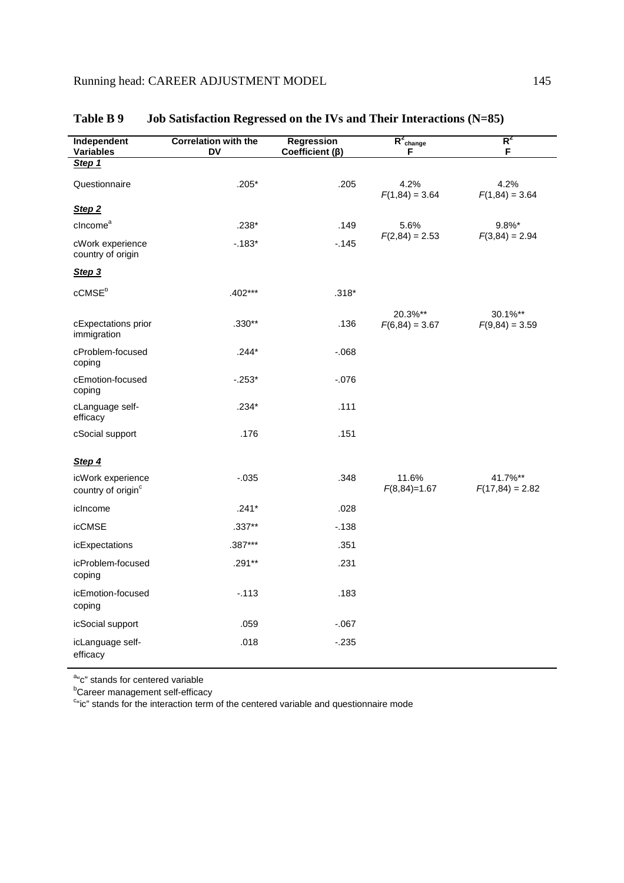**Table B 9 Job Satisfaction Regressed on the IVs and Their Interactions (N=85)**

| Independent Variables | Correlation with the DV | Regression Coefficient (β) | $R^2_{change}$ F | $R^2$ F |
|---|---|---|---|---|
| ***Step 1*** | | | | |
| Questionnaire | .205* | .205 | 4.2% $F(1,84) = 3.64$ | 4.2% $F(1,84) = 3.64$ |
| ***Step 2*** | | | | |
| cIncome[a] | .238* | .149 | 5.6% $F(2,84) = 2.53$ | 9.8%* $F(3,84) = 2.94$ |
| cWork experience country of origin | -.183* | -.145 | | |
| ***Step 3*** | | | | |
| cCMSE[b] | .402*** | .318* | | |
| cExpectations prior immigration | .330** | .136 | 20.3%** $F(6,84) = 3.67$ | 30.1%** $F(9,84) = 3.59$ |
| cProblem-focused coping | .244* | -.068 | | |
| cEmotion-focused coping | -.253* | -.076 | | |
| cLanguage self-efficacy | .234* | .111 | | |
| cSocial support | .176 | .151 | | |
| ***Step 4*** | | | | |
| icWork experience country of origin[c] | -.035 | .348 | 11.6% $F(8,84)=1.67$ | 41.7%** $F(17,84) = 2.82$ |
| icIncome | .241* | .028 | | |
| icCMSE | .337** | -.138 | | |
| icExpectations | .387*** | .351 | | |
| icProblem-focused coping | .291** | .231 | | |
| icEmotion-focused coping | -.113 | .183 | | |
| icSocial support | .059 | -.067 | | |
| icLanguage self-efficacy | .018 | -.235 | | |

[a]"c" stands for centered variable
[b]Career management self-efficacy
[c]"ic" stands for the interaction term of the centered variable and questionnaire mode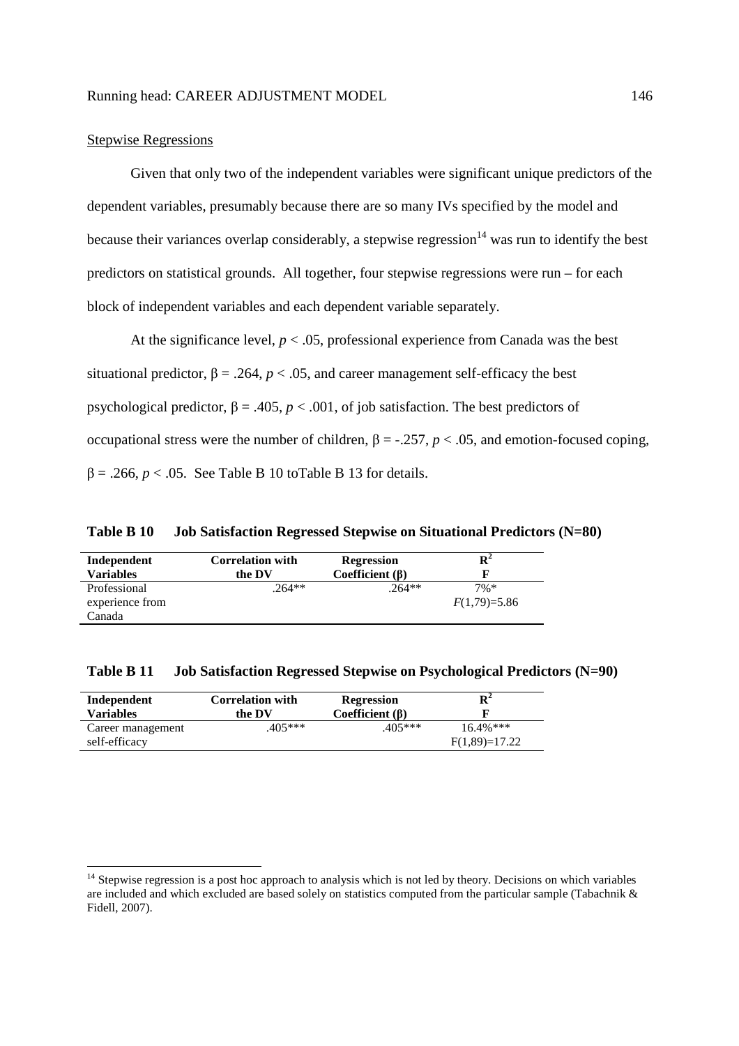Stepwise Regressions

Given that only two of the independent variables were significant unique predictors of the dependent variables, presumably because there are so many IVs specified by the model and because their variances overlap considerably, a stepwise regression[14] was run to identify the best predictors on statistical grounds. All together, four stepwise regressions were run – for each block of independent variables and each dependent variable separately.

At the significance level, $p < .05$, professional experience from Canada was the best situational predictor, $\beta = .264$, $p < .05$, and career management self-efficacy the best psychological predictor, $\beta = .405$, $p < .001$, of job satisfaction. The best predictors of occupational stress were the number of children, $\beta = -.257$, $p < .05$, and emotion-focused coping, $\beta = .266$, $p < .05$. See Table B 10 toTable B 13 for details.

**Table B 10 Job Satisfaction Regressed Stepwise on Situational Predictors (N=80)**

| Independent Variables | Correlation with the DV | Regression Coefficient (β) | $R^2$ F |
|---|---|---|---|
| Professional experience from Canada | .264** | .264** | 7%* $F(1,79)=5.86$ |

**Table B 11 Job Satisfaction Regressed Stepwise on Psychological Predictors (N=90)**

| Independent Variables | Correlation with the DV | Regression Coefficient (β) | $R^2$ F |
|---|---|---|---|
| Career management self-efficacy | .405*** | .405*** | 16.4%*** $F(1,89)=17.22$ |

[14] Stepwise regression is a post hoc approach to analysis which is not led by theory. Decisions on which variables are included and which excluded are based solely on statistics computed from the particular sample (Tabachnik & Fidell, 2007).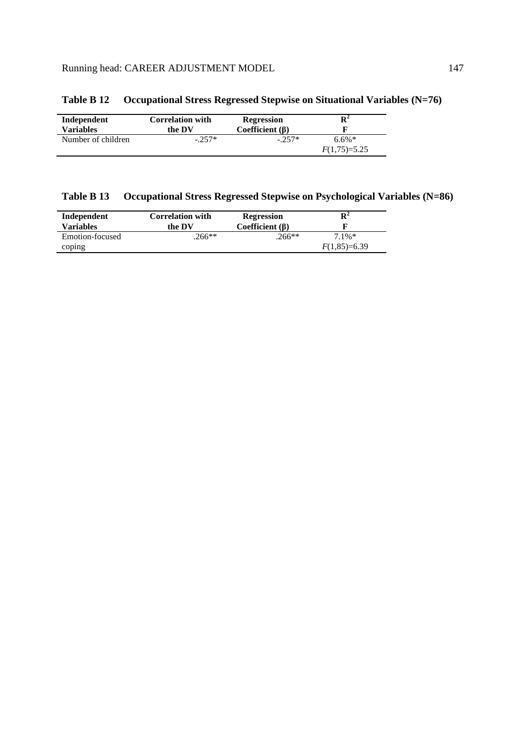**Table B 12 Occupational Stress Regressed Stepwise on Situational Variables (N=76)**

| Independent Variables | Correlation with the DV | Regression Coefficient (β) | $R^2$ F |
|---|---|---|---|
| Number of children | -.257* | -.257* | 6.6%* $F(1,75)=5.25$ |

**Table B 13 Occupational Stress Regressed Stepwise on Psychological Variables (N=86)**

| Independent Variables | Correlation with the DV | Regression Coefficient (β) | $R^2$ F |
|---|---|---|---|
| Emotion-focused coping | .266** | .266** | 7.1%* $F(1,85)=6.39$ |